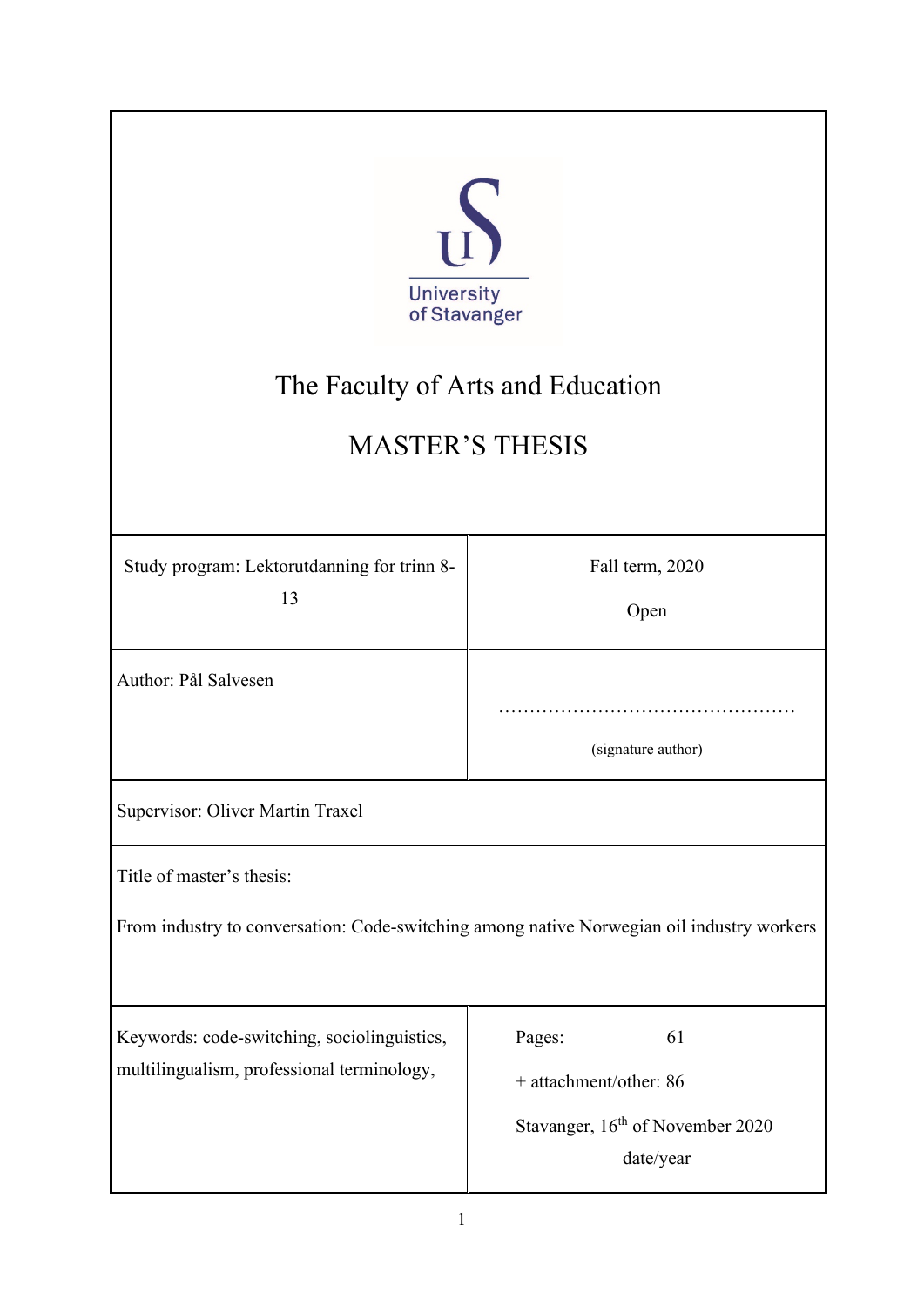University of Stavanger

# The Faculty of Arts and Education

## MASTER'S THESIS

| Study program: Lektorutdanning for trinn 8-13 | Fall term, 2020<br><br>Open |
|---|---|
| Author: Pål Salvesen | …………………………………………<br><br>(signature author) |
| Supervisor: Oliver Martin Traxel | |
| Title of master's thesis:<br><br>From industry to conversation: Code-switching among native Norwegian oil industry workers | |
| Keywords: code-switching, sociolinguistics, multilingualism, professional terminology, | Pages: 61<br><br>+ attachment/other: 86<br><br>Stavanger, 16th of November 2020<br>date/year |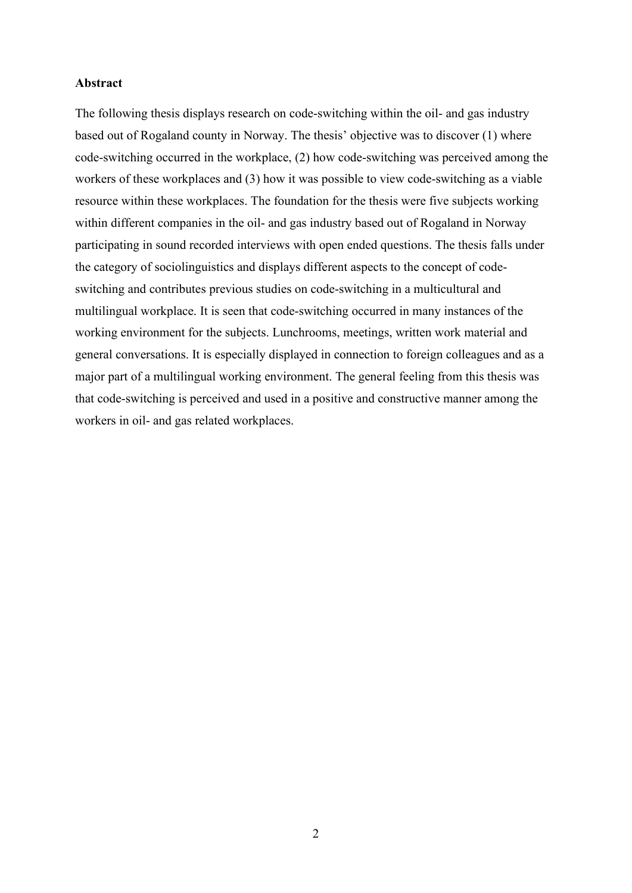**Abstract**

The following thesis displays research on code-switching within the oil- and gas industry based out of Rogaland county in Norway. The thesis' objective was to discover (1) where code-switching occurred in the workplace, (2) how code-switching was perceived among the workers of these workplaces and (3) how it was possible to view code-switching as a viable resource within these workplaces. The foundation for the thesis were five subjects working within different companies in the oil- and gas industry based out of Rogaland in Norway participating in sound recorded interviews with open ended questions. The thesis falls under the category of sociolinguistics and displays different aspects to the concept of code-switching and contributes previous studies on code-switching in a multicultural and multilingual workplace. It is seen that code-switching occurred in many instances of the working environment for the subjects. Lunchrooms, meetings, written work material and general conversations. It is especially displayed in connection to foreign colleagues and as a major part of a multilingual working environment. The general feeling from this thesis was that code-switching is perceived and used in a positive and constructive manner among the workers in oil- and gas related workplaces.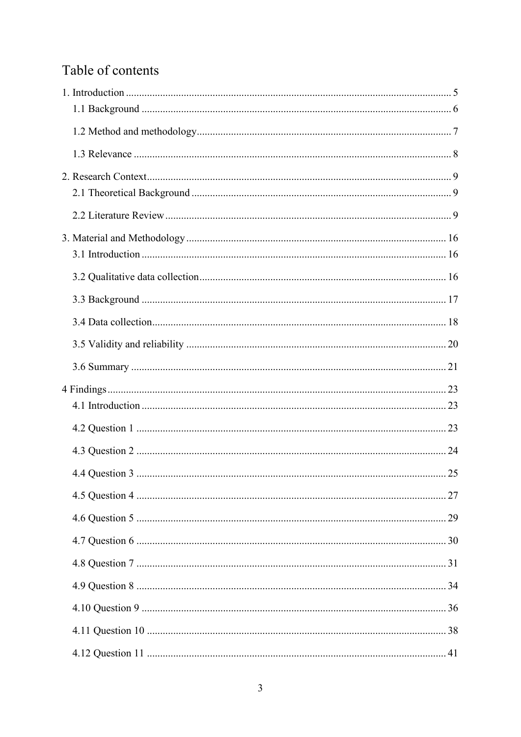# Table of contents

1. Introduction ........................................................................................................................ 5
   - 1.1 Background ................................................................................................................ 6
   - 1.2 Method and methodology ........................................................................................... 7
   - 1.3 Relevance ................................................................................................................... 8

2. Research Context ................................................................................................................ 9
   - 2.1 Theoretical Background ............................................................................................. 9
   - 2.2 Literature Review ....................................................................................................... 9

3. Material and Methodology ................................................................................................ 16
   - 3.1 Introduction .............................................................................................................. 16
   - 3.2 Qualitative data collection ........................................................................................ 16
   - 3.3 Background ............................................................................................................... 17
   - 3.4 Data collection .......................................................................................................... 18
   - 3.5 Validity and reliability .............................................................................................. 20
   - 3.6 Summary ................................................................................................................... 21

4 Findings ................................................................................................................................ 23
   - 4.1 Introduction .............................................................................................................. 23
   - 4.2 Question 1 ................................................................................................................ 23
   - 4.3 Question 2 ................................................................................................................ 24
   - 4.4 Question 3 ................................................................................................................ 25
   - 4.5 Question 4 ................................................................................................................ 27
   - 4.6 Question 5 ................................................................................................................ 29
   - 4.7 Question 6 ................................................................................................................ 30
   - 4.8 Question 7 ................................................................................................................ 31
   - 4.9 Question 8 ................................................................................................................ 34
   - 4.10 Question 9 .............................................................................................................. 36
   - 4.11 Question 10 ............................................................................................................ 38
   - 4.12 Question 11 ............................................................................................................ 41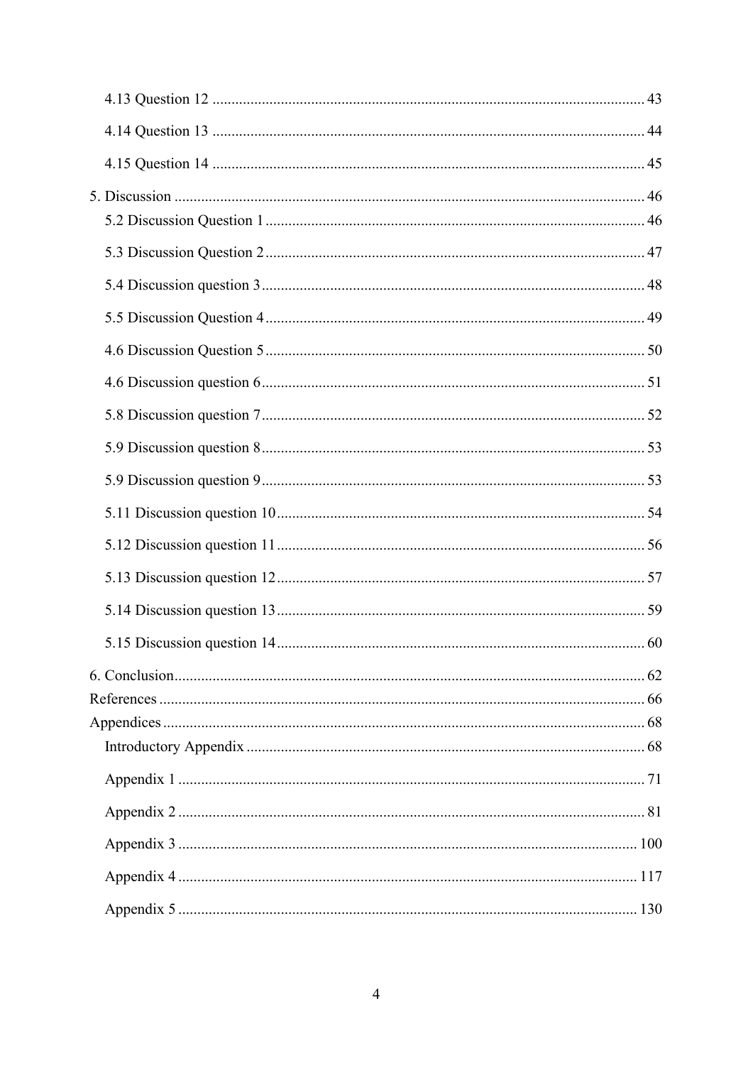4.13 Question 12 ............................................................................................................ 43

4.14 Question 13 ............................................................................................................ 44

4.15 Question 14 ............................................................................................................ 45

5. Discussion ................................................................................................................... 46

5.2 Discussion Question 1 ............................................................................................. 46

5.3 Discussion Question 2 ............................................................................................. 47

5.4 Discussion question 3 .............................................................................................. 48

5.5 Discussion Question 4 ............................................................................................. 49

4.6 Discussion Question 5 ............................................................................................. 50

4.6 Discussion question 6 .............................................................................................. 51

5.8 Discussion question 7 .............................................................................................. 52

5.9 Discussion question 8 .............................................................................................. 53

5.9 Discussion question 9 .............................................................................................. 53

5.11 Discussion question 10 .......................................................................................... 54

5.12 Discussion question 11 .......................................................................................... 56

5.13 Discussion question 12 .......................................................................................... 57

5.14 Discussion question 13 .......................................................................................... 59

5.15 Discussion question 14 .......................................................................................... 60

6. Conclusion ................................................................................................................... 62

References ...................................................................................................................... 66

Appendices ..................................................................................................................... 68

Introductory Appendix .................................................................................................... 68

Appendix 1 ..................................................................................................................... 71

Appendix 2 ..................................................................................................................... 81

Appendix 3 ..................................................................................................................... 100

Appendix 4 ..................................................................................................................... 117

Appendix 5 ..................................................................................................................... 130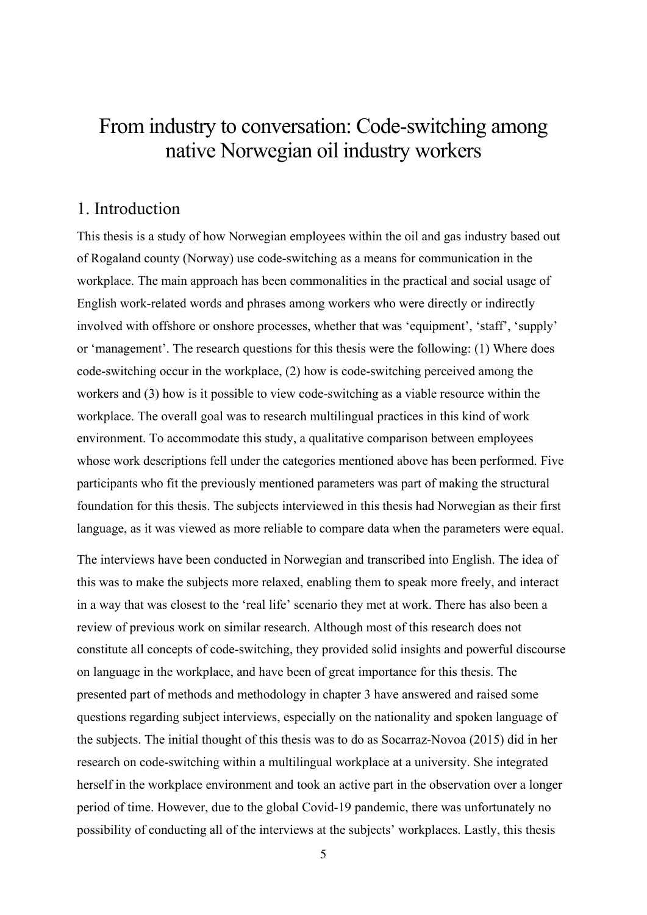# From industry to conversation: Code-switching among native Norwegian oil industry workers

## 1. Introduction

This thesis is a study of how Norwegian employees within the oil and gas industry based out of Rogaland county (Norway) use code-switching as a means for communication in the workplace. The main approach has been commonalities in the practical and social usage of English work-related words and phrases among workers who were directly or indirectly involved with offshore or onshore processes, whether that was 'equipment', 'staff', 'supply' or 'management'. The research questions for this thesis were the following: (1) Where does code-switching occur in the workplace, (2) how is code-switching perceived among the workers and (3) how is it possible to view code-switching as a viable resource within the workplace. The overall goal was to research multilingual practices in this kind of work environment. To accommodate this study, a qualitative comparison between employees whose work descriptions fell under the categories mentioned above has been performed. Five participants who fit the previously mentioned parameters was part of making the structural foundation for this thesis. The subjects interviewed in this thesis had Norwegian as their first language, as it was viewed as more reliable to compare data when the parameters were equal.

The interviews have been conducted in Norwegian and transcribed into English. The idea of this was to make the subjects more relaxed, enabling them to speak more freely, and interact in a way that was closest to the 'real life' scenario they met at work. There has also been a review of previous work on similar research. Although most of this research does not constitute all concepts of code-switching, they provided solid insights and powerful discourse on language in the workplace, and have been of great importance for this thesis. The presented part of methods and methodology in chapter 3 have answered and raised some questions regarding subject interviews, especially on the nationality and spoken language of the subjects. The initial thought of this thesis was to do as Socarraz-Novoa (2015) did in her research on code-switching within a multilingual workplace at a university. She integrated herself in the workplace environment and took an active part in the observation over a longer period of time. However, due to the global Covid-19 pandemic, there was unfortunately no possibility of conducting all of the interviews at the subjects' workplaces. Lastly, this thesis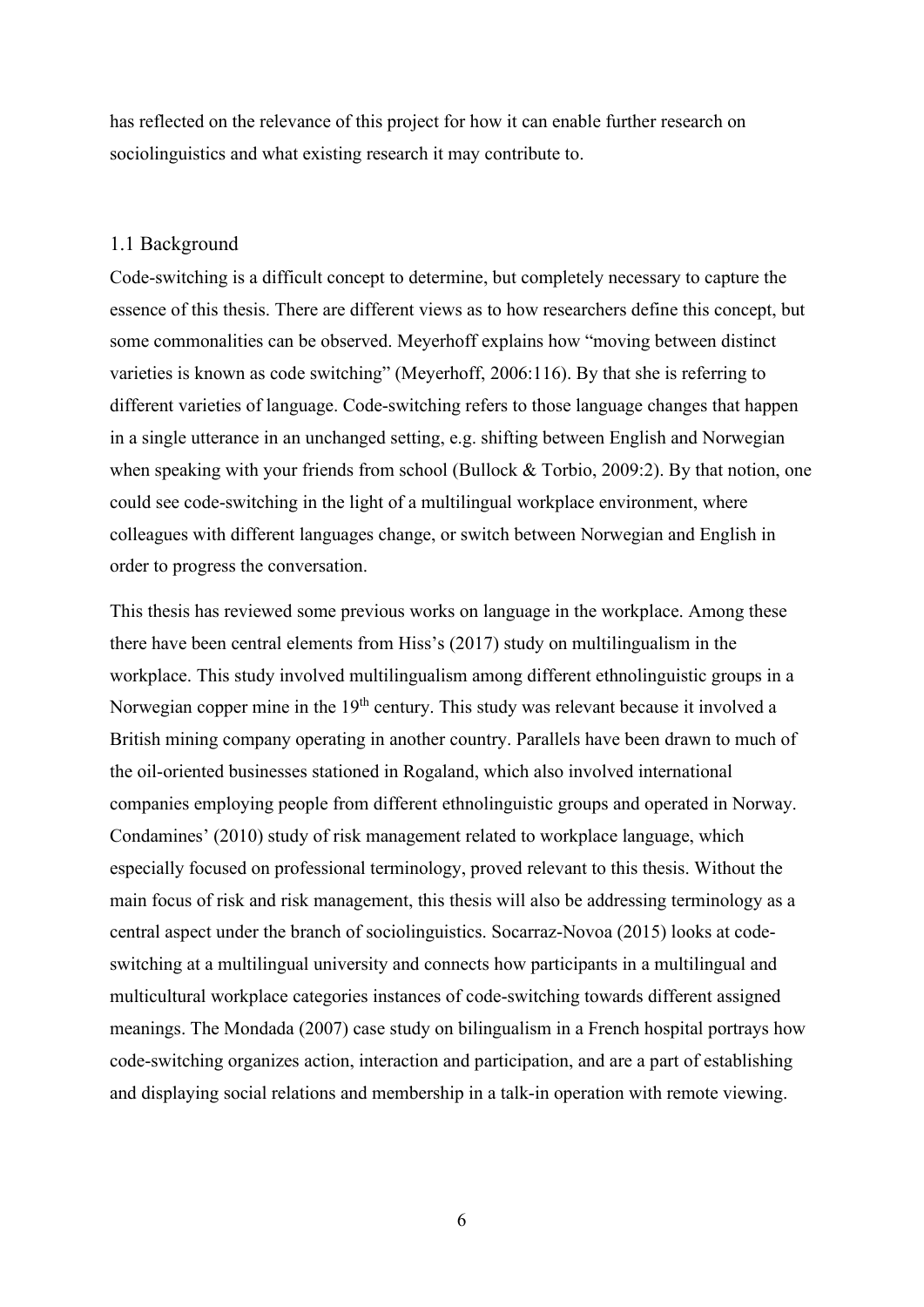has reflected on the relevance of this project for how it can enable further research on sociolinguistics and what existing research it may contribute to.

## 1.1 Background

Code-switching is a difficult concept to determine, but completely necessary to capture the essence of this thesis. There are different views as to how researchers define this concept, but some commonalities can be observed. Meyerhoff explains how "moving between distinct varieties is known as code switching" (Meyerhoff, 2006:116). By that she is referring to different varieties of language. Code-switching refers to those language changes that happen in a single utterance in an unchanged setting, e.g. shifting between English and Norwegian when speaking with your friends from school (Bullock & Torbio, 2009:2). By that notion, one could see code-switching in the light of a multilingual workplace environment, where colleagues with different languages change, or switch between Norwegian and English in order to progress the conversation.

This thesis has reviewed some previous works on language in the workplace. Among these there have been central elements from Hiss's (2017) study on multilingualism in the workplace. This study involved multilingualism among different ethnolinguistic groups in a Norwegian copper mine in the 19th century. This study was relevant because it involved a British mining company operating in another country. Parallels have been drawn to much of the oil-oriented businesses stationed in Rogaland, which also involved international companies employing people from different ethnolinguistic groups and operated in Norway. Condamines' (2010) study of risk management related to workplace language, which especially focused on professional terminology, proved relevant to this thesis. Without the main focus of risk and risk management, this thesis will also be addressing terminology as a central aspect under the branch of sociolinguistics. Socarraz-Novoa (2015) looks at code-switching at a multilingual university and connects how participants in a multilingual and multicultural workplace categories instances of code-switching towards different assigned meanings. The Mondada (2007) case study on bilingualism in a French hospital portrays how code-switching organizes action, interaction and participation, and are a part of establishing and displaying social relations and membership in a talk-in operation with remote viewing.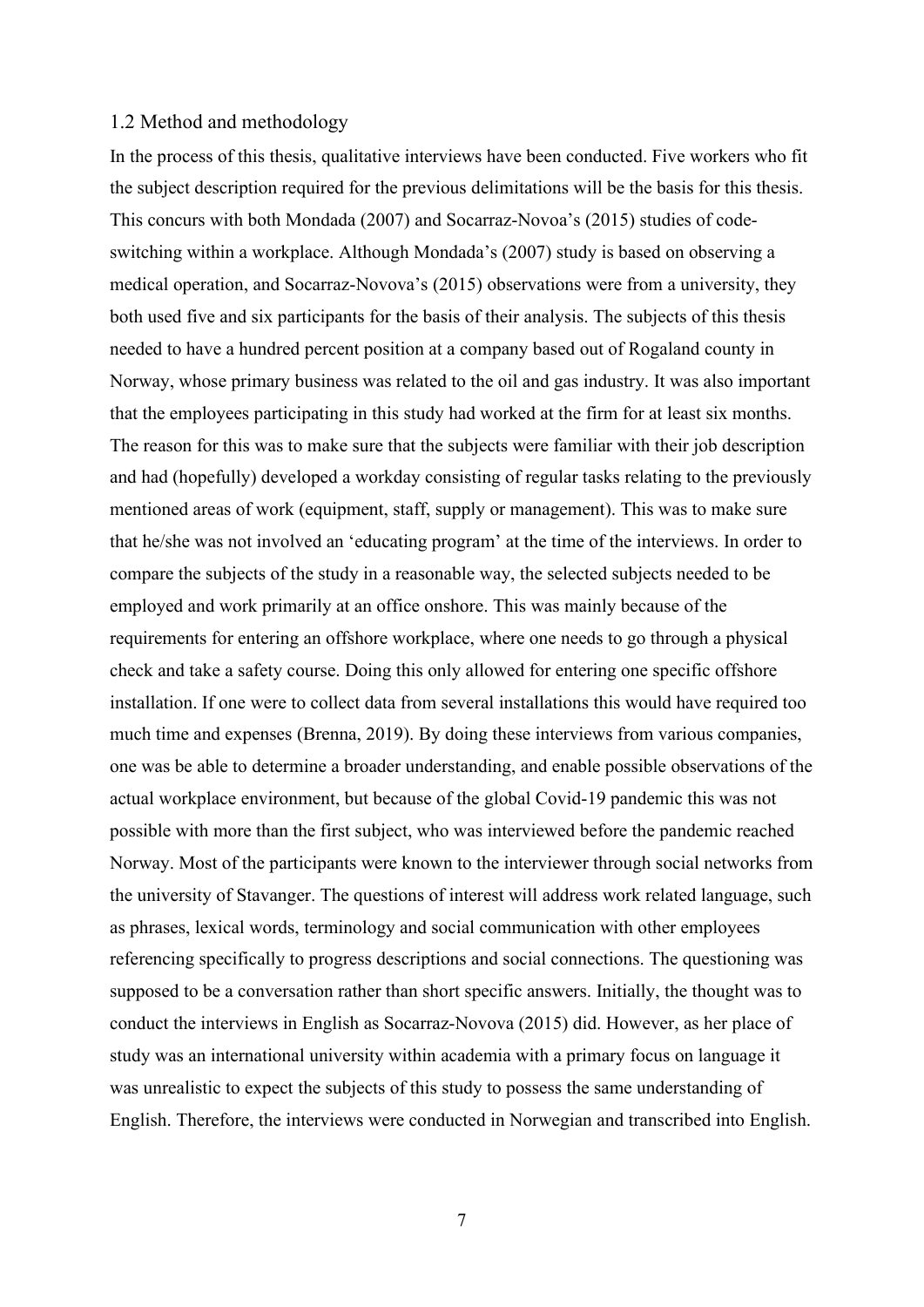## 1.2 Method and methodology

In the process of this thesis, qualitative interviews have been conducted. Five workers who fit the subject description required for the previous delimitations will be the basis for this thesis. This concurs with both Mondada (2007) and Socarraz-Novoa's (2015) studies of code-switching within a workplace. Although Mondada's (2007) study is based on observing a medical operation, and Socarraz-Novova's (2015) observations were from a university, they both used five and six participants for the basis of their analysis. The subjects of this thesis needed to have a hundred percent position at a company based out of Rogaland county in Norway, whose primary business was related to the oil and gas industry. It was also important that the employees participating in this study had worked at the firm for at least six months. The reason for this was to make sure that the subjects were familiar with their job description and had (hopefully) developed a workday consisting of regular tasks relating to the previously mentioned areas of work (equipment, staff, supply or management). This was to make sure that he/she was not involved an 'educating program' at the time of the interviews. In order to compare the subjects of the study in a reasonable way, the selected subjects needed to be employed and work primarily at an office onshore. This was mainly because of the requirements for entering an offshore workplace, where one needs to go through a physical check and take a safety course. Doing this only allowed for entering one specific offshore installation. If one were to collect data from several installations this would have required too much time and expenses (Brenna, 2019). By doing these interviews from various companies, one was be able to determine a broader understanding, and enable possible observations of the actual workplace environment, but because of the global Covid-19 pandemic this was not possible with more than the first subject, who was interviewed before the pandemic reached Norway. Most of the participants were known to the interviewer through social networks from the university of Stavanger. The questions of interest will address work related language, such as phrases, lexical words, terminology and social communication with other employees referencing specifically to progress descriptions and social connections. The questioning was supposed to be a conversation rather than short specific answers. Initially, the thought was to conduct the interviews in English as Socarraz-Novova (2015) did. However, as her place of study was an international university within academia with a primary focus on language it was unrealistic to expect the subjects of this study to possess the same understanding of English. Therefore, the interviews were conducted in Norwegian and transcribed into English.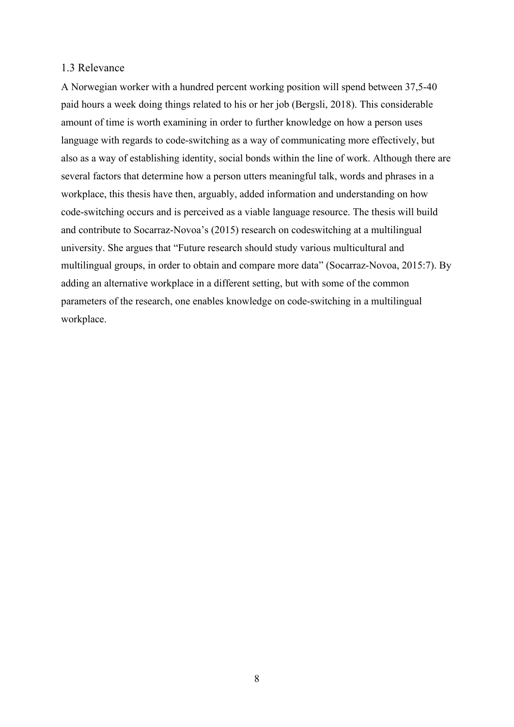## 1.3 Relevance

A Norwegian worker with a hundred percent working position will spend between 37,5-40 paid hours a week doing things related to his or her job (Bergsli, 2018). This considerable amount of time is worth examining in order to further knowledge on how a person uses language with regards to code-switching as a way of communicating more effectively, but also as a way of establishing identity, social bonds within the line of work. Although there are several factors that determine how a person utters meaningful talk, words and phrases in a workplace, this thesis have then, arguably, added information and understanding on how code-switching occurs and is perceived as a viable language resource. The thesis will build and contribute to Socarraz-Novoa's (2015) research on codeswitching at a multilingual university. She argues that "Future research should study various multicultural and multilingual groups, in order to obtain and compare more data" (Socarraz-Novoa, 2015:7). By adding an alternative workplace in a different setting, but with some of the common parameters of the research, one enables knowledge on code-switching in a multilingual workplace.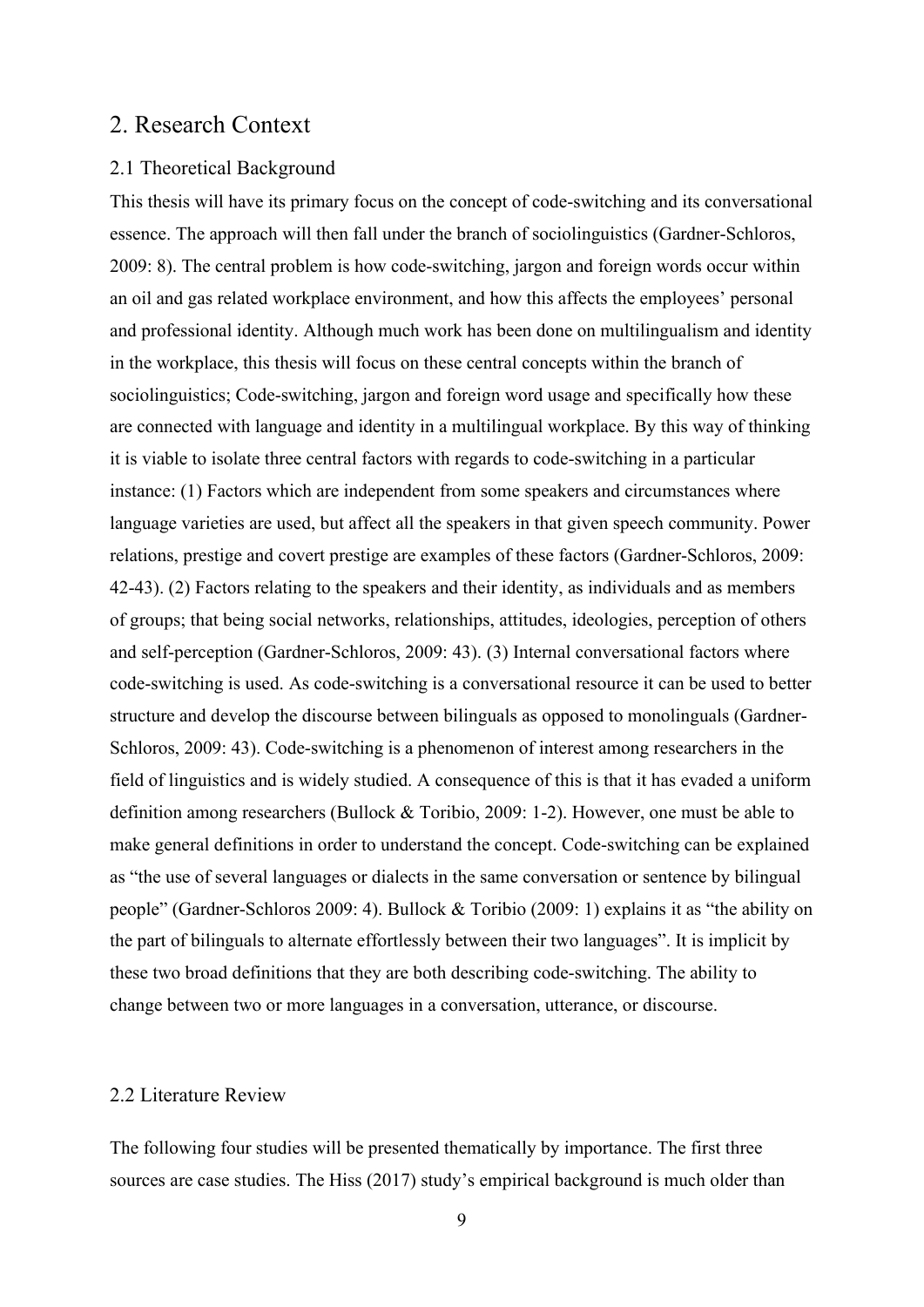## 2. Research Context

### 2.1 Theoretical Background

This thesis will have its primary focus on the concept of code-switching and its conversational essence. The approach will then fall under the branch of sociolinguistics (Gardner-Schloros, 2009: 8). The central problem is how code-switching, jargon and foreign words occur within an oil and gas related workplace environment, and how this affects the employees' personal and professional identity. Although much work has been done on multilingualism and identity in the workplace, this thesis will focus on these central concepts within the branch of sociolinguistics; Code-switching, jargon and foreign word usage and specifically how these are connected with language and identity in a multilingual workplace. By this way of thinking it is viable to isolate three central factors with regards to code-switching in a particular instance: (1) Factors which are independent from some speakers and circumstances where language varieties are used, but affect all the speakers in that given speech community. Power relations, prestige and covert prestige are examples of these factors (Gardner-Schloros, 2009: 42-43). (2) Factors relating to the speakers and their identity, as individuals and as members of groups; that being social networks, relationships, attitudes, ideologies, perception of others and self-perception (Gardner-Schloros, 2009: 43). (3) Internal conversational factors where code-switching is used. As code-switching is a conversational resource it can be used to better structure and develop the discourse between bilinguals as opposed to monolinguals (Gardner-Schloros, 2009: 43). Code-switching is a phenomenon of interest among researchers in the field of linguistics and is widely studied. A consequence of this is that it has evaded a uniform definition among researchers (Bullock & Toribio, 2009: 1-2). However, one must be able to make general definitions in order to understand the concept. Code-switching can be explained as "the use of several languages or dialects in the same conversation or sentence by bilingual people" (Gardner-Schloros 2009: 4). Bullock & Toribio (2009: 1) explains it as "the ability on the part of bilinguals to alternate effortlessly between their two languages". It is implicit by these two broad definitions that they are both describing code-switching. The ability to change between two or more languages in a conversation, utterance, or discourse.

### 2.2 Literature Review

The following four studies will be presented thematically by importance. The first three sources are case studies. The Hiss (2017) study's empirical background is much older than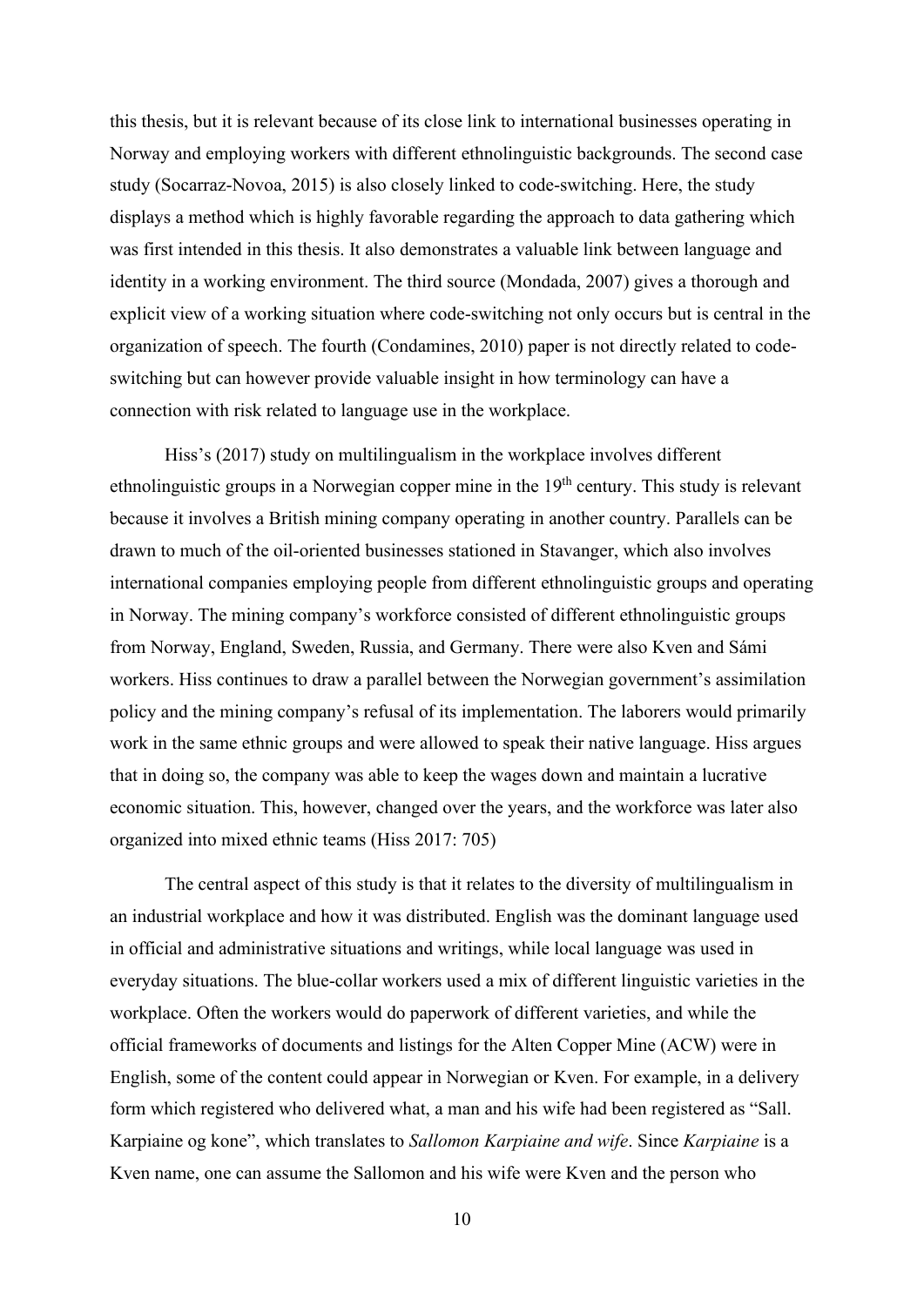this thesis, but it is relevant because of its close link to international businesses operating in Norway and employing workers with different ethnolinguistic backgrounds. The second case study (Socarraz-Novoa, 2015) is also closely linked to code-switching. Here, the study displays a method which is highly favorable regarding the approach to data gathering which was first intended in this thesis. It also demonstrates a valuable link between language and identity in a working environment. The third source (Mondada, 2007) gives a thorough and explicit view of a working situation where code-switching not only occurs but is central in the organization of speech. The fourth (Condamines, 2010) paper is not directly related to code-switching but can however provide valuable insight in how terminology can have a connection with risk related to language use in the workplace.

Hiss's (2017) study on multilingualism in the workplace involves different ethnolinguistic groups in a Norwegian copper mine in the 19th century. This study is relevant because it involves a British mining company operating in another country. Parallels can be drawn to much of the oil-oriented businesses stationed in Stavanger, which also involves international companies employing people from different ethnolinguistic groups and operating in Norway. The mining company's workforce consisted of different ethnolinguistic groups from Norway, England, Sweden, Russia, and Germany. There were also Kven and Sámi workers. Hiss continues to draw a parallel between the Norwegian government's assimilation policy and the mining company's refusal of its implementation. The laborers would primarily work in the same ethnic groups and were allowed to speak their native language. Hiss argues that in doing so, the company was able to keep the wages down and maintain a lucrative economic situation. This, however, changed over the years, and the workforce was later also organized into mixed ethnic teams (Hiss 2017: 705)

The central aspect of this study is that it relates to the diversity of multilingualism in an industrial workplace and how it was distributed. English was the dominant language used in official and administrative situations and writings, while local language was used in everyday situations. The blue-collar workers used a mix of different linguistic varieties in the workplace. Often the workers would do paperwork of different varieties, and while the official frameworks of documents and listings for the Alten Copper Mine (ACW) were in English, some of the content could appear in Norwegian or Kven. For example, in a delivery form which registered who delivered what, a man and his wife had been registered as "Sall. Karpiaine og kone", which translates to *Sallomon Karpiaine and wife*. Since *Karpiaine* is a Kven name, one can assume the Sallomon and his wife were Kven and the person who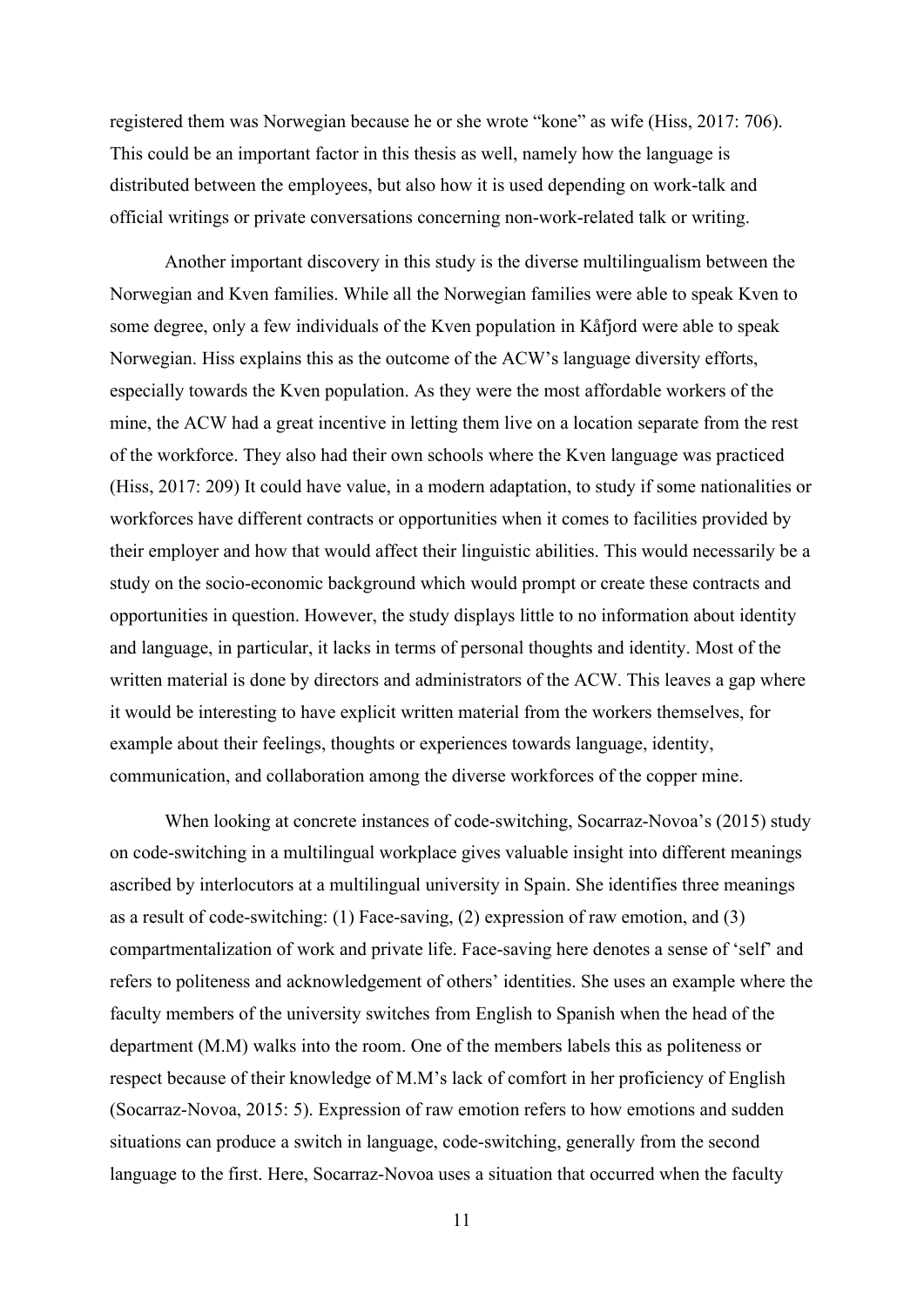registered them was Norwegian because he or she wrote "kone" as wife (Hiss, 2017: 706). This could be an important factor in this thesis as well, namely how the language is distributed between the employees, but also how it is used depending on work-talk and official writings or private conversations concerning non-work-related talk or writing.

Another important discovery in this study is the diverse multilingualism between the Norwegian and Kven families. While all the Norwegian families were able to speak Kven to some degree, only a few individuals of the Kven population in Kåfjord were able to speak Norwegian. Hiss explains this as the outcome of the ACW's language diversity efforts, especially towards the Kven population. As they were the most affordable workers of the mine, the ACW had a great incentive in letting them live on a location separate from the rest of the workforce. They also had their own schools where the Kven language was practiced (Hiss, 2017: 209) It could have value, in a modern adaptation, to study if some nationalities or workforces have different contracts or opportunities when it comes to facilities provided by their employer and how that would affect their linguistic abilities. This would necessarily be a study on the socio-economic background which would prompt or create these contracts and opportunities in question. However, the study displays little to no information about identity and language, in particular, it lacks in terms of personal thoughts and identity. Most of the written material is done by directors and administrators of the ACW. This leaves a gap where it would be interesting to have explicit written material from the workers themselves, for example about their feelings, thoughts or experiences towards language, identity, communication, and collaboration among the diverse workforces of the copper mine.

When looking at concrete instances of code-switching, Socarraz-Novoa's (2015) study on code-switching in a multilingual workplace gives valuable insight into different meanings ascribed by interlocutors at a multilingual university in Spain. She identifies three meanings as a result of code-switching: (1) Face-saving, (2) expression of raw emotion, and (3) compartmentalization of work and private life. Face-saving here denotes a sense of 'self' and refers to politeness and acknowledgement of others' identities. She uses an example where the faculty members of the university switches from English to Spanish when the head of the department (M.M) walks into the room. One of the members labels this as politeness or respect because of their knowledge of M.M's lack of comfort in her proficiency of English (Socarraz-Novoa, 2015: 5). Expression of raw emotion refers to how emotions and sudden situations can produce a switch in language, code-switching, generally from the second language to the first. Here, Socarraz-Novoa uses a situation that occurred when the faculty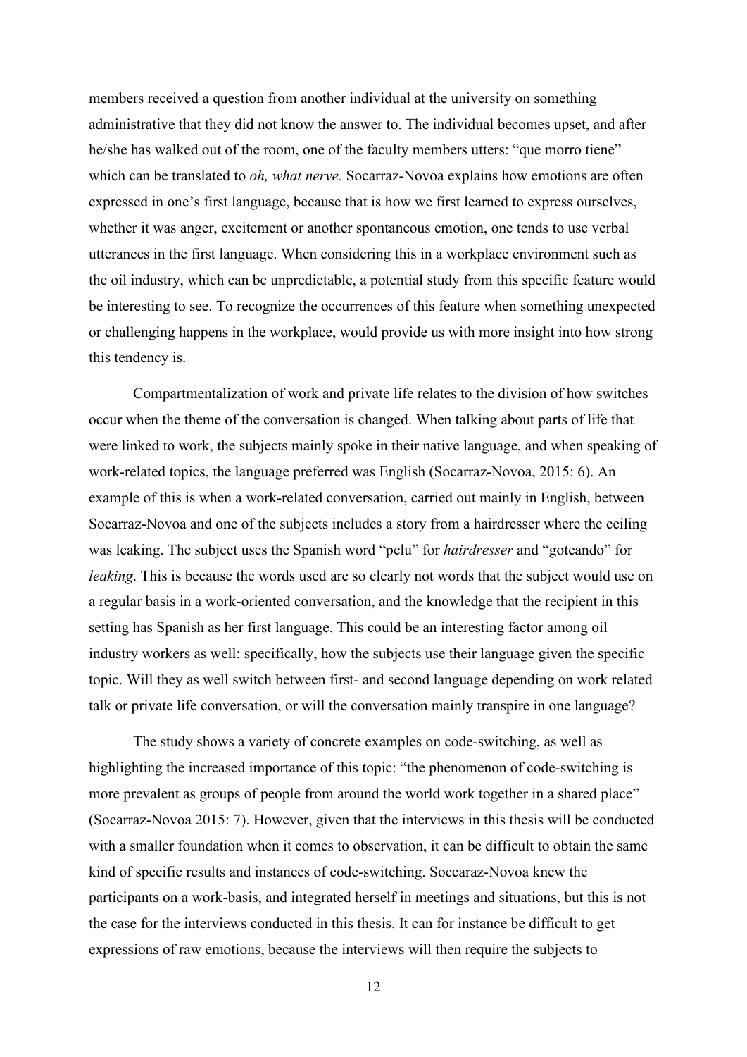members received a question from another individual at the university on something administrative that they did not know the answer to. The individual becomes upset, and after he/she has walked out of the room, one of the faculty members utters: "que morro tiene" which can be translated to *oh, what nerve.* Socarraz-Novoa explains how emotions are often expressed in one's first language, because that is how we first learned to express ourselves, whether it was anger, excitement or another spontaneous emotion, one tends to use verbal utterances in the first language. When considering this in a workplace environment such as the oil industry, which can be unpredictable, a potential study from this specific feature would be interesting to see. To recognize the occurrences of this feature when something unexpected or challenging happens in the workplace, would provide us with more insight into how strong this tendency is.

Compartmentalization of work and private life relates to the division of how switches occur when the theme of the conversation is changed. When talking about parts of life that were linked to work, the subjects mainly spoke in their native language, and when speaking of work-related topics, the language preferred was English (Socarraz-Novoa, 2015: 6). An example of this is when a work-related conversation, carried out mainly in English, between Socarraz-Novoa and one of the subjects includes a story from a hairdresser where the ceiling was leaking. The subject uses the Spanish word "pelu" for *hairdresser* and "goteando" for *leaking*. This is because the words used are so clearly not words that the subject would use on a regular basis in a work-oriented conversation, and the knowledge that the recipient in this setting has Spanish as her first language. This could be an interesting factor among oil industry workers as well: specifically, how the subjects use their language given the specific topic. Will they as well switch between first- and second language depending on work related talk or private life conversation, or will the conversation mainly transpire in one language?

The study shows a variety of concrete examples on code-switching, as well as highlighting the increased importance of this topic: "the phenomenon of code-switching is more prevalent as groups of people from around the world work together in a shared place" (Socarraz-Novoa 2015: 7). However, given that the interviews in this thesis will be conducted with a smaller foundation when it comes to observation, it can be difficult to obtain the same kind of specific results and instances of code-switching. Soccaraz-Novoa knew the participants on a work-basis, and integrated herself in meetings and situations, but this is not the case for the interviews conducted in this thesis. It can for instance be difficult to get expressions of raw emotions, because the interviews will then require the subjects to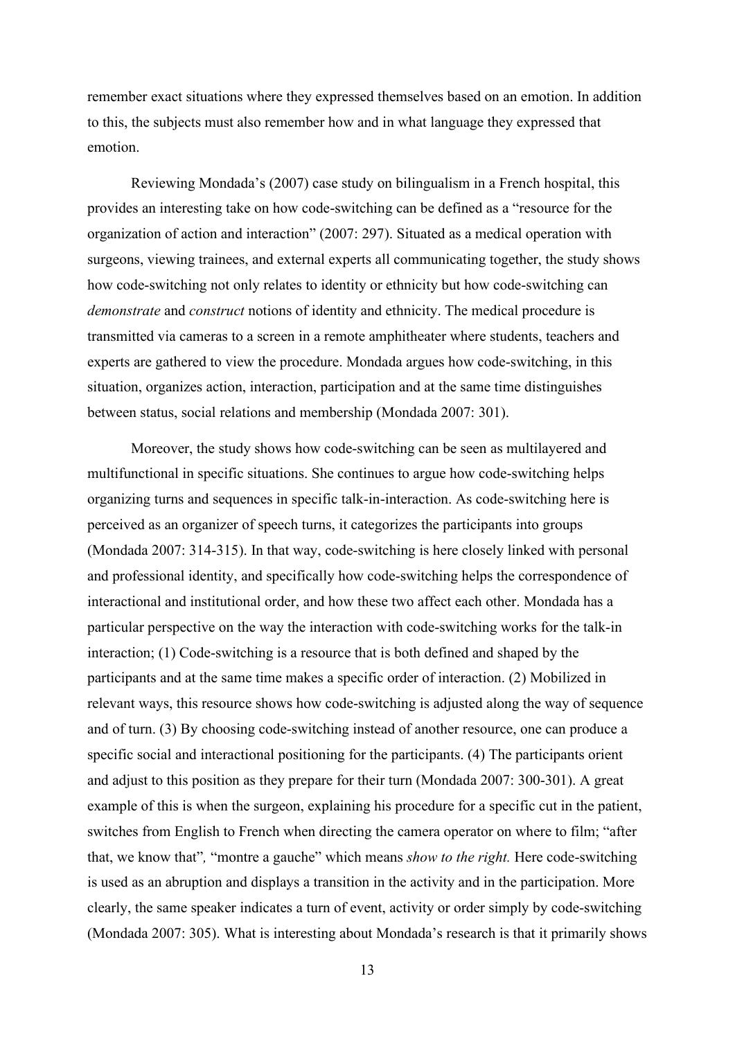remember exact situations where they expressed themselves based on an emotion. In addition to this, the subjects must also remember how and in what language they expressed that emotion.

Reviewing Mondada's (2007) case study on bilingualism in a French hospital, this provides an interesting take on how code-switching can be defined as a "resource for the organization of action and interaction" (2007: 297). Situated as a medical operation with surgeons, viewing trainees, and external experts all communicating together, the study shows how code-switching not only relates to identity or ethnicity but how code-switching can *demonstrate* and *construct* notions of identity and ethnicity. The medical procedure is transmitted via cameras to a screen in a remote amphitheater where students, teachers and experts are gathered to view the procedure. Mondada argues how code-switching, in this situation, organizes action, interaction, participation and at the same time distinguishes between status, social relations and membership (Mondada 2007: 301).

Moreover, the study shows how code-switching can be seen as multilayered and multifunctional in specific situations. She continues to argue how code-switching helps organizing turns and sequences in specific talk-in-interaction. As code-switching here is perceived as an organizer of speech turns, it categorizes the participants into groups (Mondada 2007: 314-315). In that way, code-switching is here closely linked with personal and professional identity, and specifically how code-switching helps the correspondence of interactional and institutional order, and how these two affect each other. Mondada has a particular perspective on the way the interaction with code-switching works for the talk-in interaction; (1) Code-switching is a resource that is both defined and shaped by the participants and at the same time makes a specific order of interaction. (2) Mobilized in relevant ways, this resource shows how code-switching is adjusted along the way of sequence and of turn. (3) By choosing code-switching instead of another resource, one can produce a specific social and interactional positioning for the participants. (4) The participants orient and adjust to this position as they prepare for their turn (Mondada 2007: 300-301). A great example of this is when the surgeon, explaining his procedure for a specific cut in the patient, switches from English to French when directing the camera operator on where to film; "after that, we know that", "montre a gauche" which means *show to the right.* Here code-switching is used as an abruption and displays a transition in the activity and in the participation. More clearly, the same speaker indicates a turn of event, activity or order simply by code-switching (Mondada 2007: 305). What is interesting about Mondada's research is that it primarily shows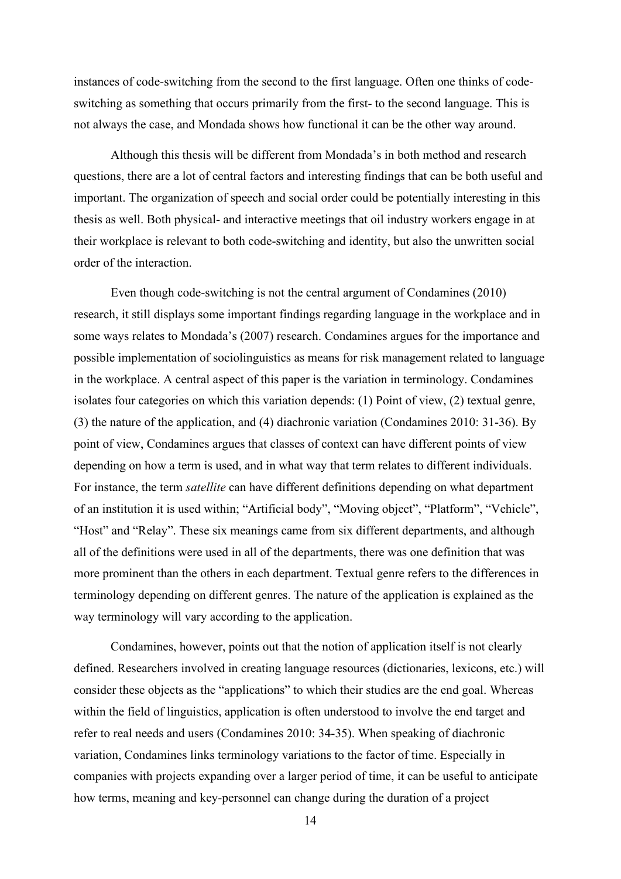instances of code-switching from the second to the first language. Often one thinks of code-switching as something that occurs primarily from the first- to the second language. This is not always the case, and Mondada shows how functional it can be the other way around.

Although this thesis will be different from Mondada's in both method and research questions, there are a lot of central factors and interesting findings that can be both useful and important. The organization of speech and social order could be potentially interesting in this thesis as well. Both physical- and interactive meetings that oil industry workers engage in at their workplace is relevant to both code-switching and identity, but also the unwritten social order of the interaction.

Even though code-switching is not the central argument of Condamines (2010) research, it still displays some important findings regarding language in the workplace and in some ways relates to Mondada's (2007) research. Condamines argues for the importance and possible implementation of sociolinguistics as means for risk management related to language in the workplace. A central aspect of this paper is the variation in terminology. Condamines isolates four categories on which this variation depends: (1) Point of view, (2) textual genre, (3) the nature of the application, and (4) diachronic variation (Condamines 2010: 31-36). By point of view, Condamines argues that classes of context can have different points of view depending on how a term is used, and in what way that term relates to different individuals. For instance, the term *satellite* can have different definitions depending on what department of an institution it is used within; "Artificial body", "Moving object", "Platform", "Vehicle", "Host" and "Relay". These six meanings came from six different departments, and although all of the definitions were used in all of the departments, there was one definition that was more prominent than the others in each department. Textual genre refers to the differences in terminology depending on different genres. The nature of the application is explained as the way terminology will vary according to the application.

Condamines, however, points out that the notion of application itself is not clearly defined. Researchers involved in creating language resources (dictionaries, lexicons, etc.) will consider these objects as the "applications" to which their studies are the end goal. Whereas within the field of linguistics, application is often understood to involve the end target and refer to real needs and users (Condamines 2010: 34-35). When speaking of diachronic variation, Condamines links terminology variations to the factor of time. Especially in companies with projects expanding over a larger period of time, it can be useful to anticipate how terms, meaning and key-personnel can change during the duration of a project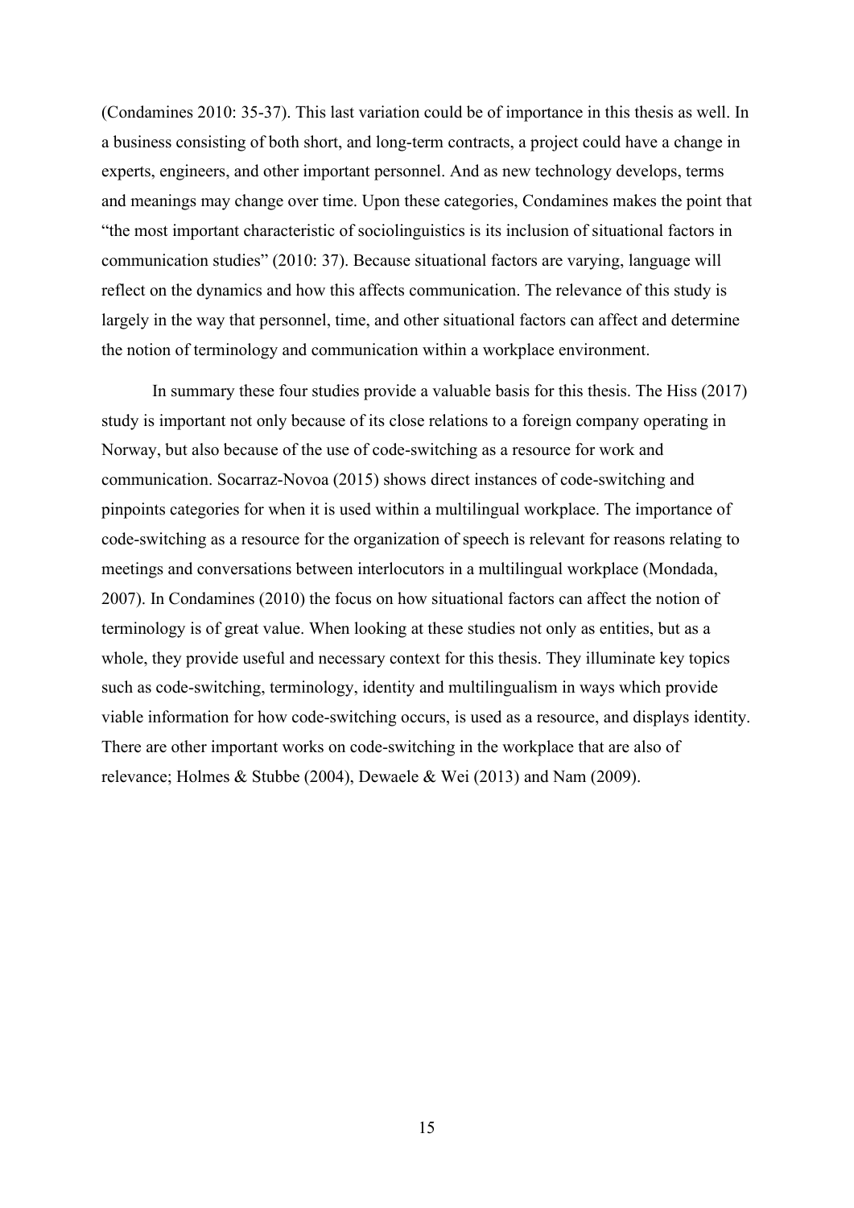(Condamines 2010: 35-37). This last variation could be of importance in this thesis as well. In a business consisting of both short, and long-term contracts, a project could have a change in experts, engineers, and other important personnel. And as new technology develops, terms and meanings may change over time. Upon these categories, Condamines makes the point that "the most important characteristic of sociolinguistics is its inclusion of situational factors in communication studies" (2010: 37). Because situational factors are varying, language will reflect on the dynamics and how this affects communication. The relevance of this study is largely in the way that personnel, time, and other situational factors can affect and determine the notion of terminology and communication within a workplace environment.

In summary these four studies provide a valuable basis for this thesis. The Hiss (2017) study is important not only because of its close relations to a foreign company operating in Norway, but also because of the use of code-switching as a resource for work and communication. Socarraz-Novoa (2015) shows direct instances of code-switching and pinpoints categories for when it is used within a multilingual workplace. The importance of code-switching as a resource for the organization of speech is relevant for reasons relating to meetings and conversations between interlocutors in a multilingual workplace (Mondada, 2007). In Condamines (2010) the focus on how situational factors can affect the notion of terminology is of great value. When looking at these studies not only as entities, but as a whole, they provide useful and necessary context for this thesis. They illuminate key topics such as code-switching, terminology, identity and multilingualism in ways which provide viable information for how code-switching occurs, is used as a resource, and displays identity. There are other important works on code-switching in the workplace that are also of relevance; Holmes & Stubbe (2004), Dewaele & Wei (2013) and Nam (2009).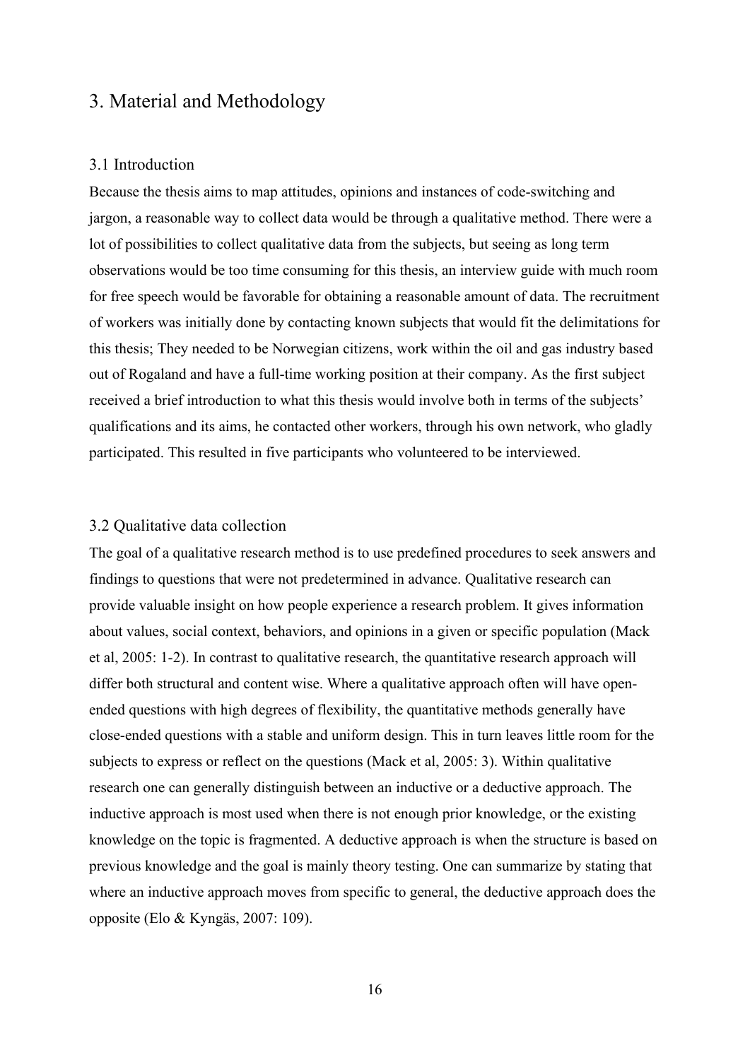# 3. Material and Methodology

## 3.1 Introduction

Because the thesis aims to map attitudes, opinions and instances of code-switching and jargon, a reasonable way to collect data would be through a qualitative method. There were a lot of possibilities to collect qualitative data from the subjects, but seeing as long term observations would be too time consuming for this thesis, an interview guide with much room for free speech would be favorable for obtaining a reasonable amount of data. The recruitment of workers was initially done by contacting known subjects that would fit the delimitations for this thesis; They needed to be Norwegian citizens, work within the oil and gas industry based out of Rogaland and have a full-time working position at their company. As the first subject received a brief introduction to what this thesis would involve both in terms of the subjects' qualifications and its aims, he contacted other workers, through his own network, who gladly participated. This resulted in five participants who volunteered to be interviewed.

## 3.2 Qualitative data collection

The goal of a qualitative research method is to use predefined procedures to seek answers and findings to questions that were not predetermined in advance. Qualitative research can provide valuable insight on how people experience a research problem. It gives information about values, social context, behaviors, and opinions in a given or specific population (Mack et al, 2005: 1-2). In contrast to qualitative research, the quantitative research approach will differ both structural and content wise. Where a qualitative approach often will have open-ended questions with high degrees of flexibility, the quantitative methods generally have close-ended questions with a stable and uniform design. This in turn leaves little room for the subjects to express or reflect on the questions (Mack et al, 2005: 3). Within qualitative research one can generally distinguish between an inductive or a deductive approach. The inductive approach is most used when there is not enough prior knowledge, or the existing knowledge on the topic is fragmented. A deductive approach is when the structure is based on previous knowledge and the goal is mainly theory testing. One can summarize by stating that where an inductive approach moves from specific to general, the deductive approach does the opposite (Elo & Kyngäs, 2007: 109).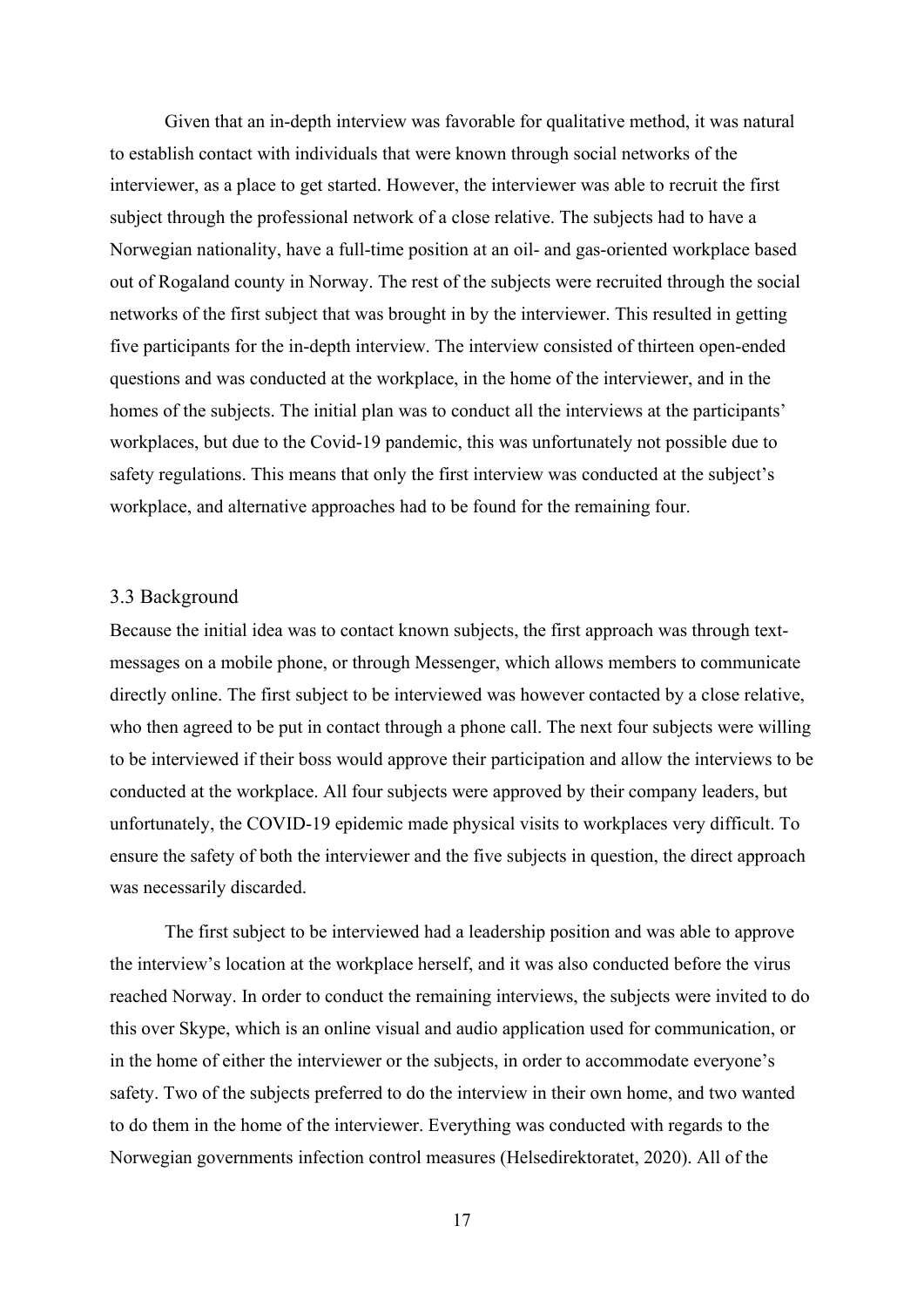Given that an in-depth interview was favorable for qualitative method, it was natural to establish contact with individuals that were known through social networks of the interviewer, as a place to get started. However, the interviewer was able to recruit the first subject through the professional network of a close relative. The subjects had to have a Norwegian nationality, have a full-time position at an oil- and gas-oriented workplace based out of Rogaland county in Norway. The rest of the subjects were recruited through the social networks of the first subject that was brought in by the interviewer. This resulted in getting five participants for the in-depth interview. The interview consisted of thirteen open-ended questions and was conducted at the workplace, in the home of the interviewer, and in the homes of the subjects. The initial plan was to conduct all the interviews at the participants' workplaces, but due to the Covid-19 pandemic, this was unfortunately not possible due to safety regulations. This means that only the first interview was conducted at the subject's workplace, and alternative approaches had to be found for the remaining four.

### 3.3 Background

Because the initial idea was to contact known subjects, the first approach was through text-messages on a mobile phone, or through Messenger, which allows members to communicate directly online. The first subject to be interviewed was however contacted by a close relative, who then agreed to be put in contact through a phone call. The next four subjects were willing to be interviewed if their boss would approve their participation and allow the interviews to be conducted at the workplace. All four subjects were approved by their company leaders, but unfortunately, the COVID-19 epidemic made physical visits to workplaces very difficult. To ensure the safety of both the interviewer and the five subjects in question, the direct approach was necessarily discarded.

The first subject to be interviewed had a leadership position and was able to approve the interview's location at the workplace herself, and it was also conducted before the virus reached Norway. In order to conduct the remaining interviews, the subjects were invited to do this over Skype, which is an online visual and audio application used for communication, or in the home of either the interviewer or the subjects, in order to accommodate everyone's safety. Two of the subjects preferred to do the interview in their own home, and two wanted to do them in the home of the interviewer. Everything was conducted with regards to the Norwegian governments infection control measures (Helsedirektoratet, 2020). All of the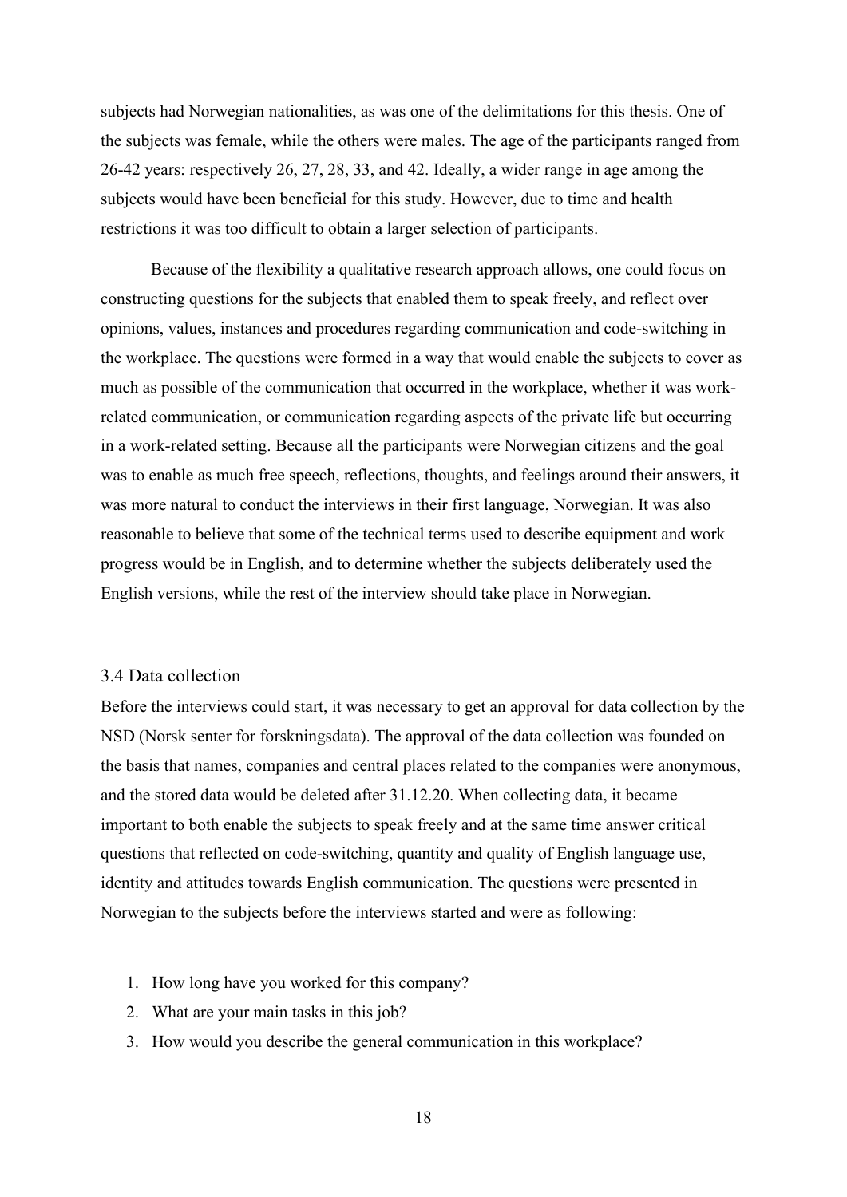subjects had Norwegian nationalities, as was one of the delimitations for this thesis. One of the subjects was female, while the others were males. The age of the participants ranged from 26-42 years: respectively 26, 27, 28, 33, and 42. Ideally, a wider range in age among the subjects would have been beneficial for this study. However, due to time and health restrictions it was too difficult to obtain a larger selection of participants.

Because of the flexibility a qualitative research approach allows, one could focus on constructing questions for the subjects that enabled them to speak freely, and reflect over opinions, values, instances and procedures regarding communication and code-switching in the workplace. The questions were formed in a way that would enable the subjects to cover as much as possible of the communication that occurred in the workplace, whether it was work-related communication, or communication regarding aspects of the private life but occurring in a work-related setting. Because all the participants were Norwegian citizens and the goal was to enable as much free speech, reflections, thoughts, and feelings around their answers, it was more natural to conduct the interviews in their first language, Norwegian. It was also reasonable to believe that some of the technical terms used to describe equipment and work progress would be in English, and to determine whether the subjects deliberately used the English versions, while the rest of the interview should take place in Norwegian.

### 3.4 Data collection

Before the interviews could start, it was necessary to get an approval for data collection by the NSD (Norsk senter for forskningsdata). The approval of the data collection was founded on the basis that names, companies and central places related to the companies were anonymous, and the stored data would be deleted after 31.12.20. When collecting data, it became important to both enable the subjects to speak freely and at the same time answer critical questions that reflected on code-switching, quantity and quality of English language use, identity and attitudes towards English communication. The questions were presented in Norwegian to the subjects before the interviews started and were as following:

1. How long have you worked for this company?
2. What are your main tasks in this job?
3. How would you describe the general communication in this workplace?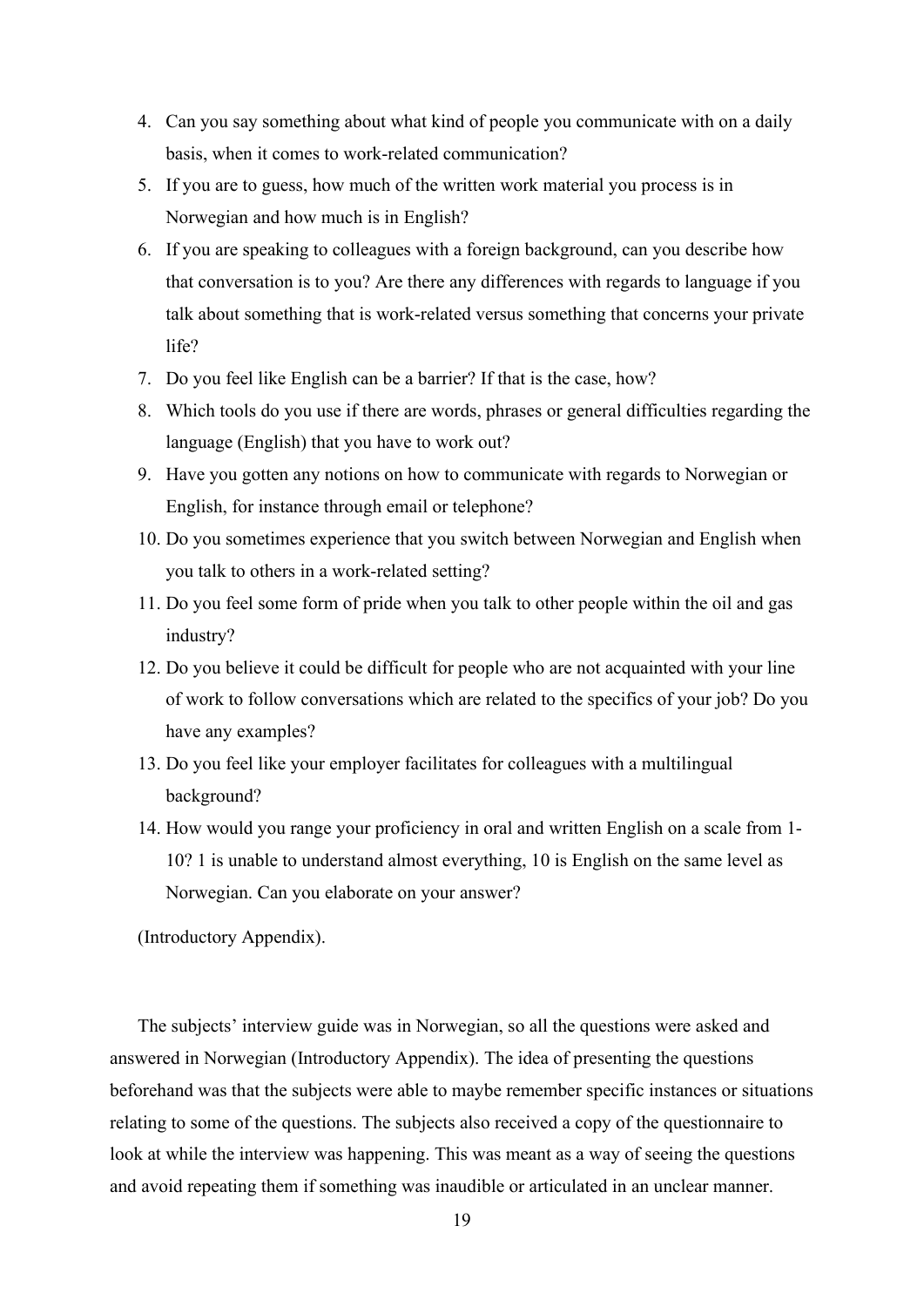4. Can you say something about what kind of people you communicate with on a daily basis, when it comes to work-related communication?
5. If you are to guess, how much of the written work material you process is in Norwegian and how much is in English?
6. If you are speaking to colleagues with a foreign background, can you describe how that conversation is to you? Are there any differences with regards to language if you talk about something that is work-related versus something that concerns your private life?
7. Do you feel like English can be a barrier? If that is the case, how?
8. Which tools do you use if there are words, phrases or general difficulties regarding the language (English) that you have to work out?
9. Have you gotten any notions on how to communicate with regards to Norwegian or English, for instance through email or telephone?
10. Do you sometimes experience that you switch between Norwegian and English when you talk to others in a work-related setting?
11. Do you feel some form of pride when you talk to other people within the oil and gas industry?
12. Do you believe it could be difficult for people who are not acquainted with your line of work to follow conversations which are related to the specifics of your job? Do you have any examples?
13. Do you feel like your employer facilitates for colleagues with a multilingual background?
14. How would you range your proficiency in oral and written English on a scale from 1-10? 1 is unable to understand almost everything, 10 is English on the same level as Norwegian. Can you elaborate on your answer?

(Introductory Appendix).

The subjects' interview guide was in Norwegian, so all the questions were asked and answered in Norwegian (Introductory Appendix). The idea of presenting the questions beforehand was that the subjects were able to maybe remember specific instances or situations relating to some of the questions. The subjects also received a copy of the questionnaire to look at while the interview was happening. This was meant as a way of seeing the questions and avoid repeating them if something was inaudible or articulated in an unclear manner.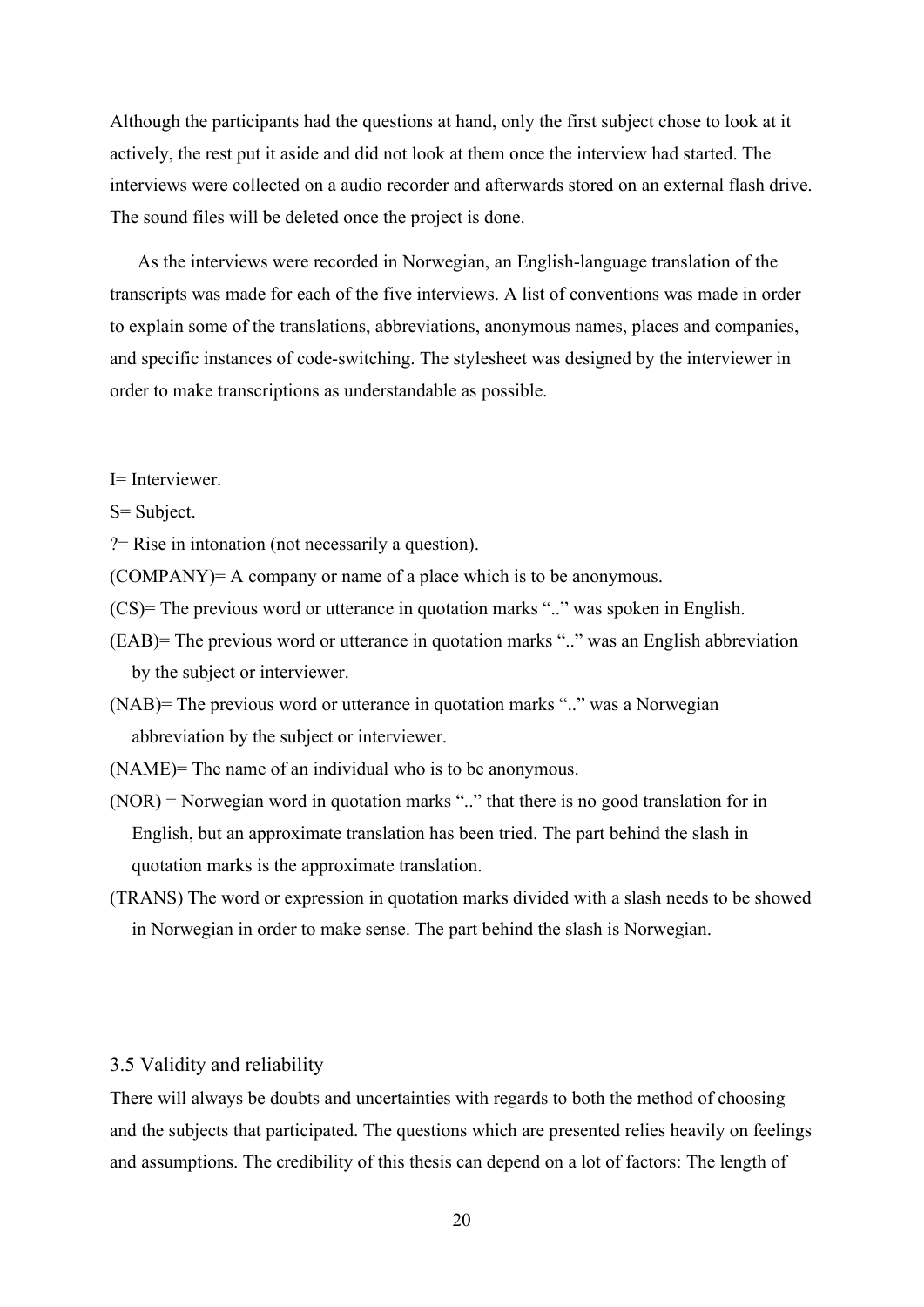Although the participants had the questions at hand, only the first subject chose to look at it actively, the rest put it aside and did not look at them once the interview had started. The interviews were collected on a audio recorder and afterwards stored on an external flash drive. The sound files will be deleted once the project is done.

As the interviews were recorded in Norwegian, an English-language translation of the transcripts was made for each of the five interviews. A list of conventions was made in order to explain some of the translations, abbreviations, anonymous names, places and companies, and specific instances of code-switching. The stylesheet was designed by the interviewer in order to make transcriptions as understandable as possible.

I= Interviewer.

S= Subject.

?= Rise in intonation (not necessarily a question).

(COMPANY)= A company or name of a place which is to be anonymous.

(CS)= The previous word or utterance in quotation marks ".." was spoken in English.

(EAB)= The previous word or utterance in quotation marks ".." was an English abbreviation by the subject or interviewer.

(NAB)= The previous word or utterance in quotation marks ".." was a Norwegian abbreviation by the subject or interviewer.

(NAME)= The name of an individual who is to be anonymous.

(NOR) = Norwegian word in quotation marks ".." that there is no good translation for in English, but an approximate translation has been tried. The part behind the slash in quotation marks is the approximate translation.

(TRANS) The word or expression in quotation marks divided with a slash needs to be showed in Norwegian in order to make sense. The part behind the slash is Norwegian.

### 3.5 Validity and reliability

There will always be doubts and uncertainties with regards to both the method of choosing and the subjects that participated. The questions which are presented relies heavily on feelings and assumptions. The credibility of this thesis can depend on a lot of factors: The length of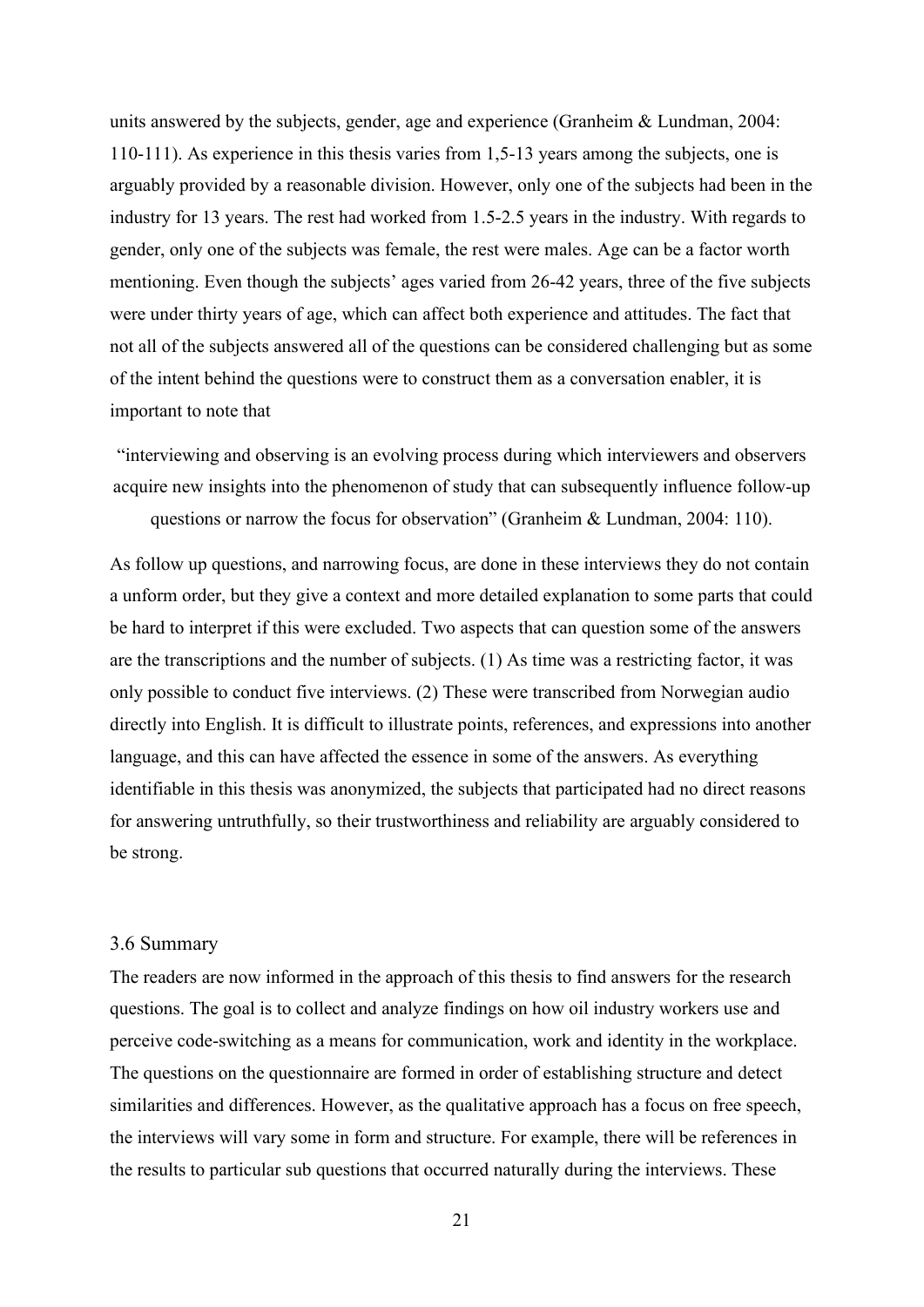units answered by the subjects, gender, age and experience (Granheim & Lundman, 2004: 110-111). As experience in this thesis varies from 1,5-13 years among the subjects, one is arguably provided by a reasonable division. However, only one of the subjects had been in the industry for 13 years. The rest had worked from 1.5-2.5 years in the industry. With regards to gender, only one of the subjects was female, the rest were males. Age can be a factor worth mentioning. Even though the subjects' ages varied from 26-42 years, three of the five subjects were under thirty years of age, which can affect both experience and attitudes. The fact that not all of the subjects answered all of the questions can be considered challenging but as some of the intent behind the questions were to construct them as a conversation enabler, it is important to note that

> "interviewing and observing is an evolving process during which interviewers and observers acquire new insights into the phenomenon of study that can subsequently influence follow-up questions or narrow the focus for observation" (Granheim & Lundman, 2004: 110).

As follow up questions, and narrowing focus, are done in these interviews they do not contain a unform order, but they give a context and more detailed explanation to some parts that could be hard to interpret if this were excluded. Two aspects that can question some of the answers are the transcriptions and the number of subjects. (1) As time was a restricting factor, it was only possible to conduct five interviews. (2) These were transcribed from Norwegian audio directly into English. It is difficult to illustrate points, references, and expressions into another language, and this can have affected the essence in some of the answers. As everything identifiable in this thesis was anonymized, the subjects that participated had no direct reasons for answering untruthfully, so their trustworthiness and reliability are arguably considered to be strong.

### 3.6 Summary

The readers are now informed in the approach of this thesis to find answers for the research questions. The goal is to collect and analyze findings on how oil industry workers use and perceive code-switching as a means for communication, work and identity in the workplace. The questions on the questionnaire are formed in order of establishing structure and detect similarities and differences. However, as the qualitative approach has a focus on free speech, the interviews will vary some in form and structure. For example, there will be references in the results to particular sub questions that occurred naturally during the interviews. These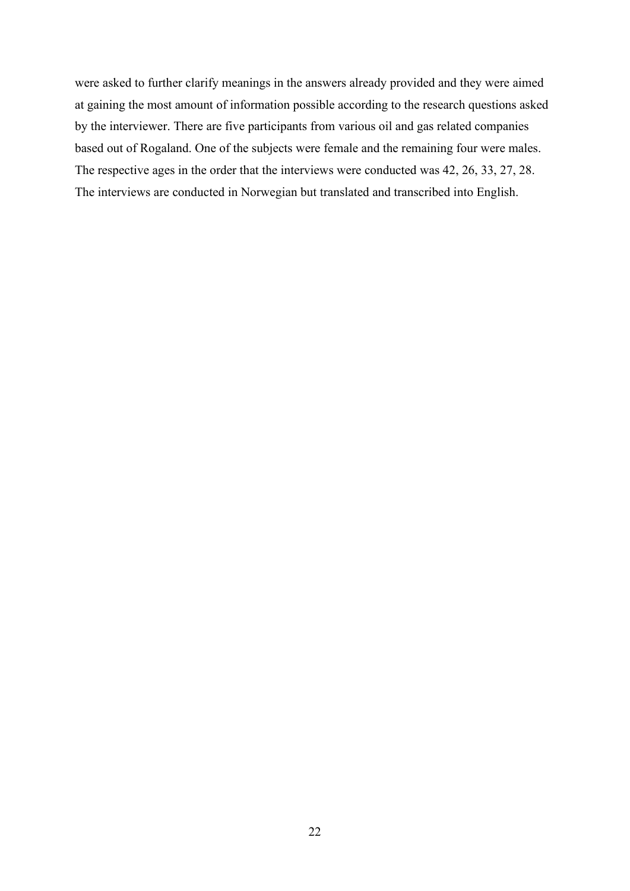were asked to further clarify meanings in the answers already provided and they were aimed at gaining the most amount of information possible according to the research questions asked by the interviewer. There are five participants from various oil and gas related companies based out of Rogaland. One of the subjects were female and the remaining four were males. The respective ages in the order that the interviews were conducted was 42, 26, 33, 27, 28. The interviews are conducted in Norwegian but translated and transcribed into English.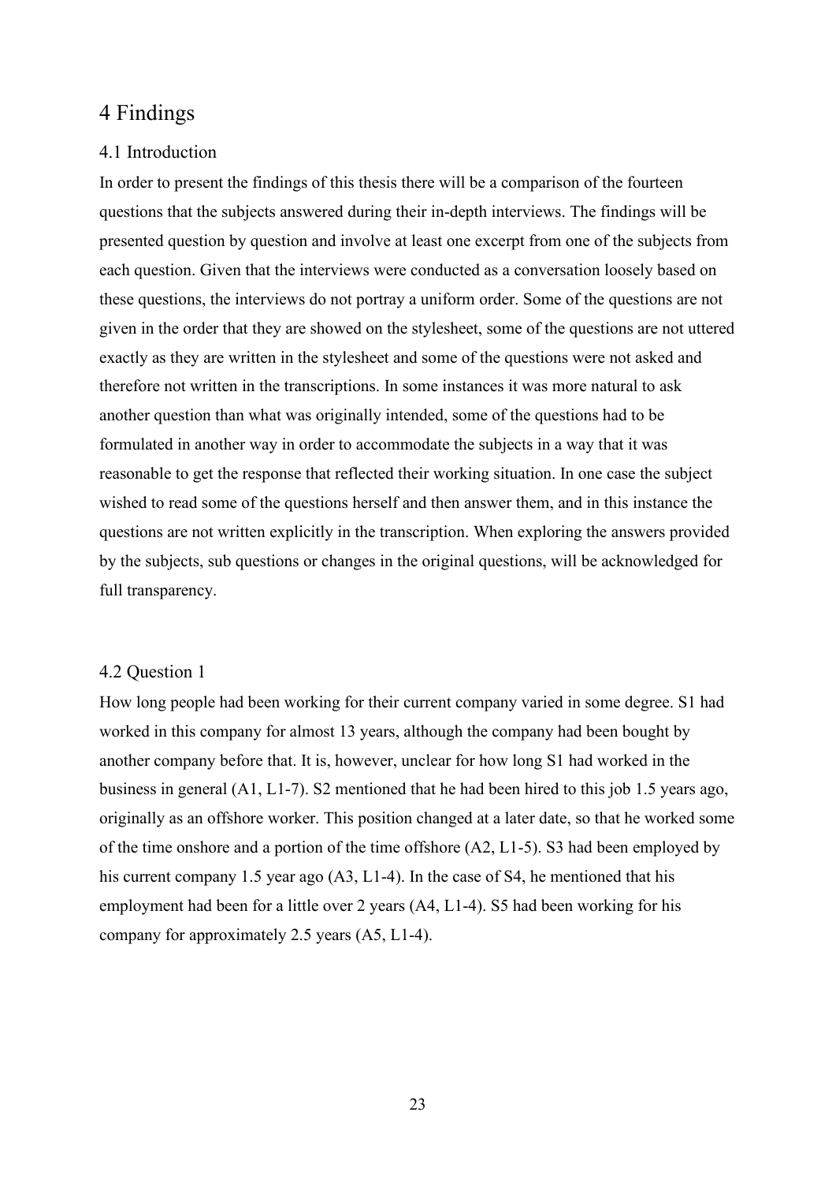# 4 Findings

## 4.1 Introduction

In order to present the findings of this thesis there will be a comparison of the fourteen questions that the subjects answered during their in-depth interviews. The findings will be presented question by question and involve at least one excerpt from one of the subjects from each question. Given that the interviews were conducted as a conversation loosely based on these questions, the interviews do not portray a uniform order. Some of the questions are not given in the order that they are showed on the stylesheet, some of the questions are not uttered exactly as they are written in the stylesheet and some of the questions were not asked and therefore not written in the transcriptions. In some instances it was more natural to ask another question than what was originally intended, some of the questions had to be formulated in another way in order to accommodate the subjects in a way that it was reasonable to get the response that reflected their working situation. In one case the subject wished to read some of the questions herself and then answer them, and in this instance the questions are not written explicitly in the transcription. When exploring the answers provided by the subjects, sub questions or changes in the original questions, will be acknowledged for full transparency.

## 4.2 Question 1

How long people had been working for their current company varied in some degree. S1 had worked in this company for almost 13 years, although the company had been bought by another company before that. It is, however, unclear for how long S1 had worked in the business in general (A1, L1-7). S2 mentioned that he had been hired to this job 1.5 years ago, originally as an offshore worker. This position changed at a later date, so that he worked some of the time onshore and a portion of the time offshore (A2, L1-5). S3 had been employed by his current company 1.5 year ago (A3, L1-4). In the case of S4, he mentioned that his employment had been for a little over 2 years (A4, L1-4). S5 had been working for his company for approximately 2.5 years (A5, L1-4).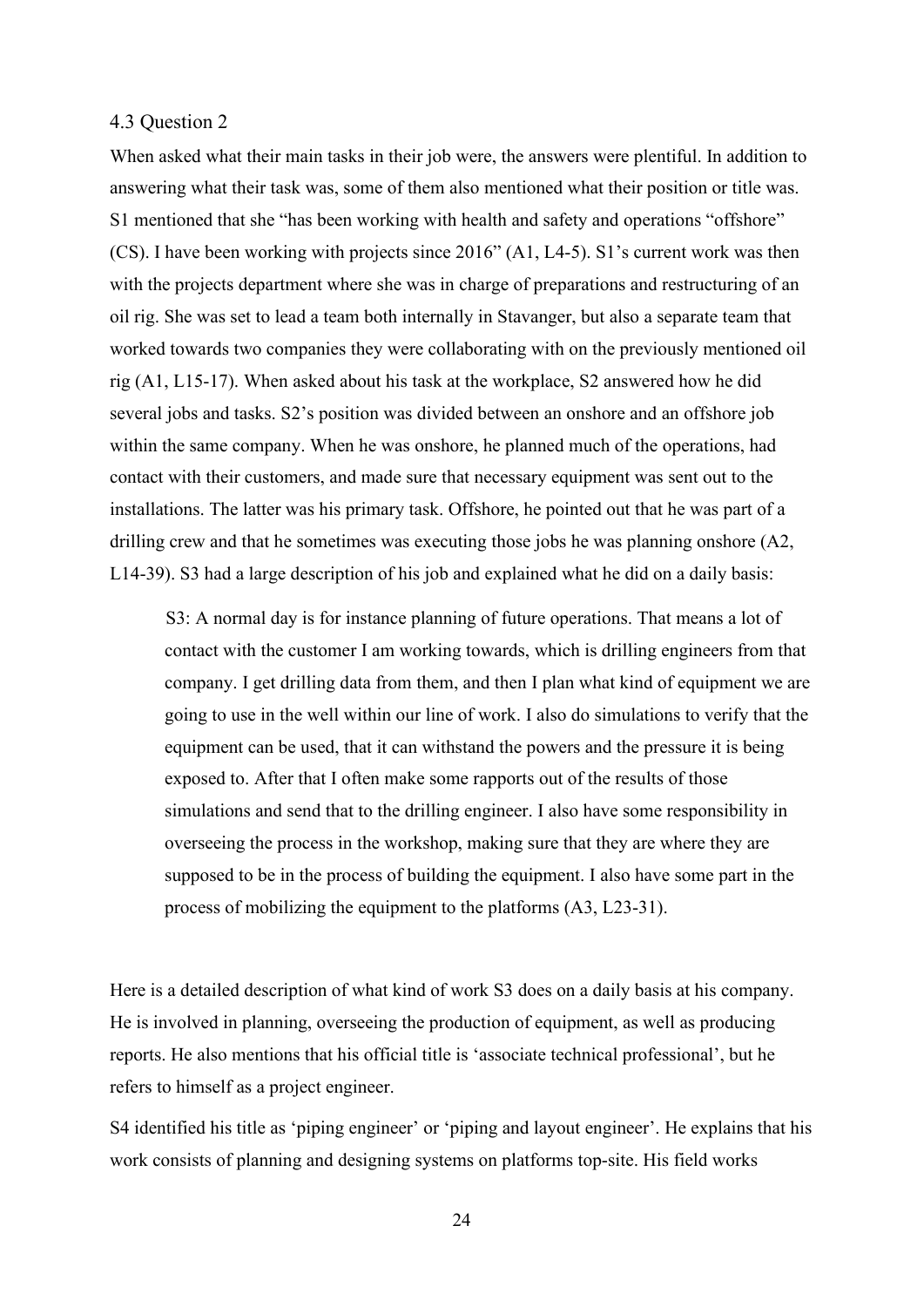### 4.3 Question 2

When asked what their main tasks in their job were, the answers were plentiful. In addition to answering what their task was, some of them also mentioned what their position or title was. S1 mentioned that she "has been working with health and safety and operations "offshore" (CS). I have been working with projects since 2016" (A1, L4-5). S1's current work was then with the projects department where she was in charge of preparations and restructuring of an oil rig. She was set to lead a team both internally in Stavanger, but also a separate team that worked towards two companies they were collaborating with on the previously mentioned oil rig (A1, L15-17). When asked about his task at the workplace, S2 answered how he did several jobs and tasks. S2's position was divided between an onshore and an offshore job within the same company. When he was onshore, he planned much of the operations, had contact with their customers, and made sure that necessary equipment was sent out to the installations. The latter was his primary task. Offshore, he pointed out that he was part of a drilling crew and that he sometimes was executing those jobs he was planning onshore (A2, L14-39). S3 had a large description of his job and explained what he did on a daily basis:

> S3: A normal day is for instance planning of future operations. That means a lot of contact with the customer I am working towards, which is drilling engineers from that company. I get drilling data from them, and then I plan what kind of equipment we are going to use in the well within our line of work. I also do simulations to verify that the equipment can be used, that it can withstand the powers and the pressure it is being exposed to. After that I often make some rapports out of the results of those simulations and send that to the drilling engineer. I also have some responsibility in overseeing the process in the workshop, making sure that they are where they are supposed to be in the process of building the equipment. I also have some part in the process of mobilizing the equipment to the platforms (A3, L23-31).

Here is a detailed description of what kind of work S3 does on a daily basis at his company. He is involved in planning, overseeing the production of equipment, as well as producing reports. He also mentions that his official title is 'associate technical professional', but he refers to himself as a project engineer.

S4 identified his title as 'piping engineer' or 'piping and layout engineer'. He explains that his work consists of planning and designing systems on platforms top-site. His field works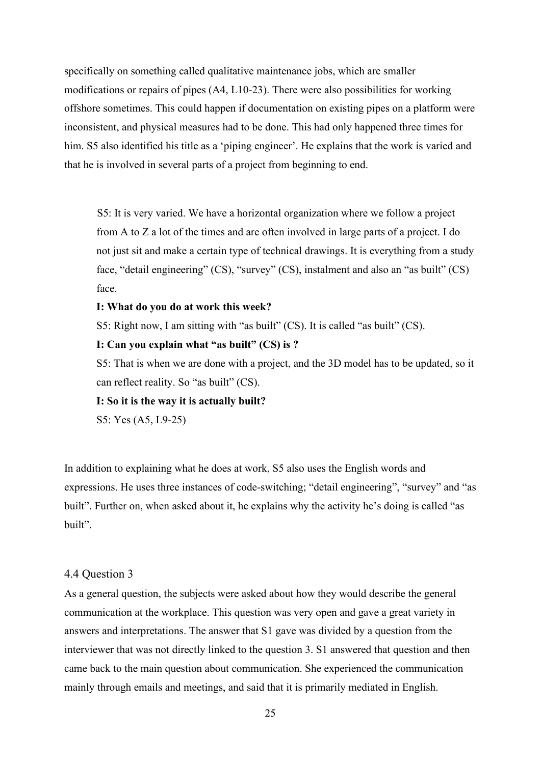specifically on something called qualitative maintenance jobs, which are smaller modifications or repairs of pipes (A4, L10-23). There were also possibilities for working offshore sometimes. This could happen if documentation on existing pipes on a platform were inconsistent, and physical measures had to be done. This had only happened three times for him. S5 also identified his title as a 'piping engineer'. He explains that the work is varied and that he is involved in several parts of a project from beginning to end.

> S5: It is very varied. We have a horizontal organization where we follow a project from A to Z a lot of the times and are often involved in large parts of a project. I do not just sit and make a certain type of technical drawings. It is everything from a study face, "detail engineering" (CS), "survey" (CS), instalment and also an "as built" (CS) face.
>
> **I: What do you do at work this week?**
>
> S5: Right now, I am sitting with "as built" (CS). It is called "as built" (CS).
>
> **I: Can you explain what "as built" (CS) is ?**
>
> S5: That is when we are done with a project, and the 3D model has to be updated, so it can reflect reality. So "as built" (CS).
>
> **I: So it is the way it is actually built?**
>
> S5: Yes (A5, L9-25)

In addition to explaining what he does at work, S5 also uses the English words and expressions. He uses three instances of code-switching; "detail engineering", "survey" and "as built". Further on, when asked about it, he explains why the activity he's doing is called "as built".

## 4.4 Question 3

As a general question, the subjects were asked about how they would describe the general communication at the workplace. This question was very open and gave a great variety in answers and interpretations. The answer that S1 gave was divided by a question from the interviewer that was not directly linked to the question 3. S1 answered that question and then came back to the main question about communication. She experienced the communication mainly through emails and meetings, and said that it is primarily mediated in English.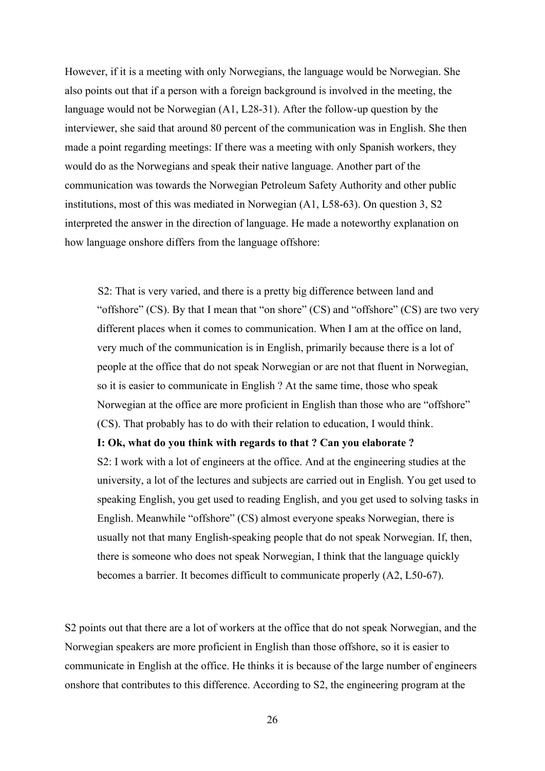However, if it is a meeting with only Norwegians, the language would be Norwegian. She also points out that if a person with a foreign background is involved in the meeting, the language would not be Norwegian (A1, L28-31). After the follow-up question by the interviewer, she said that around 80 percent of the communication was in English. She then made a point regarding meetings: If there was a meeting with only Spanish workers, they would do as the Norwegians and speak their native language. Another part of the communication was towards the Norwegian Petroleum Safety Authority and other public institutions, most of this was mediated in Norwegian (A1, L58-63). On question 3, S2 interpreted the answer in the direction of language. He made a noteworthy explanation on how language onshore differs from the language offshore:

> S2: That is very varied, and there is a pretty big difference between land and "offshore" (CS). By that I mean that "on shore" (CS) and "offshore" (CS) are two very different places when it comes to communication. When I am at the office on land, very much of the communication is in English, primarily because there is a lot of people at the office that do not speak Norwegian or are not that fluent in Norwegian, so it is easier to communicate in English ? At the same time, those who speak Norwegian at the office are more proficient in English than those who are "offshore" (CS). That probably has to do with their relation to education, I would think.
>
> **I: Ok, what do you think with regards to that ? Can you elaborate ?**
>
> S2: I work with a lot of engineers at the office. And at the engineering studies at the university, a lot of the lectures and subjects are carried out in English. You get used to speaking English, you get used to reading English, and you get used to solving tasks in English. Meanwhile "offshore" (CS) almost everyone speaks Norwegian, there is usually not that many English-speaking people that do not speak Norwegian. If, then, there is someone who does not speak Norwegian, I think that the language quickly becomes a barrier. It becomes difficult to communicate properly (A2, L50-67).

S2 points out that there are a lot of workers at the office that do not speak Norwegian, and the Norwegian speakers are more proficient in English than those offshore, so it is easier to communicate in English at the office. He thinks it is because of the large number of engineers onshore that contributes to this difference. According to S2, the engineering program at the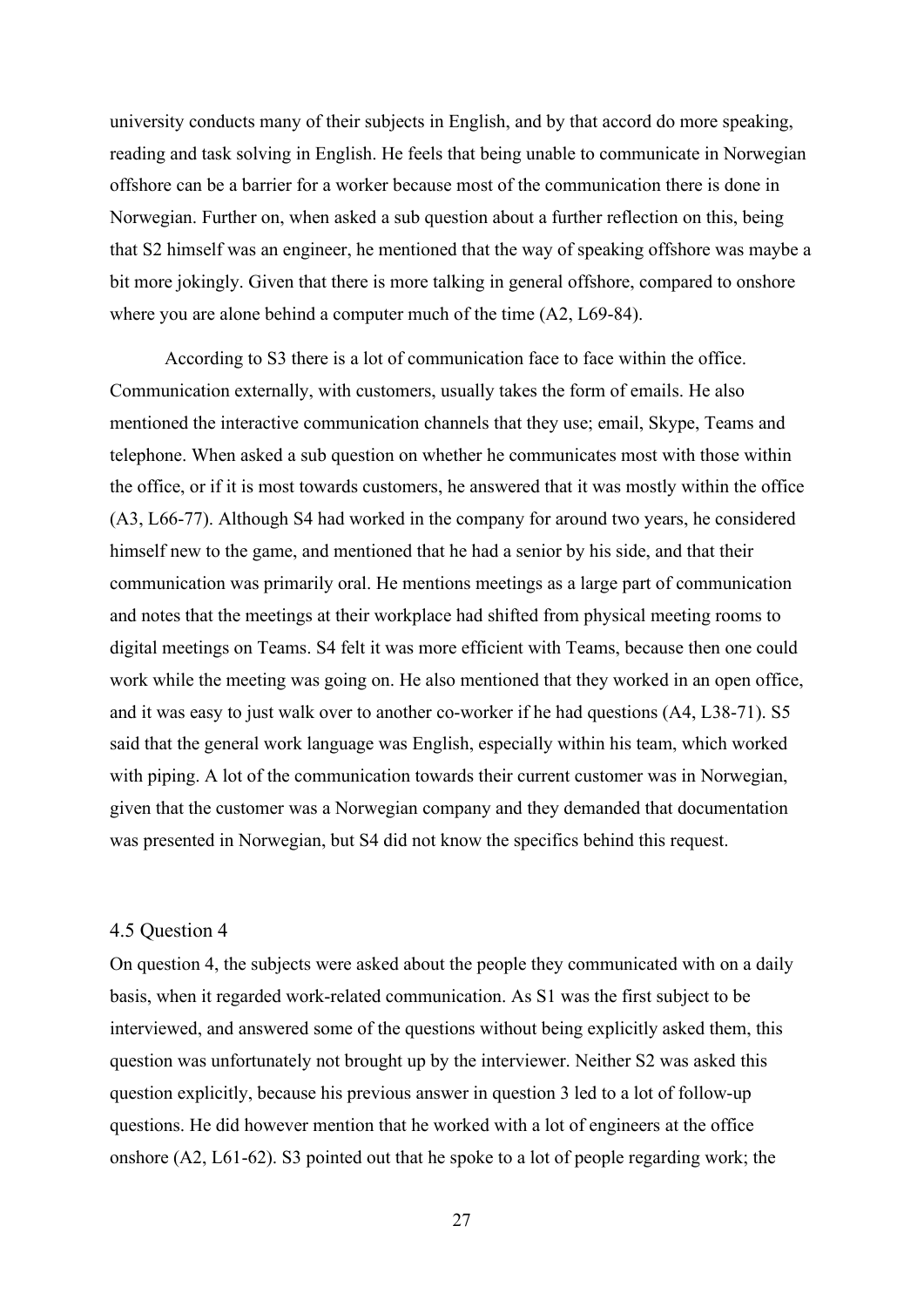university conducts many of their subjects in English, and by that accord do more speaking, reading and task solving in English. He feels that being unable to communicate in Norwegian offshore can be a barrier for a worker because most of the communication there is done in Norwegian. Further on, when asked a sub question about a further reflection on this, being that S2 himself was an engineer, he mentioned that the way of speaking offshore was maybe a bit more jokingly. Given that there is more talking in general offshore, compared to onshore where you are alone behind a computer much of the time (A2, L69-84).

According to S3 there is a lot of communication face to face within the office. Communication externally, with customers, usually takes the form of emails. He also mentioned the interactive communication channels that they use; email, Skype, Teams and telephone. When asked a sub question on whether he communicates most with those within the office, or if it is most towards customers, he answered that it was mostly within the office (A3, L66-77). Although S4 had worked in the company for around two years, he considered himself new to the game, and mentioned that he had a senior by his side, and that their communication was primarily oral. He mentions meetings as a large part of communication and notes that the meetings at their workplace had shifted from physical meeting rooms to digital meetings on Teams. S4 felt it was more efficient with Teams, because then one could work while the meeting was going on. He also mentioned that they worked in an open office, and it was easy to just walk over to another co-worker if he had questions (A4, L38-71). S5 said that the general work language was English, especially within his team, which worked with piping. A lot of the communication towards their current customer was in Norwegian, given that the customer was a Norwegian company and they demanded that documentation was presented in Norwegian, but S4 did not know the specifics behind this request.

## 4.5 Question 4

On question 4, the subjects were asked about the people they communicated with on a daily basis, when it regarded work-related communication. As S1 was the first subject to be interviewed, and answered some of the questions without being explicitly asked them, this question was unfortunately not brought up by the interviewer. Neither S2 was asked this question explicitly, because his previous answer in question 3 led to a lot of follow-up questions. He did however mention that he worked with a lot of engineers at the office onshore (A2, L61-62). S3 pointed out that he spoke to a lot of people regarding work; the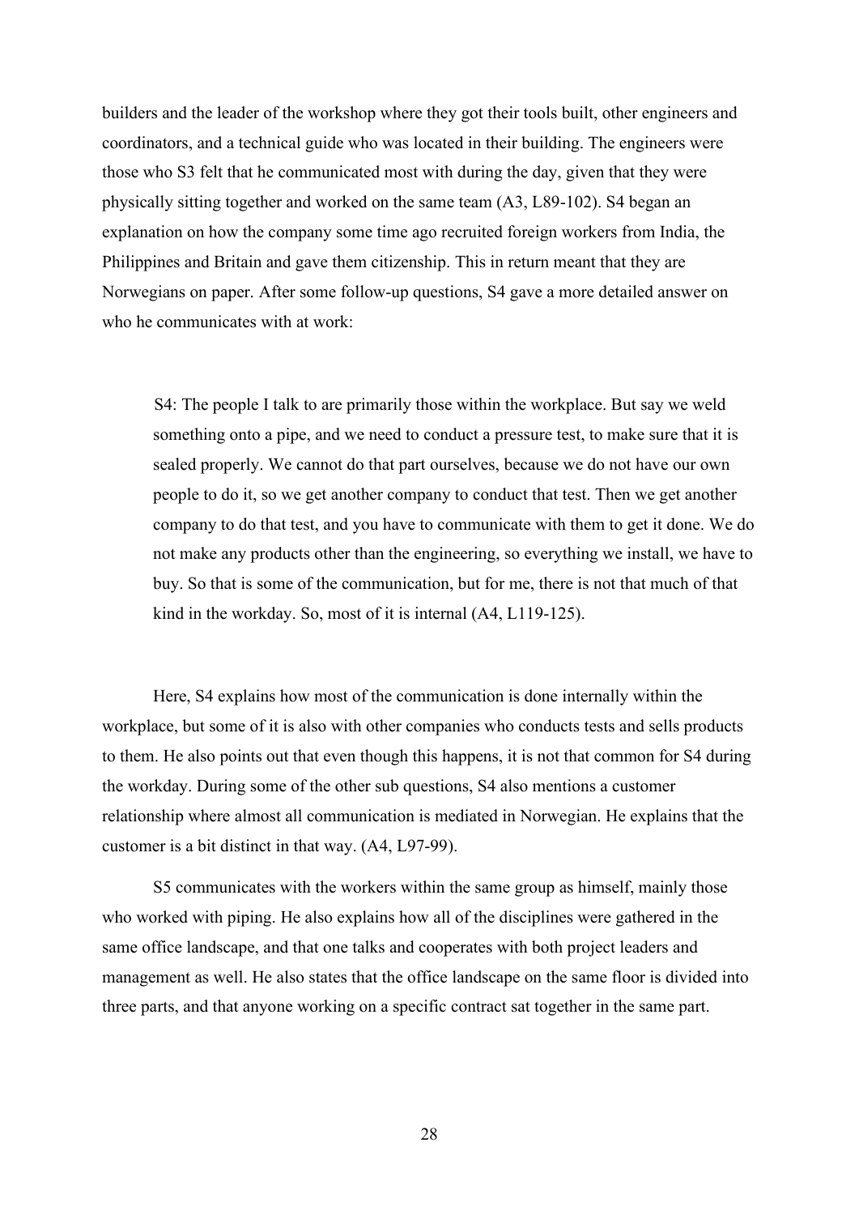builders and the leader of the workshop where they got their tools built, other engineers and coordinators, and a technical guide who was located in their building. The engineers were those who S3 felt that he communicated most with during the day, given that they were physically sitting together and worked on the same team (A3, L89-102). S4 began an explanation on how the company some time ago recruited foreign workers from India, the Philippines and Britain and gave them citizenship. This in return meant that they are Norwegians on paper. After some follow-up questions, S4 gave a more detailed answer on who he communicates with at work:

> S4: The people I talk to are primarily those within the workplace. But say we weld something onto a pipe, and we need to conduct a pressure test, to make sure that it is sealed properly. We cannot do that part ourselves, because we do not have our own people to do it, so we get another company to conduct that test. Then we get another company to do that test, and you have to communicate with them to get it done. We do not make any products other than the engineering, so everything we install, we have to buy. So that is some of the communication, but for me, there is not that much of that kind in the workday. So, most of it is internal (A4, L119-125).

Here, S4 explains how most of the communication is done internally within the workplace, but some of it is also with other companies who conducts tests and sells products to them. He also points out that even though this happens, it is not that common for S4 during the workday. During some of the other sub questions, S4 also mentions a customer relationship where almost all communication is mediated in Norwegian. He explains that the customer is a bit distinct in that way. (A4, L97-99).

S5 communicates with the workers within the same group as himself, mainly those who worked with piping. He also explains how all of the disciplines were gathered in the same office landscape, and that one talks and cooperates with both project leaders and management as well. He also states that the office landscape on the same floor is divided into three parts, and that anyone working on a specific contract sat together in the same part.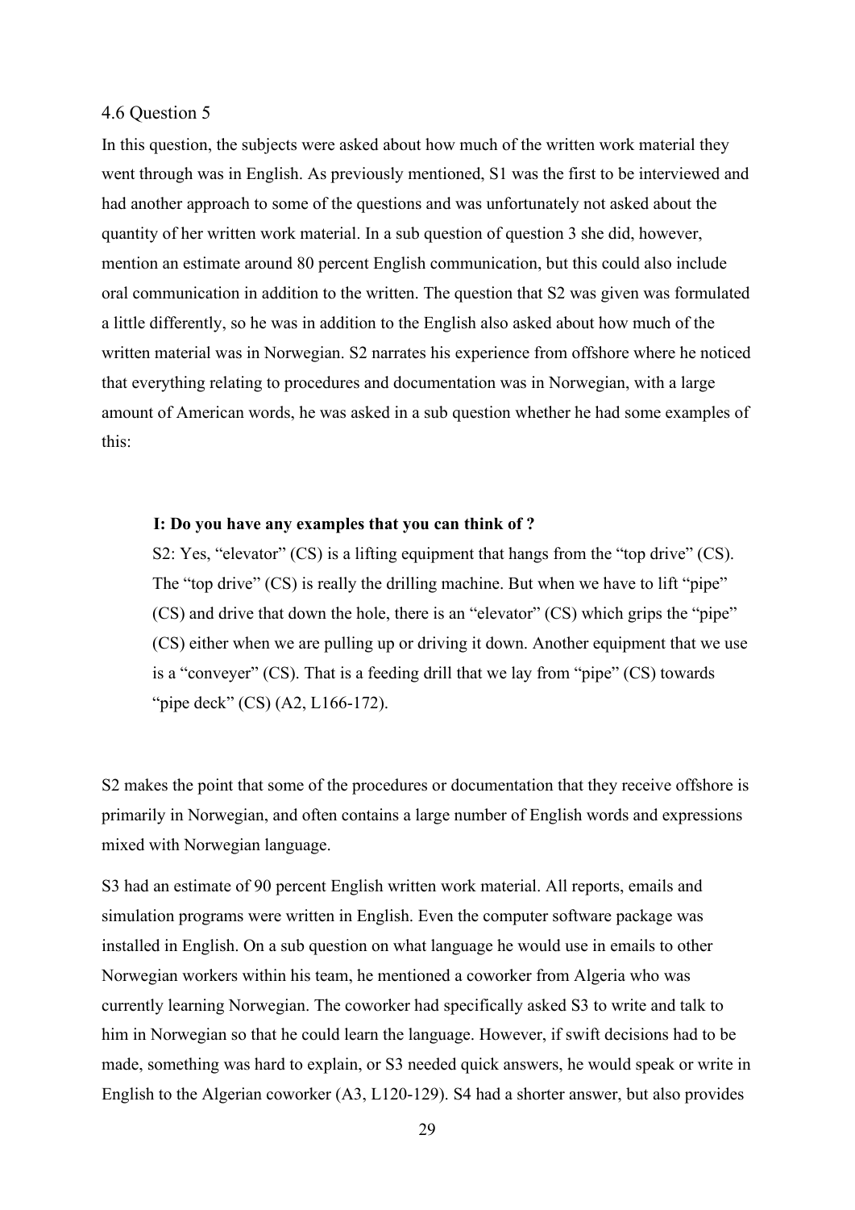### 4.6 Question 5

In this question, the subjects were asked about how much of the written work material they went through was in English. As previously mentioned, S1 was the first to be interviewed and had another approach to some of the questions and was unfortunately not asked about the quantity of her written work material. In a sub question of question 3 she did, however, mention an estimate around 80 percent English communication, but this could also include oral communication in addition to the written. The question that S2 was given was formulated a little differently, so he was in addition to the English also asked about how much of the written material was in Norwegian. S2 narrates his experience from offshore where he noticed that everything relating to procedures and documentation was in Norwegian, with a large amount of American words, he was asked in a sub question whether he had some examples of this:

> **I: Do you have any examples that you can think of ?**
>
> S2: Yes, "elevator" (CS) is a lifting equipment that hangs from the "top drive" (CS). The "top drive" (CS) is really the drilling machine. But when we have to lift "pipe" (CS) and drive that down the hole, there is an "elevator" (CS) which grips the "pipe" (CS) either when we are pulling up or driving it down. Another equipment that we use is a "conveyer" (CS). That is a feeding drill that we lay from "pipe" (CS) towards "pipe deck" (CS) (A2, L166-172).

S2 makes the point that some of the procedures or documentation that they receive offshore is primarily in Norwegian, and often contains a large number of English words and expressions mixed with Norwegian language.

S3 had an estimate of 90 percent English written work material. All reports, emails and simulation programs were written in English. Even the computer software package was installed in English. On a sub question on what language he would use in emails to other Norwegian workers within his team, he mentioned a coworker from Algeria who was currently learning Norwegian. The coworker had specifically asked S3 to write and talk to him in Norwegian so that he could learn the language. However, if swift decisions had to be made, something was hard to explain, or S3 needed quick answers, he would speak or write in English to the Algerian coworker (A3, L120-129). S4 had a shorter answer, but also provides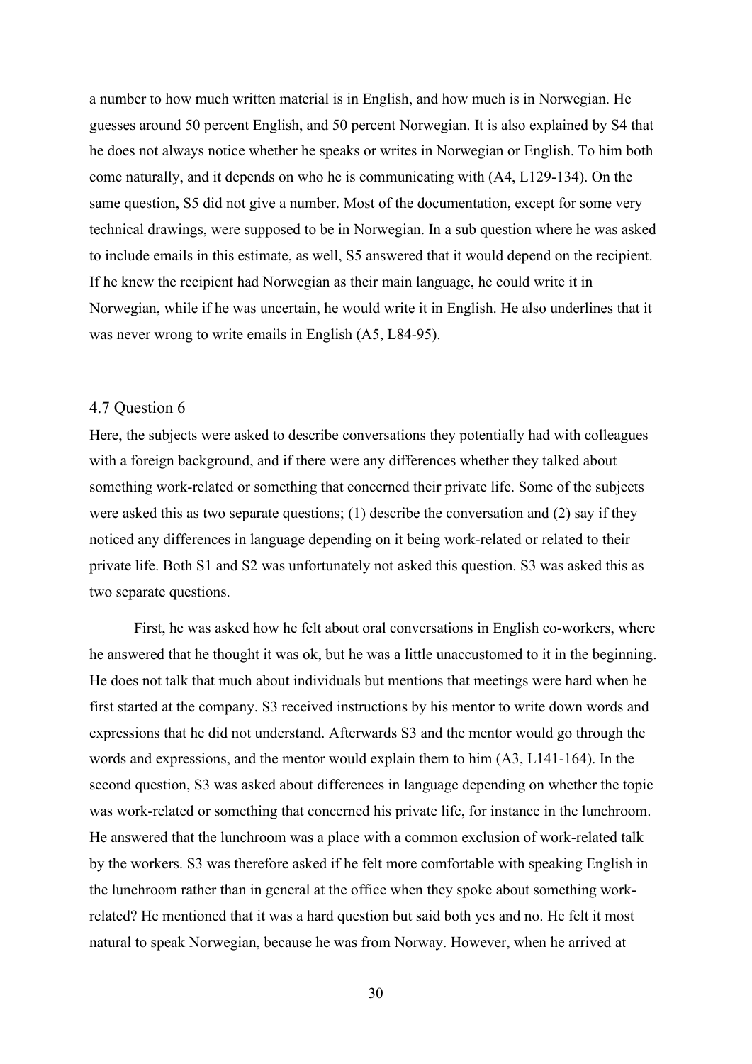a number to how much written material is in English, and how much is in Norwegian. He guesses around 50 percent English, and 50 percent Norwegian. It is also explained by S4 that he does not always notice whether he speaks or writes in Norwegian or English. To him both come naturally, and it depends on who he is communicating with (A4, L129-134). On the same question, S5 did not give a number. Most of the documentation, except for some very technical drawings, were supposed to be in Norwegian. In a sub question where he was asked to include emails in this estimate, as well, S5 answered that it would depend on the recipient. If he knew the recipient had Norwegian as their main language, he could write it in Norwegian, while if he was uncertain, he would write it in English. He also underlines that it was never wrong to write emails in English (A5, L84-95).

## 4.7 Question 6

Here, the subjects were asked to describe conversations they potentially had with colleagues with a foreign background, and if there were any differences whether they talked about something work-related or something that concerned their private life. Some of the subjects were asked this as two separate questions; (1) describe the conversation and (2) say if they noticed any differences in language depending on it being work-related or related to their private life. Both S1 and S2 was unfortunately not asked this question. S3 was asked this as two separate questions.

First, he was asked how he felt about oral conversations in English co-workers, where he answered that he thought it was ok, but he was a little unaccustomed to it in the beginning. He does not talk that much about individuals but mentions that meetings were hard when he first started at the company. S3 received instructions by his mentor to write down words and expressions that he did not understand. Afterwards S3 and the mentor would go through the words and expressions, and the mentor would explain them to him (A3, L141-164). In the second question, S3 was asked about differences in language depending on whether the topic was work-related or something that concerned his private life, for instance in the lunchroom. He answered that the lunchroom was a place with a common exclusion of work-related talk by the workers. S3 was therefore asked if he felt more comfortable with speaking English in the lunchroom rather than in general at the office when they spoke about something work-related? He mentioned that it was a hard question but said both yes and no. He felt it most natural to speak Norwegian, because he was from Norway. However, when he arrived at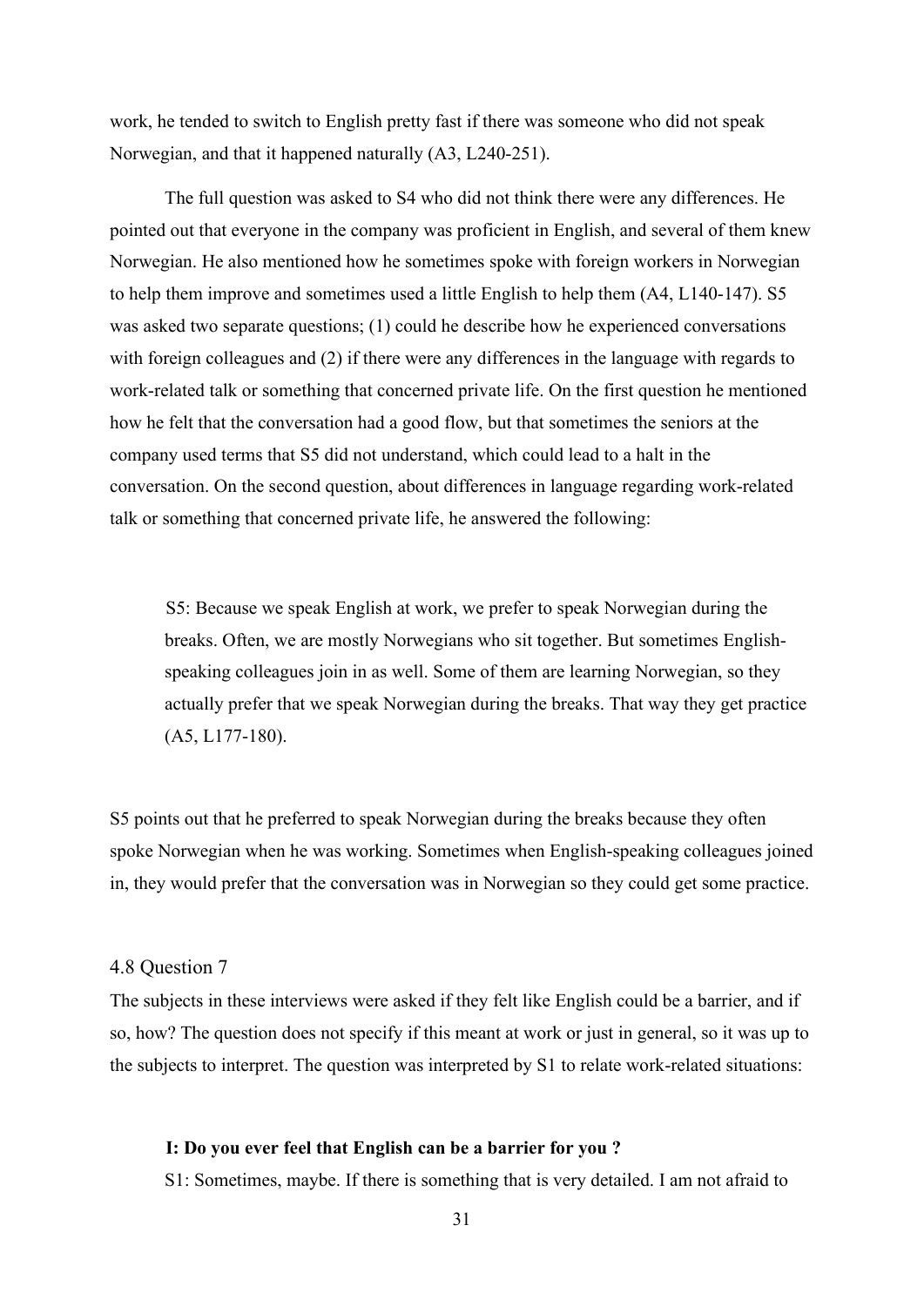work, he tended to switch to English pretty fast if there was someone who did not speak Norwegian, and that it happened naturally (A3, L240-251).

The full question was asked to S4 who did not think there were any differences. He pointed out that everyone in the company was proficient in English, and several of them knew Norwegian. He also mentioned how he sometimes spoke with foreign workers in Norwegian to help them improve and sometimes used a little English to help them (A4, L140-147). S5 was asked two separate questions; (1) could he describe how he experienced conversations with foreign colleagues and (2) if there were any differences in the language with regards to work-related talk or something that concerned private life. On the first question he mentioned how he felt that the conversation had a good flow, but that sometimes the seniors at the company used terms that S5 did not understand, which could lead to a halt in the conversation. On the second question, about differences in language regarding work-related talk or something that concerned private life, he answered the following:

> S5: Because we speak English at work, we prefer to speak Norwegian during the breaks. Often, we are mostly Norwegians who sit together. But sometimes English-speaking colleagues join in as well. Some of them are learning Norwegian, so they actually prefer that we speak Norwegian during the breaks. That way they get practice (A5, L177-180).

S5 points out that he preferred to speak Norwegian during the breaks because they often spoke Norwegian when he was working. Sometimes when English-speaking colleagues joined in, they would prefer that the conversation was in Norwegian so they could get some practice.

## 4.8 Question 7

The subjects in these interviews were asked if they felt like English could be a barrier, and if so, how? The question does not specify if this meant at work or just in general, so it was up to the subjects to interpret. The question was interpreted by S1 to relate work-related situations:

> **I: Do you ever feel that English can be a barrier for you ?**
>
> S1: Sometimes, maybe. If there is something that is very detailed. I am not afraid to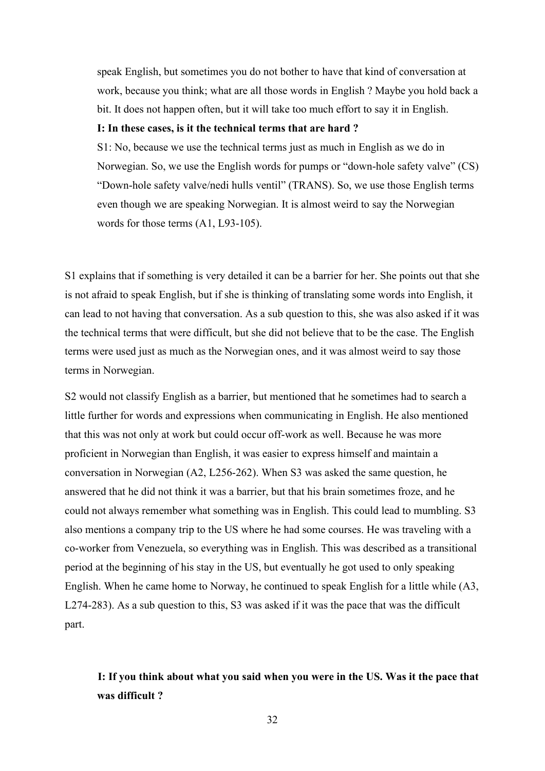> speak English, but sometimes you do not bother to have that kind of conversation at work, because you think; what are all those words in English ? Maybe you hold back a bit. It does not happen often, but it will take too much effort to say it in English.
>
> **I: In these cases, is it the technical terms that are hard ?**
>
> S1: No, because we use the technical terms just as much in English as we do in Norwegian. So, we use the English words for pumps or "down-hole safety valve" (CS) "Down-hole safety valve/nedi hulls ventil" (TRANS). So, we use those English terms even though we are speaking Norwegian. It is almost weird to say the Norwegian words for those terms (A1, L93-105).

S1 explains that if something is very detailed it can be a barrier for her. She points out that she is not afraid to speak English, but if she is thinking of translating some words into English, it can lead to not having that conversation. As a sub question to this, she was also asked if it was the technical terms that were difficult, but she did not believe that to be the case. The English terms were used just as much as the Norwegian ones, and it was almost weird to say those terms in Norwegian.

S2 would not classify English as a barrier, but mentioned that he sometimes had to search a little further for words and expressions when communicating in English. He also mentioned that this was not only at work but could occur off-work as well. Because he was more proficient in Norwegian than English, it was easier to express himself and maintain a conversation in Norwegian (A2, L256-262). When S3 was asked the same question, he answered that he did not think it was a barrier, but that his brain sometimes froze, and he could not always remember what something was in English. This could lead to mumbling. S3 also mentions a company trip to the US where he had some courses. He was traveling with a co-worker from Venezuela, so everything was in English. This was described as a transitional period at the beginning of his stay in the US, but eventually he got used to only speaking English. When he came home to Norway, he continued to speak English for a little while (A3, L274-283). As a sub question to this, S3 was asked if it was the pace that was the difficult part.

> **I: If you think about what you said when you were in the US. Was it the pace that was difficult ?**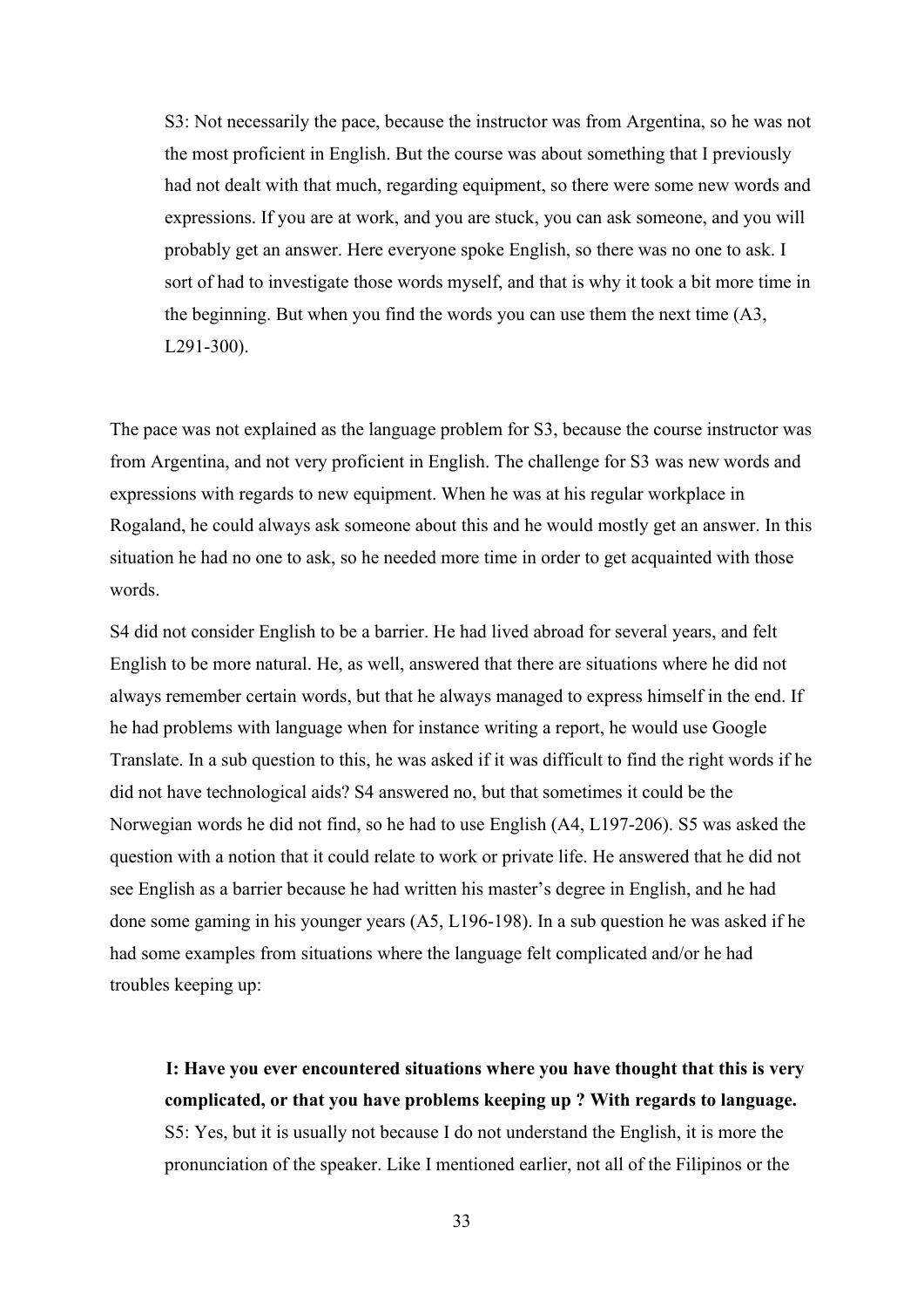> S3: Not necessarily the pace, because the instructor was from Argentina, so he was not the most proficient in English. But the course was about something that I previously had not dealt with that much, regarding equipment, so there were some new words and expressions. If you are at work, and you are stuck, you can ask someone, and you will probably get an answer. Here everyone spoke English, so there was no one to ask. I sort of had to investigate those words myself, and that is why it took a bit more time in the beginning. But when you find the words you can use them the next time (A3, L291-300).

The pace was not explained as the language problem for S3, because the course instructor was from Argentina, and not very proficient in English. The challenge for S3 was new words and expressions with regards to new equipment. When he was at his regular workplace in Rogaland, he could always ask someone about this and he would mostly get an answer. In this situation he had no one to ask, so he needed more time in order to get acquainted with those words.

S4 did not consider English to be a barrier. He had lived abroad for several years, and felt English to be more natural. He, as well, answered that there are situations where he did not always remember certain words, but that he always managed to express himself in the end. If he had problems with language when for instance writing a report, he would use Google Translate. In a sub question to this, he was asked if it was difficult to find the right words if he did not have technological aids? S4 answered no, but that sometimes it could be the Norwegian words he did not find, so he had to use English (A4, L197-206). S5 was asked the question with a notion that it could relate to work or private life. He answered that he did not see English as a barrier because he had written his master's degree in English, and he had done some gaming in his younger years (A5, L196-198). In a sub question he was asked if he had some examples from situations where the language felt complicated and/or he had troubles keeping up:

> **I: Have you ever encountered situations where you have thought that this is very complicated, or that you have problems keeping up ? With regards to language.**
> S5: Yes, but it is usually not because I do not understand the English, it is more the pronunciation of the speaker. Like I mentioned earlier, not all of the Filipinos or the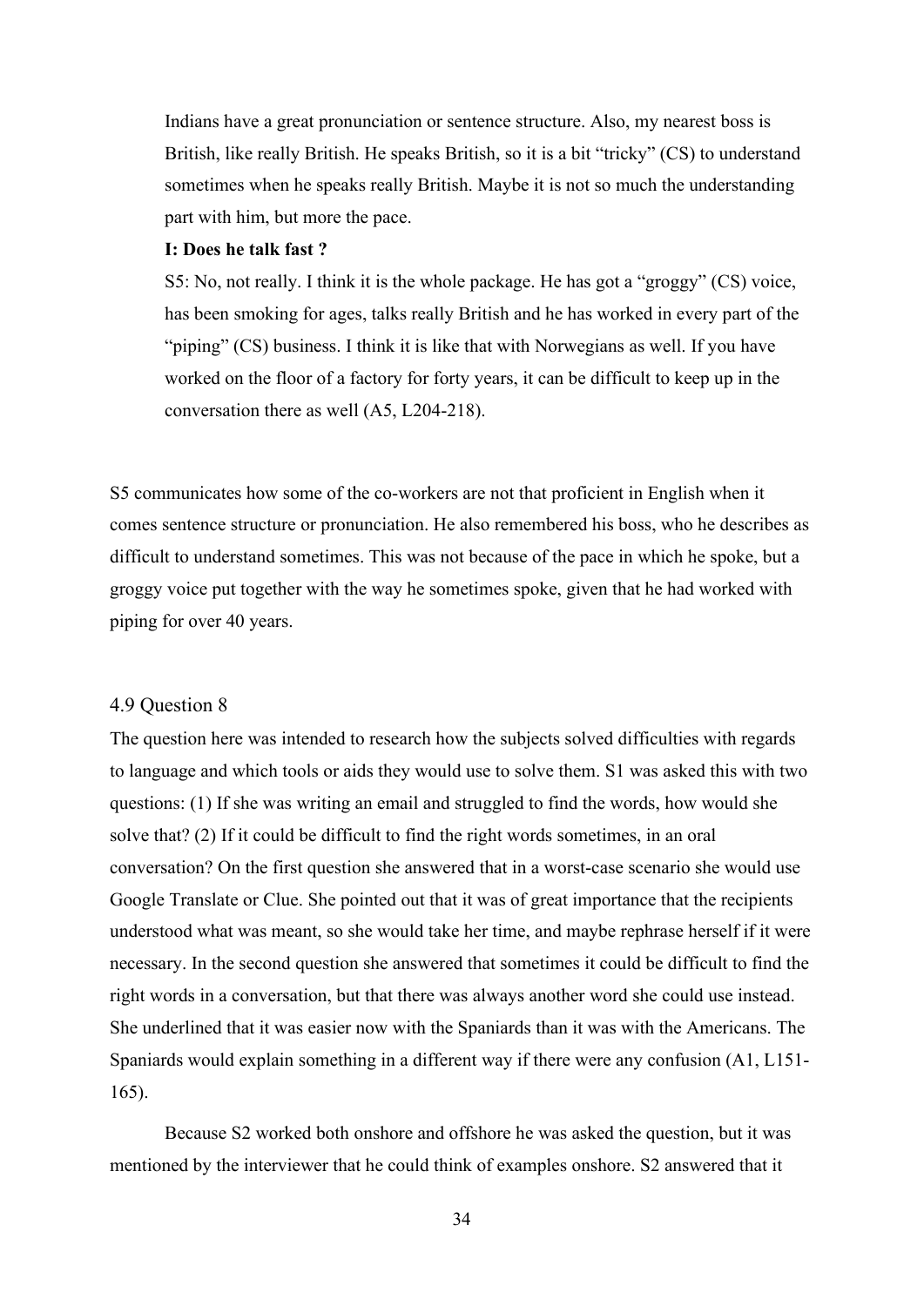> Indians have a great pronunciation or sentence structure. Also, my nearest boss is British, like really British. He speaks British, so it is a bit "tricky" (CS) to understand sometimes when he speaks really British. Maybe it is not so much the understanding part with him, but more the pace.
>
> **I: Does he talk fast ?**
>
> S5: No, not really. I think it is the whole package. He has got a "groggy" (CS) voice, has been smoking for ages, talks really British and he has worked in every part of the "piping" (CS) business. I think it is like that with Norwegians as well. If you have worked on the floor of a factory for forty years, it can be difficult to keep up in the conversation there as well (A5, L204-218).

S5 communicates how some of the co-workers are not that proficient in English when it comes sentence structure or pronunciation. He also remembered his boss, who he describes as difficult to understand sometimes. This was not because of the pace in which he spoke, but a groggy voice put together with the way he sometimes spoke, given that he had worked with piping for over 40 years.

## 4.9 Question 8

The question here was intended to research how the subjects solved difficulties with regards to language and which tools or aids they would use to solve them. S1 was asked this with two questions: (1) If she was writing an email and struggled to find the words, how would she solve that? (2) If it could be difficult to find the right words sometimes, in an oral conversation? On the first question she answered that in a worst-case scenario she would use Google Translate or Clue. She pointed out that it was of great importance that the recipients understood what was meant, so she would take her time, and maybe rephrase herself if it were necessary. In the second question she answered that sometimes it could be difficult to find the right words in a conversation, but that there was always another word she could use instead. She underlined that it was easier now with the Spaniards than it was with the Americans. The Spaniards would explain something in a different way if there were any confusion (A1, L151-165).

Because S2 worked both onshore and offshore he was asked the question, but it was mentioned by the interviewer that he could think of examples onshore. S2 answered that it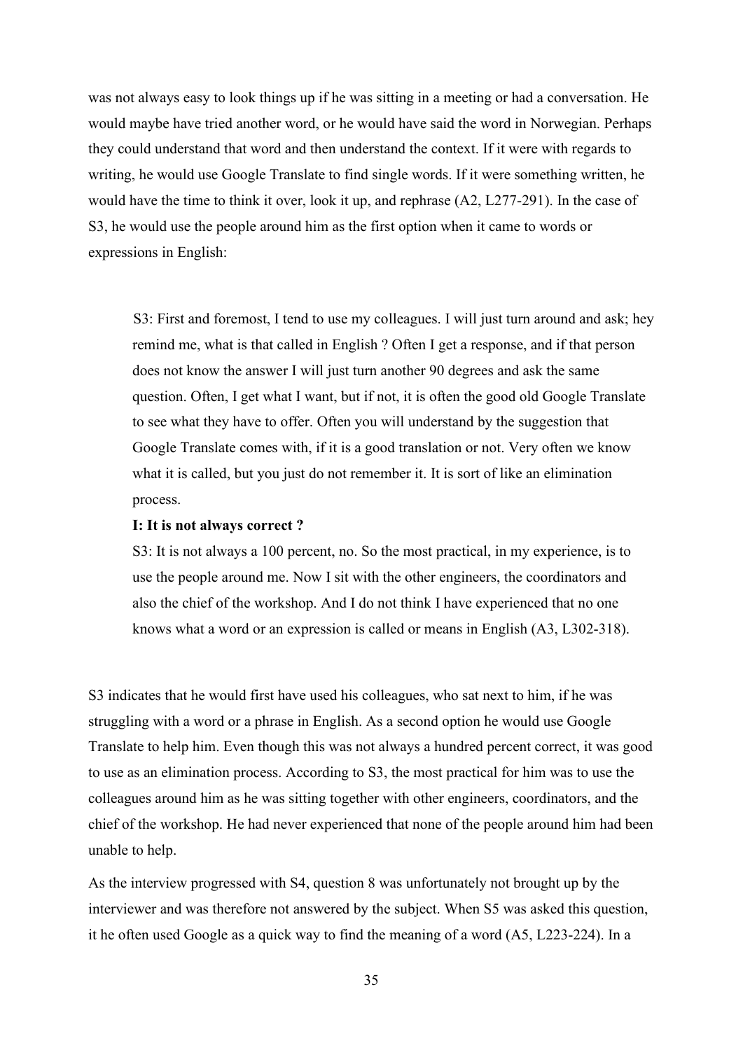was not always easy to look things up if he was sitting in a meeting or had a conversation. He would maybe have tried another word, or he would have said the word in Norwegian. Perhaps they could understand that word and then understand the context. If it were with regards to writing, he would use Google Translate to find single words. If it were something written, he would have the time to think it over, look it up, and rephrase (A2, L277-291). In the case of S3, he would use the people around him as the first option when it came to words or expressions in English:

> S3: First and foremost, I tend to use my colleagues. I will just turn around and ask; hey remind me, what is that called in English ? Often I get a response, and if that person does not know the answer I will just turn another 90 degrees and ask the same question. Often, I get what I want, but if not, it is often the good old Google Translate to see what they have to offer. Often you will understand by the suggestion that Google Translate comes with, if it is a good translation or not. Very often we know what it is called, but you just do not remember it. It is sort of like an elimination process.
>
> **I: It is not always correct ?**
>
> S3: It is not always a 100 percent, no. So the most practical, in my experience, is to use the people around me. Now I sit with the other engineers, the coordinators and also the chief of the workshop. And I do not think I have experienced that no one knows what a word or an expression is called or means in English (A3, L302-318).

S3 indicates that he would first have used his colleagues, who sat next to him, if he was struggling with a word or a phrase in English. As a second option he would use Google Translate to help him. Even though this was not always a hundred percent correct, it was good to use as an elimination process. According to S3, the most practical for him was to use the colleagues around him as he was sitting together with other engineers, coordinators, and the chief of the workshop. He had never experienced that none of the people around him had been unable to help.

As the interview progressed with S4, question 8 was unfortunately not brought up by the interviewer and was therefore not answered by the subject. When S5 was asked this question, it he often used Google as a quick way to find the meaning of a word (A5, L223-224). In a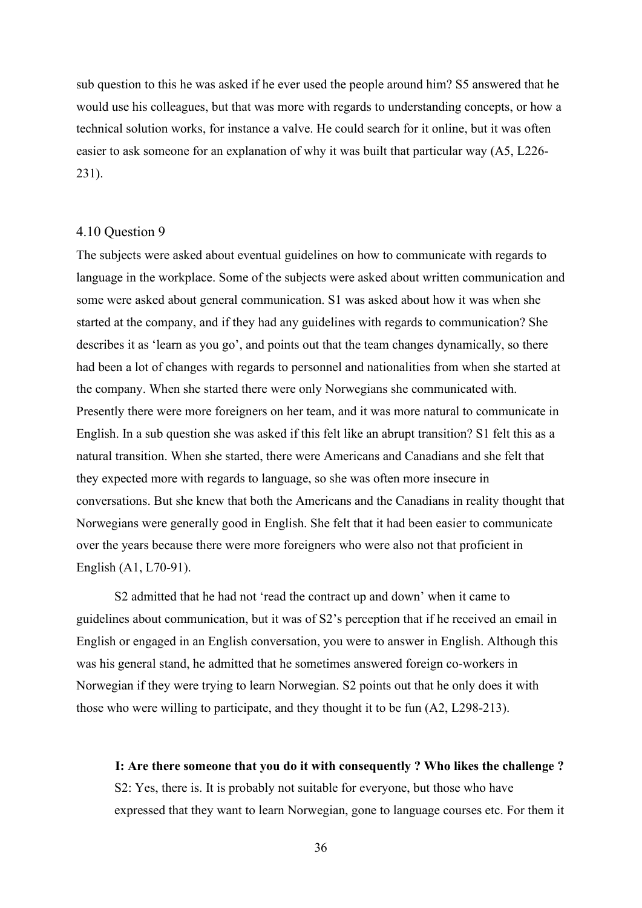sub question to this he was asked if he ever used the people around him? S5 answered that he would use his colleagues, but that was more with regards to understanding concepts, or how a technical solution works, for instance a valve. He could search for it online, but it was often easier to ask someone for an explanation of why it was built that particular way (A5, L226-231).

### 4.10 Question 9

The subjects were asked about eventual guidelines on how to communicate with regards to language in the workplace. Some of the subjects were asked about written communication and some were asked about general communication. S1 was asked about how it was when she started at the company, and if they had any guidelines with regards to communication? She describes it as 'learn as you go', and points out that the team changes dynamically, so there had been a lot of changes with regards to personnel and nationalities from when she started at the company. When she started there were only Norwegians she communicated with. Presently there were more foreigners on her team, and it was more natural to communicate in English. In a sub question she was asked if this felt like an abrupt transition? S1 felt this as a natural transition. When she started, there were Americans and Canadians and she felt that they expected more with regards to language, so she was often more insecure in conversations. But she knew that both the Americans and the Canadians in reality thought that Norwegians were generally good in English. She felt that it had been easier to communicate over the years because there were more foreigners who were also not that proficient in English (A1, L70-91).

S2 admitted that he had not 'read the contract up and down' when it came to guidelines about communication, but it was of S2's perception that if he received an email in English or engaged in an English conversation, you were to answer in English. Although this was his general stand, he admitted that he sometimes answered foreign co-workers in Norwegian if they were trying to learn Norwegian. S2 points out that he only does it with those who were willing to participate, and they thought it to be fun (A2, L298-213).

> **I: Are there someone that you do it with consequently ? Who likes the challenge ?**
> S2: Yes, there is. It is probably not suitable for everyone, but those who have expressed that they want to learn Norwegian, gone to language courses etc. For them it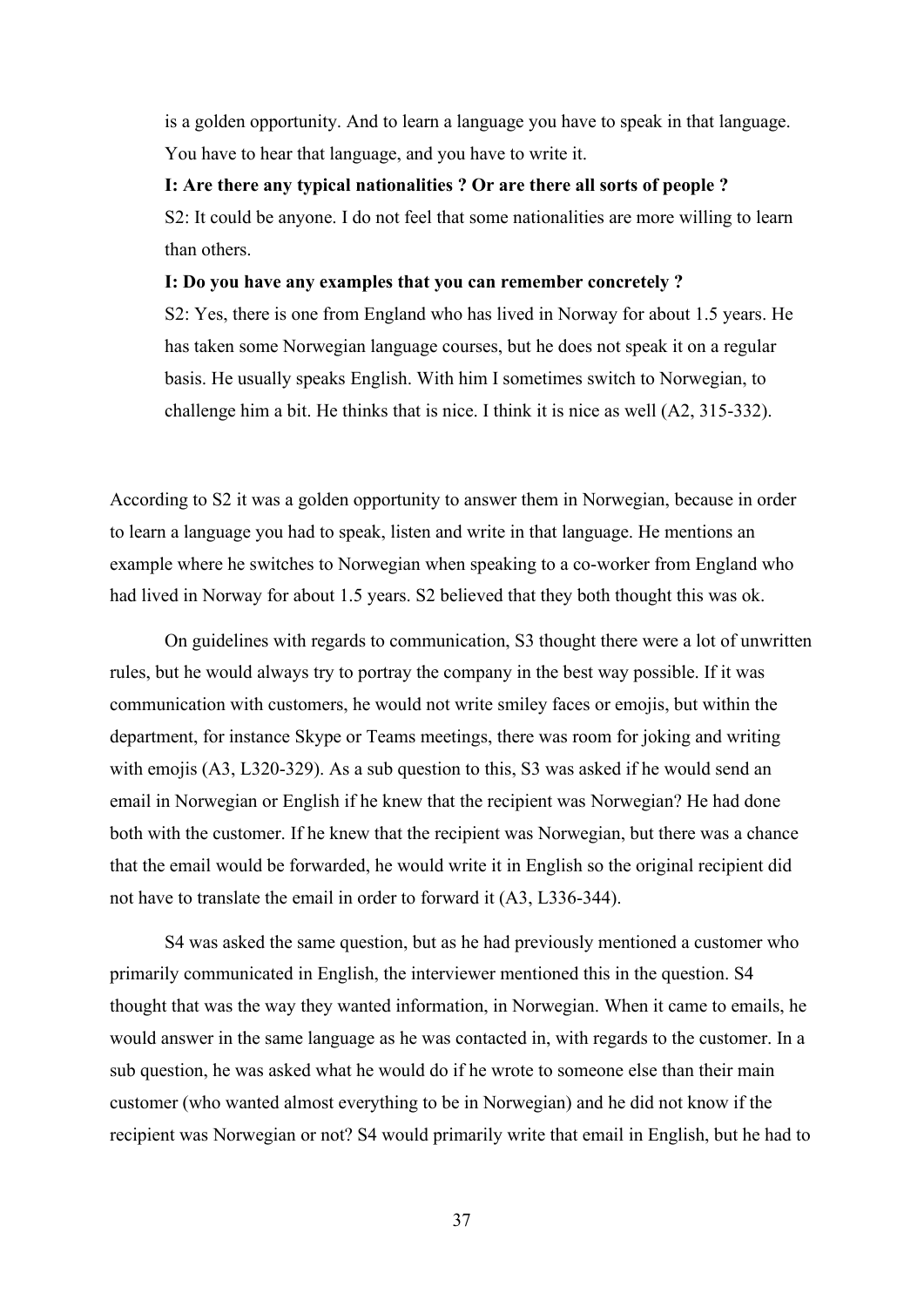> is a golden opportunity. And to learn a language you have to speak in that language. You have to hear that language, and you have to write it.
>
> **I: Are there any typical nationalities ? Or are there all sorts of people ?**
>
> S2: It could be anyone. I do not feel that some nationalities are more willing to learn than others.
>
> **I: Do you have any examples that you can remember concretely ?**
>
> S2: Yes, there is one from England who has lived in Norway for about 1.5 years. He has taken some Norwegian language courses, but he does not speak it on a regular basis. He usually speaks English. With him I sometimes switch to Norwegian, to challenge him a bit. He thinks that is nice. I think it is nice as well (A2, 315-332).

According to S2 it was a golden opportunity to answer them in Norwegian, because in order to learn a language you had to speak, listen and write in that language. He mentions an example where he switches to Norwegian when speaking to a co-worker from England who had lived in Norway for about 1.5 years. S2 believed that they both thought this was ok.

On guidelines with regards to communication, S3 thought there were a lot of unwritten rules, but he would always try to portray the company in the best way possible. If it was communication with customers, he would not write smiley faces or emojis, but within the department, for instance Skype or Teams meetings, there was room for joking and writing with emojis (A3, L320-329). As a sub question to this, S3 was asked if he would send an email in Norwegian or English if he knew that the recipient was Norwegian? He had done both with the customer. If he knew that the recipient was Norwegian, but there was a chance that the email would be forwarded, he would write it in English so the original recipient did not have to translate the email in order to forward it (A3, L336-344).

S4 was asked the same question, but as he had previously mentioned a customer who primarily communicated in English, the interviewer mentioned this in the question. S4 thought that was the way they wanted information, in Norwegian. When it came to emails, he would answer in the same language as he was contacted in, with regards to the customer. In a sub question, he was asked what he would do if he wrote to someone else than their main customer (who wanted almost everything to be in Norwegian) and he did not know if the recipient was Norwegian or not? S4 would primarily write that email in English, but he had to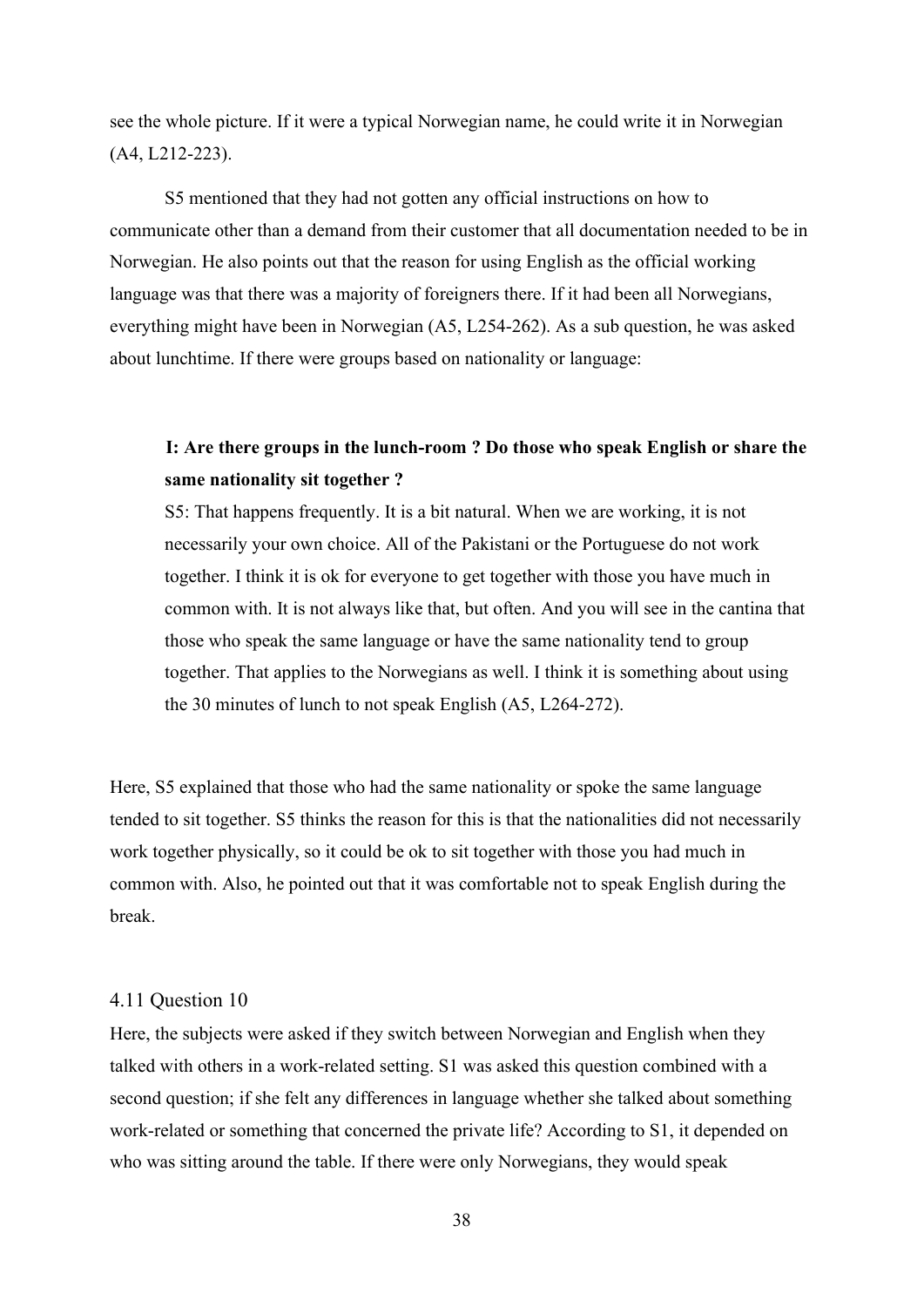see the whole picture. If it were a typical Norwegian name, he could write it in Norwegian (A4, L212-223).

S5 mentioned that they had not gotten any official instructions on how to communicate other than a demand from their customer that all documentation needed to be in Norwegian. He also points out that the reason for using English as the official working language was that there was a majority of foreigners there. If it had been all Norwegians, everything might have been in Norwegian (A5, L254-262). As a sub question, he was asked about lunchtime. If there were groups based on nationality or language:

> **I: Are there groups in the lunch-room ? Do those who speak English or share the same nationality sit together ?**
> S5: That happens frequently. It is a bit natural. When we are working, it is not necessarily your own choice. All of the Pakistani or the Portuguese do not work together. I think it is ok for everyone to get together with those you have much in common with. It is not always like that, but often. And you will see in the cantina that those who speak the same language or have the same nationality tend to group together. That applies to the Norwegians as well. I think it is something about using the 30 minutes of lunch to not speak English (A5, L264-272).

Here, S5 explained that those who had the same nationality or spoke the same language tended to sit together. S5 thinks the reason for this is that the nationalities did not necessarily work together physically, so it could be ok to sit together with those you had much in common with. Also, he pointed out that it was comfortable not to speak English during the break.

### 4.11 Question 10

Here, the subjects were asked if they switch between Norwegian and English when they talked with others in a work-related setting. S1 was asked this question combined with a second question; if she felt any differences in language whether she talked about something work-related or something that concerned the private life? According to S1, it depended on who was sitting around the table. If there were only Norwegians, they would speak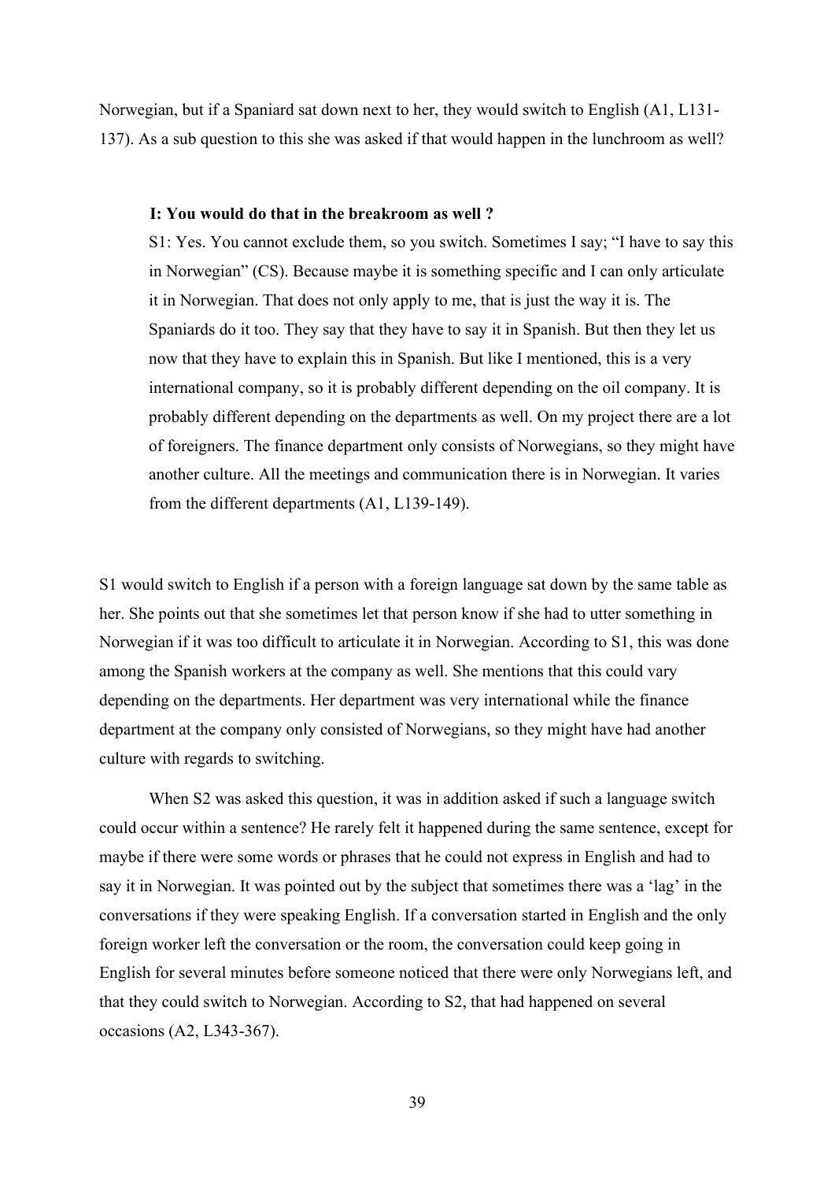Norwegian, but if a Spaniard sat down next to her, they would switch to English (A1, L131-137). As a sub question to this she was asked if that would happen in the lunchroom as well?

> **I: You would do that in the breakroom as well ?**
> S1: Yes. You cannot exclude them, so you switch. Sometimes I say; "I have to say this in Norwegian" (CS). Because maybe it is something specific and I can only articulate it in Norwegian. That does not only apply to me, that is just the way it is. The Spaniards do it too. They say that they have to say it in Spanish. But then they let us now that they have to explain this in Spanish. But like I mentioned, this is a very international company, so it is probably different depending on the oil company. It is probably different depending on the departments as well. On my project there are a lot of foreigners. The finance department only consists of Norwegians, so they might have another culture. All the meetings and communication there is in Norwegian. It varies from the different departments (A1, L139-149).

S1 would switch to English if a person with a foreign language sat down by the same table as her. She points out that she sometimes let that person know if she had to utter something in Norwegian if it was too difficult to articulate it in Norwegian. According to S1, this was done among the Spanish workers at the company as well. She mentions that this could vary depending on the departments. Her department was very international while the finance department at the company only consisted of Norwegians, so they might have had another culture with regards to switching.

When S2 was asked this question, it was in addition asked if such a language switch could occur within a sentence? He rarely felt it happened during the same sentence, except for maybe if there were some words or phrases that he could not express in English and had to say it in Norwegian. It was pointed out by the subject that sometimes there was a 'lag' in the conversations if they were speaking English. If a conversation started in English and the only foreign worker left the conversation or the room, the conversation could keep going in English for several minutes before someone noticed that there were only Norwegians left, and that they could switch to Norwegian. According to S2, that had happened on several occasions (A2, L343-367).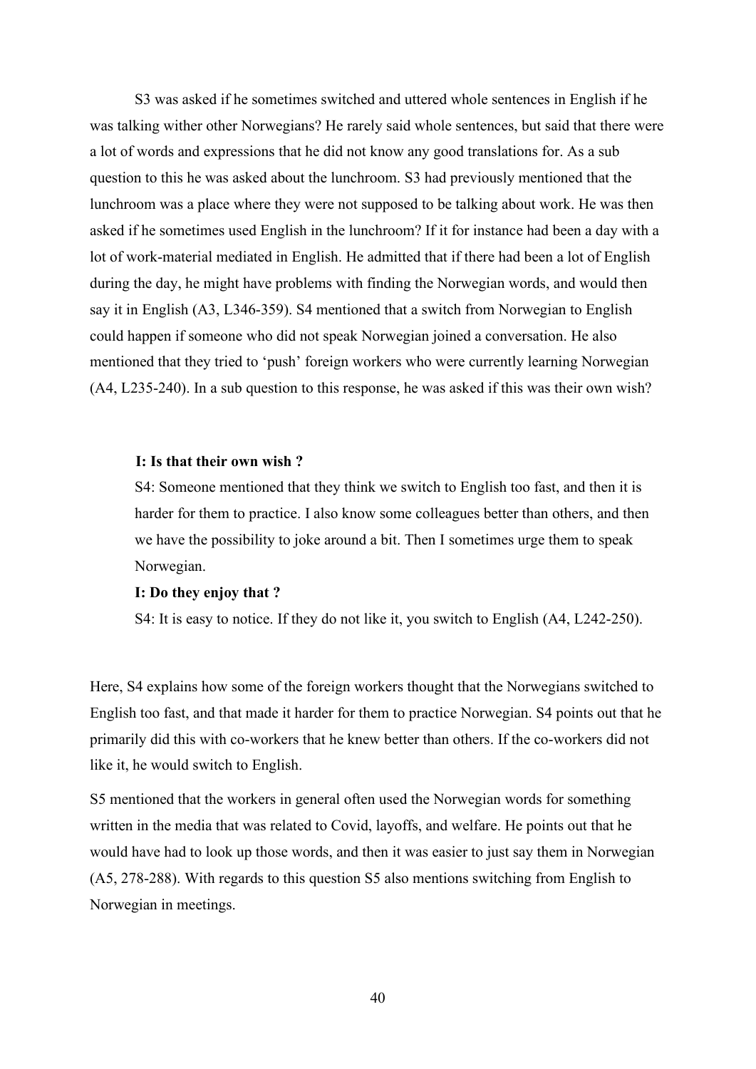S3 was asked if he sometimes switched and uttered whole sentences in English if he was talking wither other Norwegians? He rarely said whole sentences, but said that there were a lot of words and expressions that he did not know any good translations for. As a sub question to this he was asked about the lunchroom. S3 had previously mentioned that the lunchroom was a place where they were not supposed to be talking about work. He was then asked if he sometimes used English in the lunchroom? If it for instance had been a day with a lot of work-material mediated in English. He admitted that if there had been a lot of English during the day, he might have problems with finding the Norwegian words, and would then say it in English (A3, L346-359). S4 mentioned that a switch from Norwegian to English could happen if someone who did not speak Norwegian joined a conversation. He also mentioned that they tried to 'push' foreign workers who were currently learning Norwegian (A4, L235-240). In a sub question to this response, he was asked if this was their own wish?

> **I: Is that their own wish ?**
>
> S4: Someone mentioned that they think we switch to English too fast, and then it is harder for them to practice. I also know some colleagues better than others, and then we have the possibility to joke around a bit. Then I sometimes urge them to speak Norwegian.
>
> **I: Do they enjoy that ?**
>
> S4: It is easy to notice. If they do not like it, you switch to English (A4, L242-250).

Here, S4 explains how some of the foreign workers thought that the Norwegians switched to English too fast, and that made it harder for them to practice Norwegian. S4 points out that he primarily did this with co-workers that he knew better than others. If the co-workers did not like it, he would switch to English.

S5 mentioned that the workers in general often used the Norwegian words for something written in the media that was related to Covid, layoffs, and welfare. He points out that he would have had to look up those words, and then it was easier to just say them in Norwegian (A5, 278-288). With regards to this question S5 also mentions switching from English to Norwegian in meetings.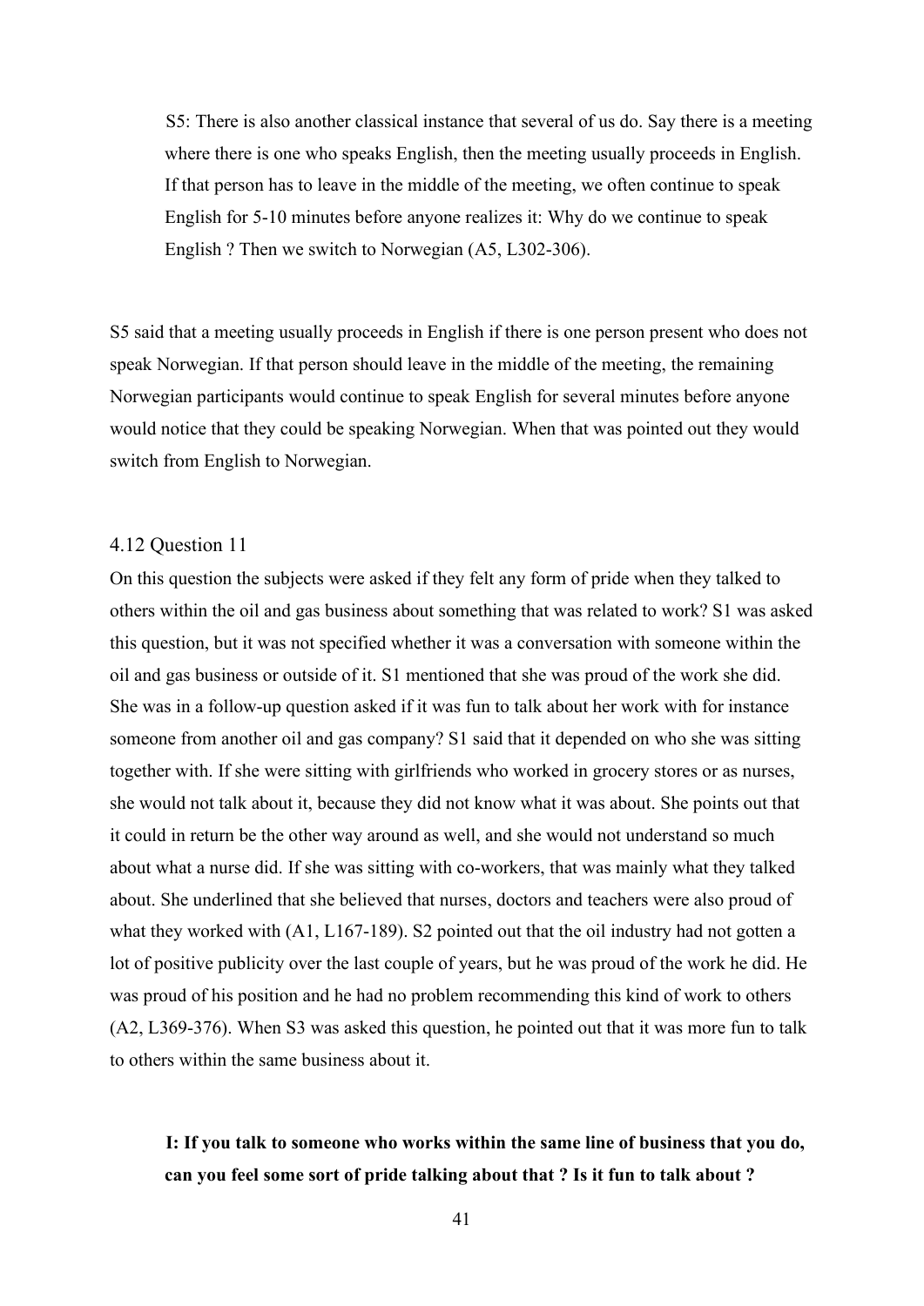> S5: There is also another classical instance that several of us do. Say there is a meeting where there is one who speaks English, then the meeting usually proceeds in English. If that person has to leave in the middle of the meeting, we often continue to speak English for 5-10 minutes before anyone realizes it: Why do we continue to speak English ? Then we switch to Norwegian (A5, L302-306).

S5 said that a meeting usually proceeds in English if there is one person present who does not speak Norwegian. If that person should leave in the middle of the meeting, the remaining Norwegian participants would continue to speak English for several minutes before anyone would notice that they could be speaking Norwegian. When that was pointed out they would switch from English to Norwegian.

### 4.12 Question 11

On this question the subjects were asked if they felt any form of pride when they talked to others within the oil and gas business about something that was related to work? S1 was asked this question, but it was not specified whether it was a conversation with someone within the oil and gas business or outside of it. S1 mentioned that she was proud of the work she did. She was in a follow-up question asked if it was fun to talk about her work with for instance someone from another oil and gas company? S1 said that it depended on who she was sitting together with. If she were sitting with girlfriends who worked in grocery stores or as nurses, she would not talk about it, because they did not know what it was about. She points out that it could in return be the other way around as well, and she would not understand so much about what a nurse did. If she was sitting with co-workers, that was mainly what they talked about. She underlined that she believed that nurses, doctors and teachers were also proud of what they worked with (A1, L167-189). S2 pointed out that the oil industry had not gotten a lot of positive publicity over the last couple of years, but he was proud of the work he did. He was proud of his position and he had no problem recommending this kind of work to others (A2, L369-376). When S3 was asked this question, he pointed out that it was more fun to talk to others within the same business about it.

> **I: If you talk to someone who works within the same line of business that you do, can you feel some sort of pride talking about that ? Is it fun to talk about ?**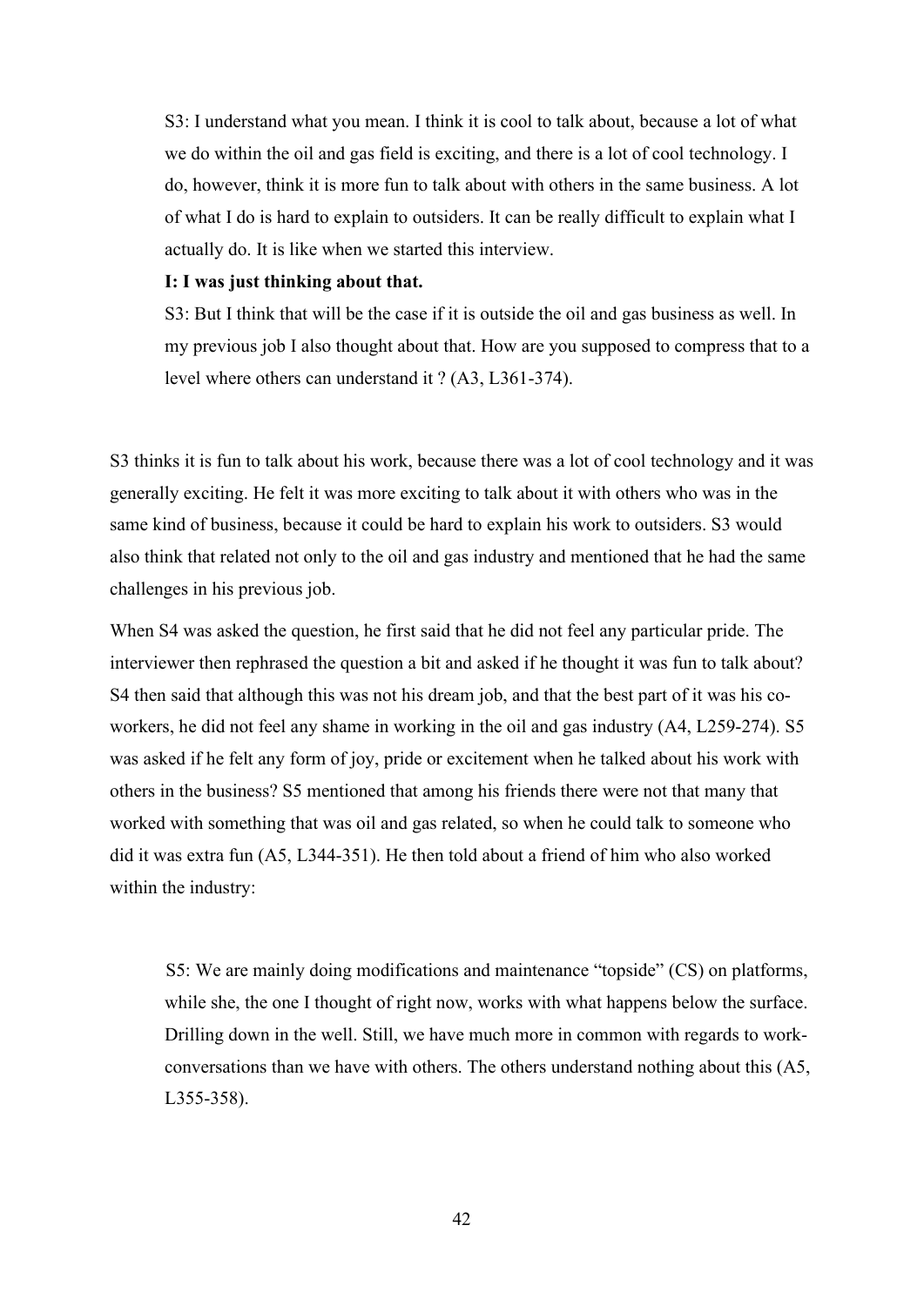> S3: I understand what you mean. I think it is cool to talk about, because a lot of what we do within the oil and gas field is exciting, and there is a lot of cool technology. I do, however, think it is more fun to talk about with others in the same business. A lot of what I do is hard to explain to outsiders. It can be really difficult to explain what I actually do. It is like when we started this interview.
>
> **I: I was just thinking about that.**
>
> S3: But I think that will be the case if it is outside the oil and gas business as well. In my previous job I also thought about that. How are you supposed to compress that to a level where others can understand it ? (A3, L361-374).

S3 thinks it is fun to talk about his work, because there was a lot of cool technology and it was generally exciting. He felt it was more exciting to talk about it with others who was in the same kind of business, because it could be hard to explain his work to outsiders. S3 would also think that related not only to the oil and gas industry and mentioned that he had the same challenges in his previous job.

When S4 was asked the question, he first said that he did not feel any particular pride. The interviewer then rephrased the question a bit and asked if he thought it was fun to talk about? S4 then said that although this was not his dream job, and that the best part of it was his co-workers, he did not feel any shame in working in the oil and gas industry (A4, L259-274). S5 was asked if he felt any form of joy, pride or excitement when he talked about his work with others in the business? S5 mentioned that among his friends there were not that many that worked with something that was oil and gas related, so when he could talk to someone who did it was extra fun (A5, L344-351). He then told about a friend of him who also worked within the industry:

> S5: We are mainly doing modifications and maintenance "topside" (CS) on platforms, while she, the one I thought of right now, works with what happens below the surface. Drilling down in the well. Still, we have much more in common with regards to work-conversations than we have with others. The others understand nothing about this (A5, L355-358).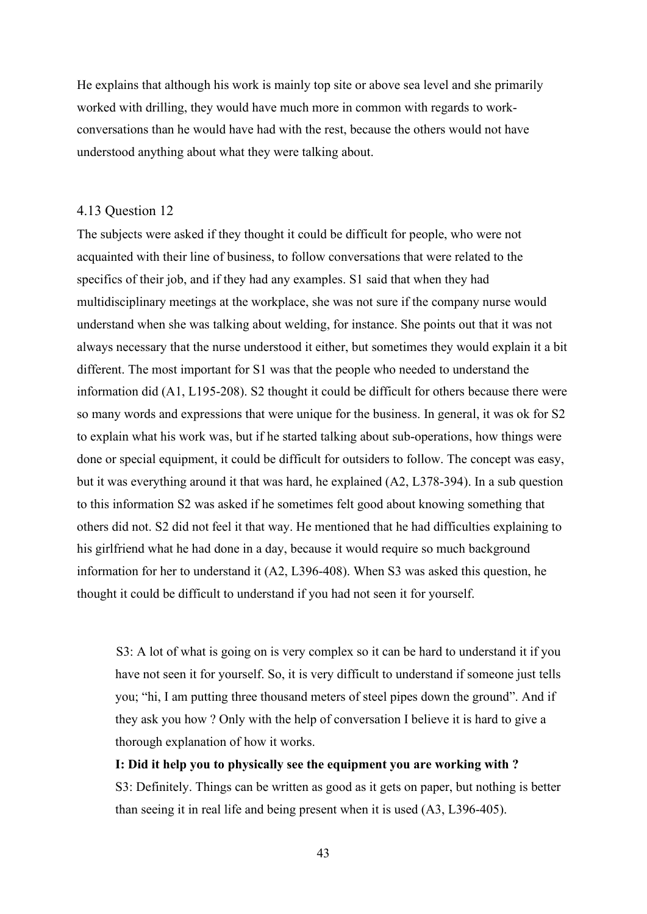He explains that although his work is mainly top site or above sea level and she primarily worked with drilling, they would have much more in common with regards to work-conversations than he would have had with the rest, because the others would not have understood anything about what they were talking about.

## 4.13 Question 12

The subjects were asked if they thought it could be difficult for people, who were not acquainted with their line of business, to follow conversations that were related to the specifics of their job, and if they had any examples. S1 said that when they had multidisciplinary meetings at the workplace, she was not sure if the company nurse would understand when she was talking about welding, for instance. She points out that it was not always necessary that the nurse understood it either, but sometimes they would explain it a bit different. The most important for S1 was that the people who needed to understand the information did (A1, L195-208). S2 thought it could be difficult for others because there were so many words and expressions that were unique for the business. In general, it was ok for S2 to explain what his work was, but if he started talking about sub-operations, how things were done or special equipment, it could be difficult for outsiders to follow. The concept was easy, but it was everything around it that was hard, he explained (A2, L378-394). In a sub question to this information S2 was asked if he sometimes felt good about knowing something that others did not. S2 did not feel it that way. He mentioned that he had difficulties explaining to his girlfriend what he had done in a day, because it would require so much background information for her to understand it (A2, L396-408). When S3 was asked this question, he thought it could be difficult to understand if you had not seen it for yourself.

> S3: A lot of what is going on is very complex so it can be hard to understand it if you have not seen it for yourself. So, it is very difficult to understand if someone just tells you; "hi, I am putting three thousand meters of steel pipes down the ground". And if they ask you how ? Only with the help of conversation I believe it is hard to give a thorough explanation of how it works.
>
> **I: Did it help you to physically see the equipment you are working with ?**
>
> S3: Definitely. Things can be written as good as it gets on paper, but nothing is better than seeing it in real life and being present when it is used (A3, L396-405).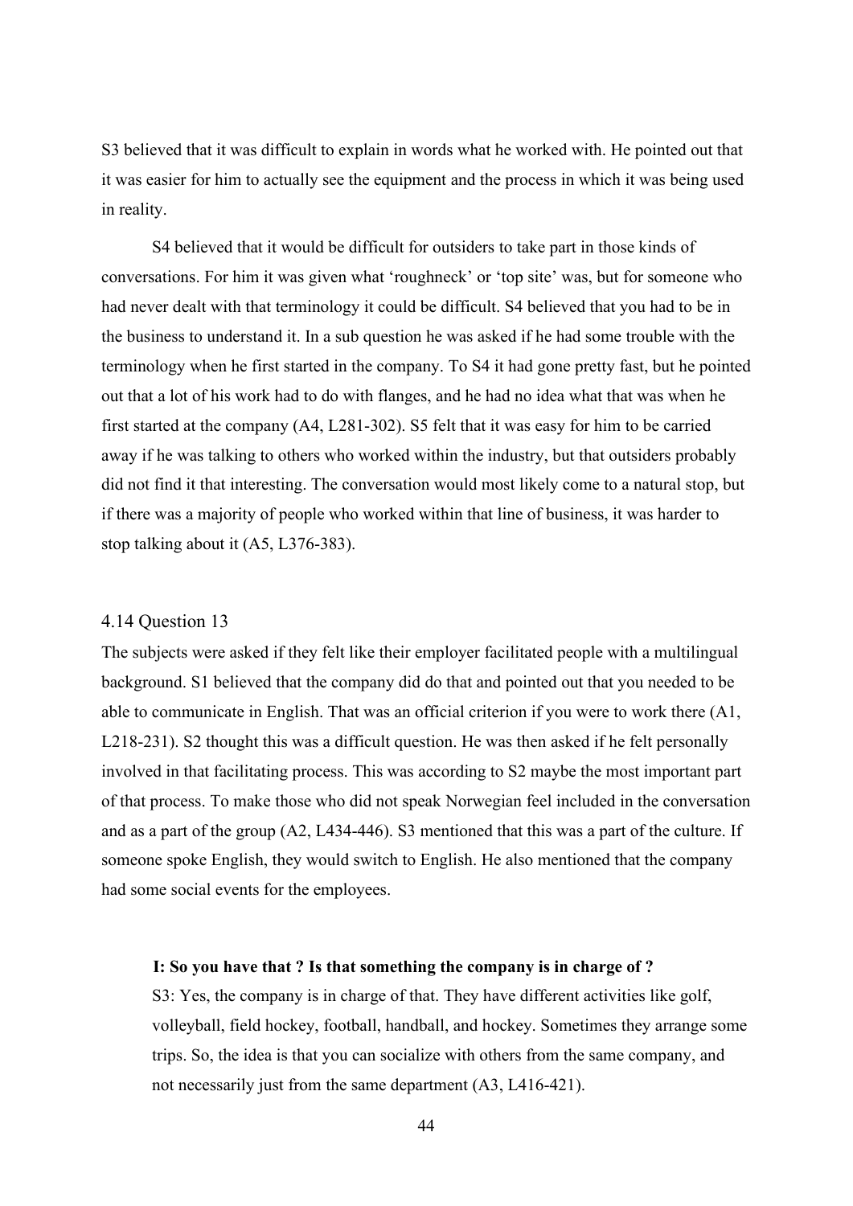S3 believed that it was difficult to explain in words what he worked with. He pointed out that it was easier for him to actually see the equipment and the process in which it was being used in reality.

S4 believed that it would be difficult for outsiders to take part in those kinds of conversations. For him it was given what 'roughneck' or 'top site' was, but for someone who had never dealt with that terminology it could be difficult. S4 believed that you had to be in the business to understand it. In a sub question he was asked if he had some trouble with the terminology when he first started in the company. To S4 it had gone pretty fast, but he pointed out that a lot of his work had to do with flanges, and he had no idea what that was when he first started at the company (A4, L281-302). S5 felt that it was easy for him to be carried away if he was talking to others who worked within the industry, but that outsiders probably did not find it that interesting. The conversation would most likely come to a natural stop, but if there was a majority of people who worked within that line of business, it was harder to stop talking about it (A5, L376-383).

## 4.14 Question 13

The subjects were asked if they felt like their employer facilitated people with a multilingual background. S1 believed that the company did do that and pointed out that you needed to be able to communicate in English. That was an official criterion if you were to work there (A1, L218-231). S2 thought this was a difficult question. He was then asked if he felt personally involved in that facilitating process. This was according to S2 maybe the most important part of that process. To make those who did not speak Norwegian feel included in the conversation and as a part of the group (A2, L434-446). S3 mentioned that this was a part of the culture. If someone spoke English, they would switch to English. He also mentioned that the company had some social events for the employees.

> **I: So you have that ? Is that something the company is in charge of ?**
> S3: Yes, the company is in charge of that. They have different activities like golf, volleyball, field hockey, football, handball, and hockey. Sometimes they arrange some trips. So, the idea is that you can socialize with others from the same company, and not necessarily just from the same department (A3, L416-421).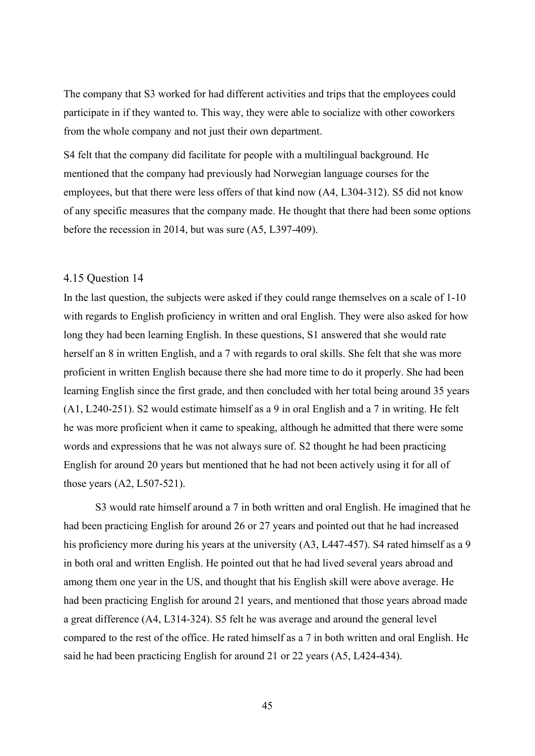The company that S3 worked for had different activities and trips that the employees could participate in if they wanted to. This way, they were able to socialize with other coworkers from the whole company and not just their own department.

S4 felt that the company did facilitate for people with a multilingual background. He mentioned that the company had previously had Norwegian language courses for the employees, but that there were less offers of that kind now (A4, L304-312). S5 did not know of any specific measures that the company made. He thought that there had been some options before the recession in 2014, but was sure (A5, L397-409).

### 4.15 Question 14

In the last question, the subjects were asked if they could range themselves on a scale of 1-10 with regards to English proficiency in written and oral English. They were also asked for how long they had been learning English. In these questions, S1 answered that she would rate herself an 8 in written English, and a 7 with regards to oral skills. She felt that she was more proficient in written English because there she had more time to do it properly. She had been learning English since the first grade, and then concluded with her total being around 35 years (A1, L240-251). S2 would estimate himself as a 9 in oral English and a 7 in writing. He felt he was more proficient when it came to speaking, although he admitted that there were some words and expressions that he was not always sure of. S2 thought he had been practicing English for around 20 years but mentioned that he had not been actively using it for all of those years (A2, L507-521).

S3 would rate himself around a 7 in both written and oral English. He imagined that he had been practicing English for around 26 or 27 years and pointed out that he had increased his proficiency more during his years at the university (A3, L447-457). S4 rated himself as a 9 in both oral and written English. He pointed out that he had lived several years abroad and among them one year in the US, and thought that his English skill were above average. He had been practicing English for around 21 years, and mentioned that those years abroad made a great difference (A4, L314-324). S5 felt he was average and around the general level compared to the rest of the office. He rated himself as a 7 in both written and oral English. He said he had been practicing English for around 21 or 22 years (A5, L424-434).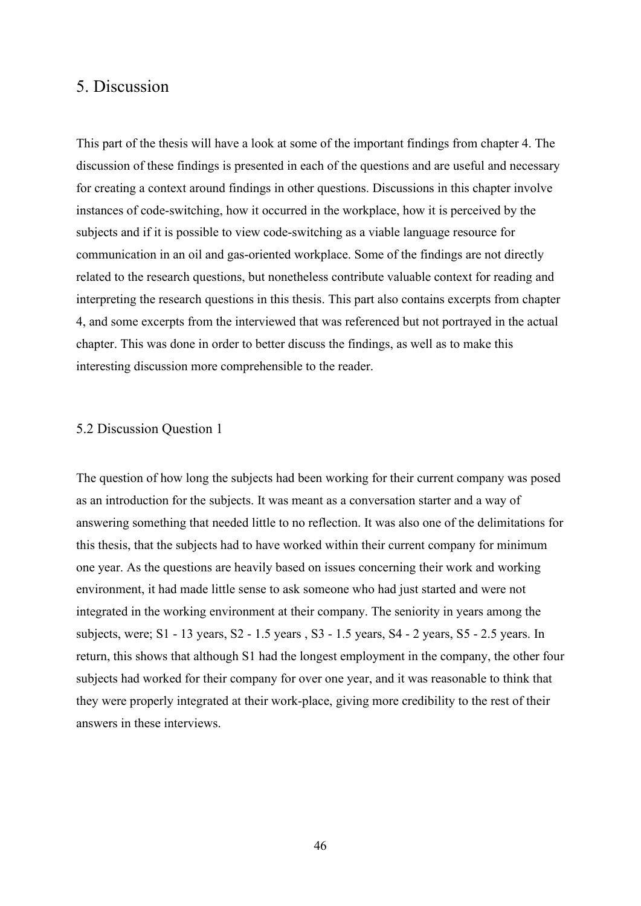# 5. Discussion

This part of the thesis will have a look at some of the important findings from chapter 4. The discussion of these findings is presented in each of the questions and are useful and necessary for creating a context around findings in other questions. Discussions in this chapter involve instances of code-switching, how it occurred in the workplace, how it is perceived by the subjects and if it is possible to view code-switching as a viable language resource for communication in an oil and gas-oriented workplace. Some of the findings are not directly related to the research questions, but nonetheless contribute valuable context for reading and interpreting the research questions in this thesis. This part also contains excerpts from chapter 4, and some excerpts from the interviewed that was referenced but not portrayed in the actual chapter. This was done in order to better discuss the findings, as well as to make this interesting discussion more comprehensible to the reader.

## 5.2 Discussion Question 1

The question of how long the subjects had been working for their current company was posed as an introduction for the subjects. It was meant as a conversation starter and a way of answering something that needed little to no reflection. It was also one of the delimitations for this thesis, that the subjects had to have worked within their current company for minimum one year. As the questions are heavily based on issues concerning their work and working environment, it had made little sense to ask someone who had just started and were not integrated in the working environment at their company. The seniority in years among the subjects, were; S1 - 13 years, S2 - 1.5 years , S3 - 1.5 years, S4 - 2 years, S5 - 2.5 years. In return, this shows that although S1 had the longest employment in the company, the other four subjects had worked for their company for over one year, and it was reasonable to think that they were properly integrated at their work-place, giving more credibility to the rest of their answers in these interviews.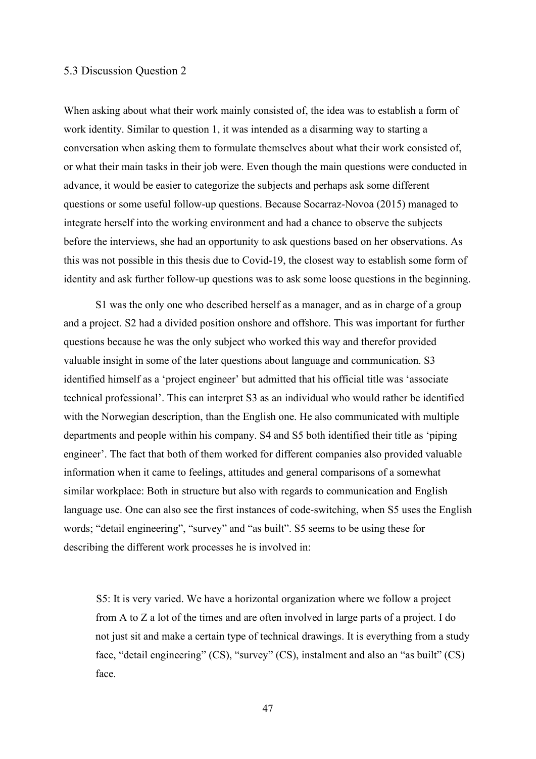## 5.3 Discussion Question 2

When asking about what their work mainly consisted of, the idea was to establish a form of work identity. Similar to question 1, it was intended as a disarming way to starting a conversation when asking them to formulate themselves about what their work consisted of, or what their main tasks in their job were. Even though the main questions were conducted in advance, it would be easier to categorize the subjects and perhaps ask some different questions or some useful follow-up questions. Because Socarraz-Novoa (2015) managed to integrate herself into the working environment and had a chance to observe the subjects before the interviews, she had an opportunity to ask questions based on her observations. As this was not possible in this thesis due to Covid-19, the closest way to establish some form of identity and ask further follow-up questions was to ask some loose questions in the beginning.

S1 was the only one who described herself as a manager, and as in charge of a group and a project. S2 had a divided position onshore and offshore. This was important for further questions because he was the only subject who worked this way and therefor provided valuable insight in some of the later questions about language and communication. S3 identified himself as a 'project engineer' but admitted that his official title was 'associate technical professional'. This can interpret S3 as an individual who would rather be identified with the Norwegian description, than the English one. He also communicated with multiple departments and people within his company. S4 and S5 both identified their title as 'piping engineer'. The fact that both of them worked for different companies also provided valuable information when it came to feelings, attitudes and general comparisons of a somewhat similar workplace: Both in structure but also with regards to communication and English language use. One can also see the first instances of code-switching, when S5 uses the English words; "detail engineering", "survey" and "as built". S5 seems to be using these for describing the different work processes he is involved in:

> S5: It is very varied. We have a horizontal organization where we follow a project from A to Z a lot of the times and are often involved in large parts of a project. I do not just sit and make a certain type of technical drawings. It is everything from a study face, "detail engineering" (CS), "survey" (CS), instalment and also an "as built" (CS) face.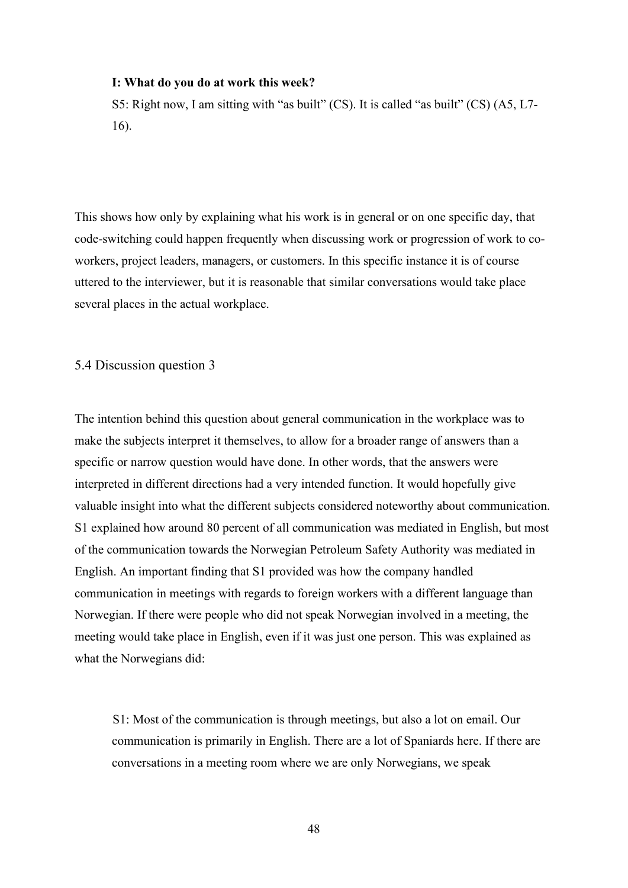> **I: What do you do at work this week?**
> S5: Right now, I am sitting with "as built" (CS). It is called "as built" (CS) (A5, L7-16).

This shows how only by explaining what his work is in general or on one specific day, that code-switching could happen frequently when discussing work or progression of work to co-workers, project leaders, managers, or customers. In this specific instance it is of course uttered to the interviewer, but it is reasonable that similar conversations would take place several places in the actual workplace.

### 5.4 Discussion question 3

The intention behind this question about general communication in the workplace was to make the subjects interpret it themselves, to allow for a broader range of answers than a specific or narrow question would have done. In other words, that the answers were interpreted in different directions had a very intended function. It would hopefully give valuable insight into what the different subjects considered noteworthy about communication. S1 explained how around 80 percent of all communication was mediated in English, but most of the communication towards the Norwegian Petroleum Safety Authority was mediated in English. An important finding that S1 provided was how the company handled communication in meetings with regards to foreign workers with a different language than Norwegian. If there were people who did not speak Norwegian involved in a meeting, the meeting would take place in English, even if it was just one person. This was explained as what the Norwegians did:

> S1: Most of the communication is through meetings, but also a lot on email. Our communication is primarily in English. There are a lot of Spaniards here. If there are conversations in a meeting room where we are only Norwegians, we speak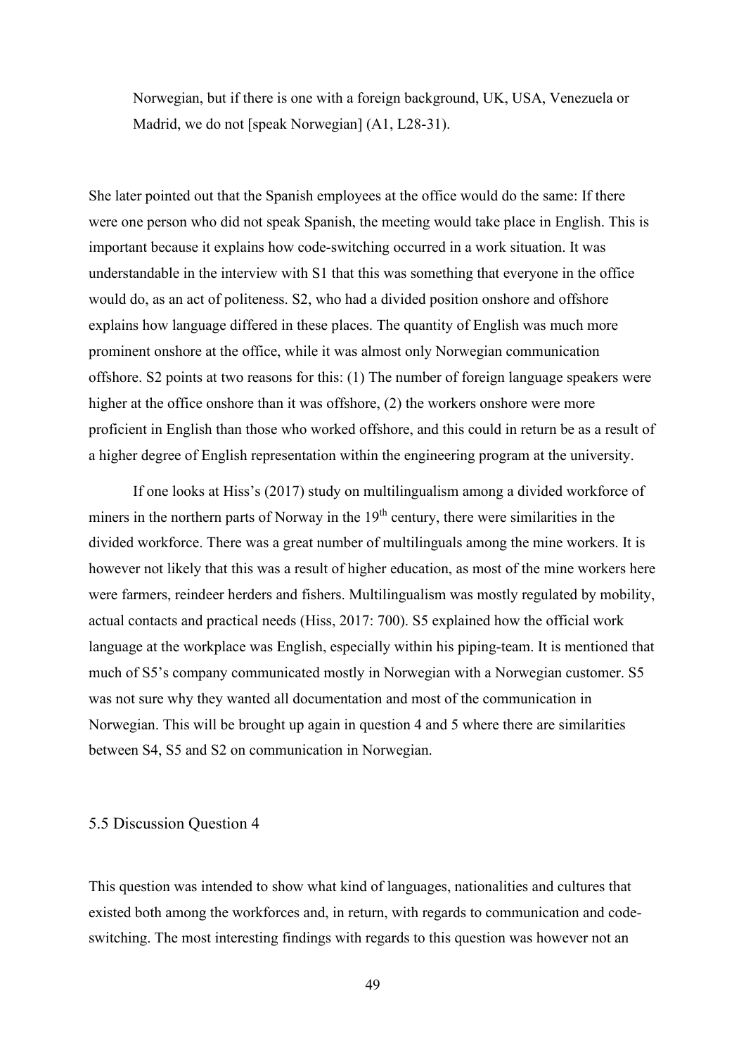> Norwegian, but if there is one with a foreign background, UK, USA, Venezuela or Madrid, we do not [speak Norwegian] (A1, L28-31).

She later pointed out that the Spanish employees at the office would do the same: If there were one person who did not speak Spanish, the meeting would take place in English. This is important because it explains how code-switching occurred in a work situation. It was understandable in the interview with S1 that this was something that everyone in the office would do, as an act of politeness. S2, who had a divided position onshore and offshore explains how language differed in these places. The quantity of English was much more prominent onshore at the office, while it was almost only Norwegian communication offshore. S2 points at two reasons for this: (1) The number of foreign language speakers were higher at the office onshore than it was offshore, (2) the workers onshore were more proficient in English than those who worked offshore, and this could in return be as a result of a higher degree of English representation within the engineering program at the university.

If one looks at Hiss's (2017) study on multilingualism among a divided workforce of miners in the northern parts of Norway in the 19th century, there were similarities in the divided workforce. There was a great number of multilinguals among the mine workers. It is however not likely that this was a result of higher education, as most of the mine workers here were farmers, reindeer herders and fishers. Multilingualism was mostly regulated by mobility, actual contacts and practical needs (Hiss, 2017: 700). S5 explained how the official work language at the workplace was English, especially within his piping-team. It is mentioned that much of S5's company communicated mostly in Norwegian with a Norwegian customer. S5 was not sure why they wanted all documentation and most of the communication in Norwegian. This will be brought up again in question 4 and 5 where there are similarities between S4, S5 and S2 on communication in Norwegian.

## 5.5 Discussion Question 4

This question was intended to show what kind of languages, nationalities and cultures that existed both among the workforces and, in return, with regards to communication and code-switching. The most interesting findings with regards to this question was however not an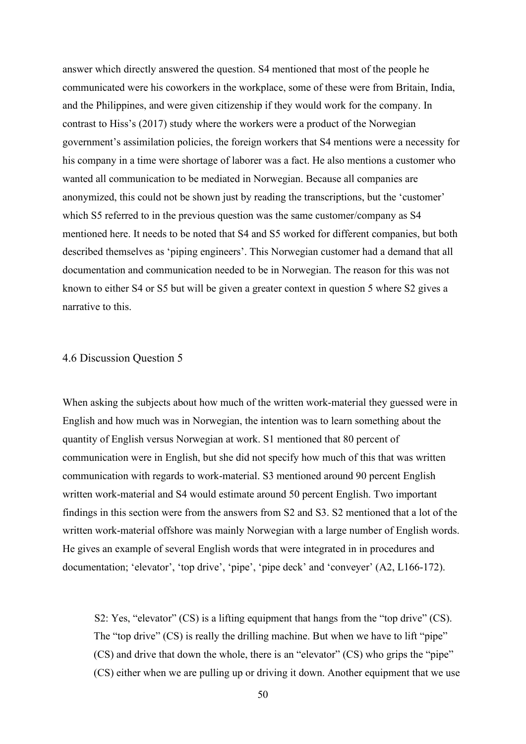answer which directly answered the question. S4 mentioned that most of the people he communicated were his coworkers in the workplace, some of these were from Britain, India, and the Philippines, and were given citizenship if they would work for the company. In contrast to Hiss's (2017) study where the workers were a product of the Norwegian government's assimilation policies, the foreign workers that S4 mentions were a necessity for his company in a time were shortage of laborer was a fact. He also mentions a customer who wanted all communication to be mediated in Norwegian. Because all companies are anonymized, this could not be shown just by reading the transcriptions, but the 'customer' which S5 referred to in the previous question was the same customer/company as S4 mentioned here. It needs to be noted that S4 and S5 worked for different companies, but both described themselves as 'piping engineers'. This Norwegian customer had a demand that all documentation and communication needed to be in Norwegian. The reason for this was not known to either S4 or S5 but will be given a greater context in question 5 where S2 gives a narrative to this.

## 4.6 Discussion Question 5

When asking the subjects about how much of the written work-material they guessed were in English and how much was in Norwegian, the intention was to learn something about the quantity of English versus Norwegian at work. S1 mentioned that 80 percent of communication were in English, but she did not specify how much of this that was written communication with regards to work-material. S3 mentioned around 90 percent English written work-material and S4 would estimate around 50 percent English. Two important findings in this section were from the answers from S2 and S3. S2 mentioned that a lot of the written work-material offshore was mainly Norwegian with a large number of English words. He gives an example of several English words that were integrated in in procedures and documentation; 'elevator', 'top drive', 'pipe', 'pipe deck' and 'conveyer' (A2, L166-172).

> S2: Yes, "elevator" (CS) is a lifting equipment that hangs from the "top drive" (CS). The "top drive" (CS) is really the drilling machine. But when we have to lift "pipe" (CS) and drive that down the whole, there is an "elevator" (CS) who grips the "pipe" (CS) either when we are pulling up or driving it down. Another equipment that we use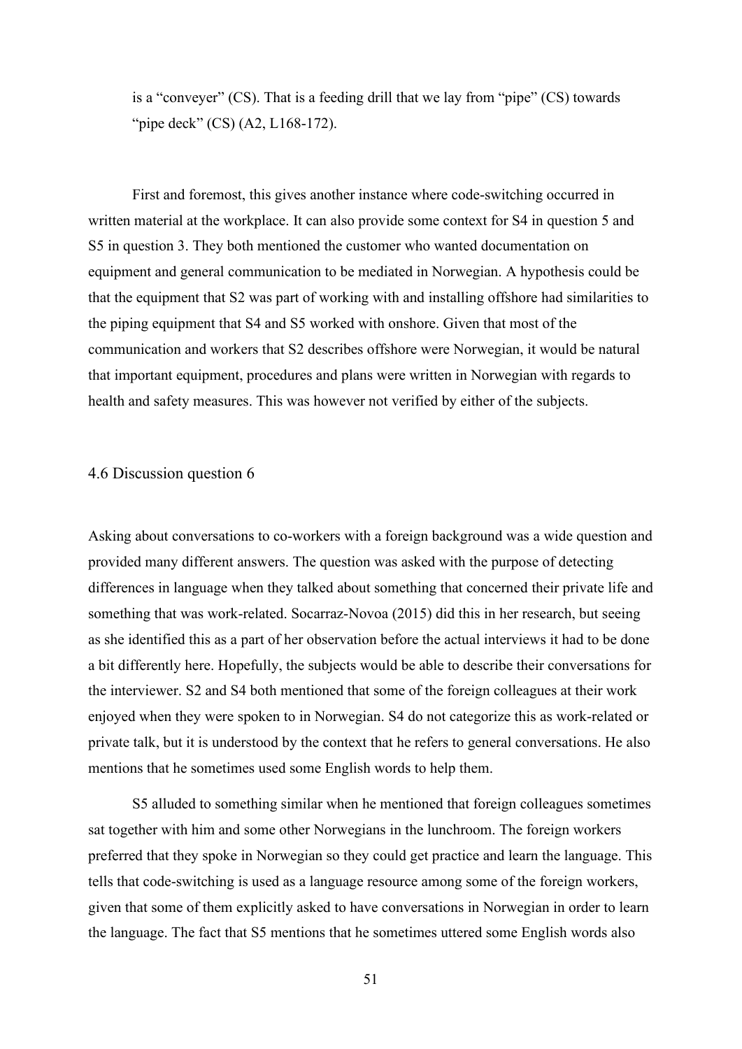is a “conveyer” (CS). That is a feeding drill that we lay from “pipe” (CS) towards “pipe deck” (CS) (A2, L168-172).

First and foremost, this gives another instance where code-switching occurred in written material at the workplace. It can also provide some context for S4 in question 5 and S5 in question 3. They both mentioned the customer who wanted documentation on equipment and general communication to be mediated in Norwegian. A hypothesis could be that the equipment that S2 was part of working with and installing offshore had similarities to the piping equipment that S4 and S5 worked with onshore. Given that most of the communication and workers that S2 describes offshore were Norwegian, it would be natural that important equipment, procedures and plans were written in Norwegian with regards to health and safety measures. This was however not verified by either of the subjects.

### 4.6 Discussion question 6

Asking about conversations to co-workers with a foreign background was a wide question and provided many different answers. The question was asked with the purpose of detecting differences in language when they talked about something that concerned their private life and something that was work-related. Socarraz-Novoa (2015) did this in her research, but seeing as she identified this as a part of her observation before the actual interviews it had to be done a bit differently here. Hopefully, the subjects would be able to describe their conversations for the interviewer. S2 and S4 both mentioned that some of the foreign colleagues at their work enjoyed when they were spoken to in Norwegian. S4 do not categorize this as work-related or private talk, but it is understood by the context that he refers to general conversations. He also mentions that he sometimes used some English words to help them.

S5 alluded to something similar when he mentioned that foreign colleagues sometimes sat together with him and some other Norwegians in the lunchroom. The foreign workers preferred that they spoke in Norwegian so they could get practice and learn the language. This tells that code-switching is used as a language resource among some of the foreign workers, given that some of them explicitly asked to have conversations in Norwegian in order to learn the language. The fact that S5 mentions that he sometimes uttered some English words also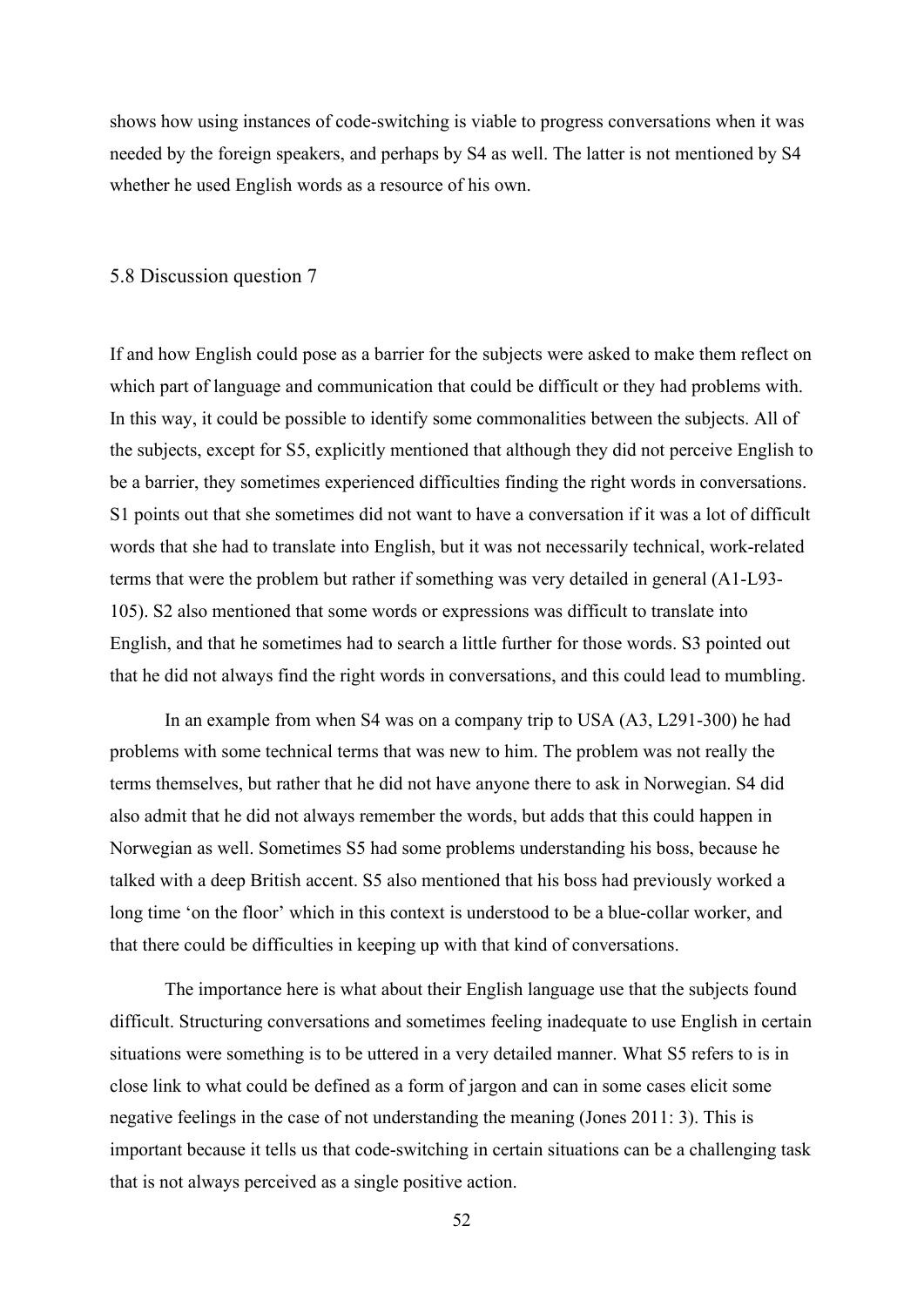shows how using instances of code-switching is viable to progress conversations when it was needed by the foreign speakers, and perhaps by S4 as well. The latter is not mentioned by S4 whether he used English words as a resource of his own.

## 5.8 Discussion question 7

If and how English could pose as a barrier for the subjects were asked to make them reflect on which part of language and communication that could be difficult or they had problems with. In this way, it could be possible to identify some commonalities between the subjects. All of the subjects, except for S5, explicitly mentioned that although they did not perceive English to be a barrier, they sometimes experienced difficulties finding the right words in conversations. S1 points out that she sometimes did not want to have a conversation if it was a lot of difficult words that she had to translate into English, but it was not necessarily technical, work-related terms that were the problem but rather if something was very detailed in general (A1-L93-105). S2 also mentioned that some words or expressions was difficult to translate into English, and that he sometimes had to search a little further for those words. S3 pointed out that he did not always find the right words in conversations, and this could lead to mumbling.

In an example from when S4 was on a company trip to USA (A3, L291-300) he had problems with some technical terms that was new to him. The problem was not really the terms themselves, but rather that he did not have anyone there to ask in Norwegian. S4 did also admit that he did not always remember the words, but adds that this could happen in Norwegian as well. Sometimes S5 had some problems understanding his boss, because he talked with a deep British accent. S5 also mentioned that his boss had previously worked a long time 'on the floor' which in this context is understood to be a blue-collar worker, and that there could be difficulties in keeping up with that kind of conversations.

The importance here is what about their English language use that the subjects found difficult. Structuring conversations and sometimes feeling inadequate to use English in certain situations were something is to be uttered in a very detailed manner. What S5 refers to is in close link to what could be defined as a form of jargon and can in some cases elicit some negative feelings in the case of not understanding the meaning (Jones 2011: 3). This is important because it tells us that code-switching in certain situations can be a challenging task that is not always perceived as a single positive action.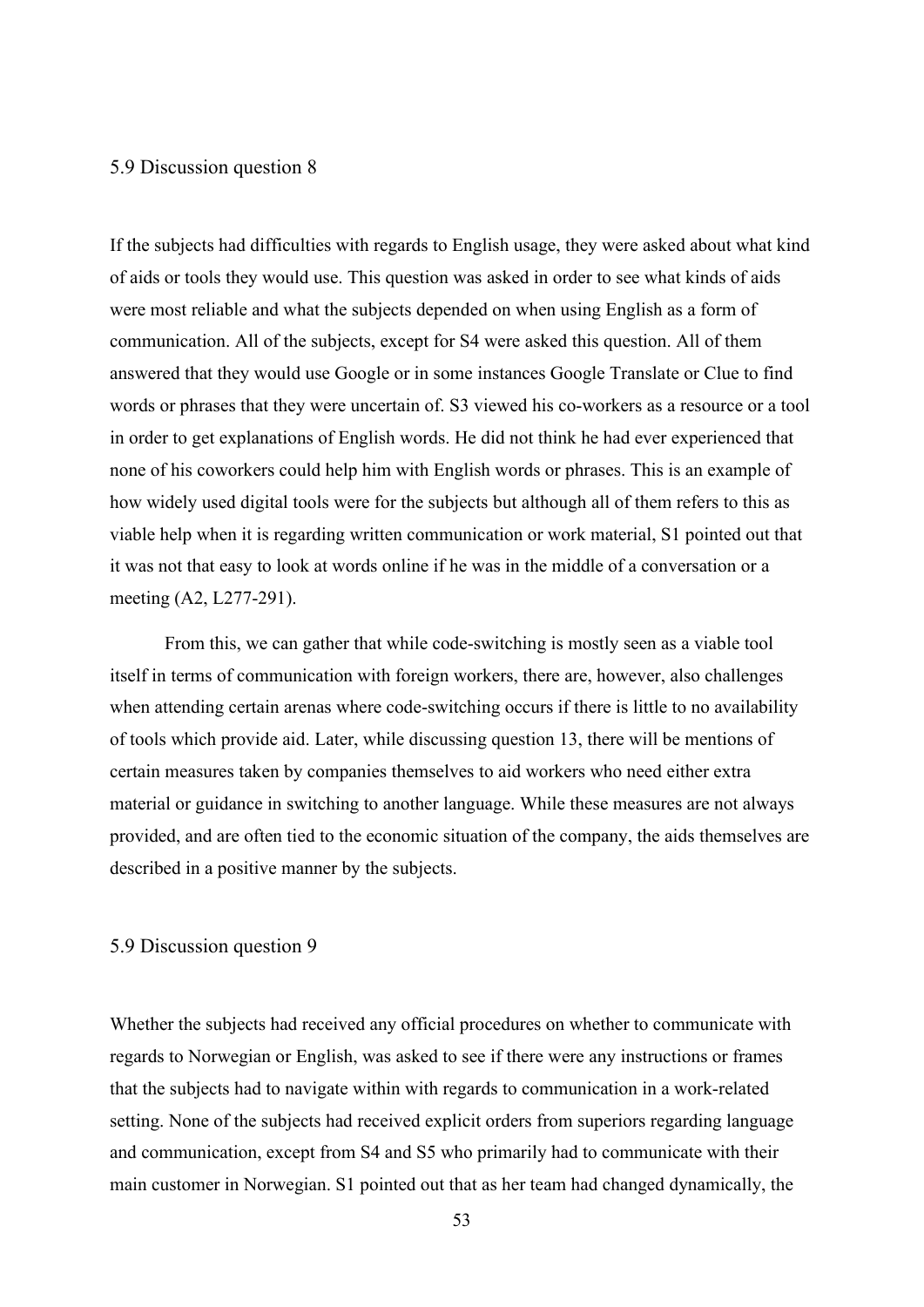## 5.9 Discussion question 8

If the subjects had difficulties with regards to English usage, they were asked about what kind of aids or tools they would use. This question was asked in order to see what kinds of aids were most reliable and what the subjects depended on when using English as a form of communication. All of the subjects, except for S4 were asked this question. All of them answered that they would use Google or in some instances Google Translate or Clue to find words or phrases that they were uncertain of. S3 viewed his co-workers as a resource or a tool in order to get explanations of English words. He did not think he had ever experienced that none of his coworkers could help him with English words or phrases. This is an example of how widely used digital tools were for the subjects but although all of them refers to this as viable help when it is regarding written communication or work material, S1 pointed out that it was not that easy to look at words online if he was in the middle of a conversation or a meeting (A2, L277-291).

From this, we can gather that while code-switching is mostly seen as a viable tool itself in terms of communication with foreign workers, there are, however, also challenges when attending certain arenas where code-switching occurs if there is little to no availability of tools which provide aid. Later, while discussing question 13, there will be mentions of certain measures taken by companies themselves to aid workers who need either extra material or guidance in switching to another language. While these measures are not always provided, and are often tied to the economic situation of the company, the aids themselves are described in a positive manner by the subjects.

## 5.9 Discussion question 9

Whether the subjects had received any official procedures on whether to communicate with regards to Norwegian or English, was asked to see if there were any instructions or frames that the subjects had to navigate within with regards to communication in a work-related setting. None of the subjects had received explicit orders from superiors regarding language and communication, except from S4 and S5 who primarily had to communicate with their main customer in Norwegian. S1 pointed out that as her team had changed dynamically, the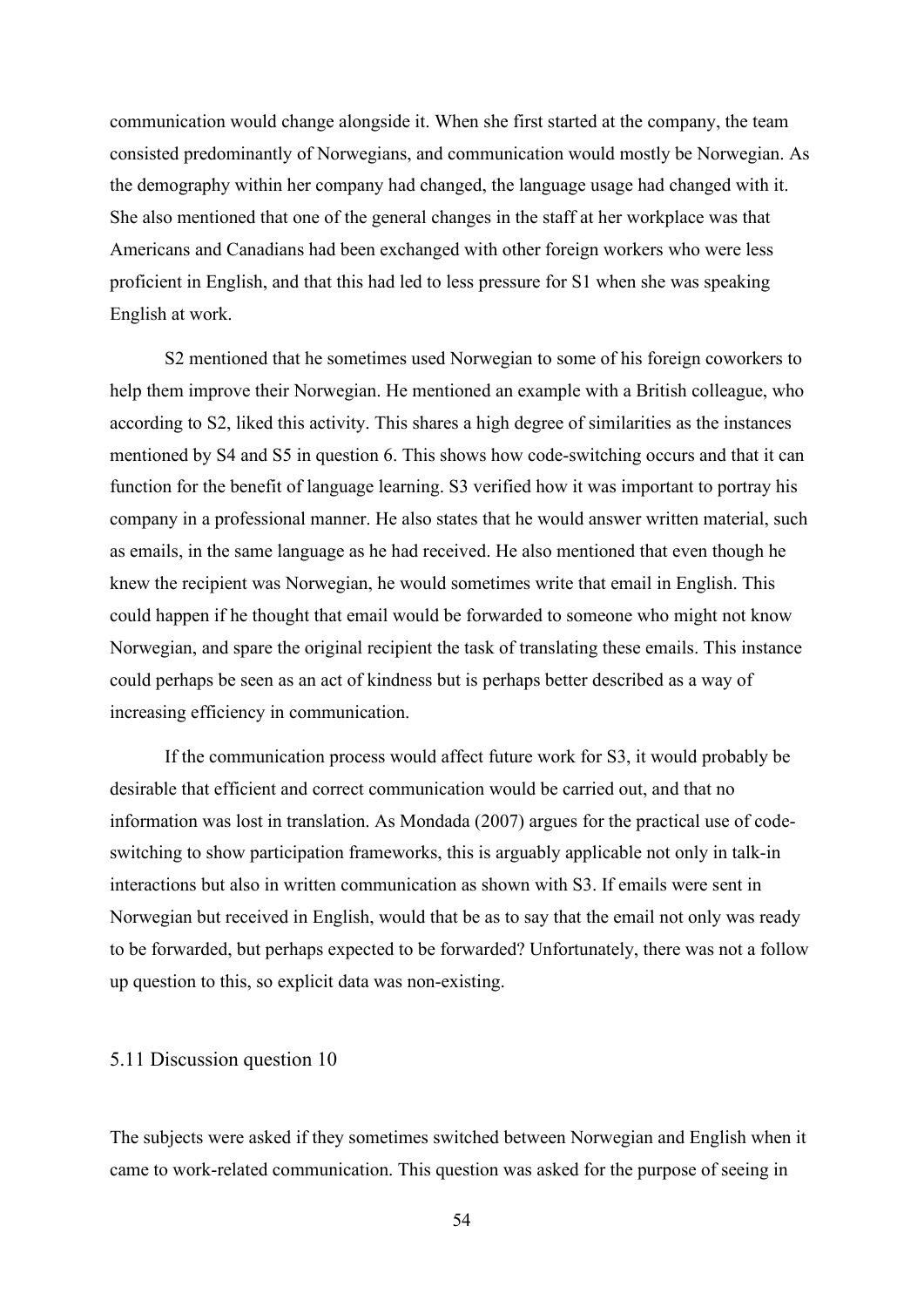communication would change alongside it. When she first started at the company, the team consisted predominantly of Norwegians, and communication would mostly be Norwegian. As the demography within her company had changed, the language usage had changed with it. She also mentioned that one of the general changes in the staff at her workplace was that Americans and Canadians had been exchanged with other foreign workers who were less proficient in English, and that this had led to less pressure for S1 when she was speaking English at work.

S2 mentioned that he sometimes used Norwegian to some of his foreign coworkers to help them improve their Norwegian. He mentioned an example with a British colleague, who according to S2, liked this activity. This shares a high degree of similarities as the instances mentioned by S4 and S5 in question 6. This shows how code-switching occurs and that it can function for the benefit of language learning. S3 verified how it was important to portray his company in a professional manner. He also states that he would answer written material, such as emails, in the same language as he had received. He also mentioned that even though he knew the recipient was Norwegian, he would sometimes write that email in English. This could happen if he thought that email would be forwarded to someone who might not know Norwegian, and spare the original recipient the task of translating these emails. This instance could perhaps be seen as an act of kindness but is perhaps better described as a way of increasing efficiency in communication.

If the communication process would affect future work for S3, it would probably be desirable that efficient and correct communication would be carried out, and that no information was lost in translation. As Mondada (2007) argues for the practical use of code-switching to show participation frameworks, this is arguably applicable not only in talk-in interactions but also in written communication as shown with S3. If emails were sent in Norwegian but received in English, would that be as to say that the email not only was ready to be forwarded, but perhaps expected to be forwarded? Unfortunately, there was not a follow up question to this, so explicit data was non-existing.

### 5.11 Discussion question 10

The subjects were asked if they sometimes switched between Norwegian and English when it came to work-related communication. This question was asked for the purpose of seeing in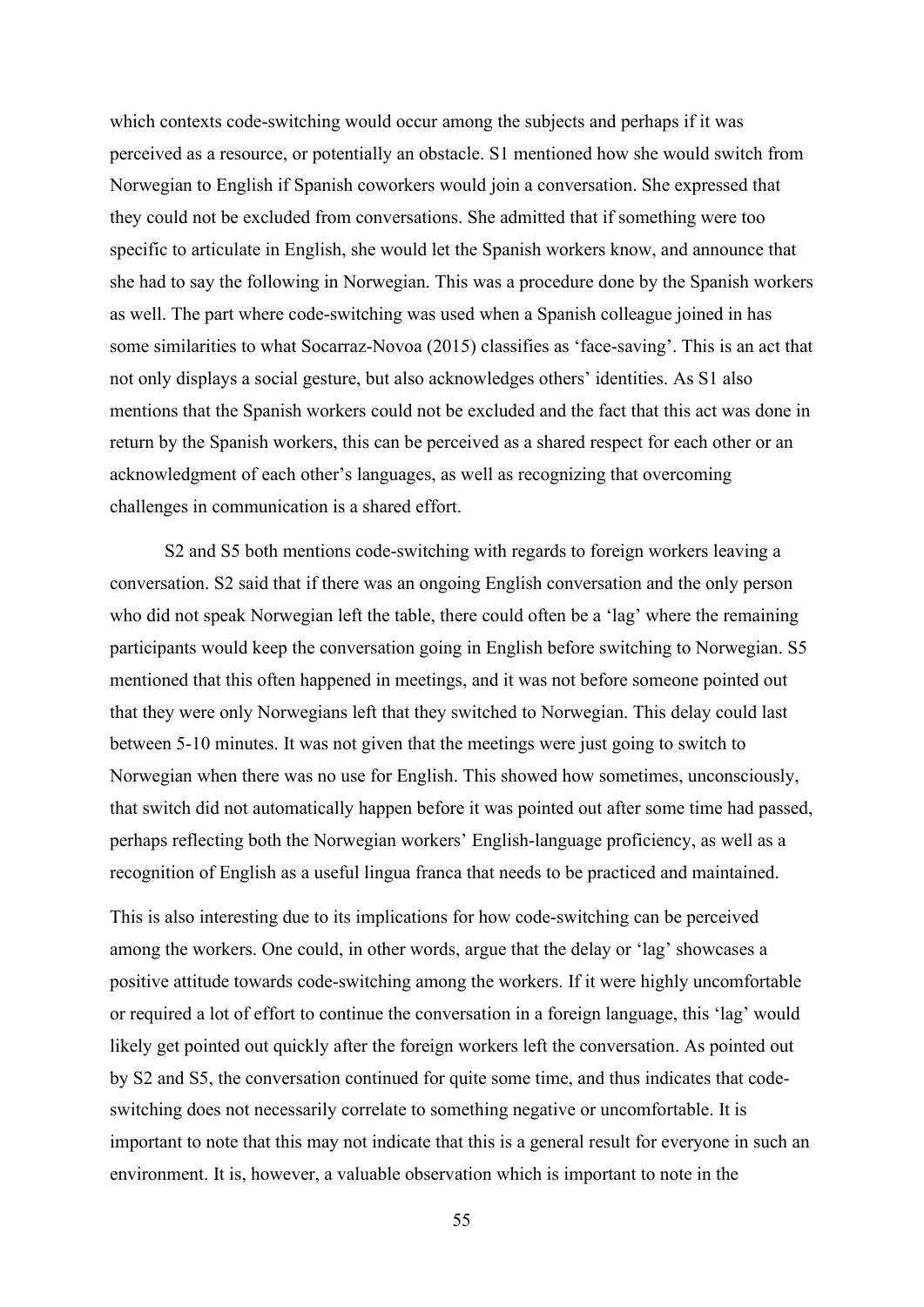which contexts code-switching would occur among the subjects and perhaps if it was perceived as a resource, or potentially an obstacle. S1 mentioned how she would switch from Norwegian to English if Spanish coworkers would join a conversation. She expressed that they could not be excluded from conversations. She admitted that if something were too specific to articulate in English, she would let the Spanish workers know, and announce that she had to say the following in Norwegian. This was a procedure done by the Spanish workers as well. The part where code-switching was used when a Spanish colleague joined in has some similarities to what Socarraz-Novoa (2015) classifies as 'face-saving'. This is an act that not only displays a social gesture, but also acknowledges others' identities. As S1 also mentions that the Spanish workers could not be excluded and the fact that this act was done in return by the Spanish workers, this can be perceived as a shared respect for each other or an acknowledgment of each other's languages, as well as recognizing that overcoming challenges in communication is a shared effort.

S2 and S5 both mentions code-switching with regards to foreign workers leaving a conversation. S2 said that if there was an ongoing English conversation and the only person who did not speak Norwegian left the table, there could often be a 'lag' where the remaining participants would keep the conversation going in English before switching to Norwegian. S5 mentioned that this often happened in meetings, and it was not before someone pointed out that they were only Norwegians left that they switched to Norwegian. This delay could last between 5-10 minutes. It was not given that the meetings were just going to switch to Norwegian when there was no use for English. This showed how sometimes, unconsciously, that switch did not automatically happen before it was pointed out after some time had passed, perhaps reflecting both the Norwegian workers' English-language proficiency, as well as a recognition of English as a useful lingua franca that needs to be practiced and maintained.

This is also interesting due to its implications for how code-switching can be perceived among the workers. One could, in other words, argue that the delay or 'lag' showcases a positive attitude towards code-switching among the workers. If it were highly uncomfortable or required a lot of effort to continue the conversation in a foreign language, this 'lag' would likely get pointed out quickly after the foreign workers left the conversation. As pointed out by S2 and S5, the conversation continued for quite some time, and thus indicates that code-switching does not necessarily correlate to something negative or uncomfortable. It is important to note that this may not indicate that this is a general result for everyone in such an environment. It is, however, a valuable observation which is important to note in the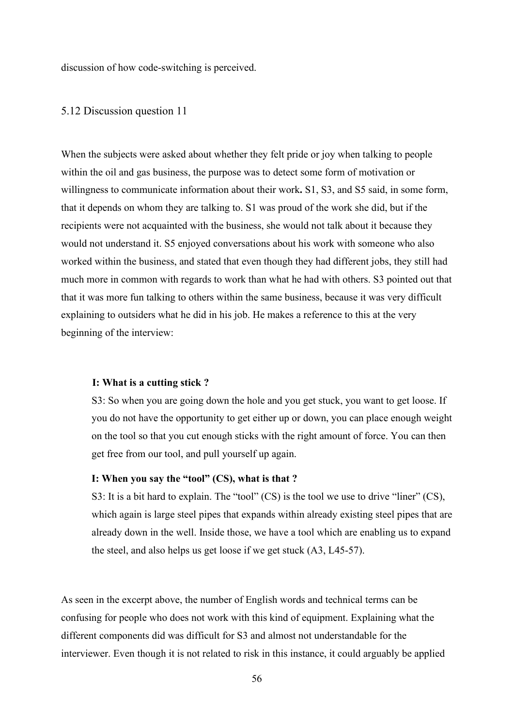discussion of how code-switching is perceived.

## 5.12 Discussion question 11

When the subjects were asked about whether they felt pride or joy when talking to people within the oil and gas business, the purpose was to detect some form of motivation or willingness to communicate information about their work**.** S1, S3, and S5 said, in some form, that it depends on whom they are talking to. S1 was proud of the work she did, but if the recipients were not acquainted with the business, she would not talk about it because they would not understand it. S5 enjoyed conversations about his work with someone who also worked within the business, and stated that even though they had different jobs, they still had much more in common with regards to work than what he had with others. S3 pointed out that that it was more fun talking to others within the same business, because it was very difficult explaining to outsiders what he did in his job. He makes a reference to this at the very beginning of the interview:

> **I: What is a cutting stick ?**
>
> S3: So when you are going down the hole and you get stuck, you want to get loose. If you do not have the opportunity to get either up or down, you can place enough weight on the tool so that you cut enough sticks with the right amount of force. You can then get free from our tool, and pull yourself up again.
>
> **I: When you say the "tool" (CS), what is that ?**
>
> S3: It is a bit hard to explain. The "tool" (CS) is the tool we use to drive "liner" (CS), which again is large steel pipes that expands within already existing steel pipes that are already down in the well. Inside those, we have a tool which are enabling us to expand the steel, and also helps us get loose if we get stuck (A3, L45-57).

As seen in the excerpt above, the number of English words and technical terms can be confusing for people who does not work with this kind of equipment. Explaining what the different components did was difficult for S3 and almost not understandable for the interviewer. Even though it is not related to risk in this instance, it could arguably be applied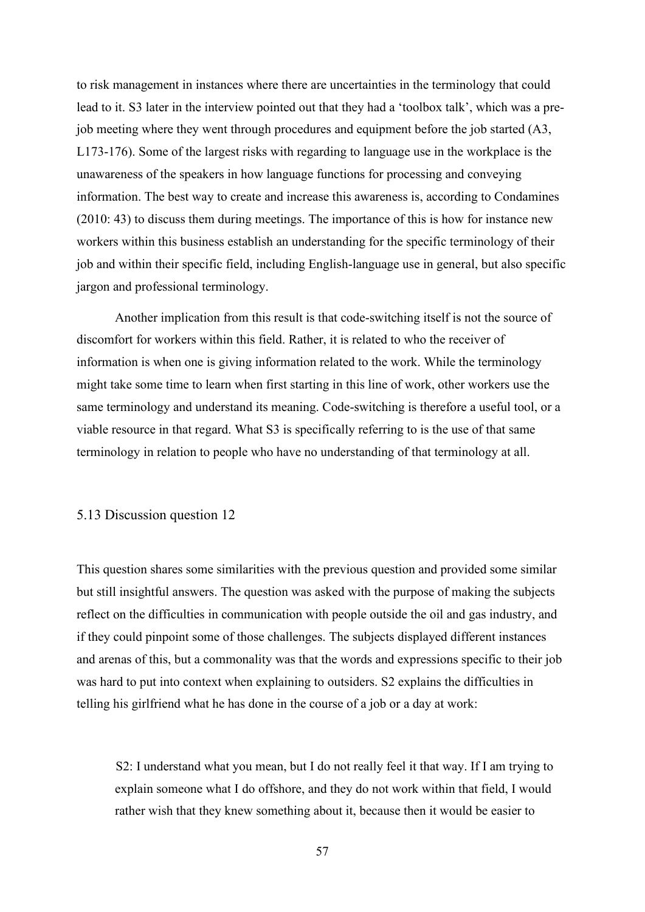to risk management in instances where there are uncertainties in the terminology that could lead to it. S3 later in the interview pointed out that they had a 'toolbox talk', which was a pre-job meeting where they went through procedures and equipment before the job started (A3, L173-176). Some of the largest risks with regarding to language use in the workplace is the unawareness of the speakers in how language functions for processing and conveying information. The best way to create and increase this awareness is, according to Condamines (2010: 43) to discuss them during meetings. The importance of this is how for instance new workers within this business establish an understanding for the specific terminology of their job and within their specific field, including English-language use in general, but also specific jargon and professional terminology.

Another implication from this result is that code-switching itself is not the source of discomfort for workers within this field. Rather, it is related to who the receiver of information is when one is giving information related to the work. While the terminology might take some time to learn when first starting in this line of work, other workers use the same terminology and understand its meaning. Code-switching is therefore a useful tool, or a viable resource in that regard. What S3 is specifically referring to is the use of that same terminology in relation to people who have no understanding of that terminology at all.

## 5.13 Discussion question 12

This question shares some similarities with the previous question and provided some similar but still insightful answers. The question was asked with the purpose of making the subjects reflect on the difficulties in communication with people outside the oil and gas industry, and if they could pinpoint some of those challenges. The subjects displayed different instances and arenas of this, but a commonality was that the words and expressions specific to their job was hard to put into context when explaining to outsiders. S2 explains the difficulties in telling his girlfriend what he has done in the course of a job or a day at work:

> S2: I understand what you mean, but I do not really feel it that way. If I am trying to explain someone what I do offshore, and they do not work within that field, I would rather wish that they knew something about it, because then it would be easier to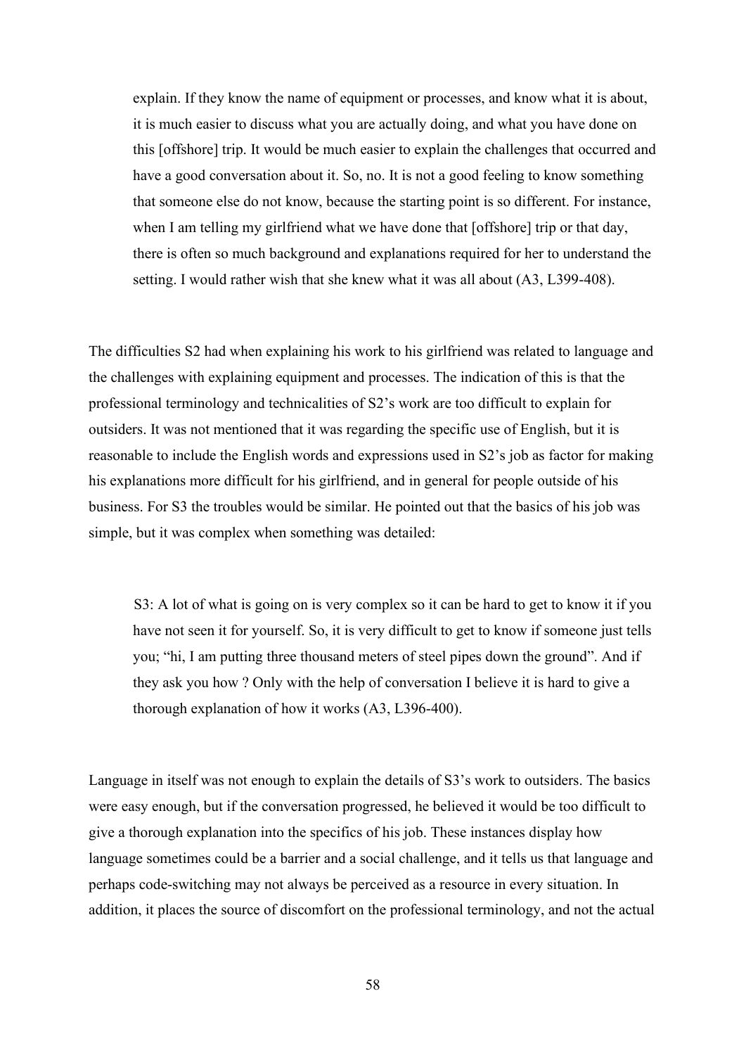> explain. If they know the name of equipment or processes, and know what it is about, it is much easier to discuss what you are actually doing, and what you have done on this [offshore] trip. It would be much easier to explain the challenges that occurred and have a good conversation about it. So, no. It is not a good feeling to know something that someone else do not know, because the starting point is so different. For instance, when I am telling my girlfriend what we have done that [offshore] trip or that day, there is often so much background and explanations required for her to understand the setting. I would rather wish that she knew what it was all about (A3, L399-408).

The difficulties S2 had when explaining his work to his girlfriend was related to language and the challenges with explaining equipment and processes. The indication of this is that the professional terminology and technicalities of S2's work are too difficult to explain for outsiders. It was not mentioned that it was regarding the specific use of English, but it is reasonable to include the English words and expressions used in S2's job as factor for making his explanations more difficult for his girlfriend, and in general for people outside of his business. For S3 the troubles would be similar. He pointed out that the basics of his job was simple, but it was complex when something was detailed:

> S3: A lot of what is going on is very complex so it can be hard to get to know it if you have not seen it for yourself. So, it is very difficult to get to know if someone just tells you; "hi, I am putting three thousand meters of steel pipes down the ground". And if they ask you how ? Only with the help of conversation I believe it is hard to give a thorough explanation of how it works (A3, L396-400).

Language in itself was not enough to explain the details of S3's work to outsiders. The basics were easy enough, but if the conversation progressed, he believed it would be too difficult to give a thorough explanation into the specifics of his job. These instances display how language sometimes could be a barrier and a social challenge, and it tells us that language and perhaps code-switching may not always be perceived as a resource in every situation. In addition, it places the source of discomfort on the professional terminology, and not the actual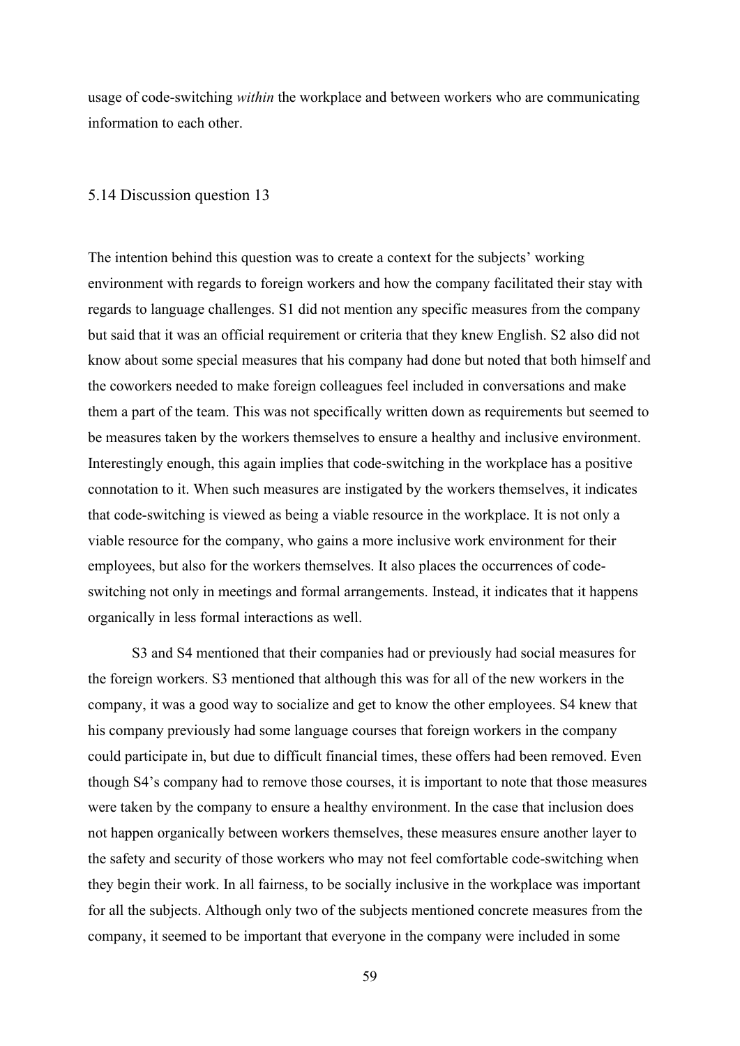usage of code-switching *within* the workplace and between workers who are communicating information to each other.

## 5.14 Discussion question 13

The intention behind this question was to create a context for the subjects' working environment with regards to foreign workers and how the company facilitated their stay with regards to language challenges. S1 did not mention any specific measures from the company but said that it was an official requirement or criteria that they knew English. S2 also did not know about some special measures that his company had done but noted that both himself and the coworkers needed to make foreign colleagues feel included in conversations and make them a part of the team. This was not specifically written down as requirements but seemed to be measures taken by the workers themselves to ensure a healthy and inclusive environment. Interestingly enough, this again implies that code-switching in the workplace has a positive connotation to it. When such measures are instigated by the workers themselves, it indicates that code-switching is viewed as being a viable resource in the workplace. It is not only a viable resource for the company, who gains a more inclusive work environment for their employees, but also for the workers themselves. It also places the occurrences of code-switching not only in meetings and formal arrangements. Instead, it indicates that it happens organically in less formal interactions as well.

S3 and S4 mentioned that their companies had or previously had social measures for the foreign workers. S3 mentioned that although this was for all of the new workers in the company, it was a good way to socialize and get to know the other employees. S4 knew that his company previously had some language courses that foreign workers in the company could participate in, but due to difficult financial times, these offers had been removed. Even though S4's company had to remove those courses, it is important to note that those measures were taken by the company to ensure a healthy environment. In the case that inclusion does not happen organically between workers themselves, these measures ensure another layer to the safety and security of those workers who may not feel comfortable code-switching when they begin their work. In all fairness, to be socially inclusive in the workplace was important for all the subjects. Although only two of the subjects mentioned concrete measures from the company, it seemed to be important that everyone in the company were included in some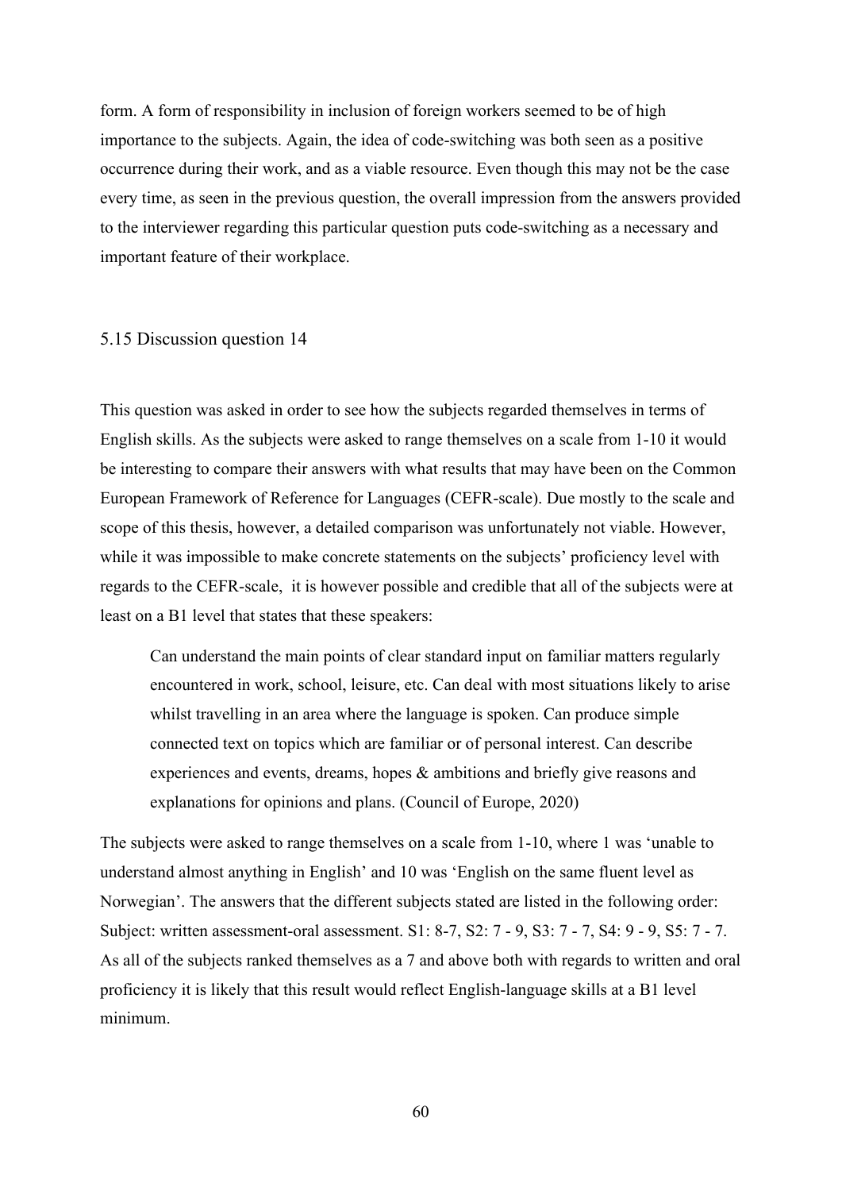form. A form of responsibility in inclusion of foreign workers seemed to be of high importance to the subjects. Again, the idea of code-switching was both seen as a positive occurrence during their work, and as a viable resource. Even though this may not be the case every time, as seen in the previous question, the overall impression from the answers provided to the interviewer regarding this particular question puts code-switching as a necessary and important feature of their workplace.

## 5.15 Discussion question 14

This question was asked in order to see how the subjects regarded themselves in terms of English skills. As the subjects were asked to range themselves on a scale from 1-10 it would be interesting to compare their answers with what results that may have been on the Common European Framework of Reference for Languages (CEFR-scale). Due mostly to the scale and scope of this thesis, however, a detailed comparison was unfortunately not viable. However, while it was impossible to make concrete statements on the subjects' proficiency level with regards to the CEFR-scale, it is however possible and credible that all of the subjects were at least on a B1 level that states that these speakers:

> Can understand the main points of clear standard input on familiar matters regularly encountered in work, school, leisure, etc. Can deal with most situations likely to arise whilst travelling in an area where the language is spoken. Can produce simple connected text on topics which are familiar or of personal interest. Can describe experiences and events, dreams, hopes & ambitions and briefly give reasons and explanations for opinions and plans. (Council of Europe, 2020)

The subjects were asked to range themselves on a scale from 1-10, where 1 was 'unable to understand almost anything in English' and 10 was 'English on the same fluent level as Norwegian'. The answers that the different subjects stated are listed in the following order: Subject: written assessment-oral assessment. S1: 8-7, S2: 7 - 9, S3: 7 - 7, S4: 9 - 9, S5: 7 - 7. As all of the subjects ranked themselves as a 7 and above both with regards to written and oral proficiency it is likely that this result would reflect English-language skills at a B1 level minimum.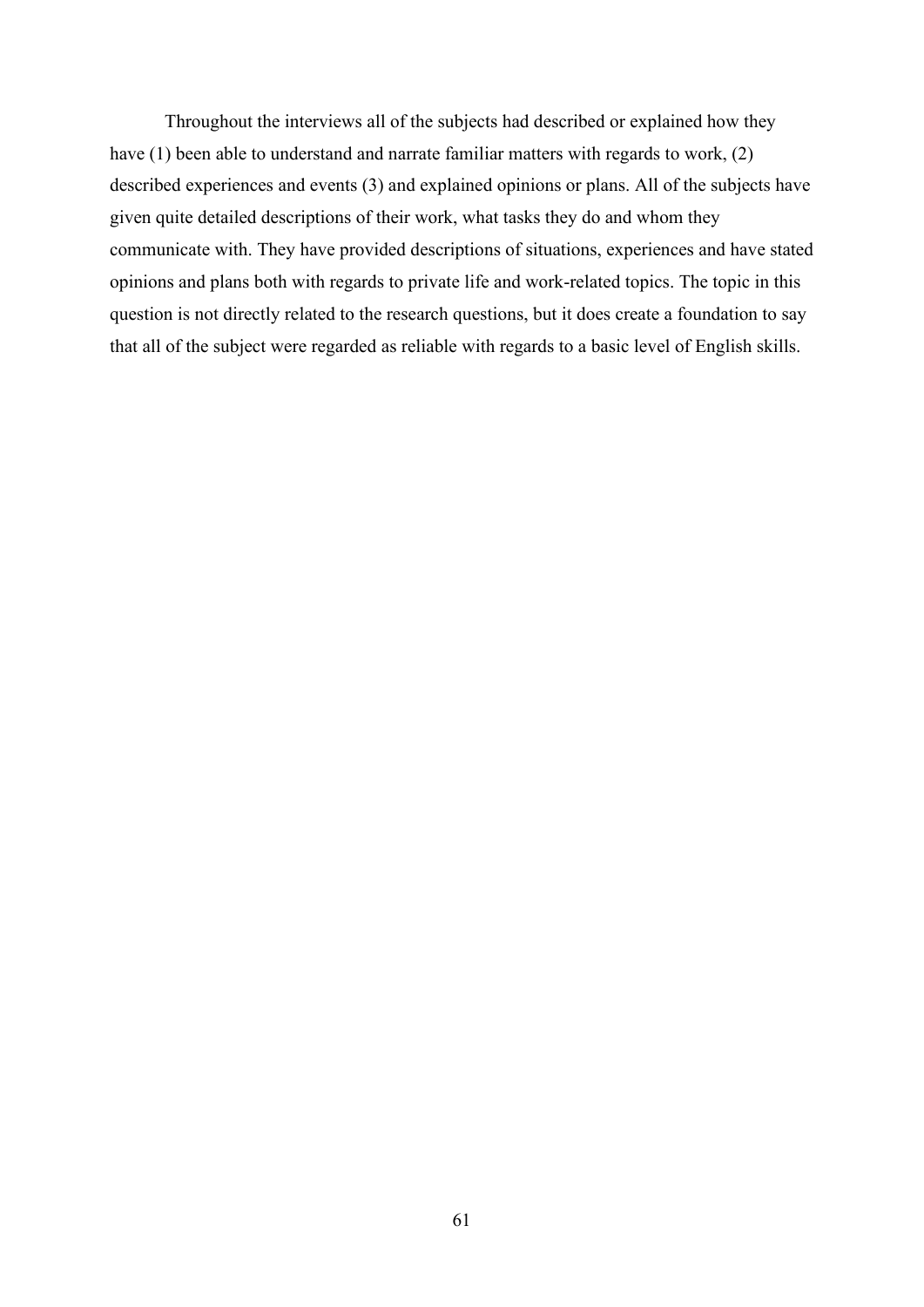Throughout the interviews all of the subjects had described or explained how they have (1) been able to understand and narrate familiar matters with regards to work, (2) described experiences and events (3) and explained opinions or plans. All of the subjects have given quite detailed descriptions of their work, what tasks they do and whom they communicate with. They have provided descriptions of situations, experiences and have stated opinions and plans both with regards to private life and work-related topics. The topic in this question is not directly related to the research questions, but it does create a foundation to say that all of the subject were regarded as reliable with regards to a basic level of English skills.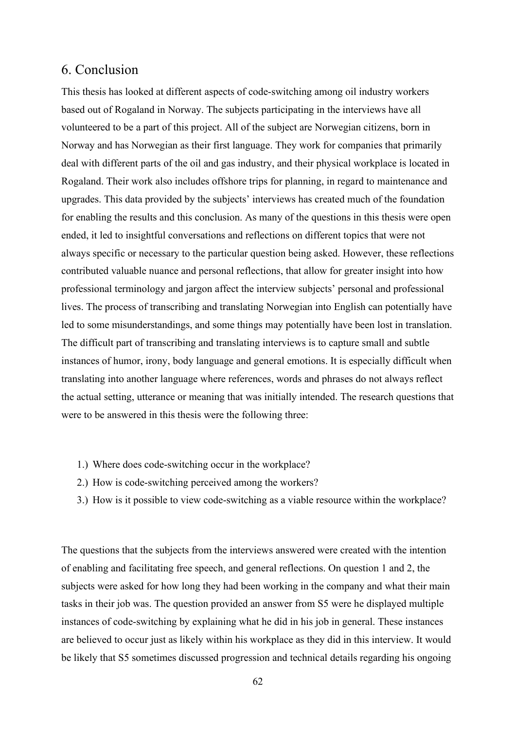# 6. Conclusion

This thesis has looked at different aspects of code-switching among oil industry workers based out of Rogaland in Norway. The subjects participating in the interviews have all volunteered to be a part of this project. All of the subject are Norwegian citizens, born in Norway and has Norwegian as their first language. They work for companies that primarily deal with different parts of the oil and gas industry, and their physical workplace is located in Rogaland. Their work also includes offshore trips for planning, in regard to maintenance and upgrades. This data provided by the subjects' interviews has created much of the foundation for enabling the results and this conclusion. As many of the questions in this thesis were open ended, it led to insightful conversations and reflections on different topics that were not always specific or necessary to the particular question being asked. However, these reflections contributed valuable nuance and personal reflections, that allow for greater insight into how professional terminology and jargon affect the interview subjects' personal and professional lives. The process of transcribing and translating Norwegian into English can potentially have led to some misunderstandings, and some things may potentially have been lost in translation. The difficult part of transcribing and translating interviews is to capture small and subtle instances of humor, irony, body language and general emotions. It is especially difficult when translating into another language where references, words and phrases do not always reflect the actual setting, utterance or meaning that was initially intended. The research questions that were to be answered in this thesis were the following three:

1.) Where does code-switching occur in the workplace?
2.) How is code-switching perceived among the workers?
3.) How is it possible to view code-switching as a viable resource within the workplace?

The questions that the subjects from the interviews answered were created with the intention of enabling and facilitating free speech, and general reflections. On question 1 and 2, the subjects were asked for how long they had been working in the company and what their main tasks in their job was. The question provided an answer from S5 were he displayed multiple instances of code-switching by explaining what he did in his job in general. These instances are believed to occur just as likely within his workplace as they did in this interview. It would be likely that S5 sometimes discussed progression and technical details regarding his ongoing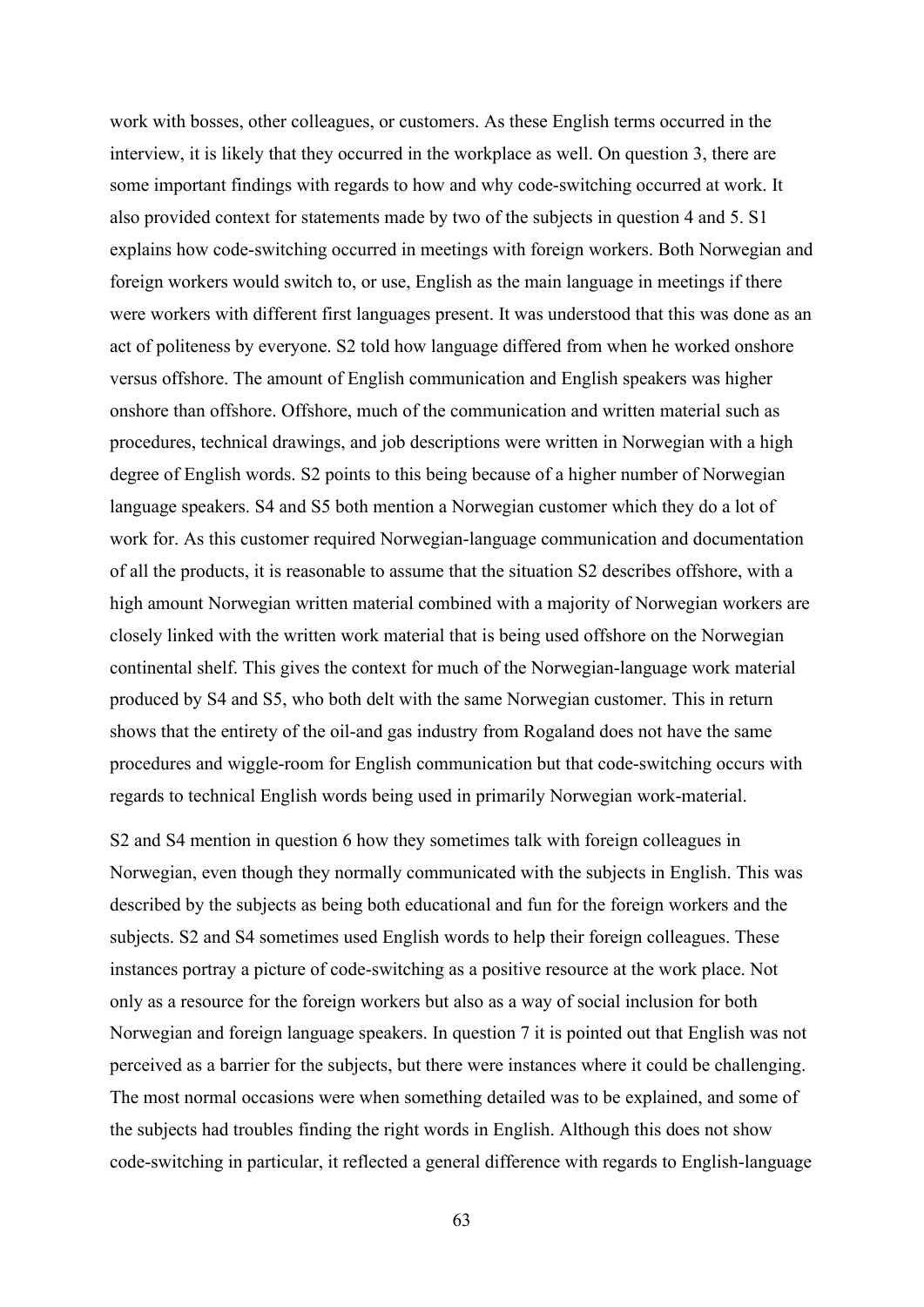work with bosses, other colleagues, or customers. As these English terms occurred in the interview, it is likely that they occurred in the workplace as well. On question 3, there are some important findings with regards to how and why code-switching occurred at work. It also provided context for statements made by two of the subjects in question 4 and 5. S1 explains how code-switching occurred in meetings with foreign workers. Both Norwegian and foreign workers would switch to, or use, English as the main language in meetings if there were workers with different first languages present. It was understood that this was done as an act of politeness by everyone. S2 told how language differed from when he worked onshore versus offshore. The amount of English communication and English speakers was higher onshore than offshore. Offshore, much of the communication and written material such as procedures, technical drawings, and job descriptions were written in Norwegian with a high degree of English words. S2 points to this being because of a higher number of Norwegian language speakers. S4 and S5 both mention a Norwegian customer which they do a lot of work for. As this customer required Norwegian-language communication and documentation of all the products, it is reasonable to assume that the situation S2 describes offshore, with a high amount Norwegian written material combined with a majority of Norwegian workers are closely linked with the written work material that is being used offshore on the Norwegian continental shelf. This gives the context for much of the Norwegian-language work material produced by S4 and S5, who both delt with the same Norwegian customer. This in return shows that the entirety of the oil-and gas industry from Rogaland does not have the same procedures and wiggle-room for English communication but that code-switching occurs with regards to technical English words being used in primarily Norwegian work-material.

S2 and S4 mention in question 6 how they sometimes talk with foreign colleagues in Norwegian, even though they normally communicated with the subjects in English. This was described by the subjects as being both educational and fun for the foreign workers and the subjects. S2 and S4 sometimes used English words to help their foreign colleagues. These instances portray a picture of code-switching as a positive resource at the work place. Not only as a resource for the foreign workers but also as a way of social inclusion for both Norwegian and foreign language speakers. In question 7 it is pointed out that English was not perceived as a barrier for the subjects, but there were instances where it could be challenging. The most normal occasions were when something detailed was to be explained, and some of the subjects had troubles finding the right words in English. Although this does not show code-switching in particular, it reflected a general difference with regards to English-language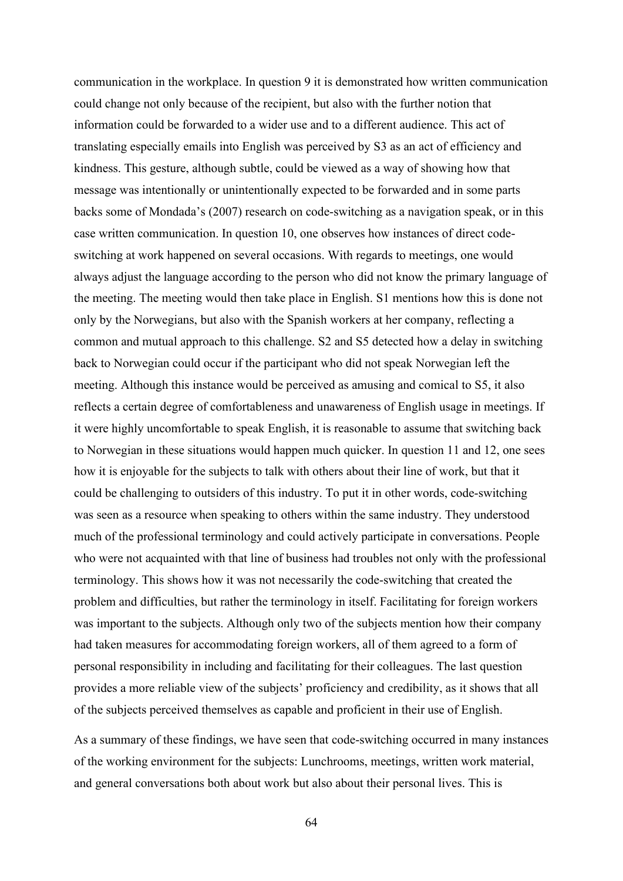communication in the workplace. In question 9 it is demonstrated how written communication could change not only because of the recipient, but also with the further notion that information could be forwarded to a wider use and to a different audience. This act of translating especially emails into English was perceived by S3 as an act of efficiency and kindness. This gesture, although subtle, could be viewed as a way of showing how that message was intentionally or unintentionally expected to be forwarded and in some parts backs some of Mondada's (2007) research on code-switching as a navigation speak, or in this case written communication. In question 10, one observes how instances of direct code-switching at work happened on several occasions. With regards to meetings, one would always adjust the language according to the person who did not know the primary language of the meeting. The meeting would then take place in English. S1 mentions how this is done not only by the Norwegians, but also with the Spanish workers at her company, reflecting a common and mutual approach to this challenge. S2 and S5 detected how a delay in switching back to Norwegian could occur if the participant who did not speak Norwegian left the meeting. Although this instance would be perceived as amusing and comical to S5, it also reflects a certain degree of comfortableness and unawareness of English usage in meetings. If it were highly uncomfortable to speak English, it is reasonable to assume that switching back to Norwegian in these situations would happen much quicker. In question 11 and 12, one sees how it is enjoyable for the subjects to talk with others about their line of work, but that it could be challenging to outsiders of this industry. To put it in other words, code-switching was seen as a resource when speaking to others within the same industry. They understood much of the professional terminology and could actively participate in conversations. People who were not acquainted with that line of business had troubles not only with the professional terminology. This shows how it was not necessarily the code-switching that created the problem and difficulties, but rather the terminology in itself. Facilitating for foreign workers was important to the subjects. Although only two of the subjects mention how their company had taken measures for accommodating foreign workers, all of them agreed to a form of personal responsibility in including and facilitating for their colleagues. The last question provides a more reliable view of the subjects' proficiency and credibility, as it shows that all of the subjects perceived themselves as capable and proficient in their use of English.

As a summary of these findings, we have seen that code-switching occurred in many instances of the working environment for the subjects: Lunchrooms, meetings, written work material, and general conversations both about work but also about their personal lives. This is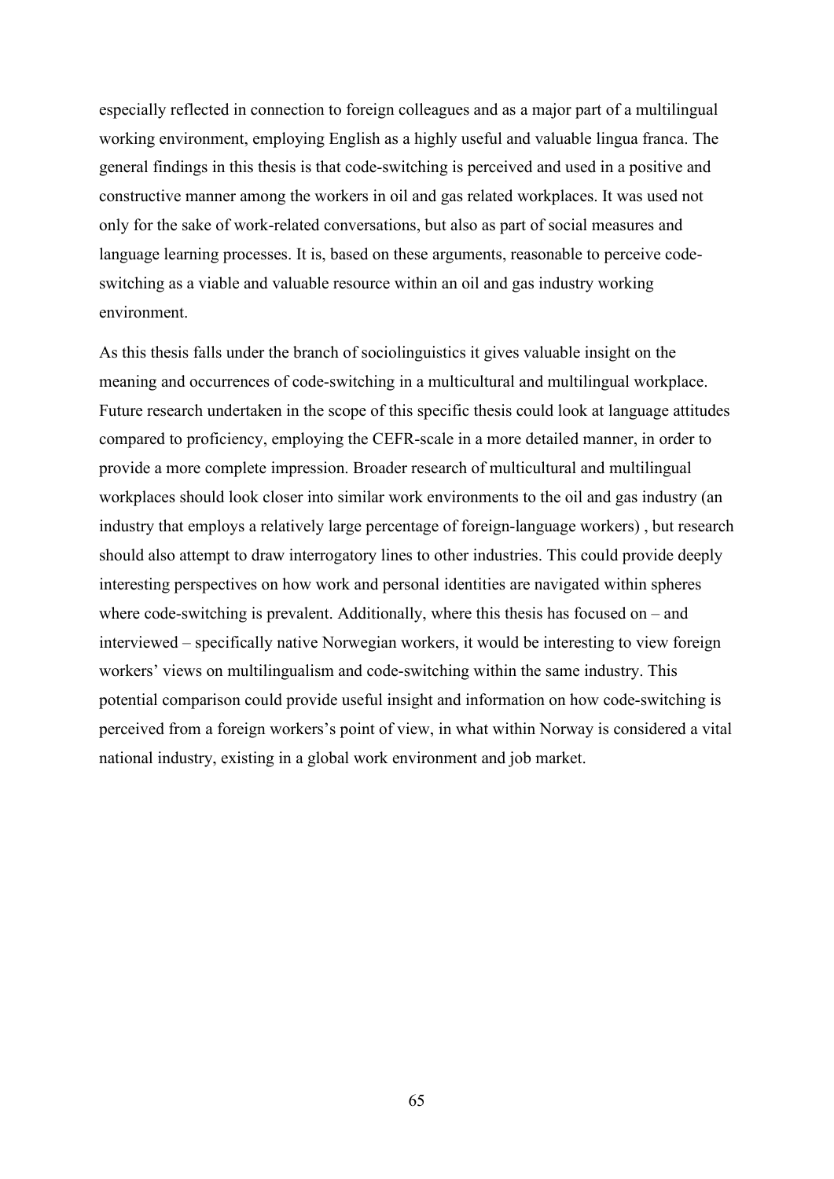especially reflected in connection to foreign colleagues and as a major part of a multilingual working environment, employing English as a highly useful and valuable lingua franca. The general findings in this thesis is that code-switching is perceived and used in a positive and constructive manner among the workers in oil and gas related workplaces. It was used not only for the sake of work-related conversations, but also as part of social measures and language learning processes. It is, based on these arguments, reasonable to perceive code-switching as a viable and valuable resource within an oil and gas industry working environment.

As this thesis falls under the branch of sociolinguistics it gives valuable insight on the meaning and occurrences of code-switching in a multicultural and multilingual workplace. Future research undertaken in the scope of this specific thesis could look at language attitudes compared to proficiency, employing the CEFR-scale in a more detailed manner, in order to provide a more complete impression. Broader research of multicultural and multilingual workplaces should look closer into similar work environments to the oil and gas industry (an industry that employs a relatively large percentage of foreign-language workers) , but research should also attempt to draw interrogatory lines to other industries. This could provide deeply interesting perspectives on how work and personal identities are navigated within spheres where code-switching is prevalent. Additionally, where this thesis has focused on – and interviewed – specifically native Norwegian workers, it would be interesting to view foreign workers' views on multilingualism and code-switching within the same industry. This potential comparison could provide useful insight and information on how code-switching is perceived from a foreign workers's point of view, in what within Norway is considered a vital national industry, existing in a global work environment and job market.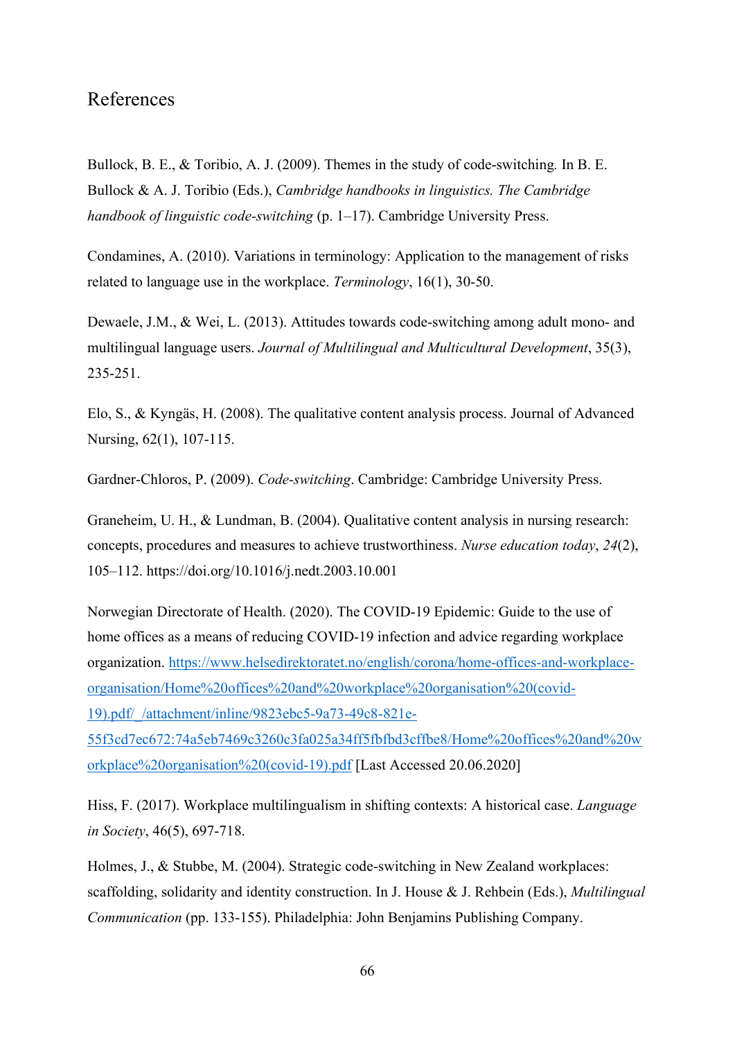## References

Bullock, B. E., & Toribio, A. J. (2009). Themes in the study of code-switching. In B. E. Bullock & A. J. Toribio (Eds.), *Cambridge handbooks in linguistics. The Cambridge handbook of linguistic code-switching* (p. 1–17). Cambridge University Press.

Condamines, A. (2010). Variations in terminology: Application to the management of risks related to language use in the workplace. *Terminology*, 16(1), 30-50.

Dewaele, J.M., & Wei, L. (2013). Attitudes towards code-switching among adult mono- and multilingual language users. *Journal of Multilingual and Multicultural Development*, 35(3), 235-251.

Elo, S., & Kyngäs, H. (2008). The qualitative content analysis process. Journal of Advanced Nursing, 62(1), 107-115.

Gardner-Chloros, P. (2009). *Code-switching*. Cambridge: Cambridge University Press.

Graneheim, U. H., & Lundman, B. (2004). Qualitative content analysis in nursing research: concepts, procedures and measures to achieve trustworthiness. *Nurse education today*, *24*(2), 105–112. https://doi.org/10.1016/j.nedt.2003.10.001

Norwegian Directorate of Health. (2020). The COVID-19 Epidemic: Guide to the use of home offices as a means of reducing COVID-19 infection and advice regarding workplace organization. https://www.helsedirektoratet.no/english/corona/home-offices-and-workplace-organisation/Home%20offices%20and%20workplace%20organisation%20(covid-19).pdf/_/attachment/inline/9823ebc5-9a73-49c8-821e-55f3cd7ec672:74a5eb7469c3260c3fa025a34ff5fbfbd3cffbe8/Home%20offices%20and%20workplace%20organisation%20(covid-19).pdf [Last Accessed 20.06.2020]

Hiss, F. (2017). Workplace multilingualism in shifting contexts: A historical case. *Language in Society*, 46(5), 697-718.

Holmes, J., & Stubbe, M. (2004). Strategic code-switching in New Zealand workplaces: scaffolding, solidarity and identity construction. In J. House & J. Rehbein (Eds.), *Multilingual Communication* (pp. 133-155). Philadelphia: John Benjamins Publishing Company.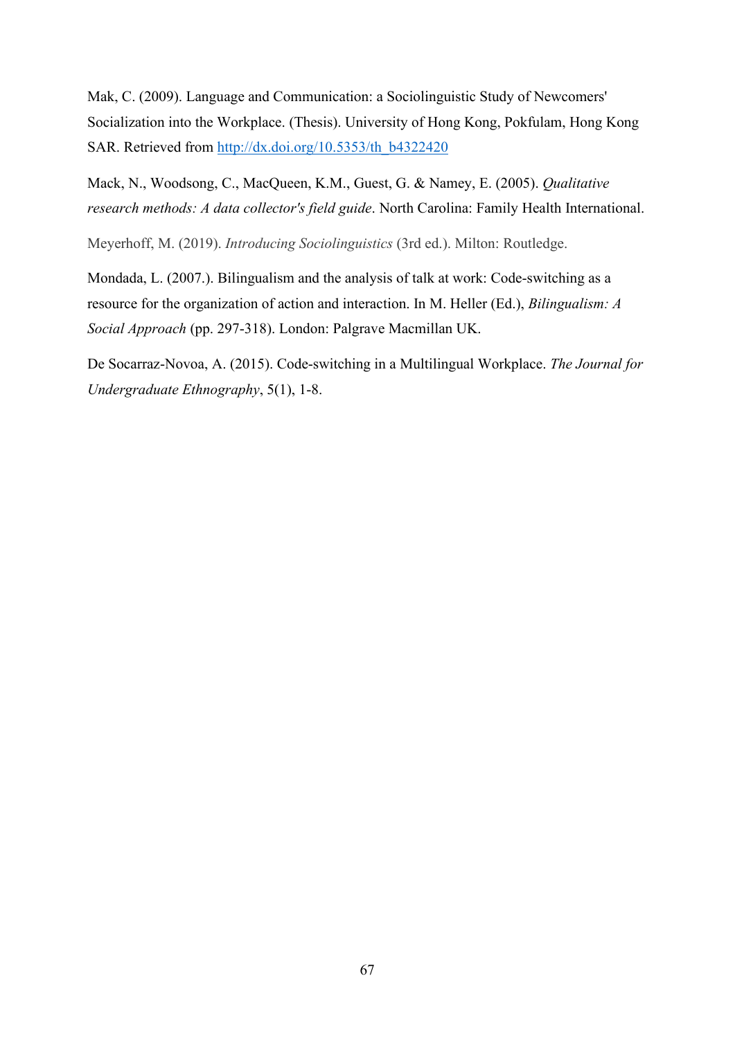Mak, C. (2009). Language and Communication: a Sociolinguistic Study of Newcomers' Socialization into the Workplace. (Thesis). University of Hong Kong, Pokfulam, Hong Kong SAR. Retrieved from [http://dx.doi.org/10.5353/th_b4322420](http://dx.doi.org/10.5353/th_b4322420)

Mack, N., Woodsong, C., MacQueen, K.M., Guest, G. & Namey, E. (2005). *Qualitative research methods: A data collector's field guide*. North Carolina: Family Health International.

Meyerhoff, M. (2019). *Introducing Sociolinguistics* (3rd ed.). Milton: Routledge.

Mondada, L. (2007.). Bilingualism and the analysis of talk at work: Code-switching as a resource for the organization of action and interaction. In M. Heller (Ed.), *Bilingualism: A Social Approach* (pp. 297-318). London: Palgrave Macmillan UK.

De Socarraz-Novoa, A. (2015). Code-switching in a Multilingual Workplace. *The Journal for Undergraduate Ethnography*, 5(1), 1-8.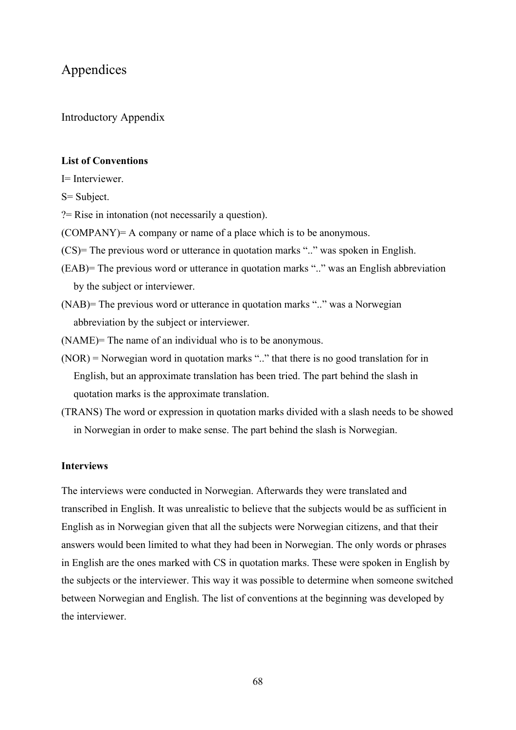# Appendices

## Introductory Appendix

**List of Conventions**

I= Interviewer.

S= Subject.

?= Rise in intonation (not necessarily a question).

(COMPANY)= A company or name of a place which is to be anonymous.

(CS)= The previous word or utterance in quotation marks ".." was spoken in English.

(EAB)= The previous word or utterance in quotation marks ".." was an English abbreviation by the subject or interviewer.

(NAB)= The previous word or utterance in quotation marks ".." was a Norwegian abbreviation by the subject or interviewer.

(NAME)= The name of an individual who is to be anonymous.

(NOR) = Norwegian word in quotation marks ".." that there is no good translation for in English, but an approximate translation has been tried. The part behind the slash in quotation marks is the approximate translation.

(TRANS) The word or expression in quotation marks divided with a slash needs to be showed in Norwegian in order to make sense. The part behind the slash is Norwegian.

**Interviews**

The interviews were conducted in Norwegian. Afterwards they were translated and transcribed in English. It was unrealistic to believe that the subjects would be as sufficient in English as in Norwegian given that all the subjects were Norwegian citizens, and that their answers would been limited to what they had been in Norwegian. The only words or phrases in English are the ones marked with CS in quotation marks. These were spoken in English by the subjects or the interviewer. This way it was possible to determine when someone switched between Norwegian and English. The list of conventions at the beginning was developed by the interviewer.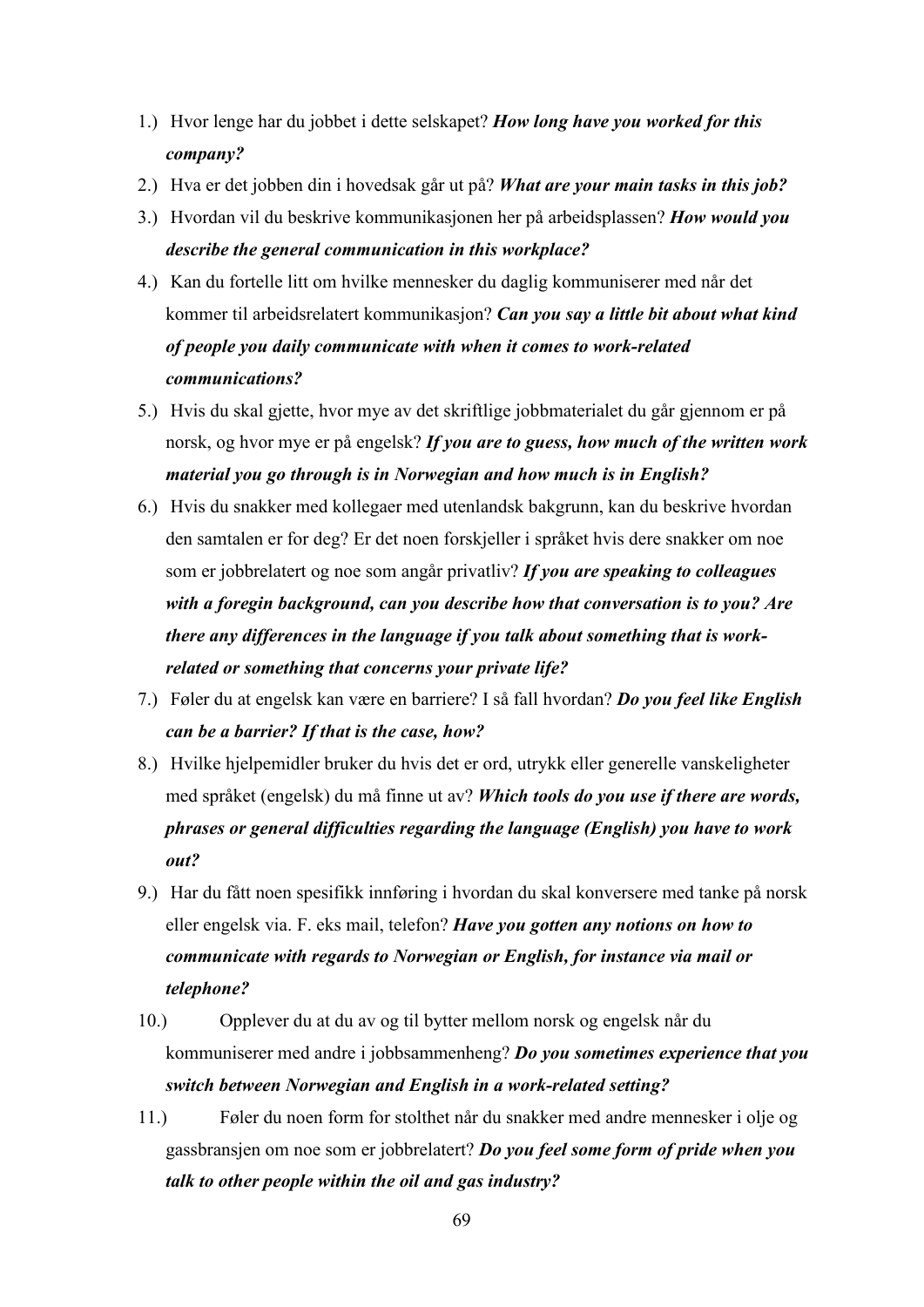1.) Hvor lenge har du jobbet i dette selskapet? ***How long have you worked for this company?***
2.) Hva er det jobben din i hovedsak går ut på? ***What are your main tasks in this job?***
3.) Hvordan vil du beskrive kommunikasjonen her på arbeidsplassen? ***How would you describe the general communication in this workplace?***
4.) Kan du fortelle litt om hvilke mennesker du daglig kommuniserer med når det kommer til arbeidsrelatert kommunikasjon? ***Can you say a little bit about what kind of people you daily communicate with when it comes to work-related communications?***
5.) Hvis du skal gjette, hvor mye av det skriftlige jobbmaterialet du går gjennom er på norsk, og hvor mye er på engelsk? ***If you are to guess, how much of the written work material you go through is in Norwegian and how much is in English?***
6.) Hvis du snakker med kollegaer med utenlandsk bakgrunn, kan du beskrive hvordan den samtalen er for deg? Er det noen forskjeller i språket hvis dere snakker om noe som er jobbrelatert og noe som angår privatliv? ***If you are speaking to colleagues with a foregin background, can you describe how that conversation is to you? Are there any differences in the language if you talk about something that is work-related or something that concerns your private life?***
7.) Føler du at engelsk kan være en barriere? I så fall hvordan? ***Do you feel like English can be a barrier? If that is the case, how?***
8.) Hvilke hjelpemidler bruker du hvis det er ord, utrykk eller generelle vanskeligheter med språket (engelsk) du må finne ut av? ***Which tools do you use if there are words, phrases or general difficulties regarding the language (English) you have to work out?***
9.) Har du fått noen spesifikk innføring i hvordan du skal konversere med tanke på norsk eller engelsk via. F. eks mail, telefon? ***Have you gotten any notions on how to communicate with regards to Norwegian or English, for instance via mail or telephone?***
10.) Opplever du at du av og til bytter mellom norsk og engelsk når du kommuniserer med andre i jobbsammenheng? ***Do you sometimes experience that you switch between Norwegian and English in a work-related setting?***
11.) Føler du noen form for stolthet når du snakker med andre mennesker i olje og gassbransjen om noe som er jobbrelatert? ***Do you feel some form of pride when you talk to other people within the oil and gas industry?***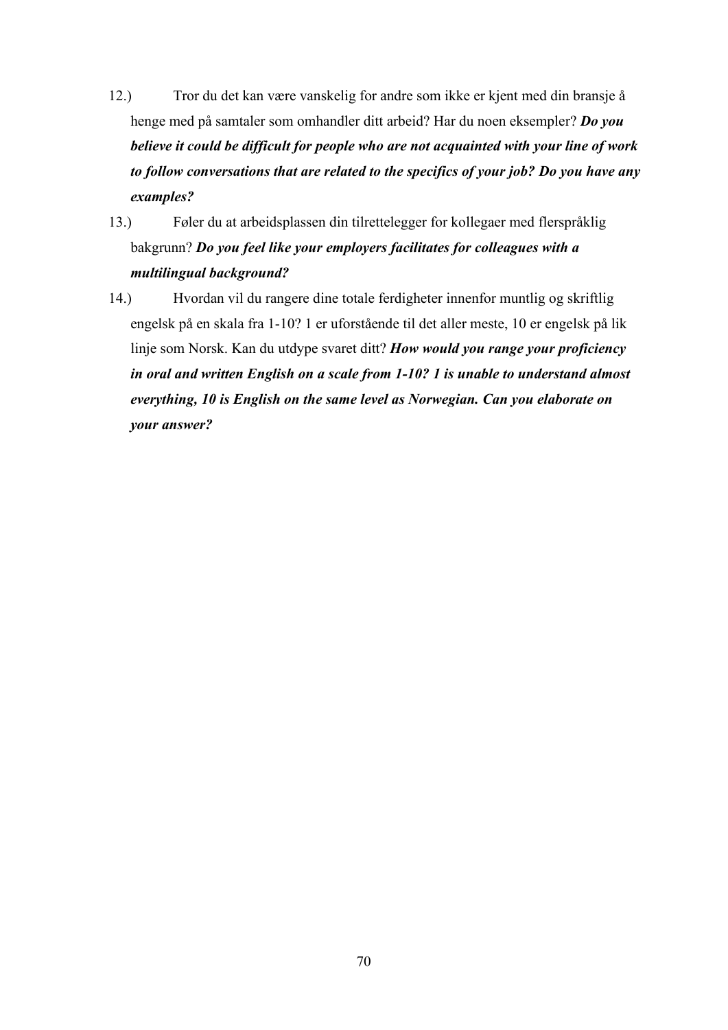12.) Tror du det kan være vanskelig for andre som ikke er kjent med din bransje å henge med på samtaler som omhandler ditt arbeid? Har du noen eksempler? ***Do you believe it could be difficult for people who are not acquainted with your line of work to follow conversations that are related to the specifics of your job? Do you have any examples?***

13.) Føler du at arbeidsplassen din tilrettelegger for kollegaer med flerspråklig bakgrunn? ***Do you feel like your employers facilitates for colleagues with a multilingual background?***

14.) Hvordan vil du rangere dine totale ferdigheter innenfor muntlig og skriftlig engelsk på en skala fra 1-10? 1 er uforstående til det aller meste, 10 er engelsk på lik linje som Norsk. Kan du utdype svaret ditt? ***How would you range your proficiency in oral and written English on a scale from 1-10? 1 is unable to understand almost everything, 10 is English on the same level as Norwegian. Can you elaborate on your answer?***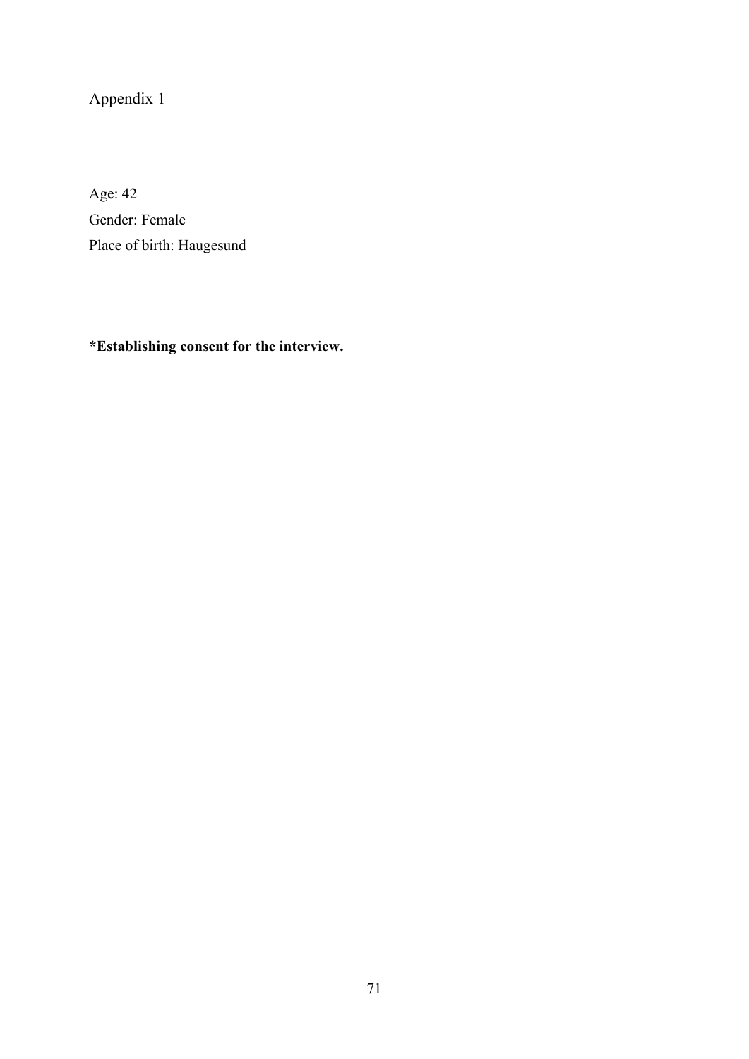Appendix 1

Age: 42

Gender: Female

Place of birth: Haugesund

**\*Establishing consent for the interview.**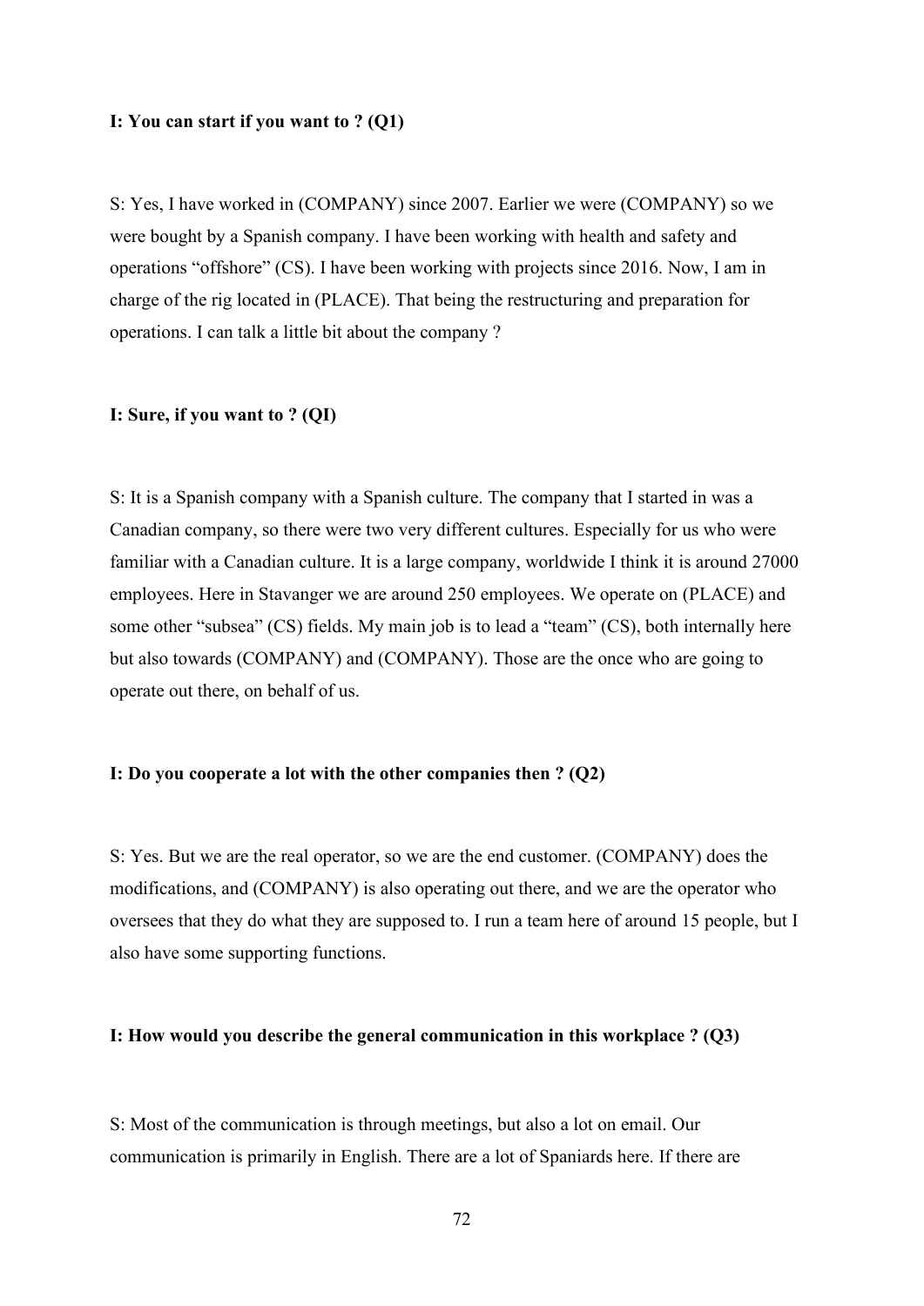**I: You can start if you want to ? (Q1)**

S: Yes, I have worked in (COMPANY) since 2007. Earlier we were (COMPANY) so we were bought by a Spanish company. I have been working with health and safety and operations “offshore” (CS). I have been working with projects since 2016. Now, I am in charge of the rig located in (PLACE). That being the restructuring and preparation for operations. I can talk a little bit about the company ?

**I: Sure, if you want to ? (QI)**

S: It is a Spanish company with a Spanish culture. The company that I started in was a Canadian company, so there were two very different cultures. Especially for us who were familiar with a Canadian culture. It is a large company, worldwide I think it is around 27000 employees. Here in Stavanger we are around 250 employees. We operate on (PLACE) and some other “subsea” (CS) fields. My main job is to lead a “team” (CS), both internally here but also towards (COMPANY) and (COMPANY). Those are the once who are going to operate out there, on behalf of us.

**I: Do you cooperate a lot with the other companies then ? (Q2)**

S: Yes. But we are the real operator, so we are the end customer. (COMPANY) does the modifications, and (COMPANY) is also operating out there, and we are the operator who oversees that they do what they are supposed to. I run a team here of around 15 people, but I also have some supporting functions.

**I: How would you describe the general communication in this workplace ? (Q3)**

S: Most of the communication is through meetings, but also a lot on email. Our communication is primarily in English. There are a lot of Spaniards here. If there are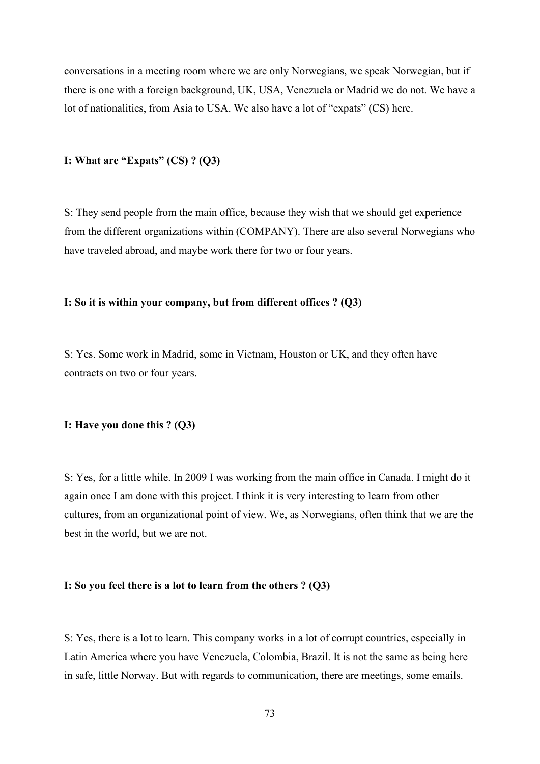conversations in a meeting room where we are only Norwegians, we speak Norwegian, but if there is one with a foreign background, UK, USA, Venezuela or Madrid we do not. We have a lot of nationalities, from Asia to USA. We also have a lot of "expats" (CS) here.

**I: What are "Expats" (CS) ? (Q3)**

S: They send people from the main office, because they wish that we should get experience from the different organizations within (COMPANY). There are also several Norwegians who have traveled abroad, and maybe work there for two or four years.

**I: So it is within your company, but from different offices ? (Q3)**

S: Yes. Some work in Madrid, some in Vietnam, Houston or UK, and they often have contracts on two or four years.

**I: Have you done this ? (Q3)**

S: Yes, for a little while. In 2009 I was working from the main office in Canada. I might do it again once I am done with this project. I think it is very interesting to learn from other cultures, from an organizational point of view. We, as Norwegians, often think that we are the best in the world, but we are not.

**I: So you feel there is a lot to learn from the others ? (Q3)**

S: Yes, there is a lot to learn. This company works in a lot of corrupt countries, especially in Latin America where you have Venezuela, Colombia, Brazil. It is not the same as being here in safe, little Norway. But with regards to communication, there are meetings, some emails.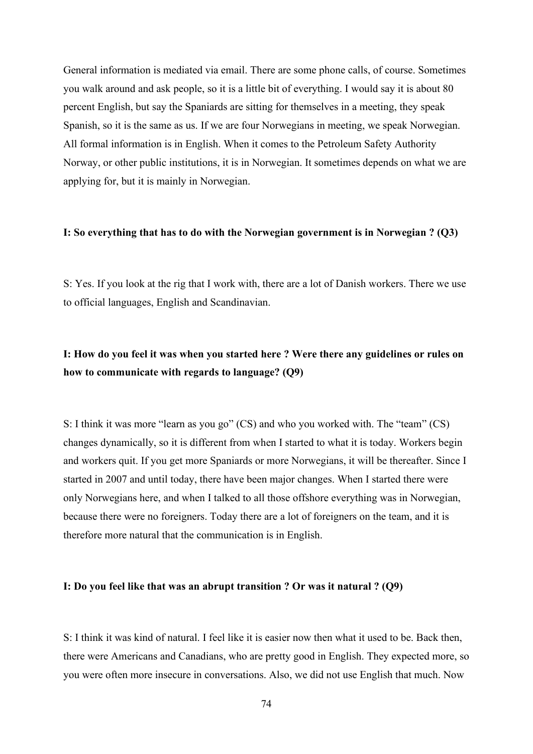General information is mediated via email. There are some phone calls, of course. Sometimes you walk around and ask people, so it is a little bit of everything. I would say it is about 80 percent English, but say the Spaniards are sitting for themselves in a meeting, they speak Spanish, so it is the same as us. If we are four Norwegians in meeting, we speak Norwegian. All formal information is in English. When it comes to the Petroleum Safety Authority Norway, or other public institutions, it is in Norwegian. It sometimes depends on what we are applying for, but it is mainly in Norwegian.

**I: So everything that has to do with the Norwegian government is in Norwegian ? (Q3)**

S: Yes. If you look at the rig that I work with, there are a lot of Danish workers. There we use to official languages, English and Scandinavian.

**I: How do you feel it was when you started here ? Were there any guidelines or rules on how to communicate with regards to language? (Q9)**

S: I think it was more "learn as you go" (CS) and who you worked with. The "team" (CS) changes dynamically, so it is different from when I started to what it is today. Workers begin and workers quit. If you get more Spaniards or more Norwegians, it will be thereafter. Since I started in 2007 and until today, there have been major changes. When I started there were only Norwegians here, and when I talked to all those offshore everything was in Norwegian, because there were no foreigners. Today there are a lot of foreigners on the team, and it is therefore more natural that the communication is in English.

**I: Do you feel like that was an abrupt transition ? Or was it natural ? (Q9)**

S: I think it was kind of natural. I feel like it is easier now then what it used to be. Back then, there were Americans and Canadians, who are pretty good in English. They expected more, so you were often more insecure in conversations. Also, we did not use English that much. Now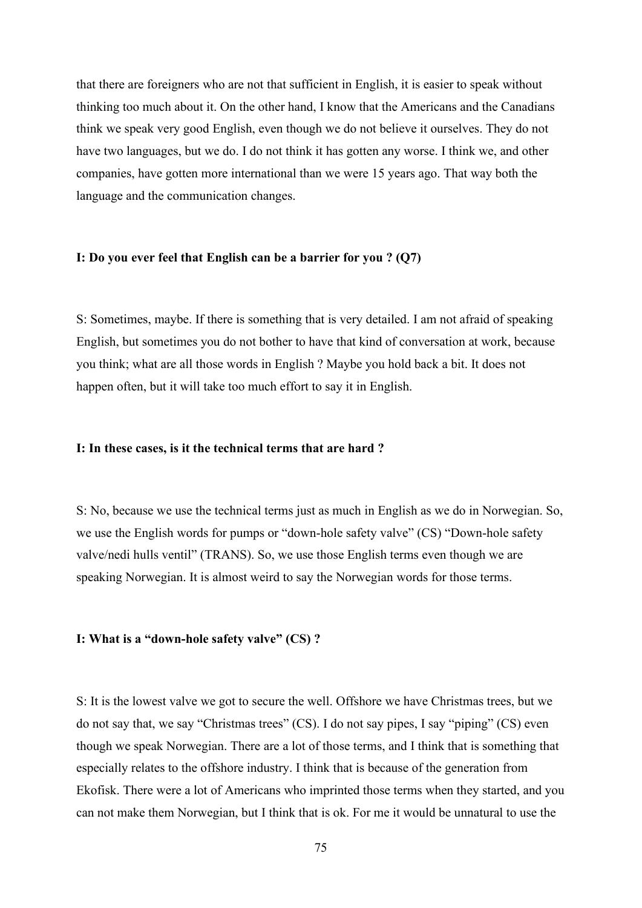that there are foreigners who are not that sufficient in English, it is easier to speak without thinking too much about it. On the other hand, I know that the Americans and the Canadians think we speak very good English, even though we do not believe it ourselves. They do not have two languages, but we do. I do not think it has gotten any worse. I think we, and other companies, have gotten more international than we were 15 years ago. That way both the language and the communication changes.

**I: Do you ever feel that English can be a barrier for you ? (Q7)**

S: Sometimes, maybe. If there is something that is very detailed. I am not afraid of speaking English, but sometimes you do not bother to have that kind of conversation at work, because you think; what are all those words in English ? Maybe you hold back a bit. It does not happen often, but it will take too much effort to say it in English.

**I: In these cases, is it the technical terms that are hard ?**

S: No, because we use the technical terms just as much in English as we do in Norwegian. So, we use the English words for pumps or "down-hole safety valve" (CS) "Down-hole safety valve/nedi hulls ventil" (TRANS). So, we use those English terms even though we are speaking Norwegian. It is almost weird to say the Norwegian words for those terms.

**I: What is a "down-hole safety valve" (CS) ?**

S: It is the lowest valve we got to secure the well. Offshore we have Christmas trees, but we do not say that, we say "Christmas trees" (CS). I do not say pipes, I say "piping" (CS) even though we speak Norwegian. There are a lot of those terms, and I think that is something that especially relates to the offshore industry. I think that is because of the generation from Ekofisk. There were a lot of Americans who imprinted those terms when they started, and you can not make them Norwegian, but I think that is ok. For me it would be unnatural to use the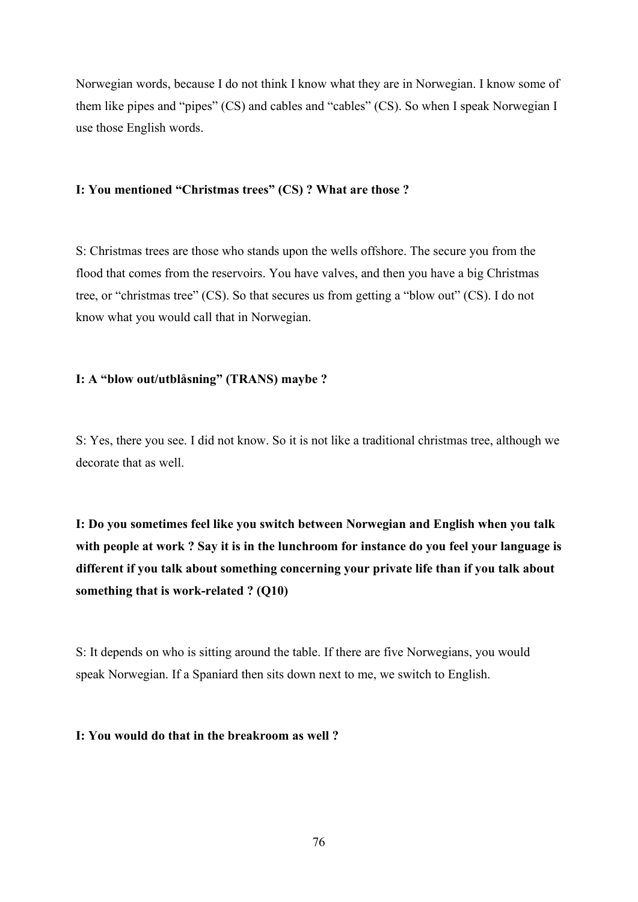Norwegian words, because I do not think I know what they are in Norwegian. I know some of them like pipes and “pipes” (CS) and cables and “cables” (CS). So when I speak Norwegian I use those English words.

**I: You mentioned “Christmas trees” (CS) ? What are those ?**

S: Christmas trees are those who stands upon the wells offshore. The secure you from the flood that comes from the reservoirs. You have valves, and then you have a big Christmas tree, or “christmas tree” (CS). So that secures us from getting a “blow out” (CS). I do not know what you would call that in Norwegian.

**I: A “blow out/utblåsning” (TRANS) maybe ?**

S: Yes, there you see. I did not know. So it is not like a traditional christmas tree, although we decorate that as well.

**I: Do you sometimes feel like you switch between Norwegian and English when you talk with people at work ? Say it is in the lunchroom for instance do you feel your language is different if you talk about something concerning your private life than if you talk about something that is work-related ? (Q10)**

S: It depends on who is sitting around the table. If there are five Norwegians, you would speak Norwegian. If a Spaniard then sits down next to me, we switch to English.

**I: You would do that in the breakroom as well ?**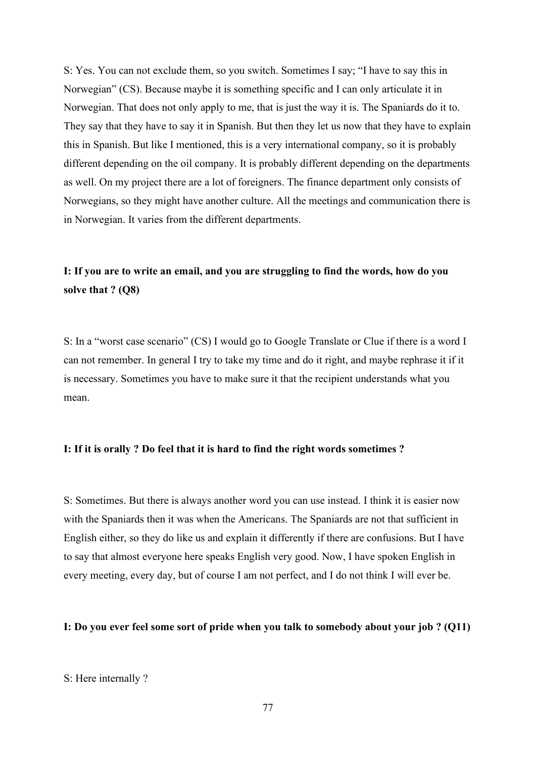S: Yes. You can not exclude them, so you switch. Sometimes I say; "I have to say this in Norwegian" (CS). Because maybe it is something specific and I can only articulate it in Norwegian. That does not only apply to me, that is just the way it is. The Spaniards do it to. They say that they have to say it in Spanish. But then they let us now that they have to explain this in Spanish. But like I mentioned, this is a very international company, so it is probably different depending on the oil company. It is probably different depending on the departments as well. On my project there are a lot of foreigners. The finance department only consists of Norwegians, so they might have another culture. All the meetings and communication there is in Norwegian. It varies from the different departments.

**I: If you are to write an email, and you are struggling to find the words, how do you solve that ? (Q8)**

S: In a "worst case scenario" (CS) I would go to Google Translate or Clue if there is a word I can not remember. In general I try to take my time and do it right, and maybe rephrase it if it is necessary. Sometimes you have to make sure it that the recipient understands what you mean.

**I: If it is orally ? Do feel that it is hard to find the right words sometimes ?**

S: Sometimes. But there is always another word you can use instead. I think it is easier now with the Spaniards then it was when the Americans. The Spaniards are not that sufficient in English either, so they do like us and explain it differently if there are confusions. But I have to say that almost everyone here speaks English very good. Now, I have spoken English in every meeting, every day, but of course I am not perfect, and I do not think I will ever be.

**I: Do you ever feel some sort of pride when you talk to somebody about your job ? (Q11)**

S: Here internally ?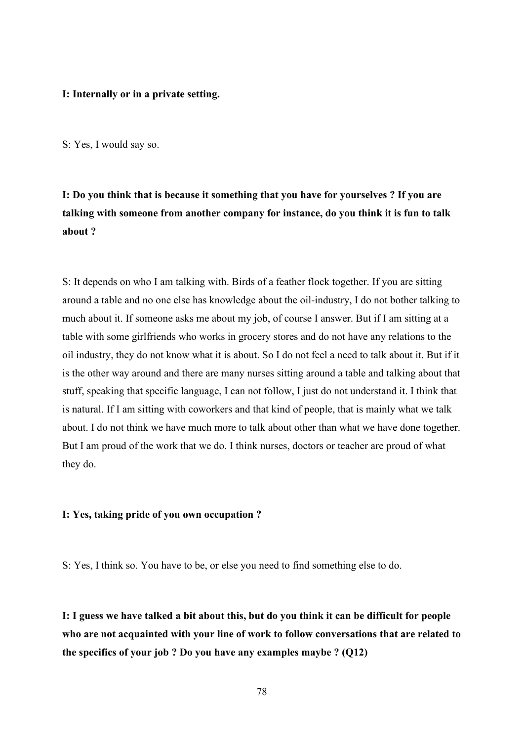**I: Internally or in a private setting.**

S: Yes, I would say so.

**I: Do you think that is because it something that you have for yourselves ? If you are talking with someone from another company for instance, do you think it is fun to talk about ?**

S: It depends on who I am talking with. Birds of a feather flock together. If you are sitting around a table and no one else has knowledge about the oil-industry, I do not bother talking to much about it. If someone asks me about my job, of course I answer. But if I am sitting at a table with some girlfriends who works in grocery stores and do not have any relations to the oil industry, they do not know what it is about. So I do not feel a need to talk about it. But if it is the other way around and there are many nurses sitting around a table and talking about that stuff, speaking that specific language, I can not follow, I just do not understand it. I think that is natural. If I am sitting with coworkers and that kind of people, that is mainly what we talk about. I do not think we have much more to talk about other than what we have done together. But I am proud of the work that we do. I think nurses, doctors or teacher are proud of what they do.

**I: Yes, taking pride of you own occupation ?**

S: Yes, I think so. You have to be, or else you need to find something else to do.

**I: I guess we have talked a bit about this, but do you think it can be difficult for people who are not acquainted with your line of work to follow conversations that are related to the specifics of your job ? Do you have any examples maybe ? (Q12)**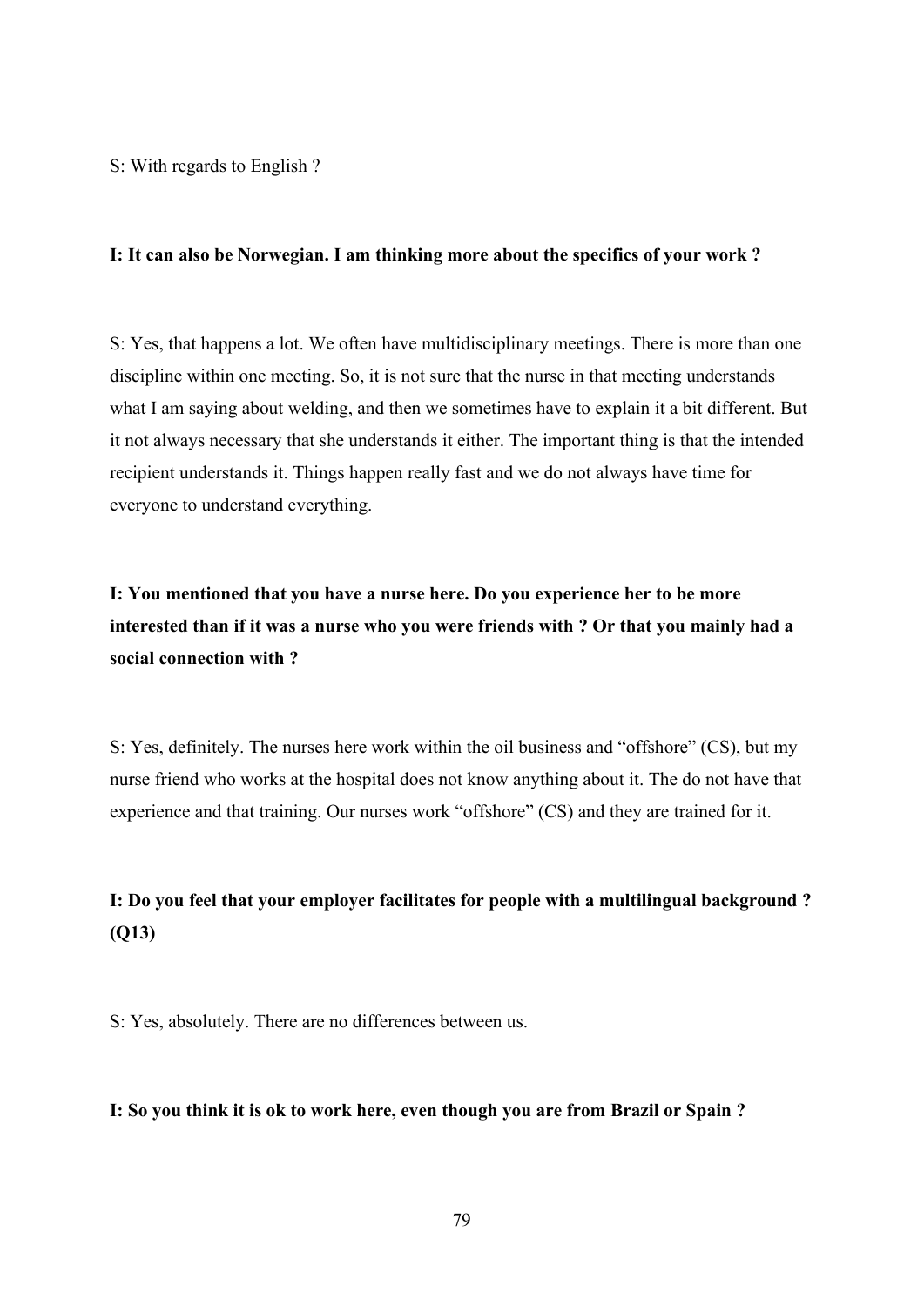S: With regards to English ?

**I: It can also be Norwegian. I am thinking more about the specifics of your work ?**

S: Yes, that happens a lot. We often have multidisciplinary meetings. There is more than one discipline within one meeting. So, it is not sure that the nurse in that meeting understands what I am saying about welding, and then we sometimes have to explain it a bit different. But it not always necessary that she understands it either. The important thing is that the intended recipient understands it. Things happen really fast and we do not always have time for everyone to understand everything.

**I: You mentioned that you have a nurse here. Do you experience her to be more interested than if it was a nurse who you were friends with ? Or that you mainly had a social connection with ?**

S: Yes, definitely. The nurses here work within the oil business and "offshore" (CS), but my nurse friend who works at the hospital does not know anything about it. The do not have that experience and that training. Our nurses work "offshore" (CS) and they are trained for it.

**I: Do you feel that your employer facilitates for people with a multilingual background ? (Q13)**

S: Yes, absolutely. There are no differences between us.

**I: So you think it is ok to work here, even though you are from Brazil or Spain ?**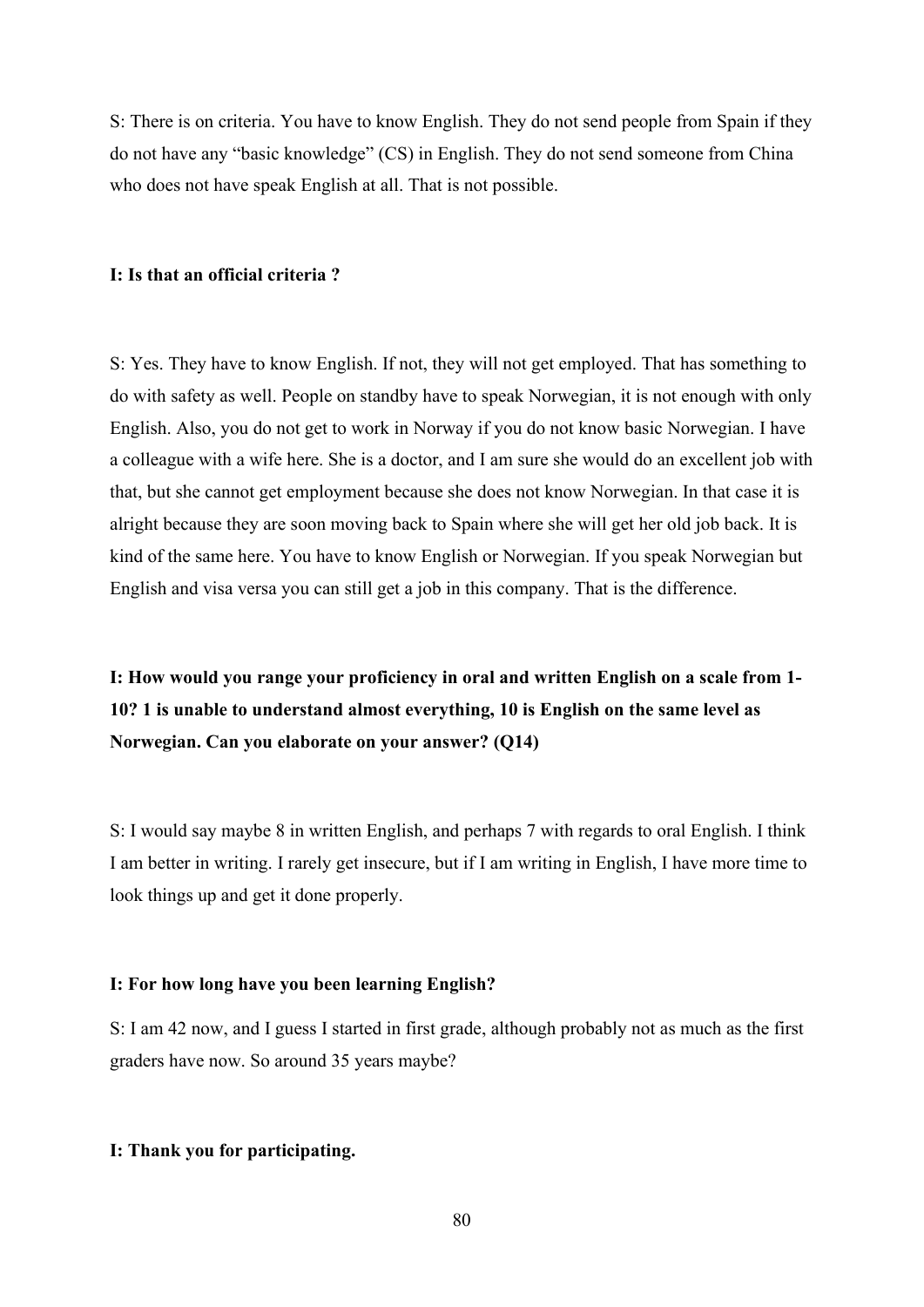S: There is on criteria. You have to know English. They do not send people from Spain if they do not have any “basic knowledge” (CS) in English. They do not send someone from China who does not have speak English at all. That is not possible.

**I: Is that an official criteria ?**

S: Yes. They have to know English. If not, they will not get employed. That has something to do with safety as well. People on standby have to speak Norwegian, it is not enough with only English. Also, you do not get to work in Norway if you do not know basic Norwegian. I have a colleague with a wife here. She is a doctor, and I am sure she would do an excellent job with that, but she cannot get employment because she does not know Norwegian. In that case it is alright because they are soon moving back to Spain where she will get her old job back. It is kind of the same here. You have to know English or Norwegian. If you speak Norwegian but English and visa versa you can still get a job in this company. That is the difference.

**I: How would you range your proficiency in oral and written English on a scale from 1-10? 1 is unable to understand almost everything, 10 is English on the same level as Norwegian. Can you elaborate on your answer? (Q14)**

S: I would say maybe 8 in written English, and perhaps 7 with regards to oral English. I think I am better in writing. I rarely get insecure, but if I am writing in English, I have more time to look things up and get it done properly.

**I: For how long have you been learning English?**

S: I am 42 now, and I guess I started in first grade, although probably not as much as the first graders have now. So around 35 years maybe?

**I: Thank you for participating.**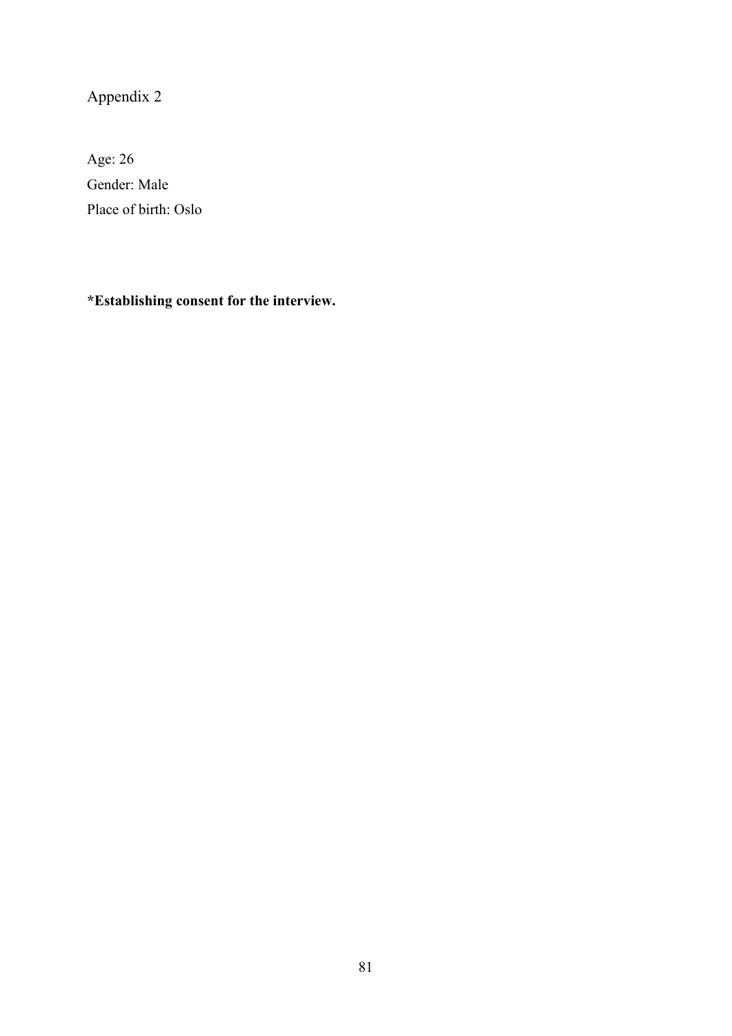# Appendix 2

Age: 26

Gender: Male

Place of birth: Oslo

**\*Establishing consent for the interview.**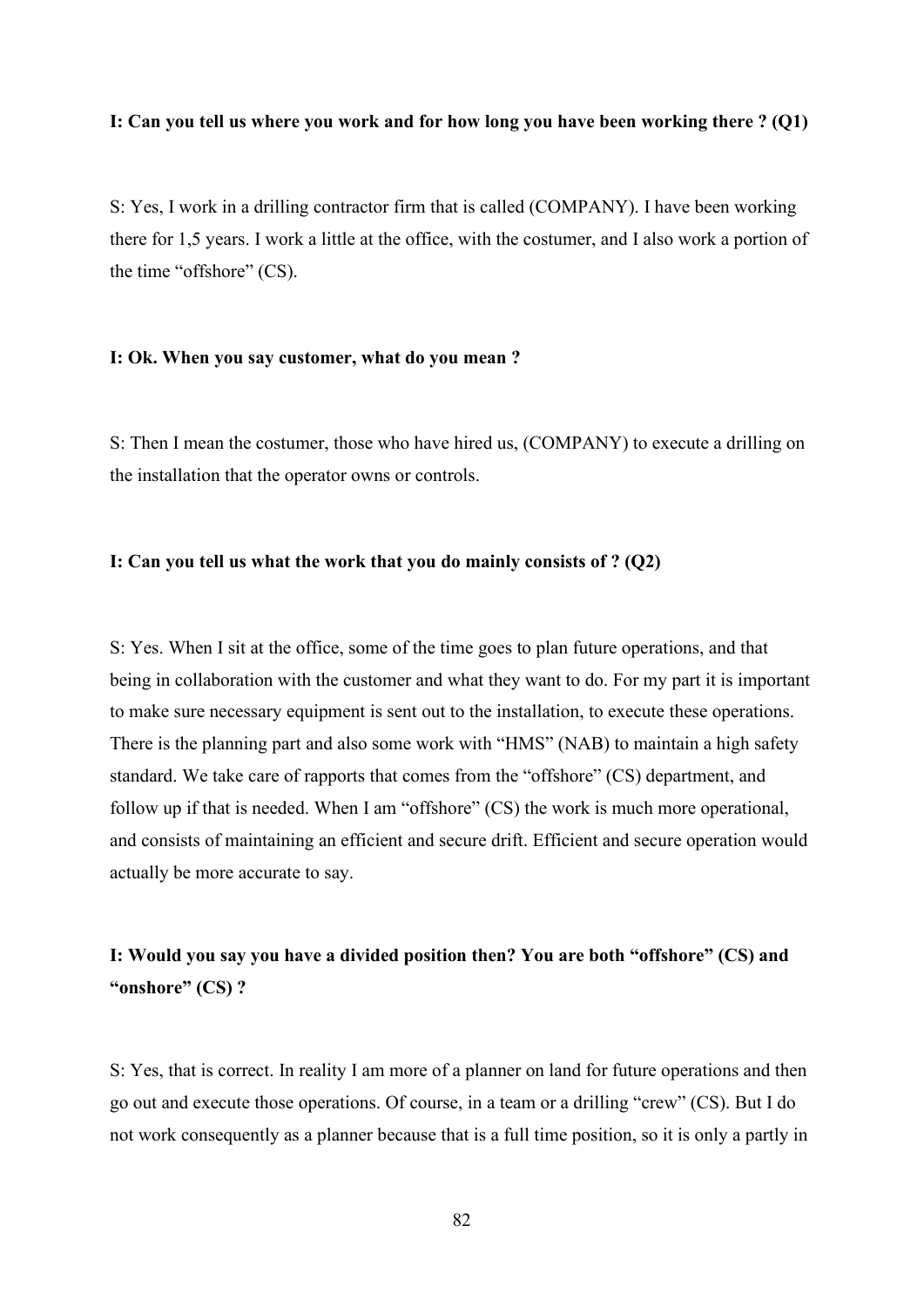**I: Can you tell us where you work and for how long you have been working there ? (Q1)**

S: Yes, I work in a drilling contractor firm that is called (COMPANY). I have been working there for 1,5 years. I work a little at the office, with the costumer, and I also work a portion of the time "offshore" (CS).

**I: Ok. When you say customer, what do you mean ?**

S: Then I mean the costumer, those who have hired us, (COMPANY) to execute a drilling on the installation that the operator owns or controls.

**I: Can you tell us what the work that you do mainly consists of ? (Q2)**

S: Yes. When I sit at the office, some of the time goes to plan future operations, and that being in collaboration with the customer and what they want to do. For my part it is important to make sure necessary equipment is sent out to the installation, to execute these operations. There is the planning part and also some work with "HMS" (NAB) to maintain a high safety standard. We take care of rapports that comes from the "offshore" (CS) department, and follow up if that is needed. When I am "offshore" (CS) the work is much more operational, and consists of maintaining an efficient and secure drift. Efficient and secure operation would actually be more accurate to say.

**I: Would you say you have a divided position then? You are both "offshore" (CS) and "onshore" (CS) ?**

S: Yes, that is correct. In reality I am more of a planner on land for future operations and then go out and execute those operations. Of course, in a team or a drilling "crew" (CS). But I do not work consequently as a planner because that is a full time position, so it is only a partly in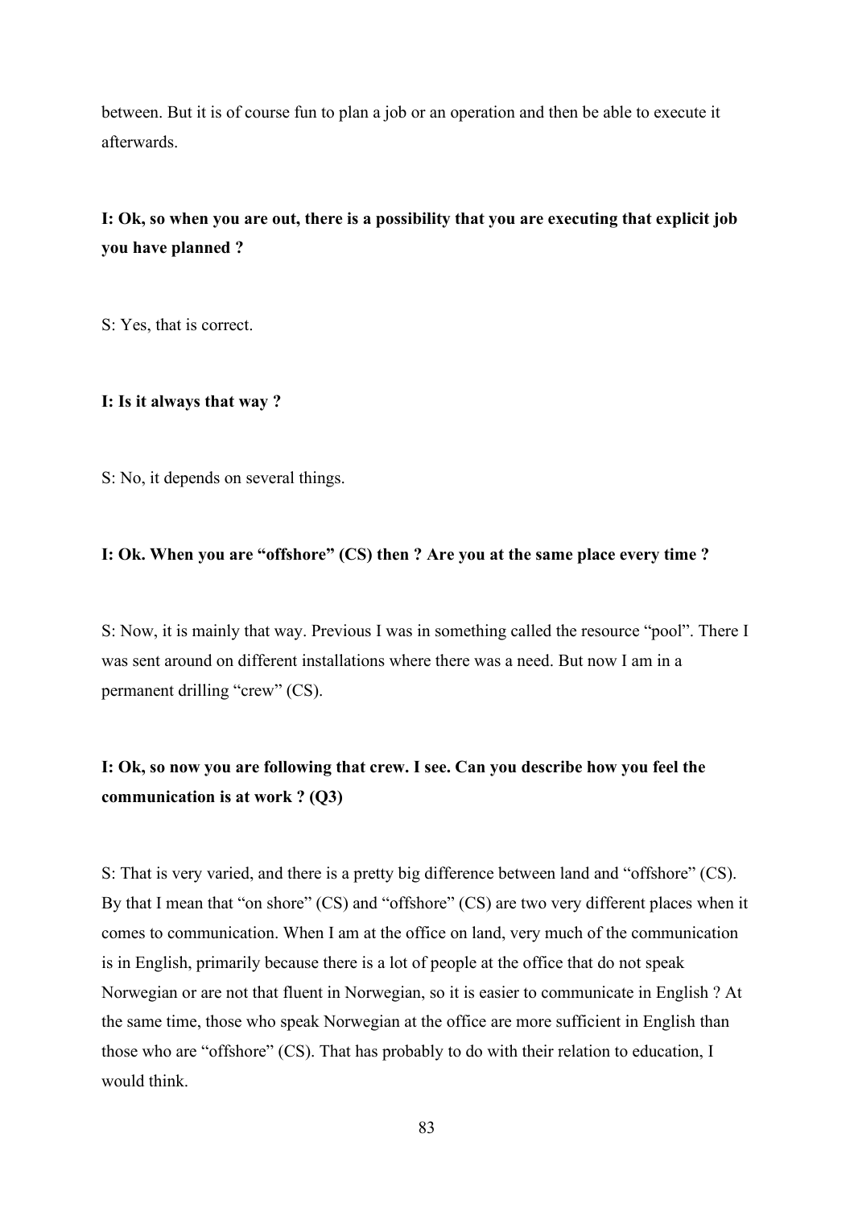between. But it is of course fun to plan a job or an operation and then be able to execute it afterwards.

**I: Ok, so when you are out, there is a possibility that you are executing that explicit job you have planned ?**

S: Yes, that is correct.

**I: Is it always that way ?**

S: No, it depends on several things.

**I: Ok. When you are "offshore" (CS) then ? Are you at the same place every time ?**

S: Now, it is mainly that way. Previous I was in something called the resource "pool". There I was sent around on different installations where there was a need. But now I am in a permanent drilling "crew" (CS).

**I: Ok, so now you are following that crew. I see. Can you describe how you feel the communication is at work ? (Q3)**

S: That is very varied, and there is a pretty big difference between land and "offshore" (CS). By that I mean that "on shore" (CS) and "offshore" (CS) are two very different places when it comes to communication. When I am at the office on land, very much of the communication is in English, primarily because there is a lot of people at the office that do not speak Norwegian or are not that fluent in Norwegian, so it is easier to communicate in English ? At the same time, those who speak Norwegian at the office are more sufficient in English than those who are "offshore" (CS). That has probably to do with their relation to education, I would think.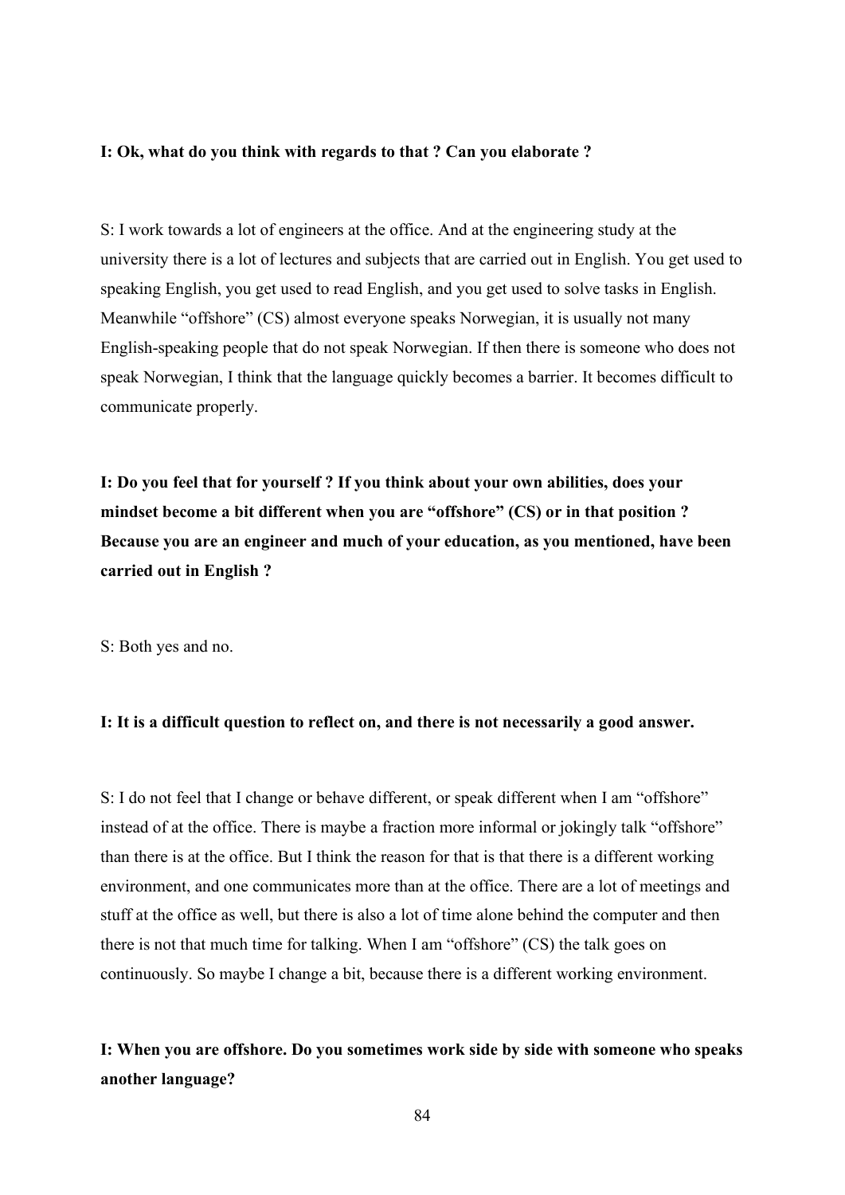**I: Ok, what do you think with regards to that ? Can you elaborate ?**

S: I work towards a lot of engineers at the office. And at the engineering study at the university there is a lot of lectures and subjects that are carried out in English. You get used to speaking English, you get used to read English, and you get used to solve tasks in English. Meanwhile "offshore" (CS) almost everyone speaks Norwegian, it is usually not many English-speaking people that do not speak Norwegian. If then there is someone who does not speak Norwegian, I think that the language quickly becomes a barrier. It becomes difficult to communicate properly.

**I: Do you feel that for yourself ? If you think about your own abilities, does your mindset become a bit different when you are "offshore" (CS) or in that position ? Because you are an engineer and much of your education, as you mentioned, have been carried out in English ?**

S: Both yes and no.

**I: It is a difficult question to reflect on, and there is not necessarily a good answer.**

S: I do not feel that I change or behave different, or speak different when I am "offshore" instead of at the office. There is maybe a fraction more informal or jokingly talk "offshore" than there is at the office. But I think the reason for that is that there is a different working environment, and one communicates more than at the office. There are a lot of meetings and stuff at the office as well, but there is also a lot of time alone behind the computer and then there is not that much time for talking. When I am "offshore" (CS) the talk goes on continuously. So maybe I change a bit, because there is a different working environment.

**I: When you are offshore. Do you sometimes work side by side with someone who speaks another language?**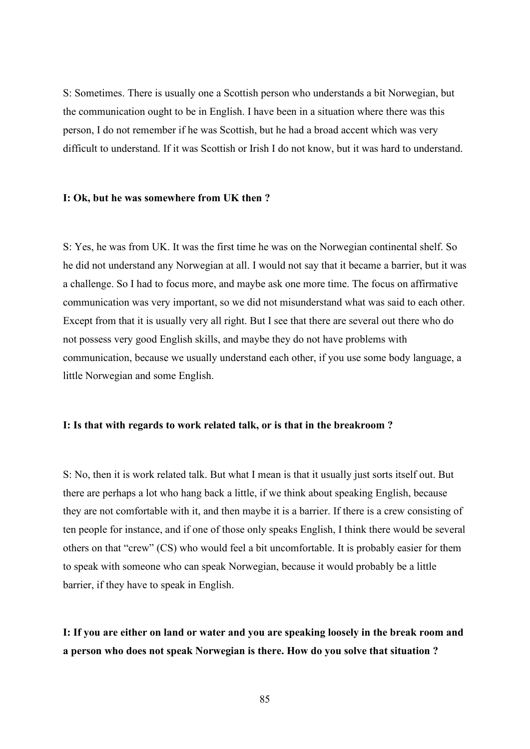S: Sometimes. There is usually one a Scottish person who understands a bit Norwegian, but the communication ought to be in English. I have been in a situation where there was this person, I do not remember if he was Scottish, but he had a broad accent which was very difficult to understand. If it was Scottish or Irish I do not know, but it was hard to understand.

**I: Ok, but he was somewhere from UK then ?**

S: Yes, he was from UK. It was the first time he was on the Norwegian continental shelf. So he did not understand any Norwegian at all. I would not say that it became a barrier, but it was a challenge. So I had to focus more, and maybe ask one more time. The focus on affirmative communication was very important, so we did not misunderstand what was said to each other. Except from that it is usually very all right. But I see that there are several out there who do not possess very good English skills, and maybe they do not have problems with communication, because we usually understand each other, if you use some body language, a little Norwegian and some English.

**I: Is that with regards to work related talk, or is that in the breakroom ?**

S: No, then it is work related talk. But what I mean is that it usually just sorts itself out. But there are perhaps a lot who hang back a little, if we think about speaking English, because they are not comfortable with it, and then maybe it is a barrier. If there is a crew consisting of ten people for instance, and if one of those only speaks English, I think there would be several others on that "crew" (CS) who would feel a bit uncomfortable. It is probably easier for them to speak with someone who can speak Norwegian, because it would probably be a little barrier, if they have to speak in English.

**I: If you are either on land or water and you are speaking loosely in the break room and a person who does not speak Norwegian is there. How do you solve that situation ?**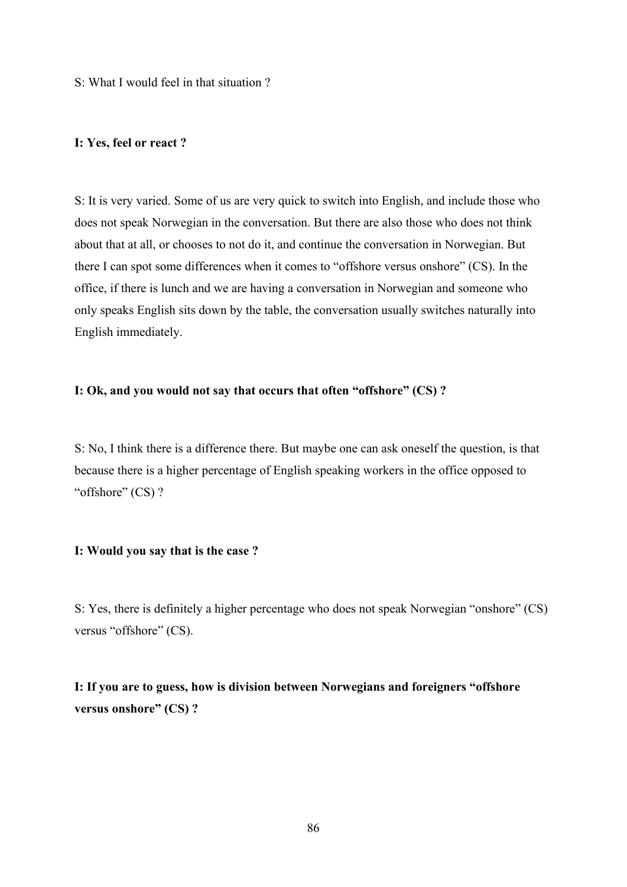S: What I would feel in that situation ?

**I: Yes, feel or react ?**

S: It is very varied. Some of us are very quick to switch into English, and include those who does not speak Norwegian in the conversation. But there are also those who does not think about that at all, or chooses to not do it, and continue the conversation in Norwegian. But there I can spot some differences when it comes to “offshore versus onshore” (CS). In the office, if there is lunch and we are having a conversation in Norwegian and someone who only speaks English sits down by the table, the conversation usually switches naturally into English immediately.

**I: Ok, and you would not say that occurs that often “offshore” (CS) ?**

S: No, I think there is a difference there. But maybe one can ask oneself the question, is that because there is a higher percentage of English speaking workers in the office opposed to “offshore” (CS) ?

**I: Would you say that is the case ?**

S: Yes, there is definitely a higher percentage who does not speak Norwegian “onshore” (CS) versus “offshore” (CS).

**I: If you are to guess, how is division between Norwegians and foreigners “offshore versus onshore” (CS) ?**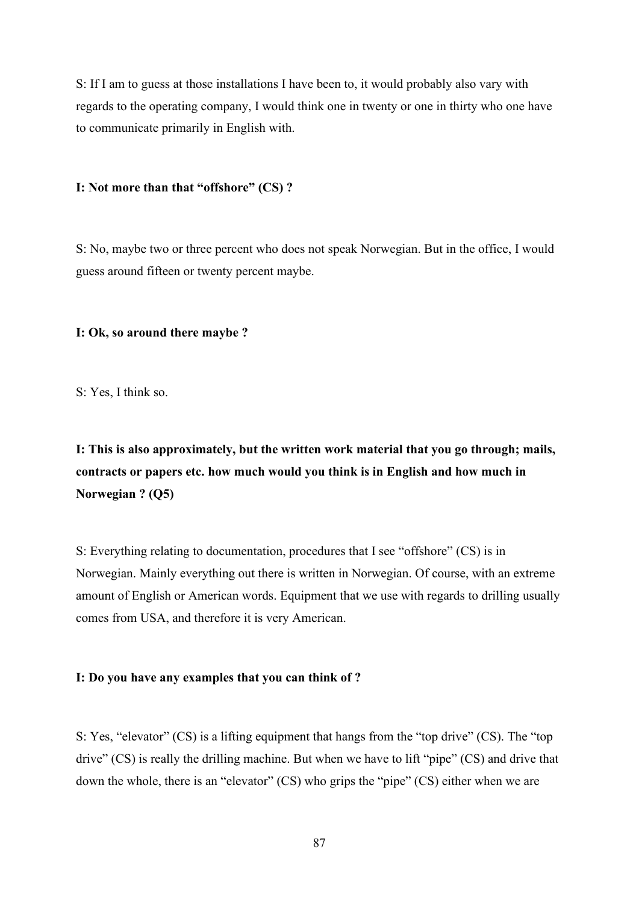S: If I am to guess at those installations I have been to, it would probably also vary with regards to the operating company, I would think one in twenty or one in thirty who one have to communicate primarily in English with.

**I: Not more than that "offshore" (CS) ?**

S: No, maybe two or three percent who does not speak Norwegian. But in the office, I would guess around fifteen or twenty percent maybe.

**I: Ok, so around there maybe ?**

S: Yes, I think so.

**I: This is also approximately, but the written work material that you go through; mails, contracts or papers etc. how much would you think is in English and how much in Norwegian ? (Q5)**

S: Everything relating to documentation, procedures that I see "offshore" (CS) is in Norwegian. Mainly everything out there is written in Norwegian. Of course, with an extreme amount of English or American words. Equipment that we use with regards to drilling usually comes from USA, and therefore it is very American.

**I: Do you have any examples that you can think of ?**

S: Yes, "elevator" (CS) is a lifting equipment that hangs from the "top drive" (CS). The "top drive" (CS) is really the drilling machine. But when we have to lift "pipe" (CS) and drive that down the whole, there is an "elevator" (CS) who grips the "pipe" (CS) either when we are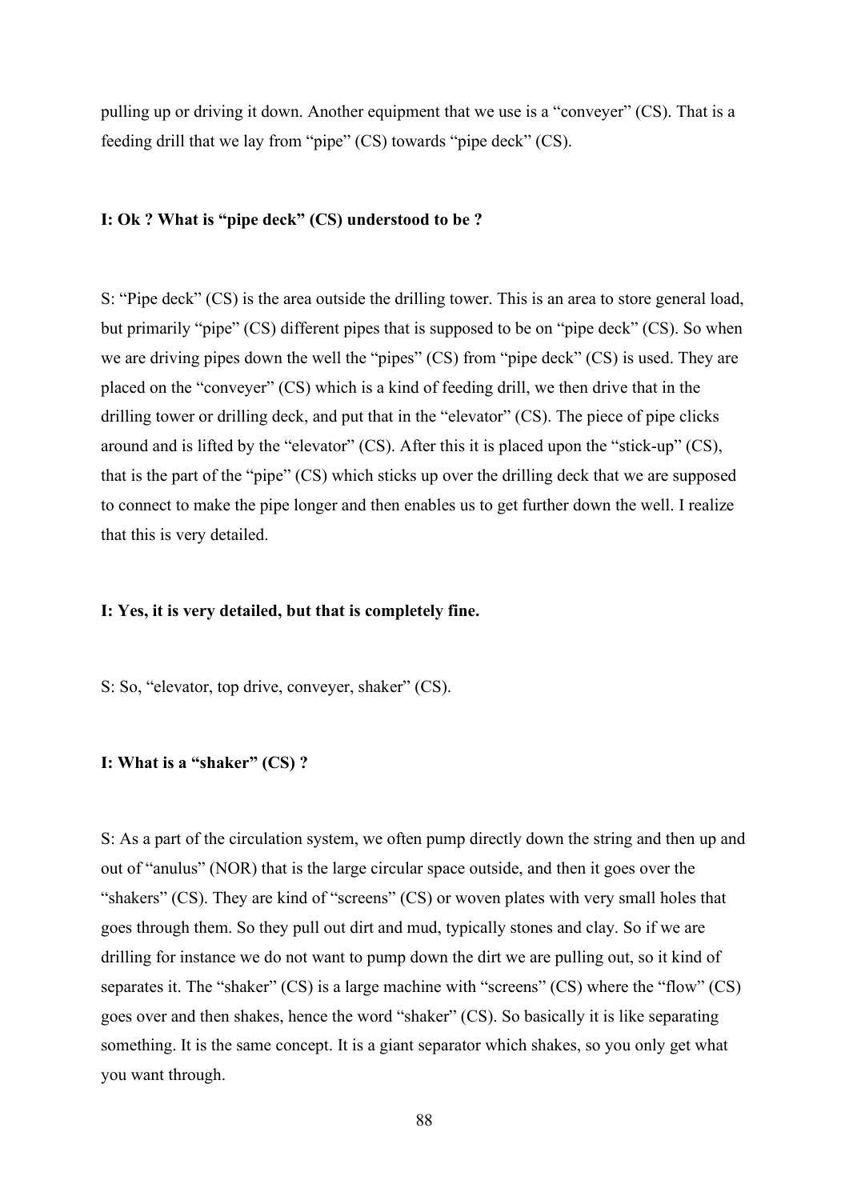pulling up or driving it down. Another equipment that we use is a “conveyer” (CS). That is a feeding drill that we lay from “pipe” (CS) towards “pipe deck” (CS).

**I: Ok ? What is “pipe deck” (CS) understood to be ?**

S: “Pipe deck” (CS) is the area outside the drilling tower. This is an area to store general load, but primarily “pipe” (CS) different pipes that is supposed to be on “pipe deck” (CS). So when we are driving pipes down the well the “pipes” (CS) from “pipe deck” (CS) is used. They are placed on the “conveyer” (CS) which is a kind of feeding drill, we then drive that in the drilling tower or drilling deck, and put that in the “elevator” (CS). The piece of pipe clicks around and is lifted by the “elevator” (CS). After this it is placed upon the “stick-up” (CS), that is the part of the “pipe” (CS) which sticks up over the drilling deck that we are supposed to connect to make the pipe longer and then enables us to get further down the well. I realize that this is very detailed.

**I: Yes, it is very detailed, but that is completely fine.**

S: So, “elevator, top drive, conveyer, shaker” (CS).

**I: What is a “shaker” (CS) ?**

S: As a part of the circulation system, we often pump directly down the string and then up and out of “anulus” (NOR) that is the large circular space outside, and then it goes over the “shakers” (CS). They are kind of “screens” (CS) or woven plates with very small holes that goes through them. So they pull out dirt and mud, typically stones and clay. So if we are drilling for instance we do not want to pump down the dirt we are pulling out, so it kind of separates it. The “shaker” (CS) is a large machine with “screens” (CS) where the “flow” (CS) goes over and then shakes, hence the word “shaker” (CS). So basically it is like separating something. It is the same concept. It is a giant separator which shakes, so you only get what you want through.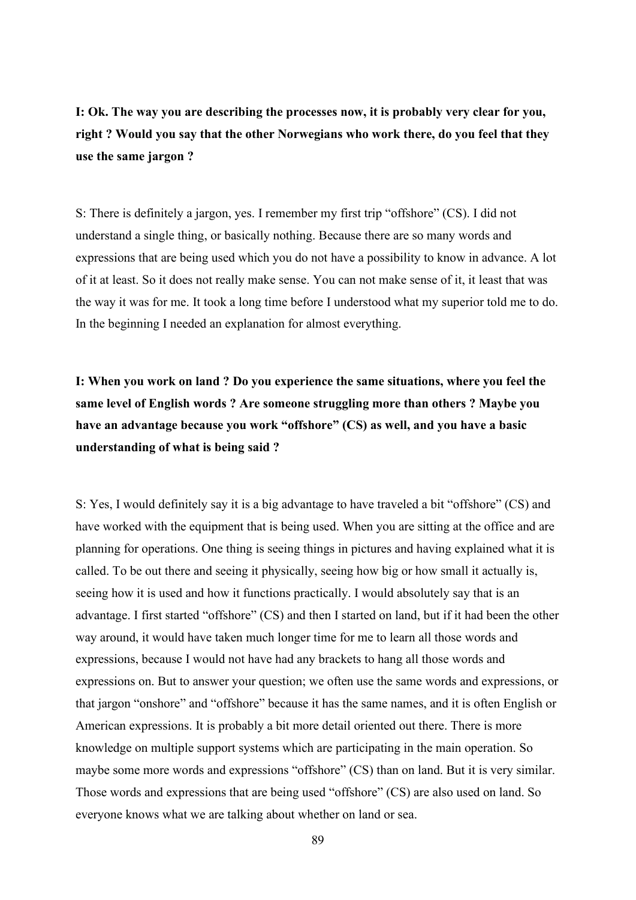**I: Ok. The way you are describing the processes now, it is probably very clear for you, right ? Would you say that the other Norwegians who work there, do you feel that they use the same jargon ?**

S: There is definitely a jargon, yes. I remember my first trip “offshore” (CS). I did not understand a single thing, or basically nothing. Because there are so many words and expressions that are being used which you do not have a possibility to know in advance. A lot of it at least. So it does not really make sense. You can not make sense of it, it least that was the way it was for me. It took a long time before I understood what my superior told me to do. In the beginning I needed an explanation for almost everything.

**I: When you work on land ? Do you experience the same situations, where you feel the same level of English words ? Are someone struggling more than others ? Maybe you have an advantage because you work “offshore” (CS) as well, and you have a basic understanding of what is being said ?**

S: Yes, I would definitely say it is a big advantage to have traveled a bit “offshore” (CS) and have worked with the equipment that is being used. When you are sitting at the office and are planning for operations. One thing is seeing things in pictures and having explained what it is called. To be out there and seeing it physically, seeing how big or how small it actually is, seeing how it is used and how it functions practically. I would absolutely say that is an advantage. I first started “offshore” (CS) and then I started on land, but if it had been the other way around, it would have taken much longer time for me to learn all those words and expressions, because I would not have had any brackets to hang all those words and expressions on. But to answer your question; we often use the same words and expressions, or that jargon “onshore” and “offshore” because it has the same names, and it is often English or American expressions. It is probably a bit more detail oriented out there. There is more knowledge on multiple support systems which are participating in the main operation. So maybe some more words and expressions “offshore” (CS) than on land. But it is very similar. Those words and expressions that are being used “offshore” (CS) are also used on land. So everyone knows what we are talking about whether on land or sea.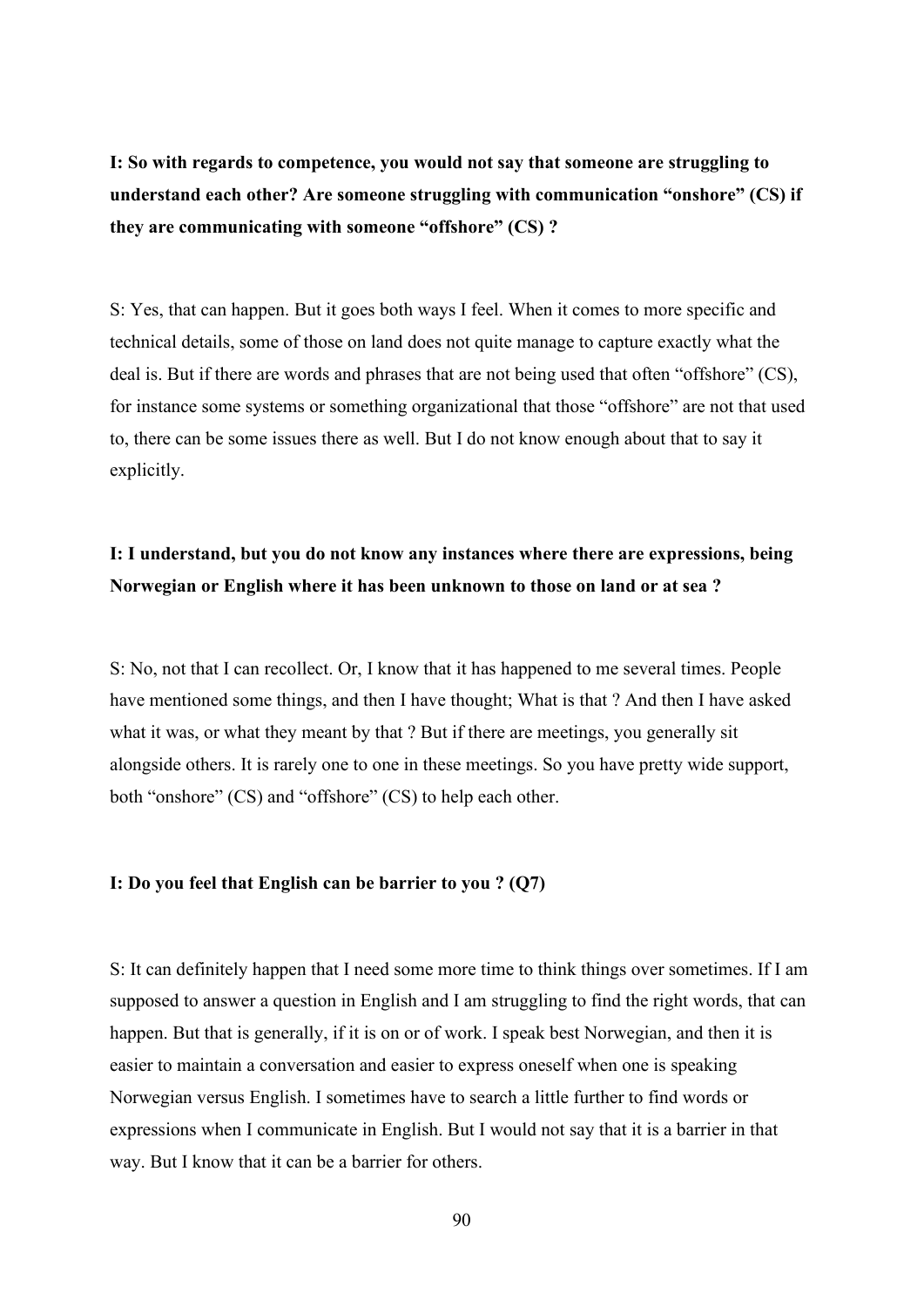**I: So with regards to competence, you would not say that someone are struggling to understand each other? Are someone struggling with communication "onshore" (CS) if they are communicating with someone "offshore" (CS) ?**

S: Yes, that can happen. But it goes both ways I feel. When it comes to more specific and technical details, some of those on land does not quite manage to capture exactly what the deal is. But if there are words and phrases that are not being used that often "offshore" (CS), for instance some systems or something organizational that those "offshore" are not that used to, there can be some issues there as well. But I do not know enough about that to say it explicitly.

**I: I understand, but you do not know any instances where there are expressions, being Norwegian or English where it has been unknown to those on land or at sea ?**

S: No, not that I can recollect. Or, I know that it has happened to me several times. People have mentioned some things, and then I have thought; What is that ? And then I have asked what it was, or what they meant by that ? But if there are meetings, you generally sit alongside others. It is rarely one to one in these meetings. So you have pretty wide support, both "onshore" (CS) and "offshore" (CS) to help each other.

**I: Do you feel that English can be barrier to you ? (Q7)**

S: It can definitely happen that I need some more time to think things over sometimes. If I am supposed to answer a question in English and I am struggling to find the right words, that can happen. But that is generally, if it is on or of work. I speak best Norwegian, and then it is easier to maintain a conversation and easier to express oneself when one is speaking Norwegian versus English. I sometimes have to search a little further to find words or expressions when I communicate in English. But I would not say that it is a barrier in that way. But I know that it can be a barrier for others.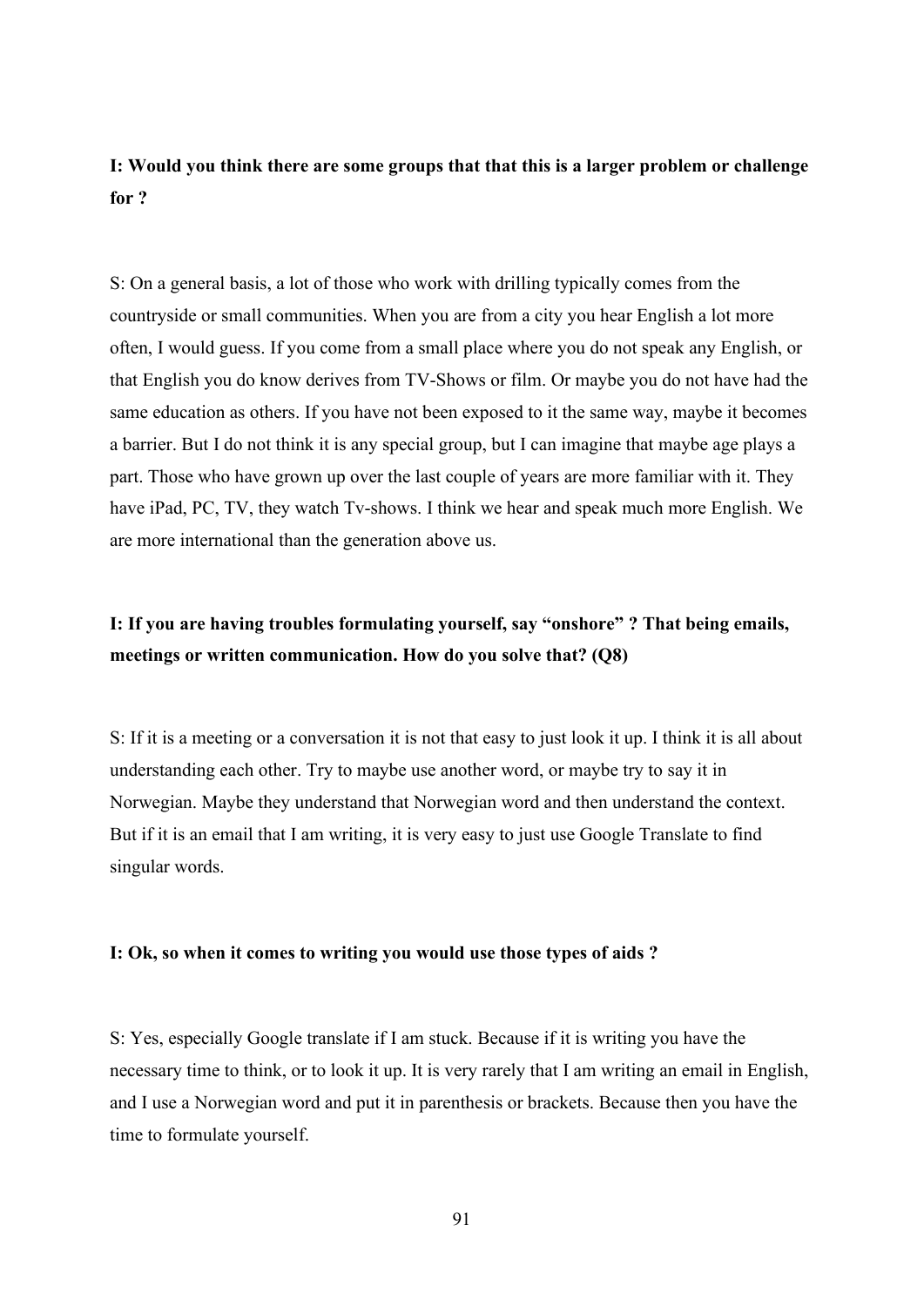**I: Would you think there are some groups that that this is a larger problem or challenge for ?**

S: On a general basis, a lot of those who work with drilling typically comes from the countryside or small communities. When you are from a city you hear English a lot more often, I would guess. If you come from a small place where you do not speak any English, or that English you do know derives from TV-Shows or film. Or maybe you do not have had the same education as others. If you have not been exposed to it the same way, maybe it becomes a barrier. But I do not think it is any special group, but I can imagine that maybe age plays a part. Those who have grown up over the last couple of years are more familiar with it. They have iPad, PC, TV, they watch Tv-shows. I think we hear and speak much more English. We are more international than the generation above us.

**I: If you are having troubles formulating yourself, say "onshore" ? That being emails, meetings or written communication. How do you solve that? (Q8)**

S: If it is a meeting or a conversation it is not that easy to just look it up. I think it is all about understanding each other. Try to maybe use another word, or maybe try to say it in Norwegian. Maybe they understand that Norwegian word and then understand the context. But if it is an email that I am writing, it is very easy to just use Google Translate to find singular words.

**I: Ok, so when it comes to writing you would use those types of aids ?**

S: Yes, especially Google translate if I am stuck. Because if it is writing you have the necessary time to think, or to look it up. It is very rarely that I am writing an email in English, and I use a Norwegian word and put it in parenthesis or brackets. Because then you have the time to formulate yourself.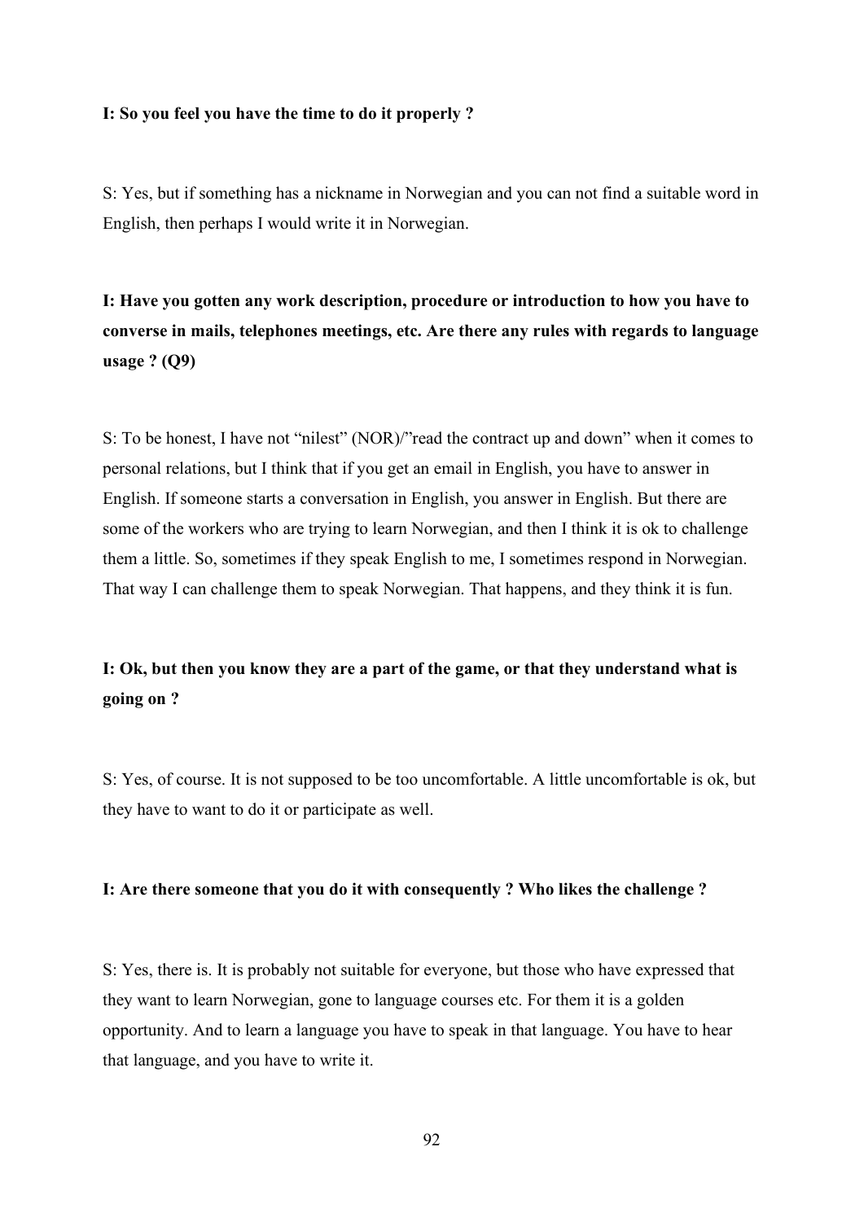**I: So you feel you have the time to do it properly ?**

S: Yes, but if something has a nickname in Norwegian and you can not find a suitable word in English, then perhaps I would write it in Norwegian.

**I: Have you gotten any work description, procedure or introduction to how you have to converse in mails, telephones meetings, etc. Are there any rules with regards to language usage ? (Q9)**

S: To be honest, I have not "nilest" (NOR)/"read the contract up and down" when it comes to personal relations, but I think that if you get an email in English, you have to answer in English. If someone starts a conversation in English, you answer in English. But there are some of the workers who are trying to learn Norwegian, and then I think it is ok to challenge them a little. So, sometimes if they speak English to me, I sometimes respond in Norwegian. That way I can challenge them to speak Norwegian. That happens, and they think it is fun.

**I: Ok, but then you know they are a part of the game, or that they understand what is going on ?**

S: Yes, of course. It is not supposed to be too uncomfortable. A little uncomfortable is ok, but they have to want to do it or participate as well.

**I: Are there someone that you do it with consequently ? Who likes the challenge ?**

S: Yes, there is. It is probably not suitable for everyone, but those who have expressed that they want to learn Norwegian, gone to language courses etc. For them it is a golden opportunity. And to learn a language you have to speak in that language. You have to hear that language, and you have to write it.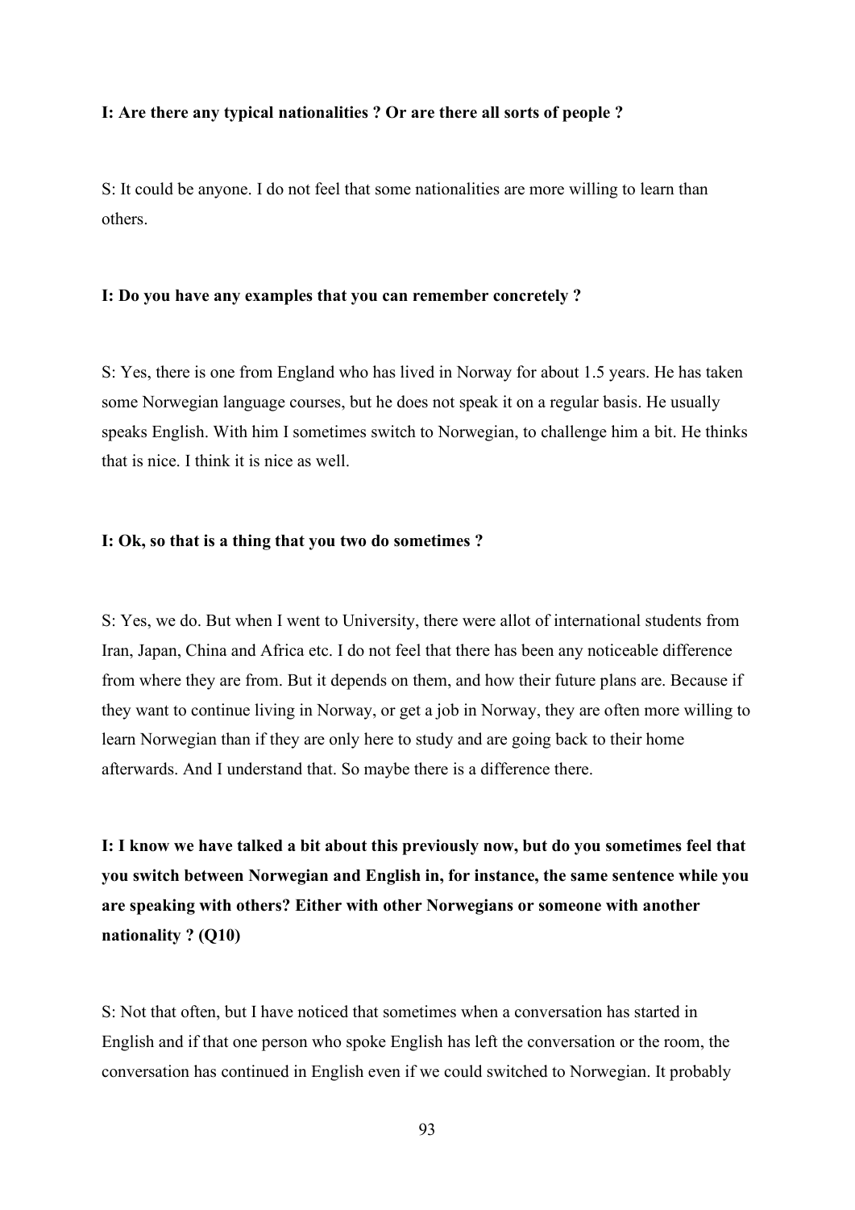**I: Are there any typical nationalities ? Or are there all sorts of people ?**

S: It could be anyone. I do not feel that some nationalities are more willing to learn than others.

**I: Do you have any examples that you can remember concretely ?**

S: Yes, there is one from England who has lived in Norway for about 1.5 years. He has taken some Norwegian language courses, but he does not speak it on a regular basis. He usually speaks English. With him I sometimes switch to Norwegian, to challenge him a bit. He thinks that is nice. I think it is nice as well.

**I: Ok, so that is a thing that you two do sometimes ?**

S: Yes, we do. But when I went to University, there were allot of international students from Iran, Japan, China and Africa etc. I do not feel that there has been any noticeable difference from where they are from. But it depends on them, and how their future plans are. Because if they want to continue living in Norway, or get a job in Norway, they are often more willing to learn Norwegian than if they are only here to study and are going back to their home afterwards. And I understand that. So maybe there is a difference there.

**I: I know we have talked a bit about this previously now, but do you sometimes feel that you switch between Norwegian and English in, for instance, the same sentence while you are speaking with others? Either with other Norwegians or someone with another nationality ? (Q10)**

S: Not that often, but I have noticed that sometimes when a conversation has started in English and if that one person who spoke English has left the conversation or the room, the conversation has continued in English even if we could switched to Norwegian. It probably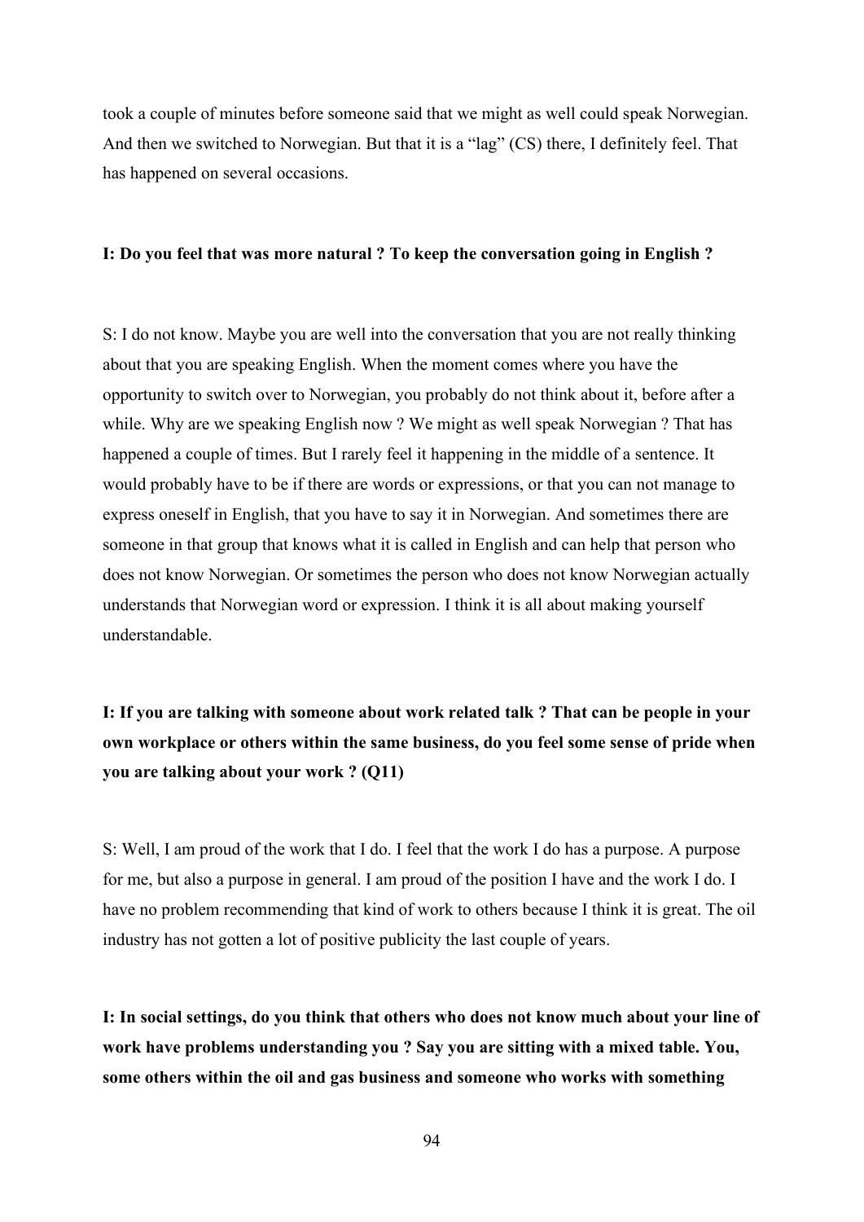took a couple of minutes before someone said that we might as well could speak Norwegian. And then we switched to Norwegian. But that it is a "lag" (CS) there, I definitely feel. That has happened on several occasions.

**I: Do you feel that was more natural ? To keep the conversation going in English ?**

S: I do not know. Maybe you are well into the conversation that you are not really thinking about that you are speaking English. When the moment comes where you have the opportunity to switch over to Norwegian, you probably do not think about it, before after a while. Why are we speaking English now ? We might as well speak Norwegian ? That has happened a couple of times. But I rarely feel it happening in the middle of a sentence. It would probably have to be if there are words or expressions, or that you can not manage to express oneself in English, that you have to say it in Norwegian. And sometimes there are someone in that group that knows what it is called in English and can help that person who does not know Norwegian. Or sometimes the person who does not know Norwegian actually understands that Norwegian word or expression. I think it is all about making yourself understandable.

**I: If you are talking with someone about work related talk ? That can be people in your own workplace or others within the same business, do you feel some sense of pride when you are talking about your work ? (Q11)**

S: Well, I am proud of the work that I do. I feel that the work I do has a purpose. A purpose for me, but also a purpose in general. I am proud of the position I have and the work I do. I have no problem recommending that kind of work to others because I think it is great. The oil industry has not gotten a lot of positive publicity the last couple of years.

**I: In social settings, do you think that others who does not know much about your line of work have problems understanding you ? Say you are sitting with a mixed table. You, some others within the oil and gas business and someone who works with something**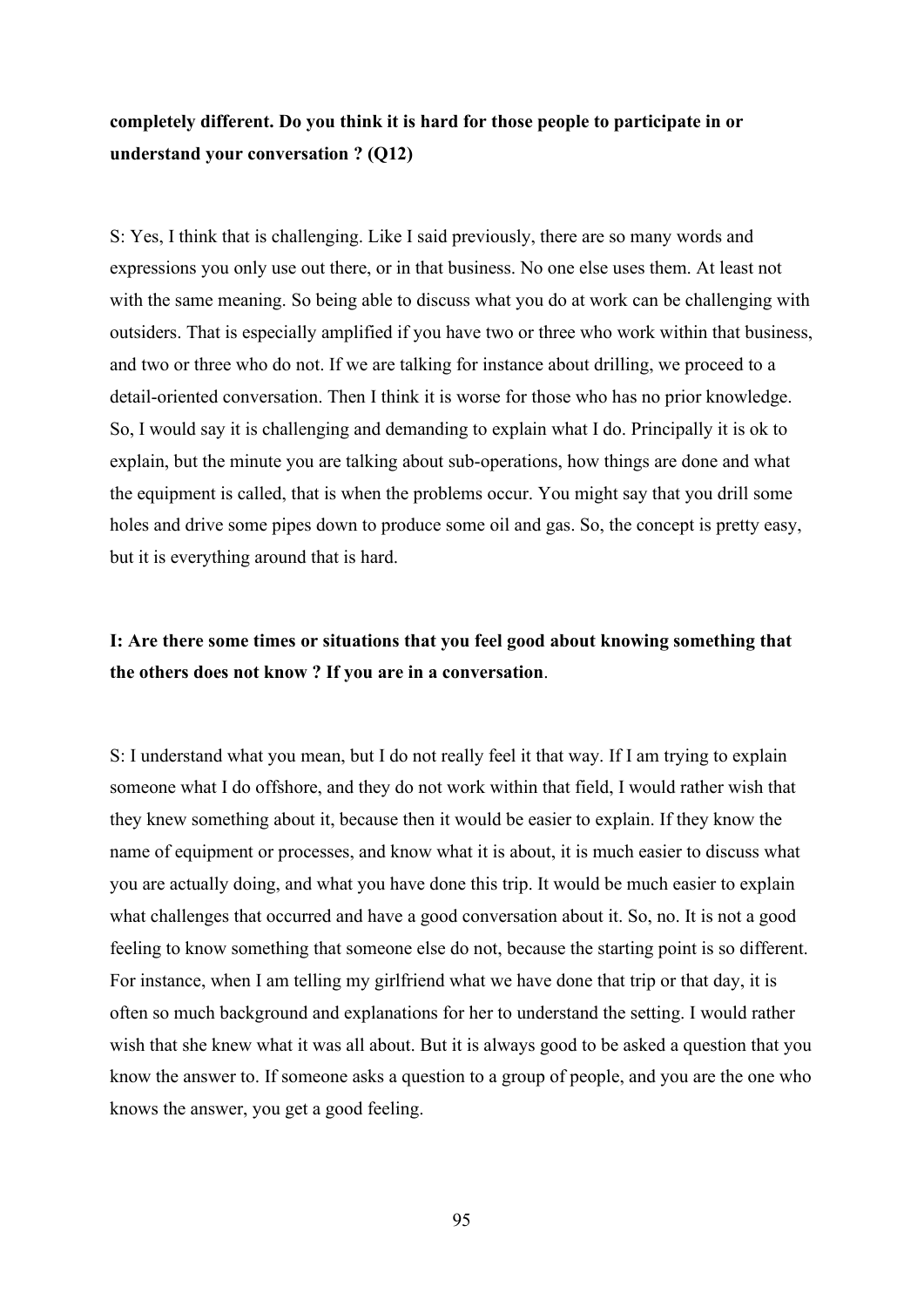**completely different. Do you think it is hard for those people to participate in or understand your conversation ? (Q12)**

S: Yes, I think that is challenging. Like I said previously, there are so many words and expressions you only use out there, or in that business. No one else uses them. At least not with the same meaning. So being able to discuss what you do at work can be challenging with outsiders. That is especially amplified if you have two or three who work within that business, and two or three who do not. If we are talking for instance about drilling, we proceed to a detail-oriented conversation. Then I think it is worse for those who has no prior knowledge. So, I would say it is challenging and demanding to explain what I do. Principally it is ok to explain, but the minute you are talking about sub-operations, how things are done and what the equipment is called, that is when the problems occur. You might say that you drill some holes and drive some pipes down to produce some oil and gas. So, the concept is pretty easy, but it is everything around that is hard.

**I: Are there some times or situations that you feel good about knowing something that the others does not know ? If you are in a conversation**.

S: I understand what you mean, but I do not really feel it that way. If I am trying to explain someone what I do offshore, and they do not work within that field, I would rather wish that they knew something about it, because then it would be easier to explain. If they know the name of equipment or processes, and know what it is about, it is much easier to discuss what you are actually doing, and what you have done this trip. It would be much easier to explain what challenges that occurred and have a good conversation about it. So, no. It is not a good feeling to know something that someone else do not, because the starting point is so different. For instance, when I am telling my girlfriend what we have done that trip or that day, it is often so much background and explanations for her to understand the setting. I would rather wish that she knew what it was all about. But it is always good to be asked a question that you know the answer to. If someone asks a question to a group of people, and you are the one who knows the answer, you get a good feeling.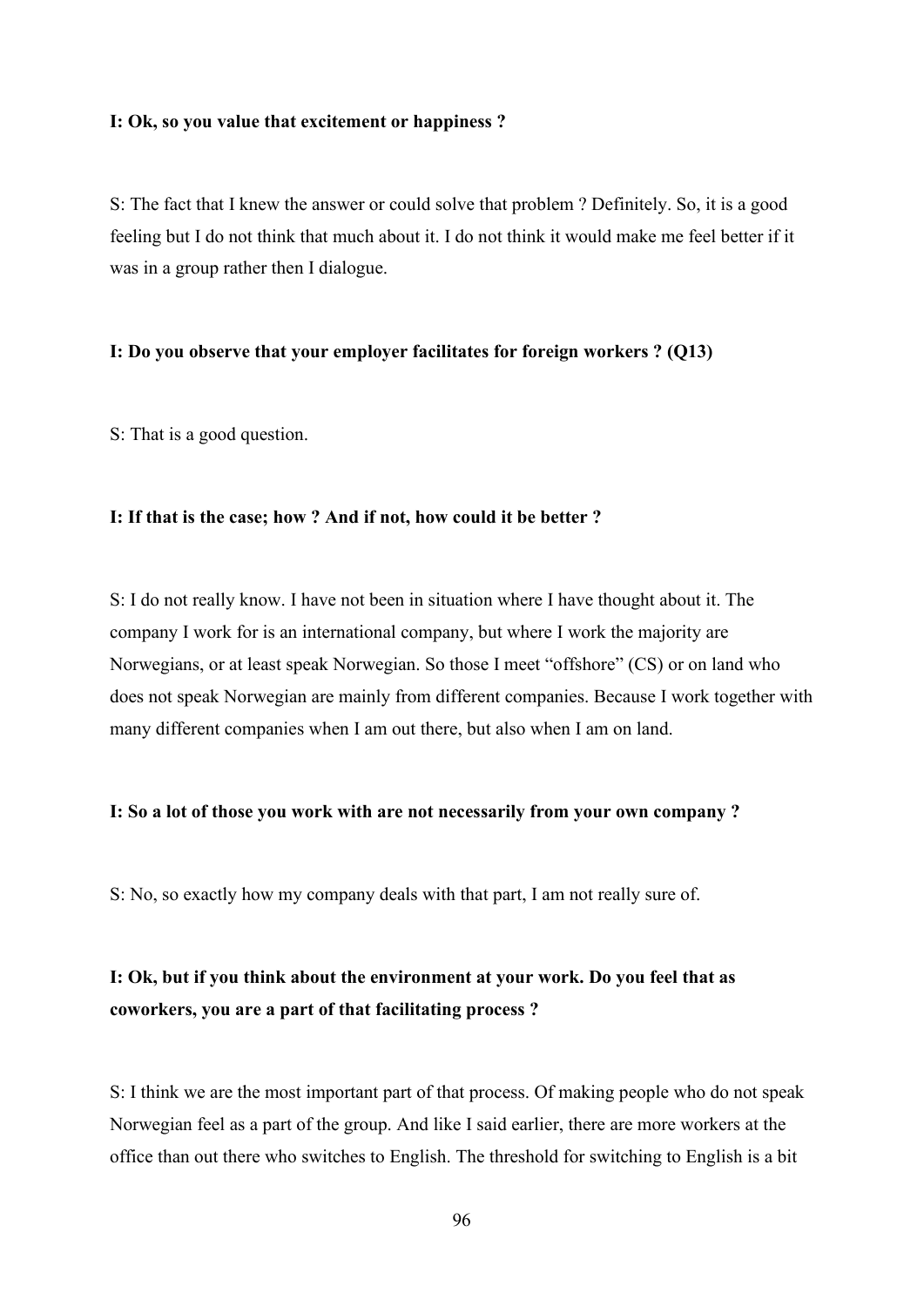**I: Ok, so you value that excitement or happiness ?**

S: The fact that I knew the answer or could solve that problem ? Definitely. So, it is a good feeling but I do not think that much about it. I do not think it would make me feel better if it was in a group rather then I dialogue.

**I: Do you observe that your employer facilitates for foreign workers ? (Q13)**

S: That is a good question.

**I: If that is the case; how ? And if not, how could it be better ?**

S: I do not really know. I have not been in situation where I have thought about it. The company I work for is an international company, but where I work the majority are Norwegians, or at least speak Norwegian. So those I meet "offshore" (CS) or on land who does not speak Norwegian are mainly from different companies. Because I work together with many different companies when I am out there, but also when I am on land.

**I: So a lot of those you work with are not necessarily from your own company ?**

S: No, so exactly how my company deals with that part, I am not really sure of.

**I: Ok, but if you think about the environment at your work. Do you feel that as coworkers, you are a part of that facilitating process ?**

S: I think we are the most important part of that process. Of making people who do not speak Norwegian feel as a part of the group. And like I said earlier, there are more workers at the office than out there who switches to English. The threshold for switching to English is a bit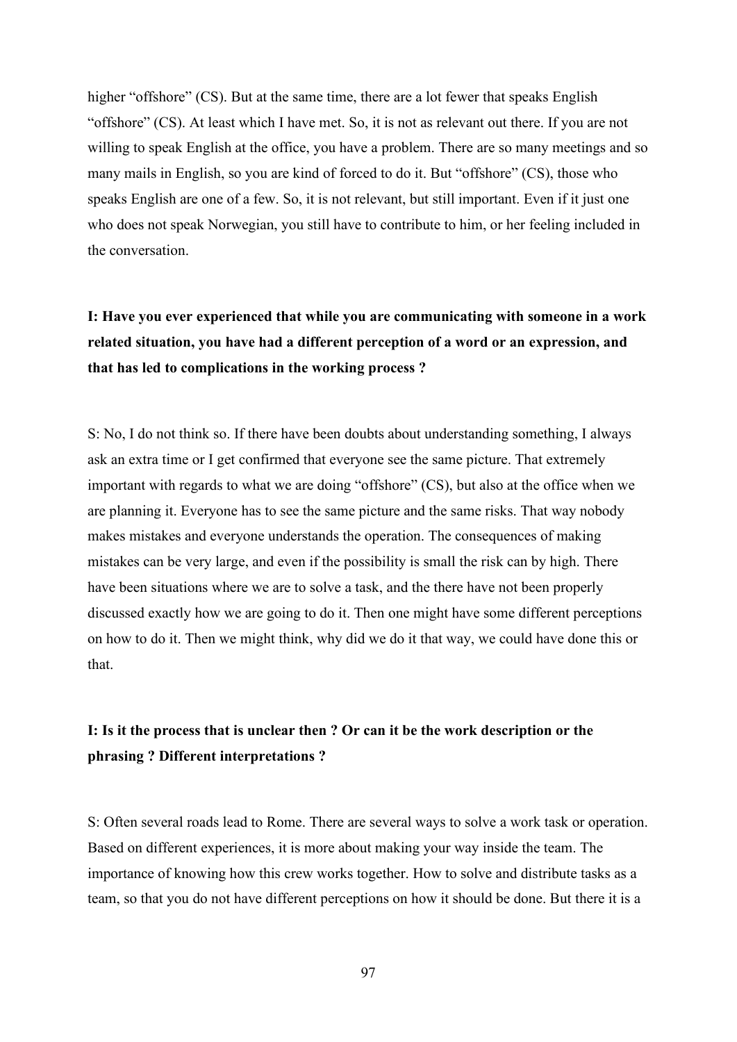higher "offshore" (CS). But at the same time, there are a lot fewer that speaks English "offshore" (CS). At least which I have met. So, it is not as relevant out there. If you are not willing to speak English at the office, you have a problem. There are so many meetings and so many mails in English, so you are kind of forced to do it. But "offshore" (CS), those who speaks English are one of a few. So, it is not relevant, but still important. Even if it just one who does not speak Norwegian, you still have to contribute to him, or her feeling included in the conversation.

**I: Have you ever experienced that while you are communicating with someone in a work related situation, you have had a different perception of a word or an expression, and that has led to complications in the working process ?**

S: No, I do not think so. If there have been doubts about understanding something, I always ask an extra time or I get confirmed that everyone see the same picture. That extremely important with regards to what we are doing "offshore" (CS), but also at the office when we are planning it. Everyone has to see the same picture and the same risks. That way nobody makes mistakes and everyone understands the operation. The consequences of making mistakes can be very large, and even if the possibility is small the risk can by high. There have been situations where we are to solve a task, and the there have not been properly discussed exactly how we are going to do it. Then one might have some different perceptions on how to do it. Then we might think, why did we do it that way, we could have done this or that.

**I: Is it the process that is unclear then ? Or can it be the work description or the phrasing ? Different interpretations ?**

S: Often several roads lead to Rome. There are several ways to solve a work task or operation. Based on different experiences, it is more about making your way inside the team. The importance of knowing how this crew works together. How to solve and distribute tasks as a team, so that you do not have different perceptions on how it should be done. But there it is a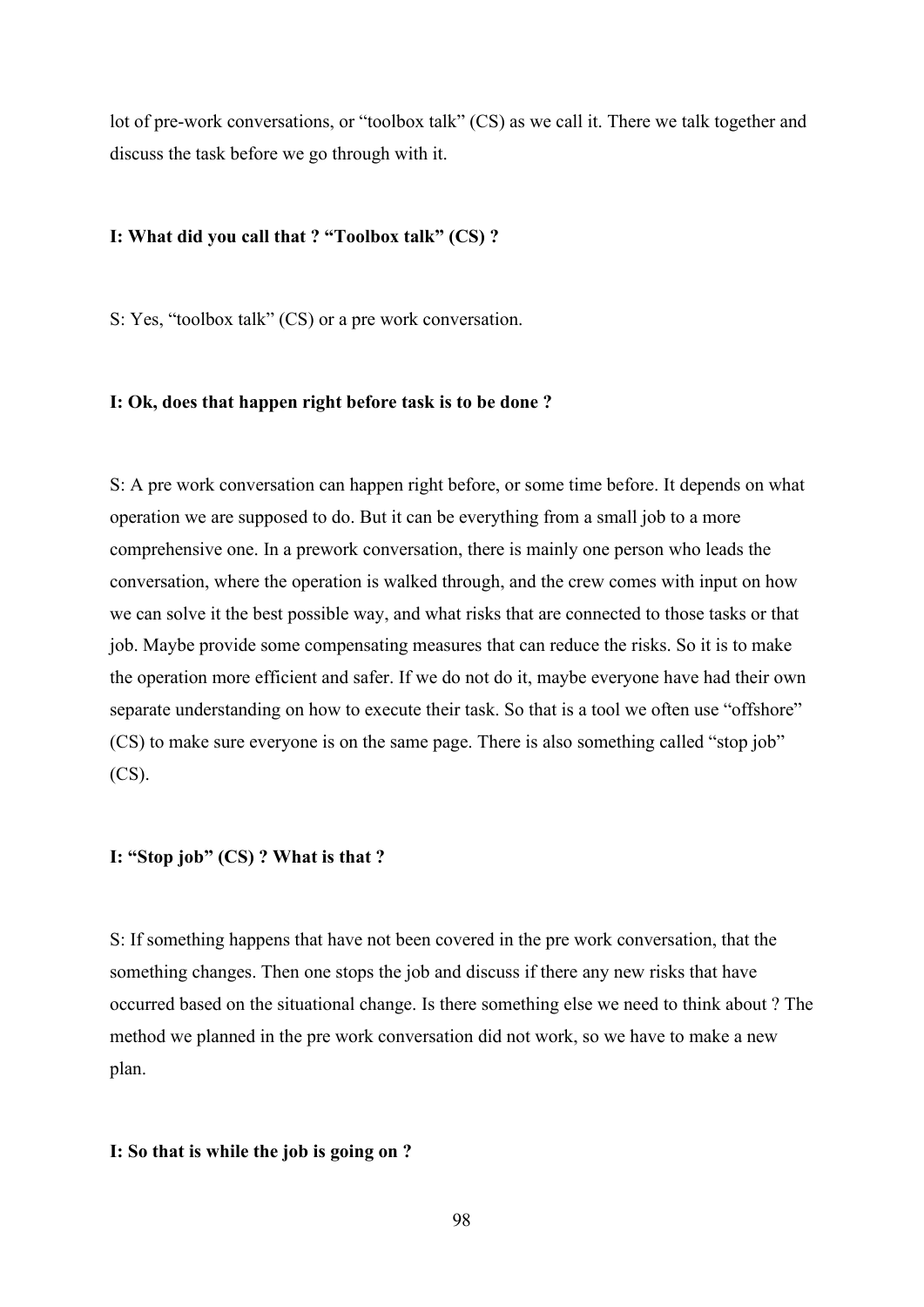lot of pre-work conversations, or “toolbox talk” (CS) as we call it. There we talk together and discuss the task before we go through with it.

**I: What did you call that ? “Toolbox talk” (CS) ?**

S: Yes, “toolbox talk” (CS) or a pre work conversation.

**I: Ok, does that happen right before task is to be done ?**

S: A pre work conversation can happen right before, or some time before. It depends on what operation we are supposed to do. But it can be everything from a small job to a more comprehensive one. In a prework conversation, there is mainly one person who leads the conversation, where the operation is walked through, and the crew comes with input on how we can solve it the best possible way, and what risks that are connected to those tasks or that job. Maybe provide some compensating measures that can reduce the risks. So it is to make the operation more efficient and safer. If we do not do it, maybe everyone have had their own separate understanding on how to execute their task. So that is a tool we often use “offshore” (CS) to make sure everyone is on the same page. There is also something called “stop job” (CS).

**I: “Stop job” (CS) ? What is that ?**

S: If something happens that have not been covered in the pre work conversation, that the something changes. Then one stops the job and discuss if there any new risks that have occurred based on the situational change. Is there something else we need to think about ? The method we planned in the pre work conversation did not work, so we have to make a new plan.

**I: So that is while the job is going on ?**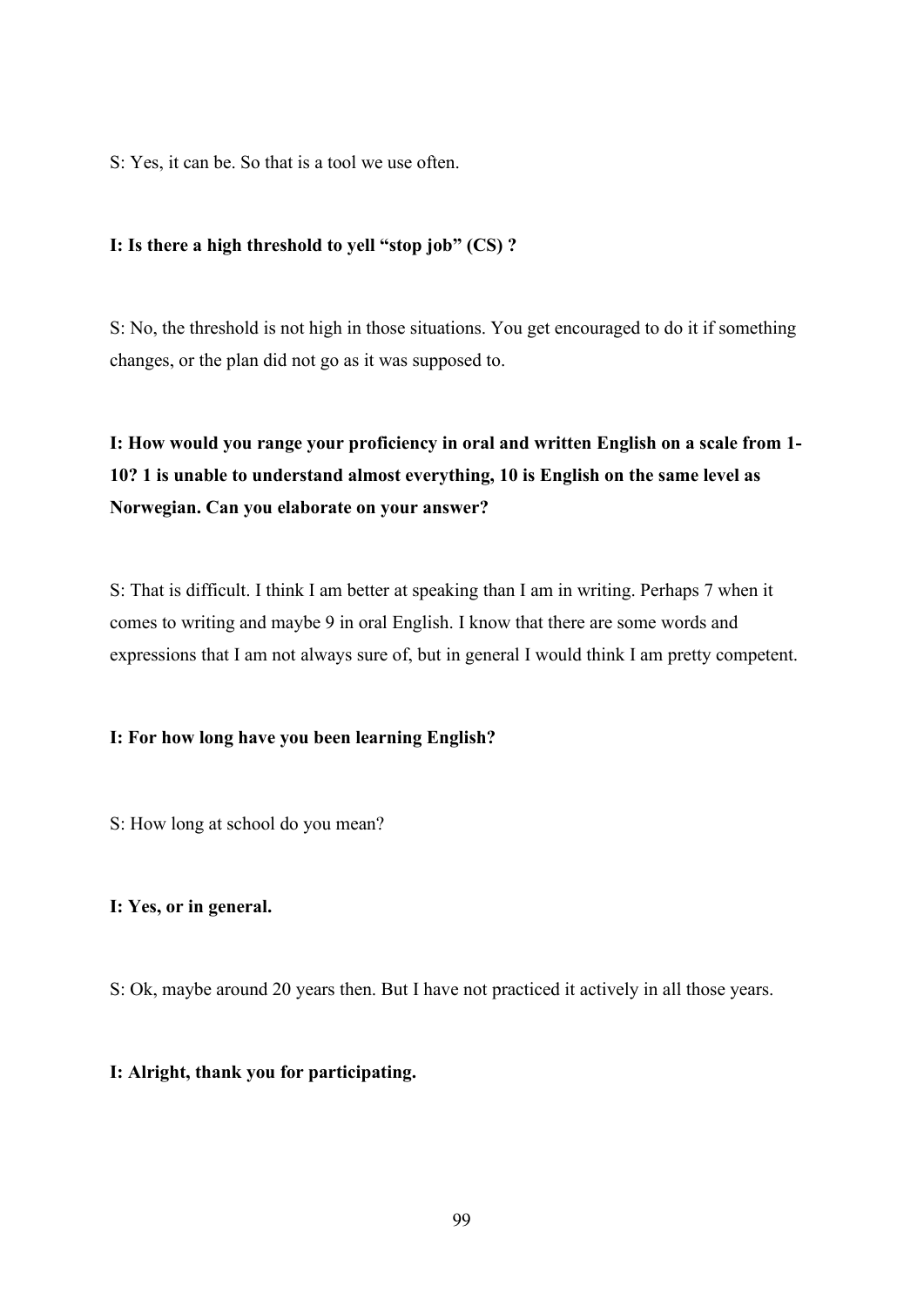S: Yes, it can be. So that is a tool we use often.

**I: Is there a high threshold to yell "stop job" (CS) ?**

S: No, the threshold is not high in those situations. You get encouraged to do it if something changes, or the plan did not go as it was supposed to.

**I: How would you range your proficiency in oral and written English on a scale from 1-10? 1 is unable to understand almost everything, 10 is English on the same level as Norwegian. Can you elaborate on your answer?**

S: That is difficult. I think I am better at speaking than I am in writing. Perhaps 7 when it comes to writing and maybe 9 in oral English. I know that there are some words and expressions that I am not always sure of, but in general I would think I am pretty competent.

**I: For how long have you been learning English?**

S: How long at school do you mean?

**I: Yes, or in general.**

S: Ok, maybe around 20 years then. But I have not practiced it actively in all those years.

**I: Alright, thank you for participating.**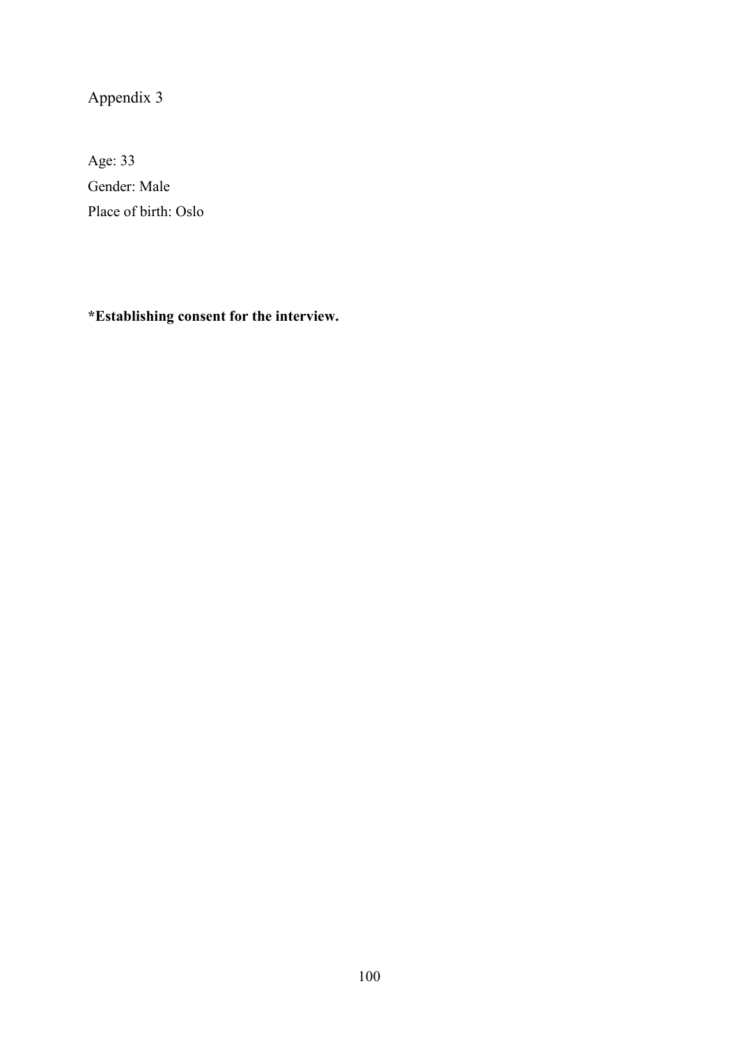# Appendix 3

Age: 33
Gender: Male
Place of birth: Oslo

**\*Establishing consent for the interview.**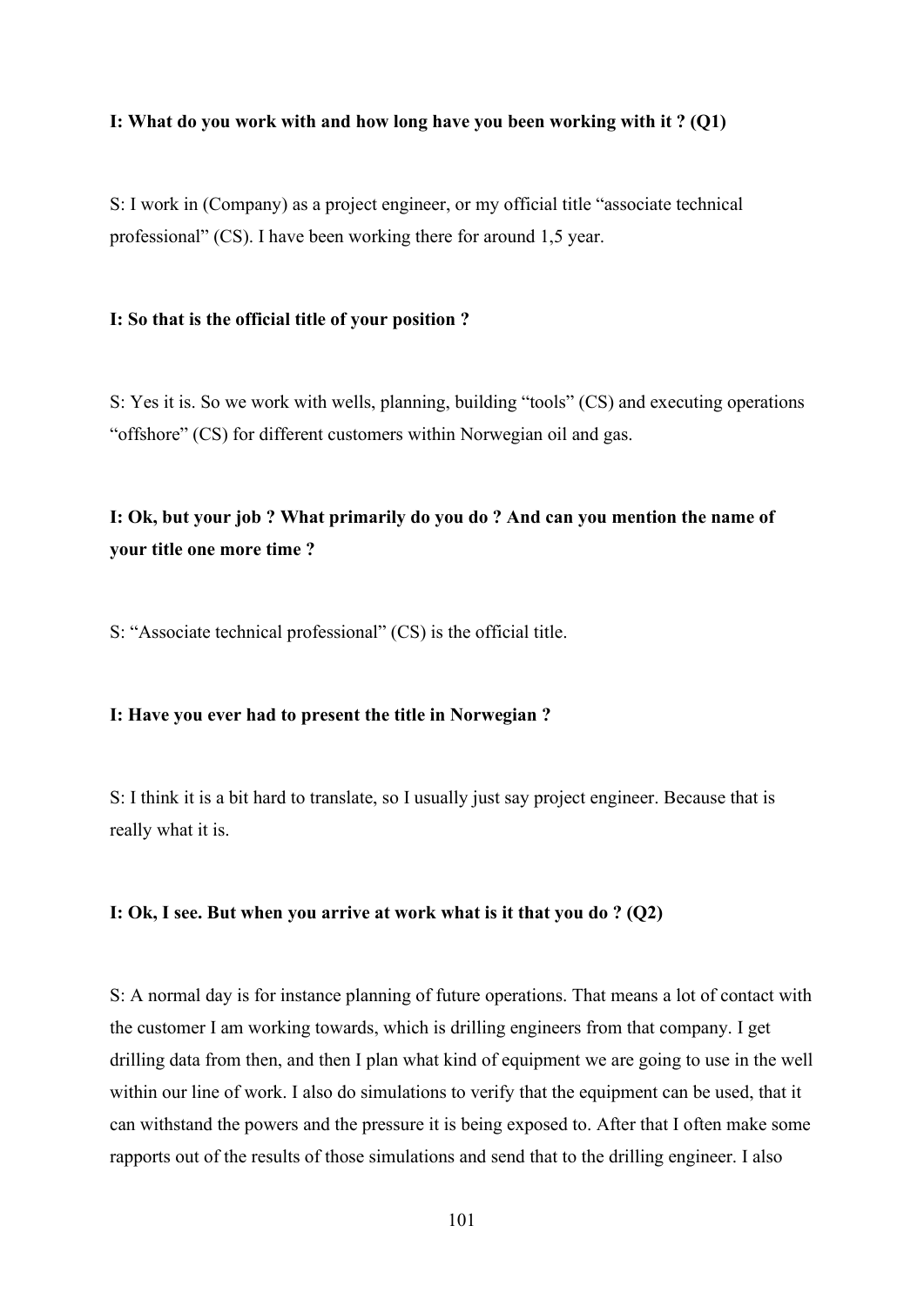**I: What do you work with and how long have you been working with it ? (Q1)**

S: I work in (Company) as a project engineer, or my official title "associate technical professional" (CS). I have been working there for around 1,5 year.

**I: So that is the official title of your position ?**

S: Yes it is. So we work with wells, planning, building "tools" (CS) and executing operations "offshore" (CS) for different customers within Norwegian oil and gas.

**I: Ok, but your job ? What primarily do you do ? And can you mention the name of your title one more time ?**

S: "Associate technical professional" (CS) is the official title.

**I: Have you ever had to present the title in Norwegian ?**

S: I think it is a bit hard to translate, so I usually just say project engineer. Because that is really what it is.

**I: Ok, I see. But when you arrive at work what is it that you do ? (Q2)**

S: A normal day is for instance planning of future operations. That means a lot of contact with the customer I am working towards, which is drilling engineers from that company. I get drilling data from then, and then I plan what kind of equipment we are going to use in the well within our line of work. I also do simulations to verify that the equipment can be used, that it can withstand the powers and the pressure it is being exposed to. After that I often make some rapports out of the results of those simulations and send that to the drilling engineer. I also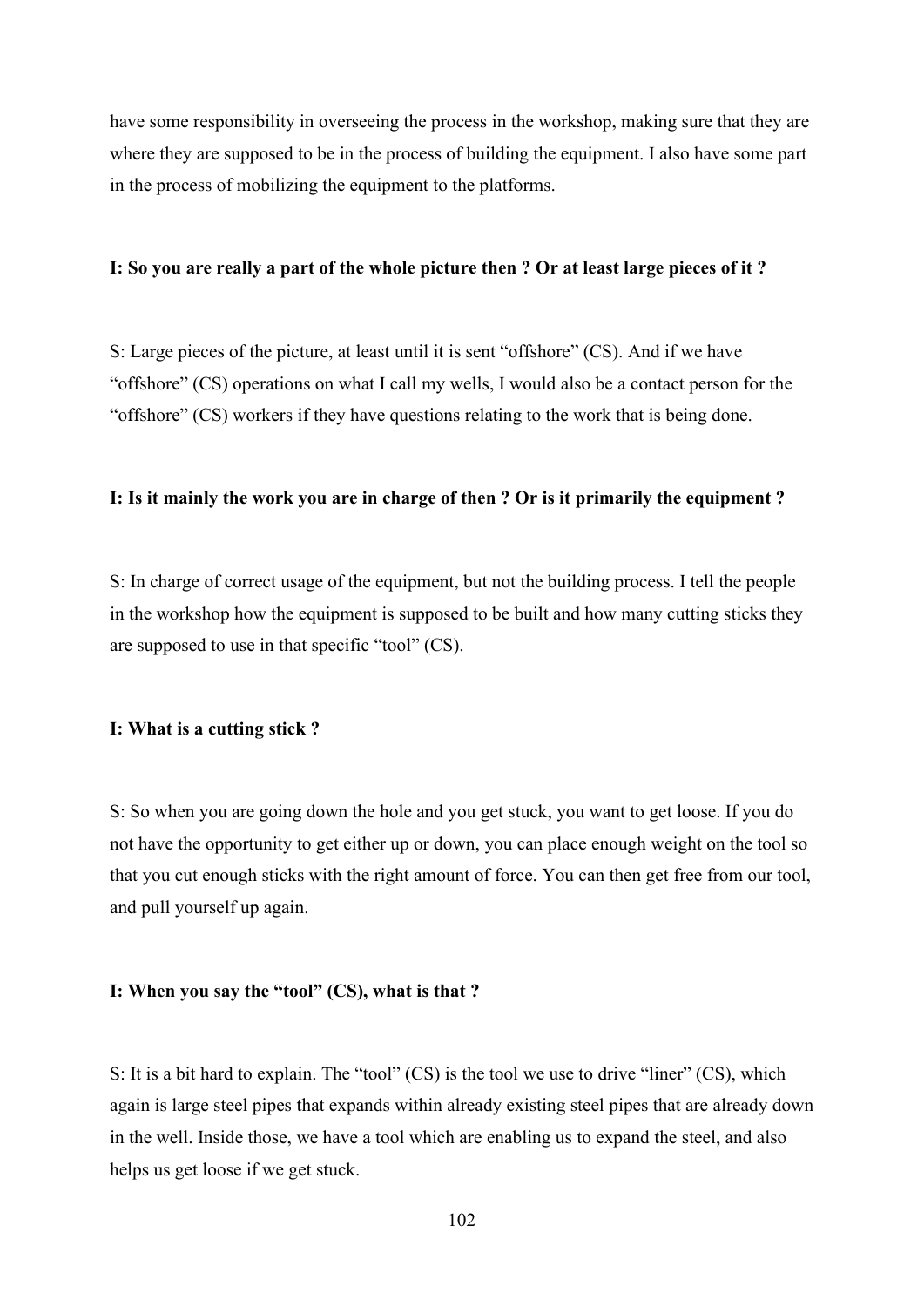have some responsibility in overseeing the process in the workshop, making sure that they are where they are supposed to be in the process of building the equipment. I also have some part in the process of mobilizing the equipment to the platforms.

**I: So you are really a part of the whole picture then ? Or at least large pieces of it ?**

S: Large pieces of the picture, at least until it is sent "offshore" (CS). And if we have "offshore" (CS) operations on what I call my wells, I would also be a contact person for the "offshore" (CS) workers if they have questions relating to the work that is being done.

**I: Is it mainly the work you are in charge of then ? Or is it primarily the equipment ?**

S: In charge of correct usage of the equipment, but not the building process. I tell the people in the workshop how the equipment is supposed to be built and how many cutting sticks they are supposed to use in that specific "tool" (CS).

**I: What is a cutting stick ?**

S: So when you are going down the hole and you get stuck, you want to get loose. If you do not have the opportunity to get either up or down, you can place enough weight on the tool so that you cut enough sticks with the right amount of force. You can then get free from our tool, and pull yourself up again.

**I: When you say the "tool" (CS), what is that ?**

S: It is a bit hard to explain. The "tool" (CS) is the tool we use to drive "liner" (CS), which again is large steel pipes that expands within already existing steel pipes that are already down in the well. Inside those, we have a tool which are enabling us to expand the steel, and also helps us get loose if we get stuck.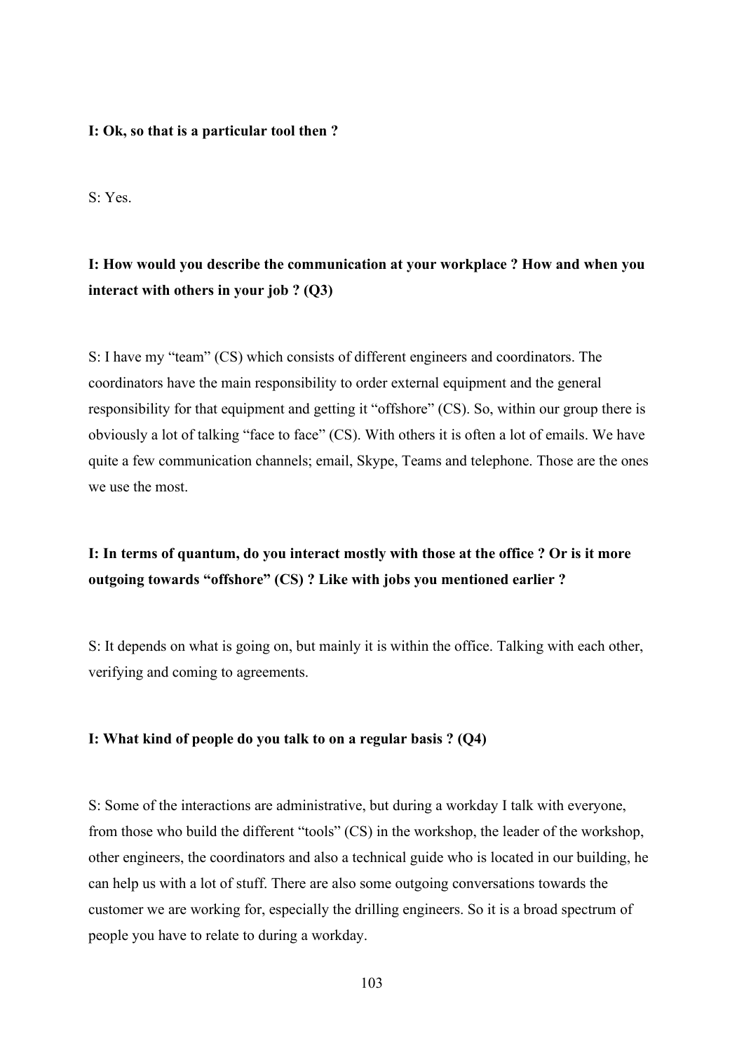**I: Ok, so that is a particular tool then ?**

S: Yes.

**I: How would you describe the communication at your workplace ? How and when you interact with others in your job ? (Q3)**

S: I have my “team” (CS) which consists of different engineers and coordinators. The coordinators have the main responsibility to order external equipment and the general responsibility for that equipment and getting it “offshore” (CS). So, within our group there is obviously a lot of talking “face to face” (CS). With others it is often a lot of emails. We have quite a few communication channels; email, Skype, Teams and telephone. Those are the ones we use the most.

**I: In terms of quantum, do you interact mostly with those at the office ? Or is it more outgoing towards “offshore” (CS) ? Like with jobs you mentioned earlier ?**

S: It depends on what is going on, but mainly it is within the office. Talking with each other, verifying and coming to agreements.

**I: What kind of people do you talk to on a regular basis ? (Q4)**

S: Some of the interactions are administrative, but during a workday I talk with everyone, from those who build the different “tools” (CS) in the workshop, the leader of the workshop, other engineers, the coordinators and also a technical guide who is located in our building, he can help us with a lot of stuff. There are also some outgoing conversations towards the customer we are working for, especially the drilling engineers. So it is a broad spectrum of people you have to relate to during a workday.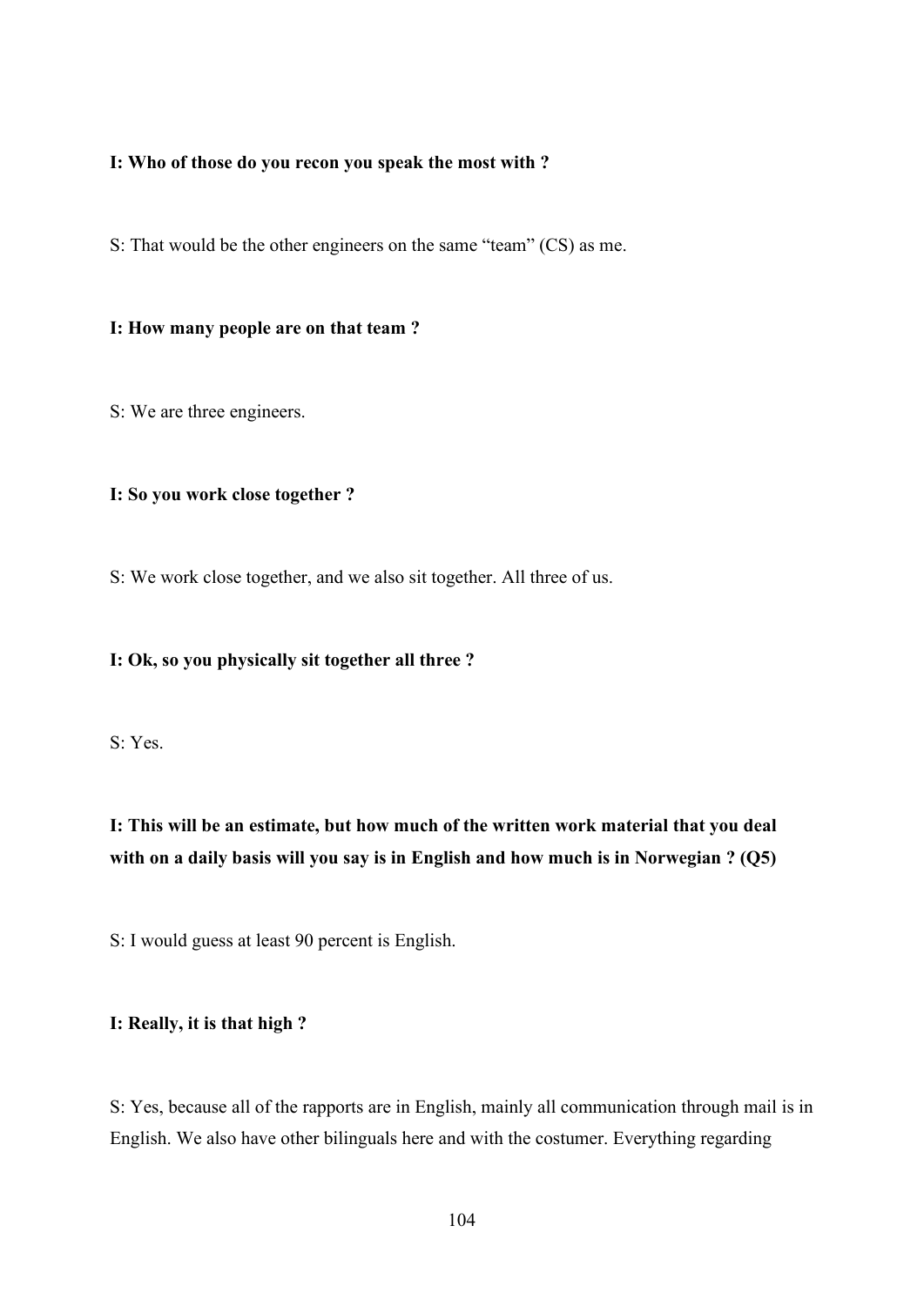**I: Who of those do you recon you speak the most with ?**

S: That would be the other engineers on the same "team" (CS) as me.

**I: How many people are on that team ?**

S: We are three engineers.

**I: So you work close together ?**

S: We work close together, and we also sit together. All three of us.

**I: Ok, so you physically sit together all three ?**

S: Yes.

**I: This will be an estimate, but how much of the written work material that you deal with on a daily basis will you say is in English and how much is in Norwegian ? (Q5)**

S: I would guess at least 90 percent is English.

**I: Really, it is that high ?**

S: Yes, because all of the rapports are in English, mainly all communication through mail is in English. We also have other bilinguals here and with the costumer. Everything regarding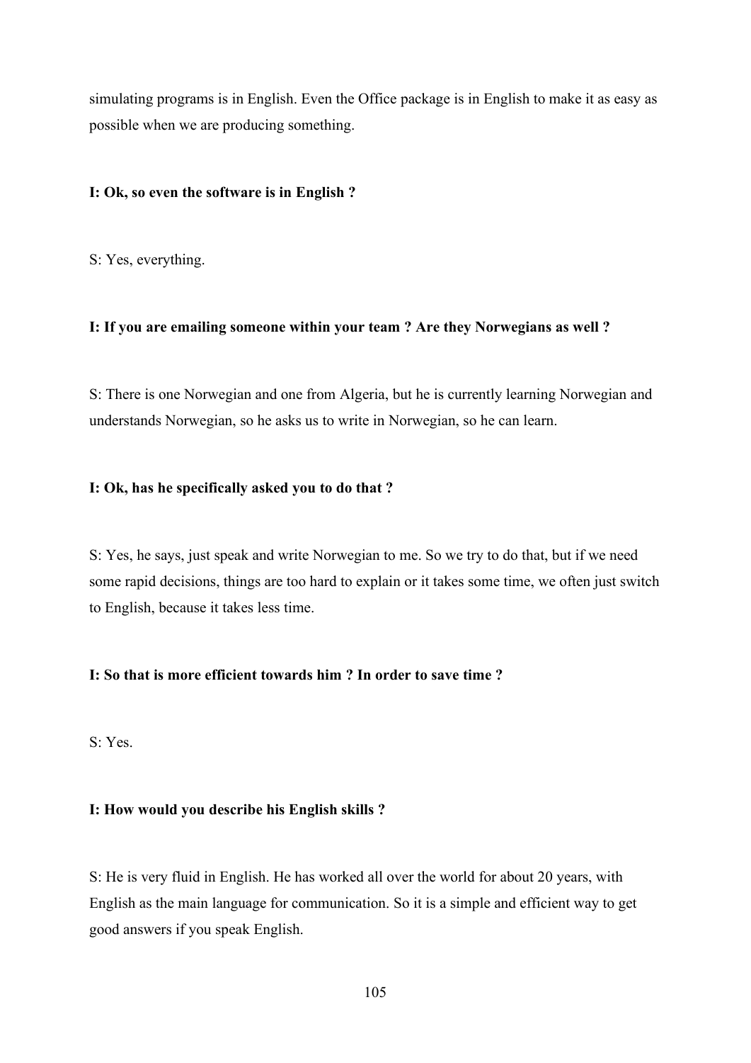simulating programs is in English. Even the Office package is in English to make it as easy as possible when we are producing something.

**I: Ok, so even the software is in English ?**

S: Yes, everything.

**I: If you are emailing someone within your team ? Are they Norwegians as well ?**

S: There is one Norwegian and one from Algeria, but he is currently learning Norwegian and understands Norwegian, so he asks us to write in Norwegian, so he can learn.

**I: Ok, has he specifically asked you to do that ?**

S: Yes, he says, just speak and write Norwegian to me. So we try to do that, but if we need some rapid decisions, things are too hard to explain or it takes some time, we often just switch to English, because it takes less time.

**I: So that is more efficient towards him ? In order to save time ?**

S: Yes.

**I: How would you describe his English skills ?**

S: He is very fluid in English. He has worked all over the world for about 20 years, with English as the main language for communication. So it is a simple and efficient way to get good answers if you speak English.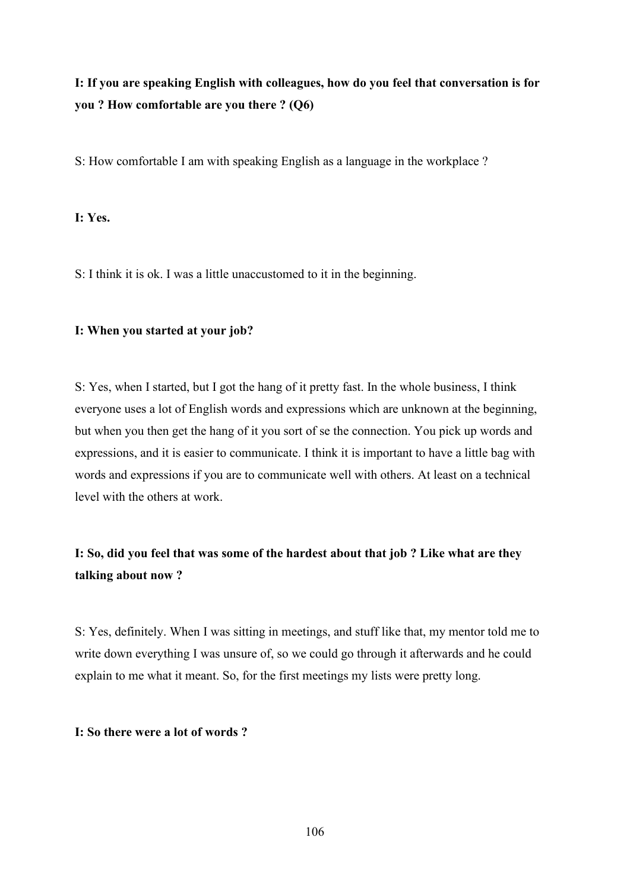**I: If you are speaking English with colleagues, how do you feel that conversation is for you ? How comfortable are you there ? (Q6)**

S: How comfortable I am with speaking English as a language in the workplace ?

**I: Yes.**

S: I think it is ok. I was a little unaccustomed to it in the beginning.

**I: When you started at your job?**

S: Yes, when I started, but I got the hang of it pretty fast. In the whole business, I think everyone uses a lot of English words and expressions which are unknown at the beginning, but when you then get the hang of it you sort of se the connection. You pick up words and expressions, and it is easier to communicate. I think it is important to have a little bag with words and expressions if you are to communicate well with others. At least on a technical level with the others at work.

**I: So, did you feel that was some of the hardest about that job ? Like what are they talking about now ?**

S: Yes, definitely. When I was sitting in meetings, and stuff like that, my mentor told me to write down everything I was unsure of, so we could go through it afterwards and he could explain to me what it meant. So, for the first meetings my lists were pretty long.

**I: So there were a lot of words ?**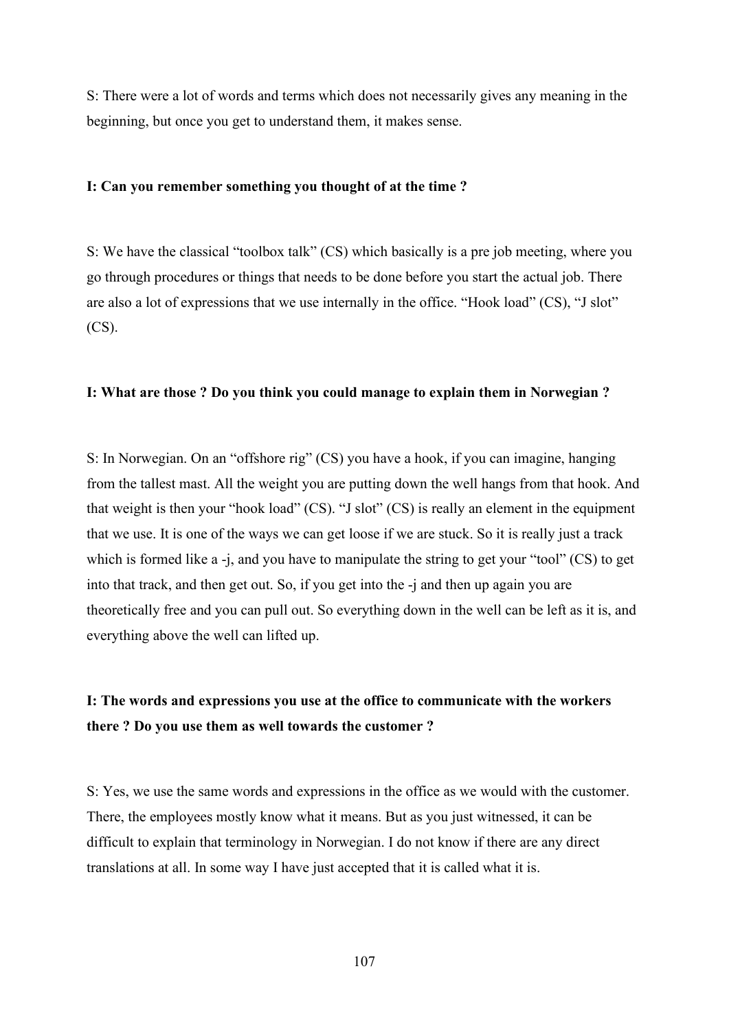S: There were a lot of words and terms which does not necessarily gives any meaning in the beginning, but once you get to understand them, it makes sense.

**I: Can you remember something you thought of at the time ?**

S: We have the classical "toolbox talk" (CS) which basically is a pre job meeting, where you go through procedures or things that needs to be done before you start the actual job. There are also a lot of expressions that we use internally in the office. "Hook load" (CS), "J slot" (CS).

**I: What are those ? Do you think you could manage to explain them in Norwegian ?**

S: In Norwegian. On an "offshore rig" (CS) you have a hook, if you can imagine, hanging from the tallest mast. All the weight you are putting down the well hangs from that hook. And that weight is then your "hook load" (CS). "J slot" (CS) is really an element in the equipment that we use. It is one of the ways we can get loose if we are stuck. So it is really just a track which is formed like a -j, and you have to manipulate the string to get your "tool" (CS) to get into that track, and then get out. So, if you get into the -j and then up again you are theoretically free and you can pull out. So everything down in the well can be left as it is, and everything above the well can lifted up.

**I: The words and expressions you use at the office to communicate with the workers there ? Do you use them as well towards the customer ?**

S: Yes, we use the same words and expressions in the office as we would with the customer. There, the employees mostly know what it means. But as you just witnessed, it can be difficult to explain that terminology in Norwegian. I do not know if there are any direct translations at all. In some way I have just accepted that it is called what it is.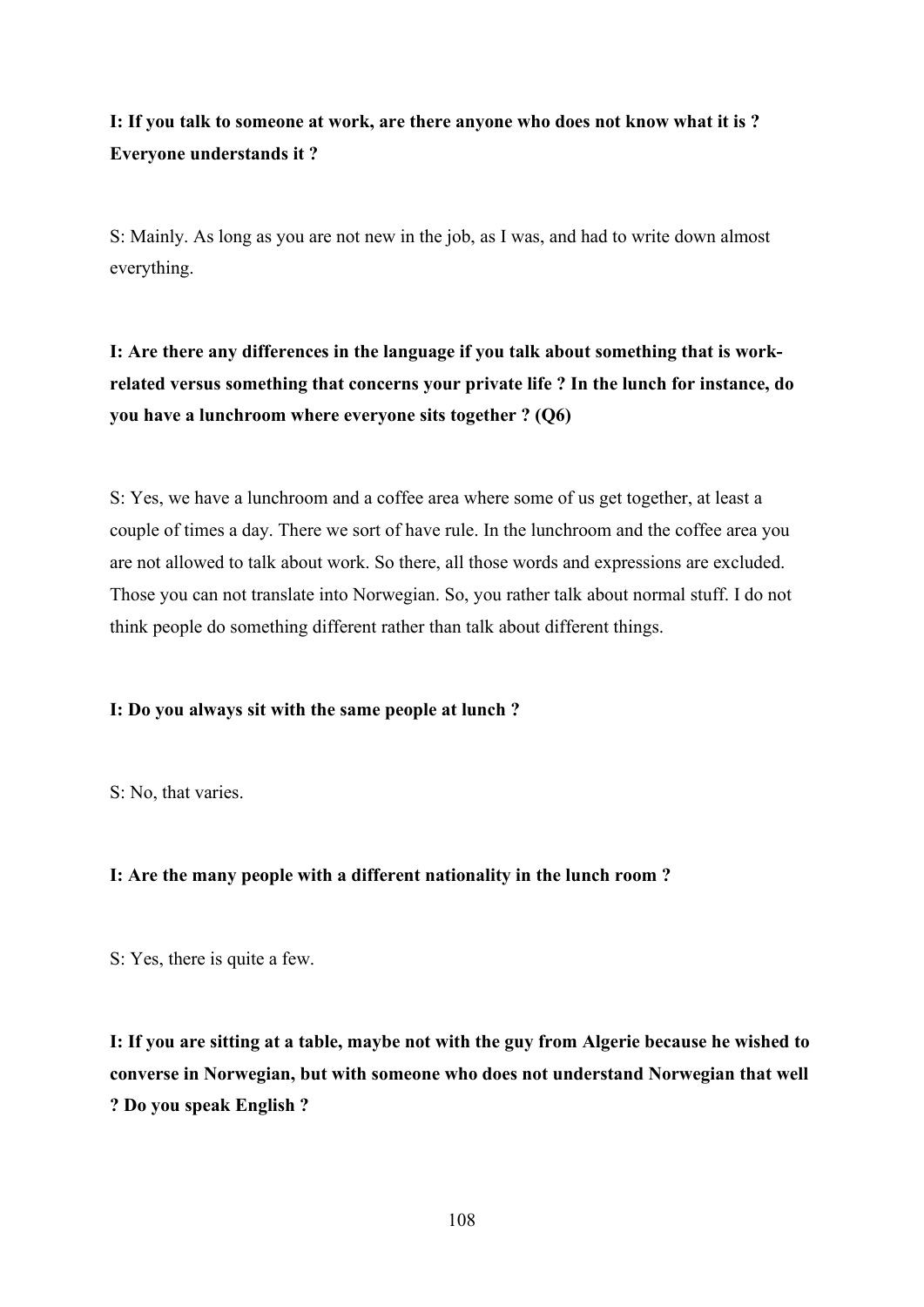**I: If you talk to someone at work, are there anyone who does not know what it is ? Everyone understands it ?**

S: Mainly. As long as you are not new in the job, as I was, and had to write down almost everything.

**I: Are there any differences in the language if you talk about something that is work-related versus something that concerns your private life ? In the lunch for instance, do you have a lunchroom where everyone sits together ? (Q6)**

S: Yes, we have a lunchroom and a coffee area where some of us get together, at least a couple of times a day. There we sort of have rule. In the lunchroom and the coffee area you are not allowed to talk about work. So there, all those words and expressions are excluded. Those you can not translate into Norwegian. So, you rather talk about normal stuff. I do not think people do something different rather than talk about different things.

**I: Do you always sit with the same people at lunch ?**

S: No, that varies.

**I: Are the many people with a different nationality in the lunch room ?**

S: Yes, there is quite a few.

**I: If you are sitting at a table, maybe not with the guy from Algerie because he wished to converse in Norwegian, but with someone who does not understand Norwegian that well ? Do you speak English ?**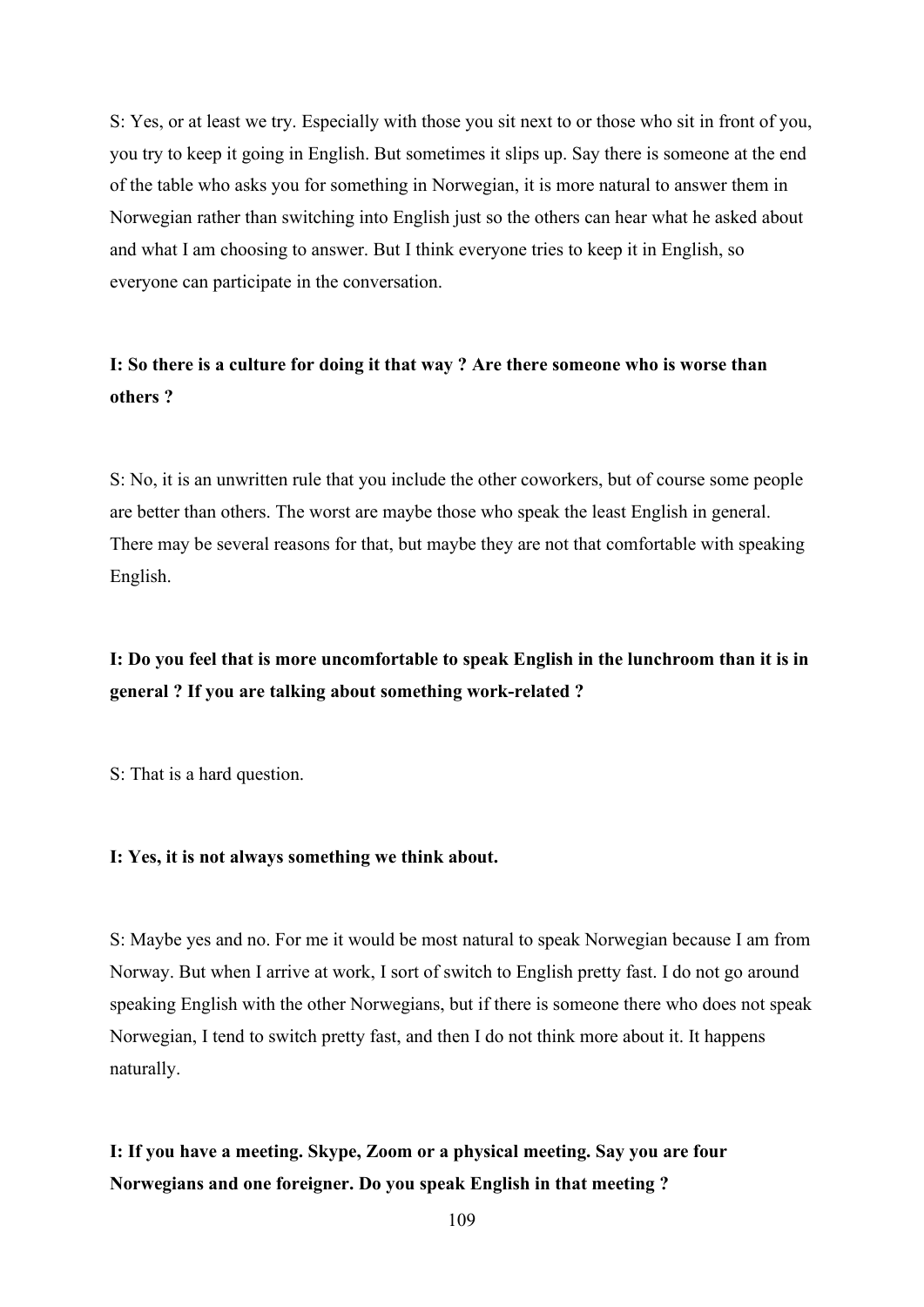S: Yes, or at least we try. Especially with those you sit next to or those who sit in front of you, you try to keep it going in English. But sometimes it slips up. Say there is someone at the end of the table who asks you for something in Norwegian, it is more natural to answer them in Norwegian rather than switching into English just so the others can hear what he asked about and what I am choosing to answer. But I think everyone tries to keep it in English, so everyone can participate in the conversation.

**I: So there is a culture for doing it that way ? Are there someone who is worse than others ?**

S: No, it is an unwritten rule that you include the other coworkers, but of course some people are better than others. The worst are maybe those who speak the least English in general. There may be several reasons for that, but maybe they are not that comfortable with speaking English.

**I: Do you feel that is more uncomfortable to speak English in the lunchroom than it is in general ? If you are talking about something work-related ?**

S: That is a hard question.

**I: Yes, it is not always something we think about.**

S: Maybe yes and no. For me it would be most natural to speak Norwegian because I am from Norway. But when I arrive at work, I sort of switch to English pretty fast. I do not go around speaking English with the other Norwegians, but if there is someone there who does not speak Norwegian, I tend to switch pretty fast, and then I do not think more about it. It happens naturally.

**I: If you have a meeting. Skype, Zoom or a physical meeting. Say you are four Norwegians and one foreigner. Do you speak English in that meeting ?**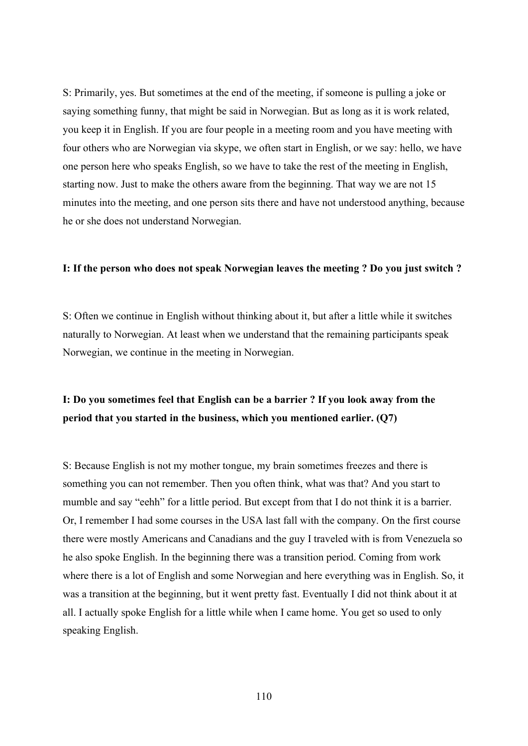S: Primarily, yes. But sometimes at the end of the meeting, if someone is pulling a joke or saying something funny, that might be said in Norwegian. But as long as it is work related, you keep it in English. If you are four people in a meeting room and you have meeting with four others who are Norwegian via skype, we often start in English, or we say: hello, we have one person here who speaks English, so we have to take the rest of the meeting in English, starting now. Just to make the others aware from the beginning. That way we are not 15 minutes into the meeting, and one person sits there and have not understood anything, because he or she does not understand Norwegian.

**I: If the person who does not speak Norwegian leaves the meeting ? Do you just switch ?**

S: Often we continue in English without thinking about it, but after a little while it switches naturally to Norwegian. At least when we understand that the remaining participants speak Norwegian, we continue in the meeting in Norwegian.

**I: Do you sometimes feel that English can be a barrier ? If you look away from the period that you started in the business, which you mentioned earlier. (Q7)**

S: Because English is not my mother tongue, my brain sometimes freezes and there is something you can not remember. Then you often think, what was that? And you start to mumble and say "eehh" for a little period. But except from that I do not think it is a barrier. Or, I remember I had some courses in the USA last fall with the company. On the first course there were mostly Americans and Canadians and the guy I traveled with is from Venezuela so he also spoke English. In the beginning there was a transition period. Coming from work where there is a lot of English and some Norwegian and here everything was in English. So, it was a transition at the beginning, but it went pretty fast. Eventually I did not think about it at all. I actually spoke English for a little while when I came home. You get so used to only speaking English.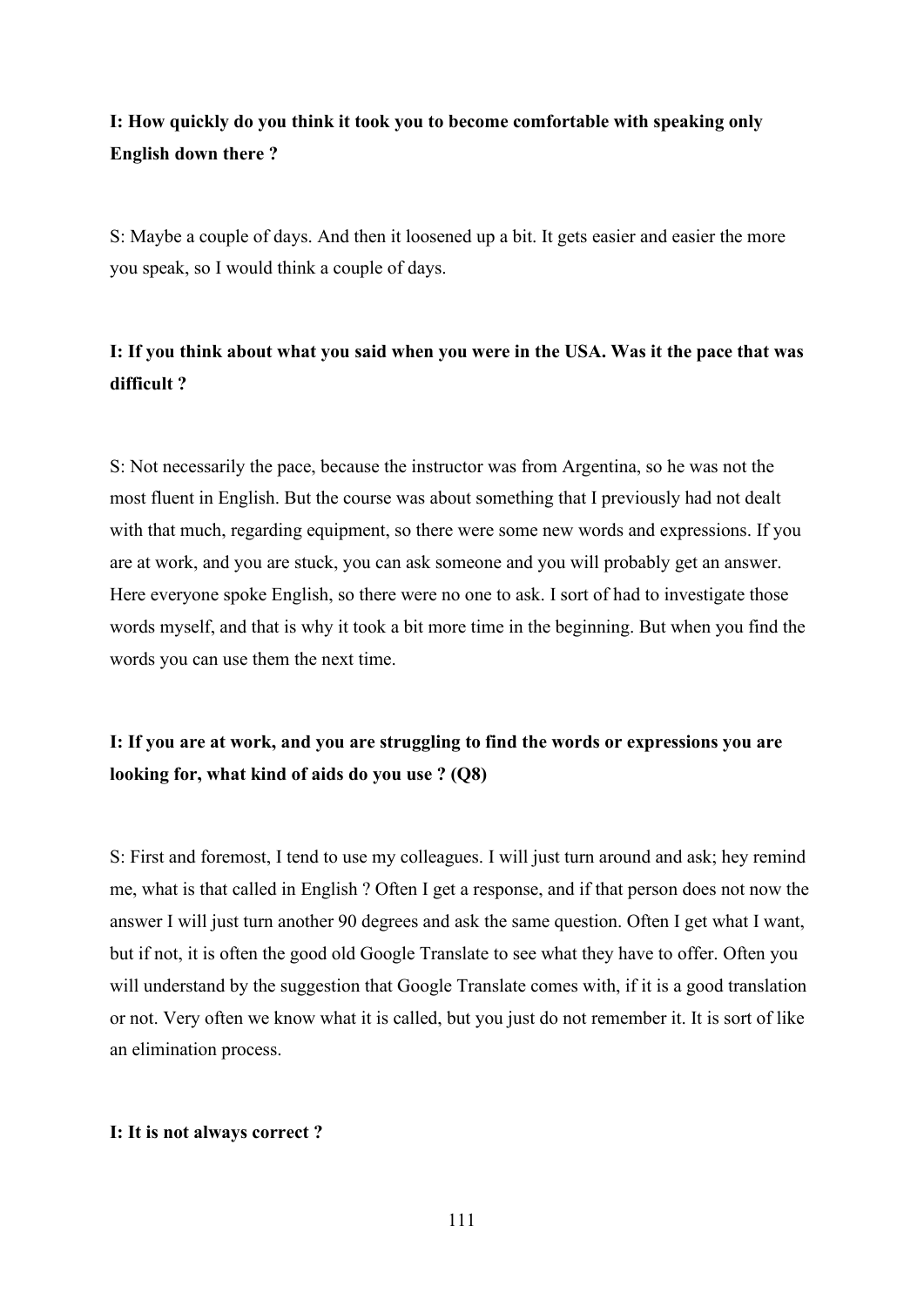**I: How quickly do you think it took you to become comfortable with speaking only English down there ?**

S: Maybe a couple of days. And then it loosened up a bit. It gets easier and easier the more you speak, so I would think a couple of days.

**I: If you think about what you said when you were in the USA. Was it the pace that was difficult ?**

S: Not necessarily the pace, because the instructor was from Argentina, so he was not the most fluent in English. But the course was about something that I previously had not dealt with that much, regarding equipment, so there were some new words and expressions. If you are at work, and you are stuck, you can ask someone and you will probably get an answer. Here everyone spoke English, so there were no one to ask. I sort of had to investigate those words myself, and that is why it took a bit more time in the beginning. But when you find the words you can use them the next time.

**I: If you are at work, and you are struggling to find the words or expressions you are looking for, what kind of aids do you use ? (Q8)**

S: First and foremost, I tend to use my colleagues. I will just turn around and ask; hey remind me, what is that called in English ? Often I get a response, and if that person does not now the answer I will just turn another 90 degrees and ask the same question. Often I get what I want, but if not, it is often the good old Google Translate to see what they have to offer. Often you will understand by the suggestion that Google Translate comes with, if it is a good translation or not. Very often we know what it is called, but you just do not remember it. It is sort of like an elimination process.

**I: It is not always correct ?**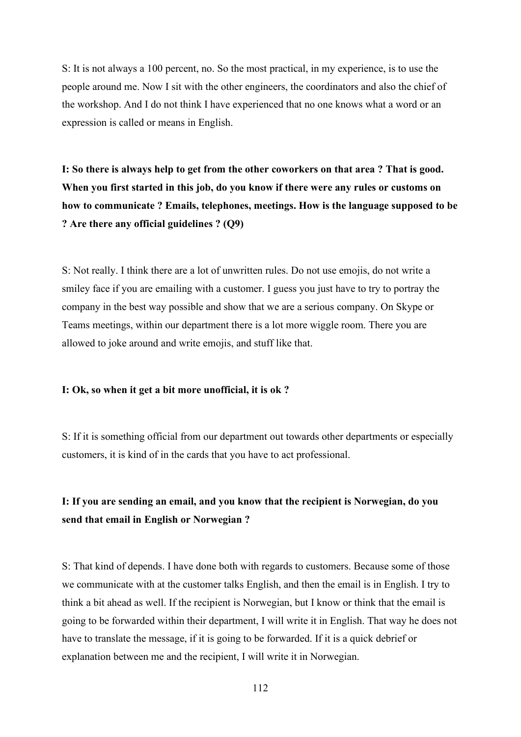S: It is not always a 100 percent, no. So the most practical, in my experience, is to use the people around me. Now I sit with the other engineers, the coordinators and also the chief of the workshop. And I do not think I have experienced that no one knows what a word or an expression is called or means in English.

**I: So there is always help to get from the other coworkers on that area ? That is good. When you first started in this job, do you know if there were any rules or customs on how to communicate ? Emails, telephones, meetings. How is the language supposed to be ? Are there any official guidelines ? (Q9)**

S: Not really. I think there are a lot of unwritten rules. Do not use emojis, do not write a smiley face if you are emailing with a customer. I guess you just have to try to portray the company in the best way possible and show that we are a serious company. On Skype or Teams meetings, within our department there is a lot more wiggle room. There you are allowed to joke around and write emojis, and stuff like that.

**I: Ok, so when it get a bit more unofficial, it is ok ?**

S: If it is something official from our department out towards other departments or especially customers, it is kind of in the cards that you have to act professional.

**I: If you are sending an email, and you know that the recipient is Norwegian, do you send that email in English or Norwegian ?**

S: That kind of depends. I have done both with regards to customers. Because some of those we communicate with at the customer talks English, and then the email is in English. I try to think a bit ahead as well. If the recipient is Norwegian, but I know or think that the email is going to be forwarded within their department, I will write it in English. That way he does not have to translate the message, if it is going to be forwarded. If it is a quick debrief or explanation between me and the recipient, I will write it in Norwegian.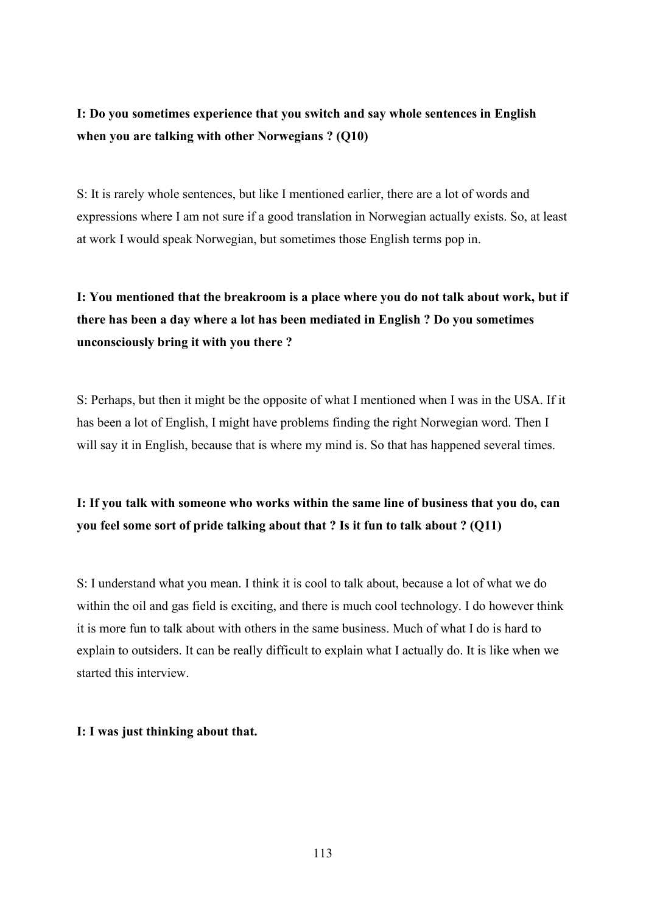**I: Do you sometimes experience that you switch and say whole sentences in English when you are talking with other Norwegians ? (Q10)**

S: It is rarely whole sentences, but like I mentioned earlier, there are a lot of words and expressions where I am not sure if a good translation in Norwegian actually exists. So, at least at work I would speak Norwegian, but sometimes those English terms pop in.

**I: You mentioned that the breakroom is a place where you do not talk about work, but if there has been a day where a lot has been mediated in English ? Do you sometimes unconsciously bring it with you there ?**

S: Perhaps, but then it might be the opposite of what I mentioned when I was in the USA. If it has been a lot of English, I might have problems finding the right Norwegian word. Then I will say it in English, because that is where my mind is. So that has happened several times.

**I: If you talk with someone who works within the same line of business that you do, can you feel some sort of pride talking about that ? Is it fun to talk about ? (Q11)**

S: I understand what you mean. I think it is cool to talk about, because a lot of what we do within the oil and gas field is exciting, and there is much cool technology. I do however think it is more fun to talk about with others in the same business. Much of what I do is hard to explain to outsiders. It can be really difficult to explain what I actually do. It is like when we started this interview.

**I: I was just thinking about that.**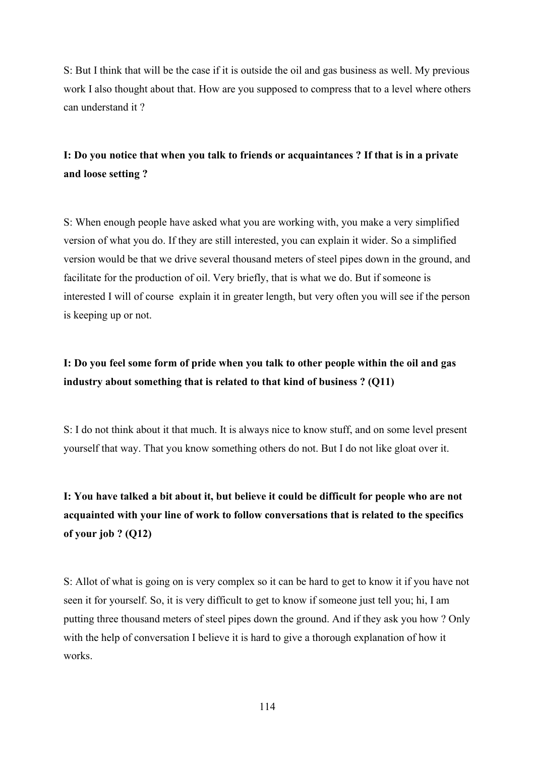S: But I think that will be the case if it is outside the oil and gas business as well. My previous work I also thought about that. How are you supposed to compress that to a level where others can understand it ?

**I: Do you notice that when you talk to friends or acquaintances ? If that is in a private and loose setting ?**

S: When enough people have asked what you are working with, you make a very simplified version of what you do. If they are still interested, you can explain it wider. So a simplified version would be that we drive several thousand meters of steel pipes down in the ground, and facilitate for the production of oil. Very briefly, that is what we do. But if someone is interested I will of course explain it in greater length, but very often you will see if the person is keeping up or not.

**I: Do you feel some form of pride when you talk to other people within the oil and gas industry about something that is related to that kind of business ? (Q11)**

S: I do not think about it that much. It is always nice to know stuff, and on some level present yourself that way. That you know something others do not. But I do not like gloat over it.

**I: You have talked a bit about it, but believe it could be difficult for people who are not acquainted with your line of work to follow conversations that is related to the specifics of your job ? (Q12)**

S: Allot of what is going on is very complex so it can be hard to get to know it if you have not seen it for yourself. So, it is very difficult to get to know if someone just tell you; hi, I am putting three thousand meters of steel pipes down the ground. And if they ask you how ? Only with the help of conversation I believe it is hard to give a thorough explanation of how it works.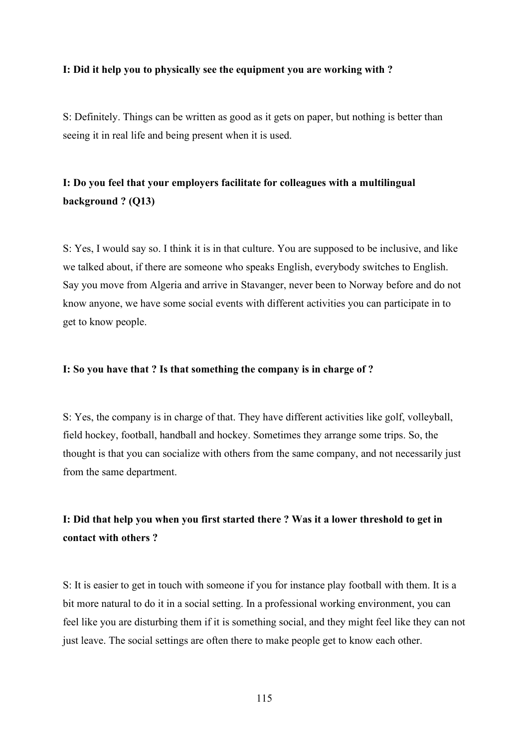**I: Did it help you to physically see the equipment you are working with ?**

S: Definitely. Things can be written as good as it gets on paper, but nothing is better than seeing it in real life and being present when it is used.

**I: Do you feel that your employers facilitate for colleagues with a multilingual background ? (Q13)**

S: Yes, I would say so. I think it is in that culture. You are supposed to be inclusive, and like we talked about, if there are someone who speaks English, everybody switches to English. Say you move from Algeria and arrive in Stavanger, never been to Norway before and do not know anyone, we have some social events with different activities you can participate in to get to know people.

**I: So you have that ? Is that something the company is in charge of ?**

S: Yes, the company is in charge of that. They have different activities like golf, volleyball, field hockey, football, handball and hockey. Sometimes they arrange some trips. So, the thought is that you can socialize with others from the same company, and not necessarily just from the same department.

**I: Did that help you when you first started there ? Was it a lower threshold to get in contact with others ?**

S: It is easier to get in touch with someone if you for instance play football with them. It is a bit more natural to do it in a social setting. In a professional working environment, you can feel like you are disturbing them if it is something social, and they might feel like they can not just leave. The social settings are often there to make people get to know each other.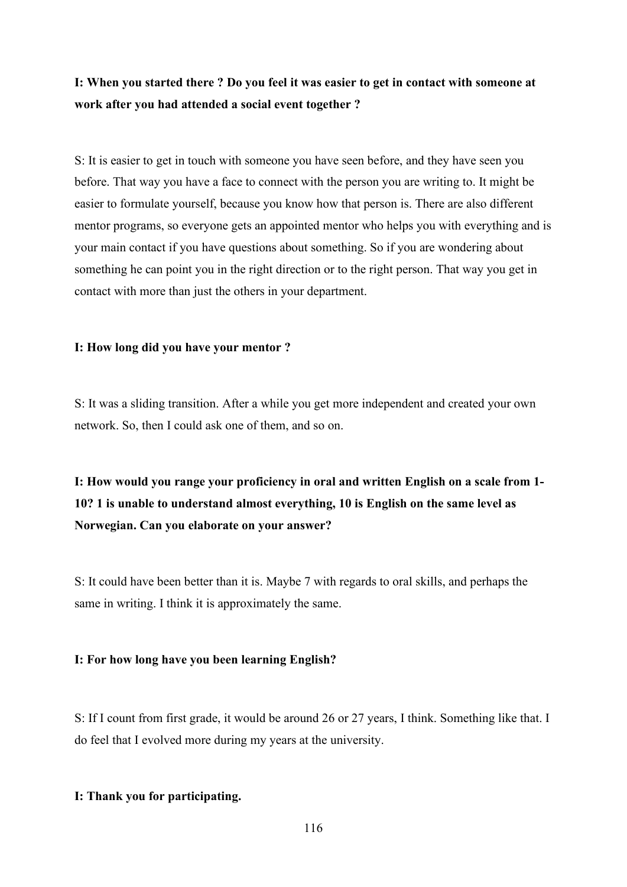**I: When you started there ? Do you feel it was easier to get in contact with someone at work after you had attended a social event together ?**

S: It is easier to get in touch with someone you have seen before, and they have seen you before. That way you have a face to connect with the person you are writing to. It might be easier to formulate yourself, because you know how that person is. There are also different mentor programs, so everyone gets an appointed mentor who helps you with everything and is your main contact if you have questions about something. So if you are wondering about something he can point you in the right direction or to the right person. That way you get in contact with more than just the others in your department.

**I: How long did you have your mentor ?**

S: It was a sliding transition. After a while you get more independent and created your own network. So, then I could ask one of them, and so on.

**I: How would you range your proficiency in oral and written English on a scale from 1-10? 1 is unable to understand almost everything, 10 is English on the same level as Norwegian. Can you elaborate on your answer?**

S: It could have been better than it is. Maybe 7 with regards to oral skills, and perhaps the same in writing. I think it is approximately the same.

**I: For how long have you been learning English?**

S: If I count from first grade, it would be around 26 or 27 years, I think. Something like that. I do feel that I evolved more during my years at the university.

**I: Thank you for participating.**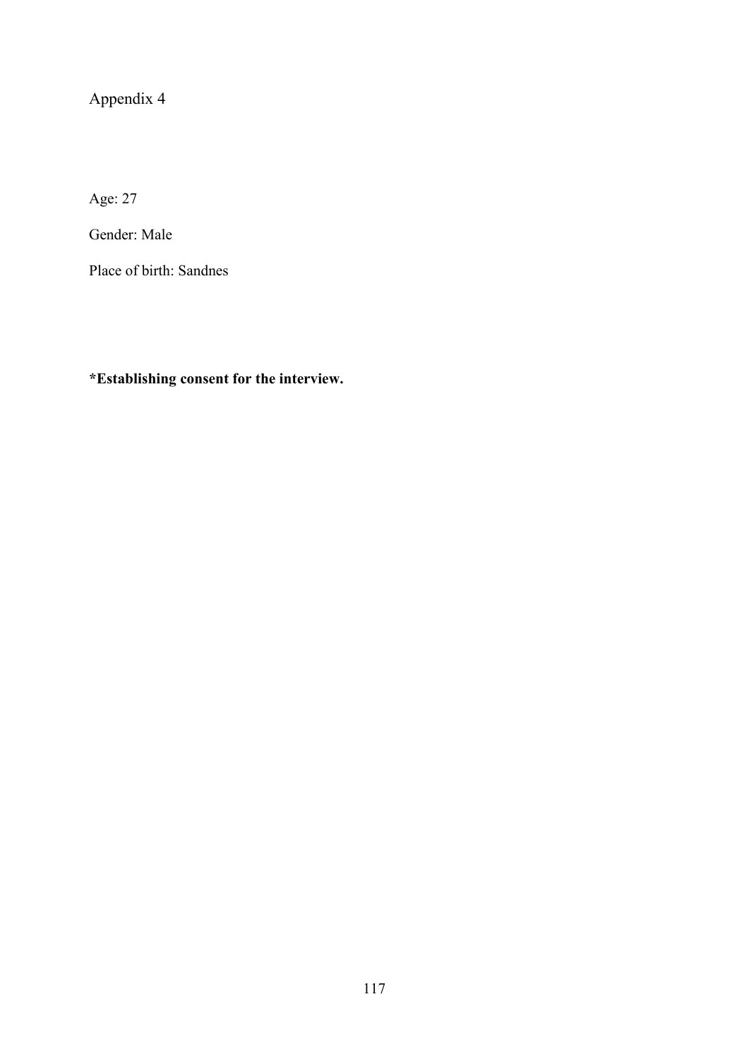# Appendix 4

Age: 27

Gender: Male

Place of birth: Sandnes

**\*Establishing consent for the interview.**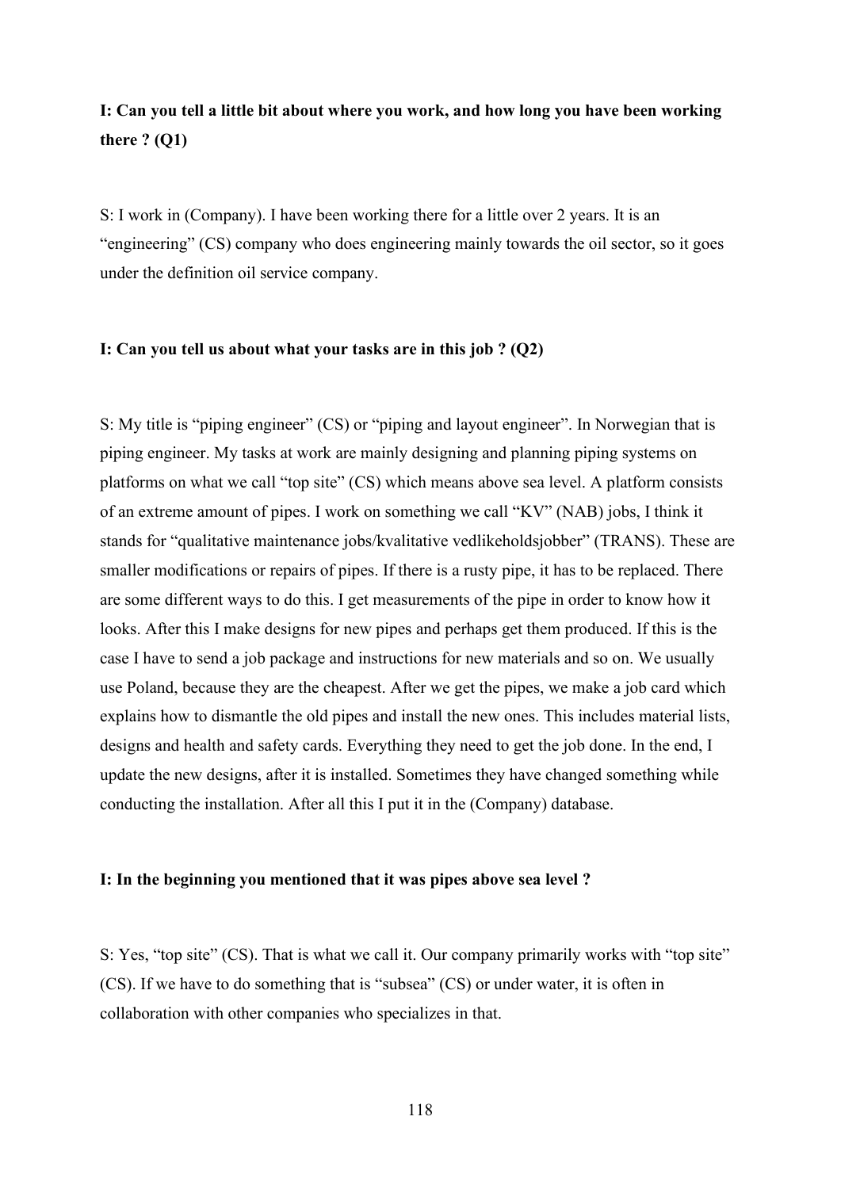**I: Can you tell a little bit about where you work, and how long you have been working there ? (Q1)**

S: I work in (Company). I have been working there for a little over 2 years. It is an "engineering" (CS) company who does engineering mainly towards the oil sector, so it goes under the definition oil service company.

**I: Can you tell us about what your tasks are in this job ? (Q2)**

S: My title is "piping engineer" (CS) or "piping and layout engineer". In Norwegian that is piping engineer. My tasks at work are mainly designing and planning piping systems on platforms on what we call "top site" (CS) which means above sea level. A platform consists of an extreme amount of pipes. I work on something we call "KV" (NAB) jobs, I think it stands for "qualitative maintenance jobs/kvalitative vedlikeholdsjobber" (TRANS). These are smaller modifications or repairs of pipes. If there is a rusty pipe, it has to be replaced. There are some different ways to do this. I get measurements of the pipe in order to know how it looks. After this I make designs for new pipes and perhaps get them produced. If this is the case I have to send a job package and instructions for new materials and so on. We usually use Poland, because they are the cheapest. After we get the pipes, we make a job card which explains how to dismantle the old pipes and install the new ones. This includes material lists, designs and health and safety cards. Everything they need to get the job done. In the end, I update the new designs, after it is installed. Sometimes they have changed something while conducting the installation. After all this I put it in the (Company) database.

**I: In the beginning you mentioned that it was pipes above sea level ?**

S: Yes, "top site" (CS). That is what we call it. Our company primarily works with "top site" (CS). If we have to do something that is "subsea" (CS) or under water, it is often in collaboration with other companies who specializes in that.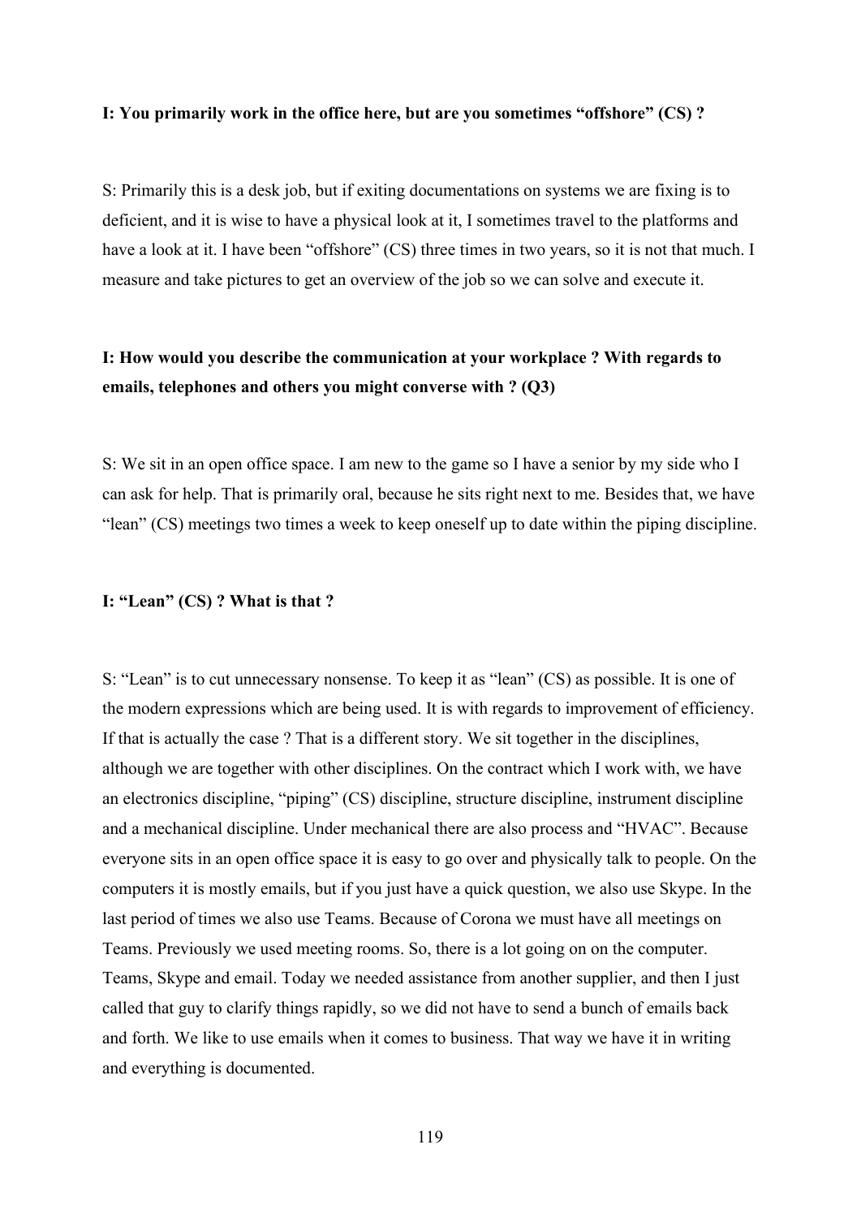**I: You primarily work in the office here, but are you sometimes “offshore” (CS) ?**

S: Primarily this is a desk job, but if exiting documentations on systems we are fixing is to deficient, and it is wise to have a physical look at it, I sometimes travel to the platforms and have a look at it. I have been “offshore” (CS) three times in two years, so it is not that much. I measure and take pictures to get an overview of the job so we can solve and execute it.

**I: How would you describe the communication at your workplace ? With regards to emails, telephones and others you might converse with ? (Q3)**

S: We sit in an open office space. I am new to the game so I have a senior by my side who I can ask for help. That is primarily oral, because he sits right next to me. Besides that, we have “lean” (CS) meetings two times a week to keep oneself up to date within the piping discipline.

**I: “Lean” (CS) ? What is that ?**

S: “Lean” is to cut unnecessary nonsense. To keep it as “lean” (CS) as possible. It is one of the modern expressions which are being used. It is with regards to improvement of efficiency. If that is actually the case ? That is a different story. We sit together in the disciplines, although we are together with other disciplines. On the contract which I work with, we have an electronics discipline, “piping” (CS) discipline, structure discipline, instrument discipline and a mechanical discipline. Under mechanical there are also process and “HVAC”. Because everyone sits in an open office space it is easy to go over and physically talk to people. On the computers it is mostly emails, but if you just have a quick question, we also use Skype. In the last period of times we also use Teams. Because of Corona we must have all meetings on Teams. Previously we used meeting rooms. So, there is a lot going on on the computer. Teams, Skype and email. Today we needed assistance from another supplier, and then I just called that guy to clarify things rapidly, so we did not have to send a bunch of emails back and forth. We like to use emails when it comes to business. That way we have it in writing and everything is documented.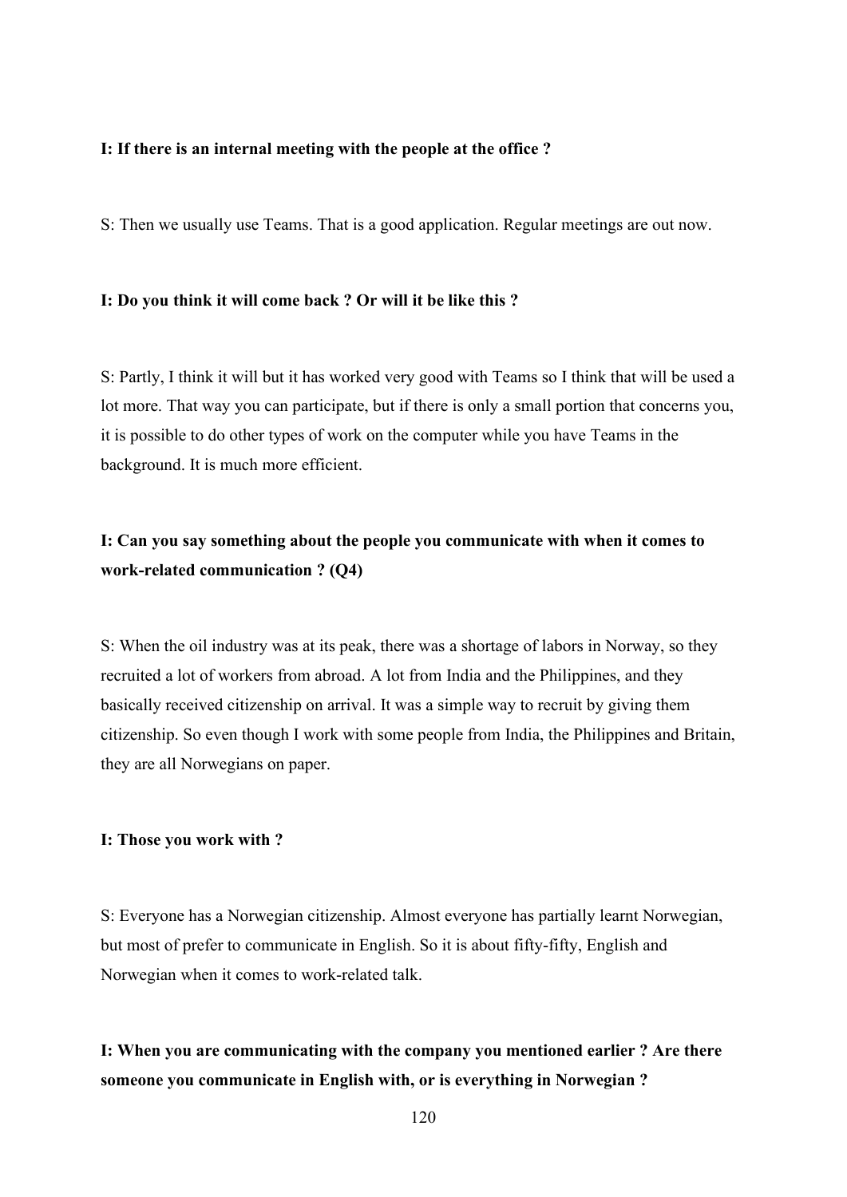**I: If there is an internal meeting with the people at the office ?**

S: Then we usually use Teams. That is a good application. Regular meetings are out now.

**I: Do you think it will come back ? Or will it be like this ?**

S: Partly, I think it will but it has worked very good with Teams so I think that will be used a lot more. That way you can participate, but if there is only a small portion that concerns you, it is possible to do other types of work on the computer while you have Teams in the background. It is much more efficient.

**I: Can you say something about the people you communicate with when it comes to work-related communication ? (Q4)**

S: When the oil industry was at its peak, there was a shortage of labors in Norway, so they recruited a lot of workers from abroad. A lot from India and the Philippines, and they basically received citizenship on arrival. It was a simple way to recruit by giving them citizenship. So even though I work with some people from India, the Philippines and Britain, they are all Norwegians on paper.

**I: Those you work with ?**

S: Everyone has a Norwegian citizenship. Almost everyone has partially learnt Norwegian, but most of prefer to communicate in English. So it is about fifty-fifty, English and Norwegian when it comes to work-related talk.

**I: When you are communicating with the company you mentioned earlier ? Are there someone you communicate in English with, or is everything in Norwegian ?**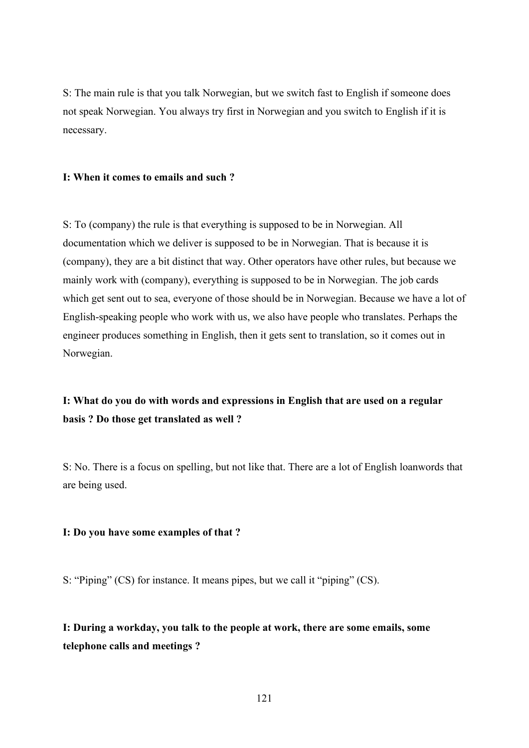S: The main rule is that you talk Norwegian, but we switch fast to English if someone does not speak Norwegian. You always try first in Norwegian and you switch to English if it is necessary.

**I: When it comes to emails and such ?**

S: To (company) the rule is that everything is supposed to be in Norwegian. All documentation which we deliver is supposed to be in Norwegian. That is because it is (company), they are a bit distinct that way. Other operators have other rules, but because we mainly work with (company), everything is supposed to be in Norwegian. The job cards which get sent out to sea, everyone of those should be in Norwegian. Because we have a lot of English-speaking people who work with us, we also have people who translates. Perhaps the engineer produces something in English, then it gets sent to translation, so it comes out in Norwegian.

**I: What do you do with words and expressions in English that are used on a regular basis ? Do those get translated as well ?**

S: No. There is a focus on spelling, but not like that. There are a lot of English loanwords that are being used.

**I: Do you have some examples of that ?**

S: "Piping" (CS) for instance. It means pipes, but we call it "piping" (CS).

**I: During a workday, you talk to the people at work, there are some emails, some telephone calls and meetings ?**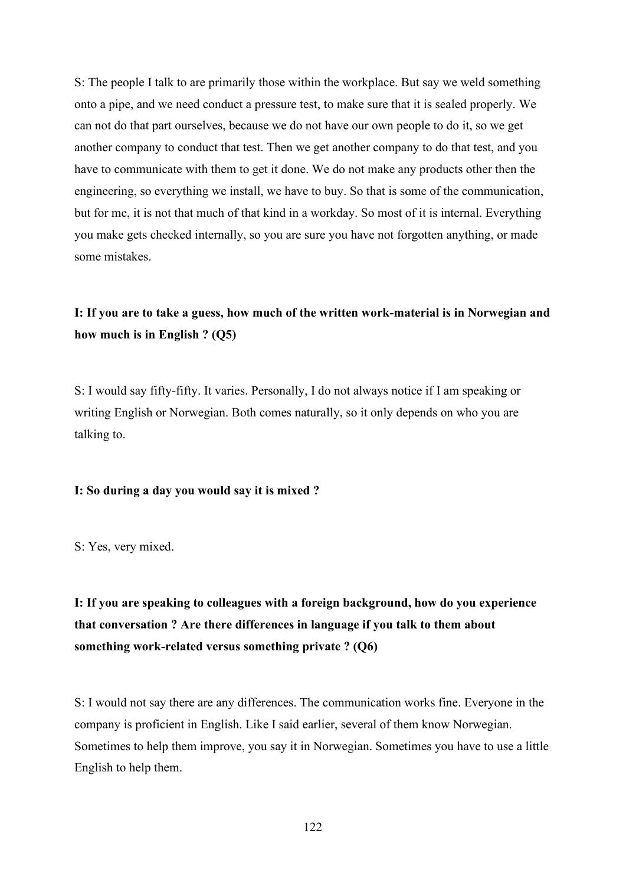S: The people I talk to are primarily those within the workplace. But say we weld something onto a pipe, and we need conduct a pressure test, to make sure that it is sealed properly. We can not do that part ourselves, because we do not have our own people to do it, so we get another company to conduct that test. Then we get another company to do that test, and you have to communicate with them to get it done. We do not make any products other then the engineering, so everything we install, we have to buy. So that is some of the communication, but for me, it is not that much of that kind in a workday. So most of it is internal. Everything you make gets checked internally, so you are sure you have not forgotten anything, or made some mistakes.

**I: If you are to take a guess, how much of the written work-material is in Norwegian and how much is in English ? (Q5)**

S: I would say fifty-fifty. It varies. Personally, I do not always notice if I am speaking or writing English or Norwegian. Both comes naturally, so it only depends on who you are talking to.

**I: So during a day you would say it is mixed ?**

S: Yes, very mixed.

**I: If you are speaking to colleagues with a foreign background, how do you experience that conversation ? Are there differences in language if you talk to them about something work-related versus something private ? (Q6)**

S: I would not say there are any differences. The communication works fine. Everyone in the company is proficient in English. Like I said earlier, several of them know Norwegian. Sometimes to help them improve, you say it in Norwegian. Sometimes you have to use a little English to help them.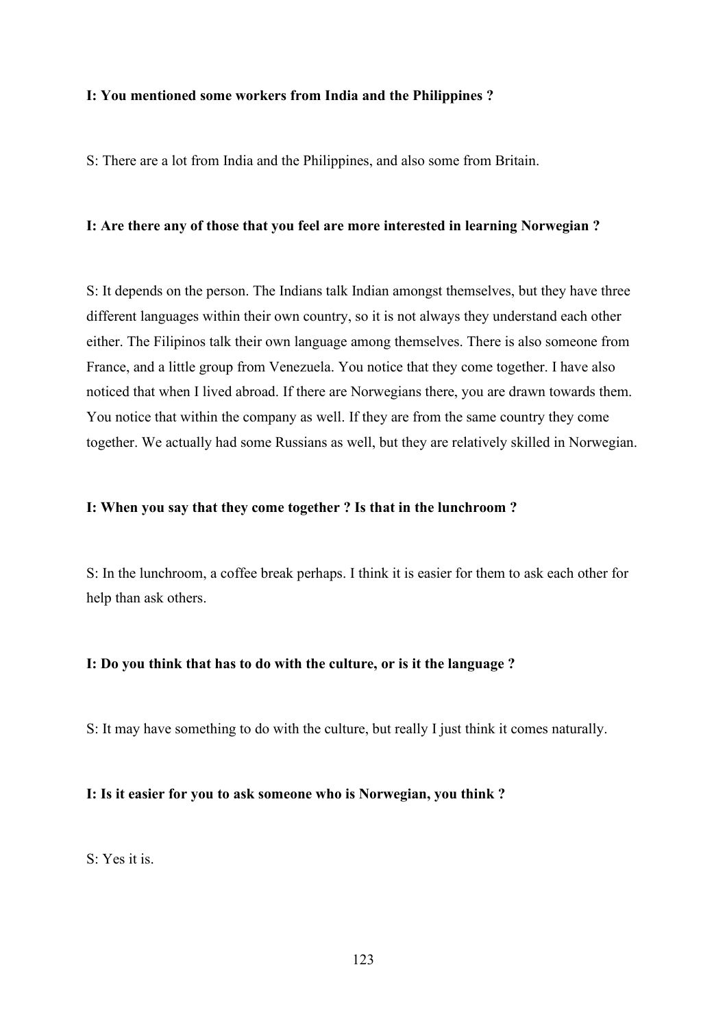**I: You mentioned some workers from India and the Philippines ?**

S: There are a lot from India and the Philippines, and also some from Britain.

**I: Are there any of those that you feel are more interested in learning Norwegian ?**

S: It depends on the person. The Indians talk Indian amongst themselves, but they have three different languages within their own country, so it is not always they understand each other either. The Filipinos talk their own language among themselves. There is also someone from France, and a little group from Venezuela. You notice that they come together. I have also noticed that when I lived abroad. If there are Norwegians there, you are drawn towards them. You notice that within the company as well. If they are from the same country they come together. We actually had some Russians as well, but they are relatively skilled in Norwegian.

**I: When you say that they come together ? Is that in the lunchroom ?**

S: In the lunchroom, a coffee break perhaps. I think it is easier for them to ask each other for help than ask others.

**I: Do you think that has to do with the culture, or is it the language ?**

S: It may have something to do with the culture, but really I just think it comes naturally.

**I: Is it easier for you to ask someone who is Norwegian, you think ?**

S: Yes it is.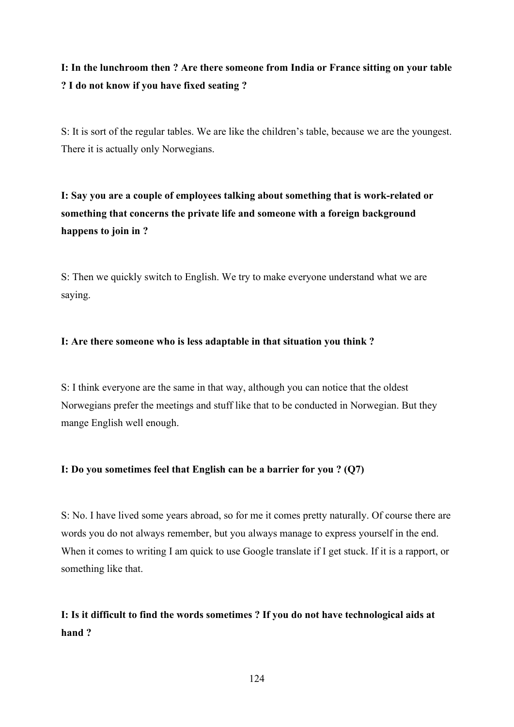**I: In the lunchroom then ? Are there someone from India or France sitting on your table ? I do not know if you have fixed seating ?**

S: It is sort of the regular tables. We are like the children's table, because we are the youngest. There it is actually only Norwegians.

**I: Say you are a couple of employees talking about something that is work-related or something that concerns the private life and someone with a foreign background happens to join in ?**

S: Then we quickly switch to English. We try to make everyone understand what we are saying.

**I: Are there someone who is less adaptable in that situation you think ?**

S: I think everyone are the same in that way, although you can notice that the oldest Norwegians prefer the meetings and stuff like that to be conducted in Norwegian. But they mange English well enough.

**I: Do you sometimes feel that English can be a barrier for you ? (Q7)**

S: No. I have lived some years abroad, so for me it comes pretty naturally. Of course there are words you do not always remember, but you always manage to express yourself in the end. When it comes to writing I am quick to use Google translate if I get stuck. If it is a rapport, or something like that.

**I: Is it difficult to find the words sometimes ? If you do not have technological aids at hand ?**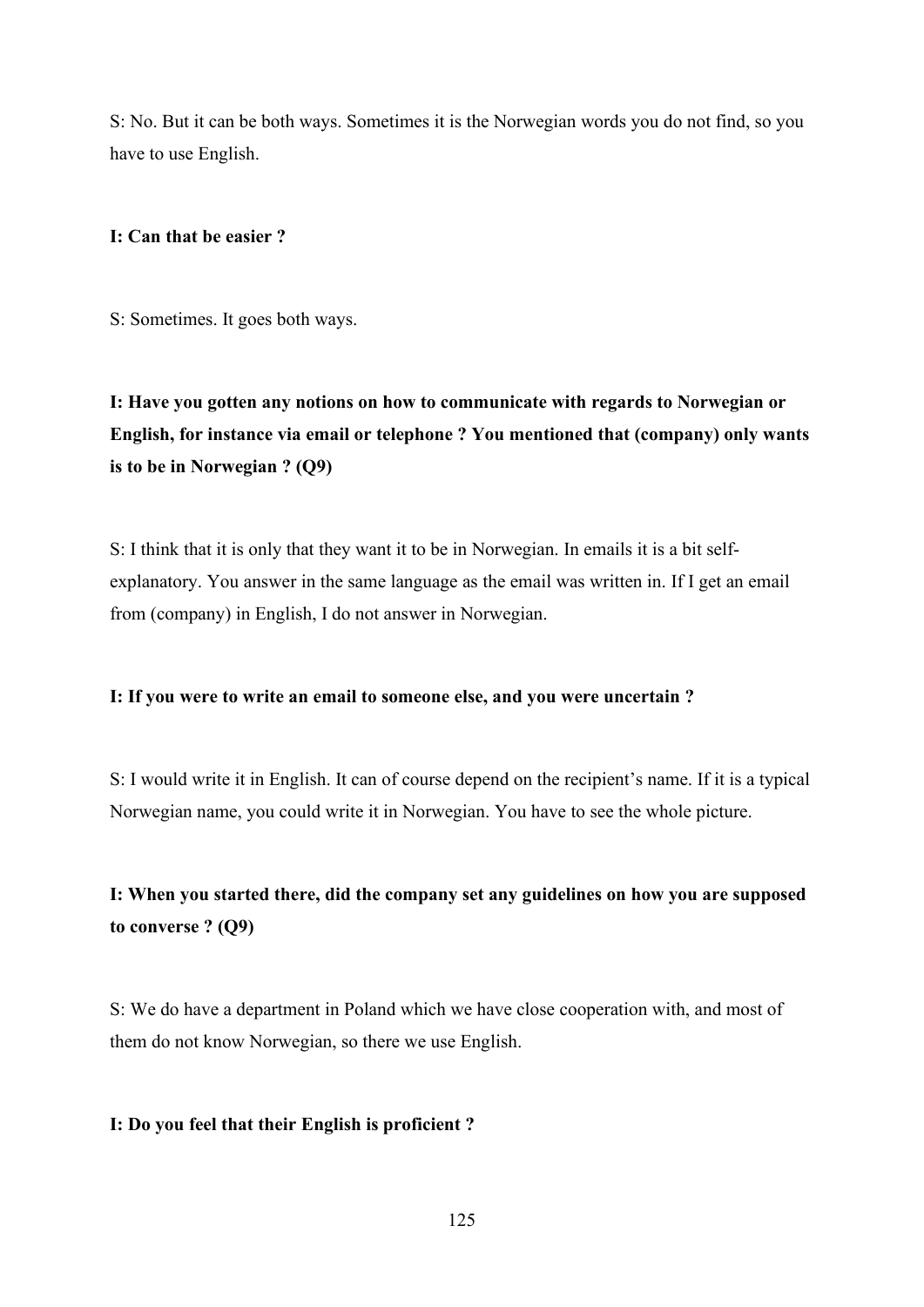S: No. But it can be both ways. Sometimes it is the Norwegian words you do not find, so you have to use English.

**I: Can that be easier ?**

S: Sometimes. It goes both ways.

**I: Have you gotten any notions on how to communicate with regards to Norwegian or English, for instance via email or telephone ? You mentioned that (company) only wants is to be in Norwegian ? (Q9)**

S: I think that it is only that they want it to be in Norwegian. In emails it is a bit self-explanatory. You answer in the same language as the email was written in. If I get an email from (company) in English, I do not answer in Norwegian.

**I: If you were to write an email to someone else, and you were uncertain ?**

S: I would write it in English. It can of course depend on the recipient's name. If it is a typical Norwegian name, you could write it in Norwegian. You have to see the whole picture.

**I: When you started there, did the company set any guidelines on how you are supposed to converse ? (Q9)**

S: We do have a department in Poland which we have close cooperation with, and most of them do not know Norwegian, so there we use English.

**I: Do you feel that their English is proficient ?**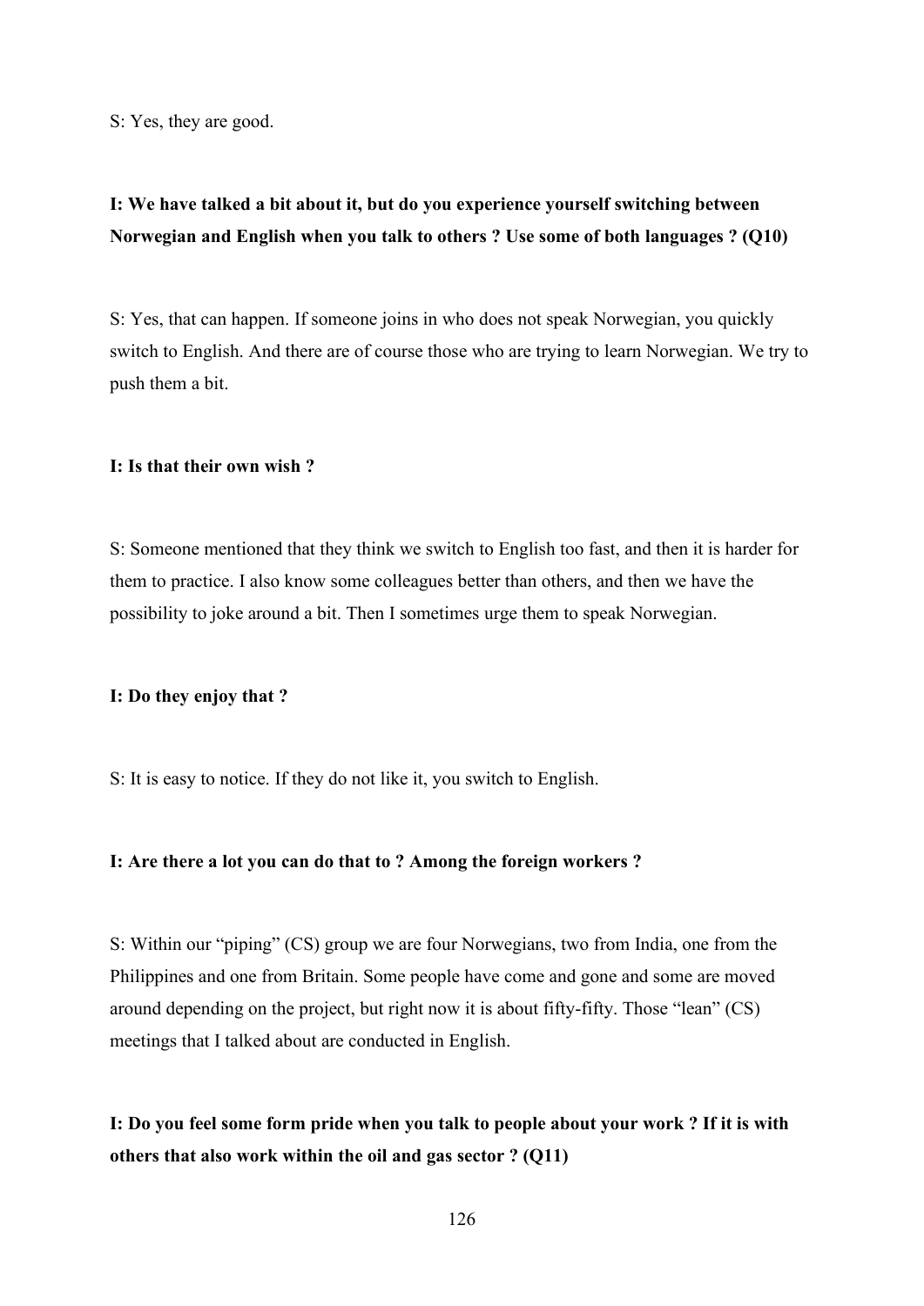S: Yes, they are good.

**I: We have talked a bit about it, but do you experience yourself switching between Norwegian and English when you talk to others ? Use some of both languages ? (Q10)**

S: Yes, that can happen. If someone joins in who does not speak Norwegian, you quickly switch to English. And there are of course those who are trying to learn Norwegian. We try to push them a bit.

**I: Is that their own wish ?**

S: Someone mentioned that they think we switch to English too fast, and then it is harder for them to practice. I also know some colleagues better than others, and then we have the possibility to joke around a bit. Then I sometimes urge them to speak Norwegian.

**I: Do they enjoy that ?**

S: It is easy to notice. If they do not like it, you switch to English.

**I: Are there a lot you can do that to ? Among the foreign workers ?**

S: Within our "piping" (CS) group we are four Norwegians, two from India, one from the Philippines and one from Britain. Some people have come and gone and some are moved around depending on the project, but right now it is about fifty-fifty. Those "lean" (CS) meetings that I talked about are conducted in English.

**I: Do you feel some form pride when you talk to people about your work ? If it is with others that also work within the oil and gas sector ? (Q11)**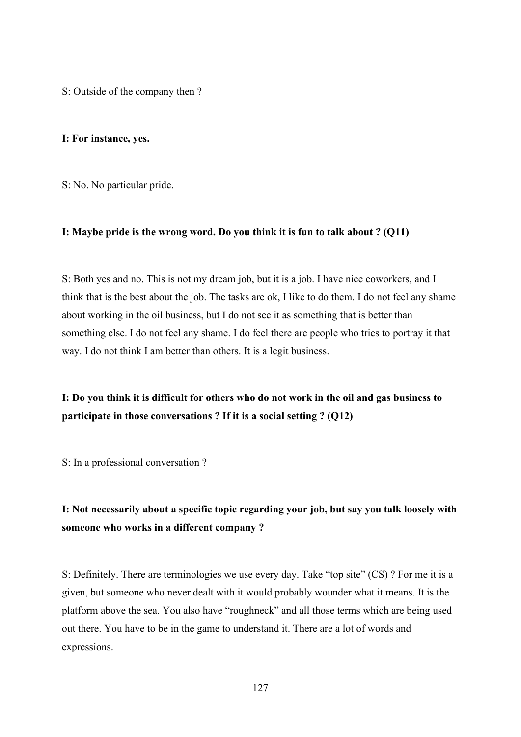S: Outside of the company then ?

**I: For instance, yes.**

S: No. No particular pride.

**I: Maybe pride is the wrong word. Do you think it is fun to talk about ? (Q11)**

S: Both yes and no. This is not my dream job, but it is a job. I have nice coworkers, and I think that is the best about the job. The tasks are ok, I like to do them. I do not feel any shame about working in the oil business, but I do not see it as something that is better than something else. I do not feel any shame. I do feel there are people who tries to portray it that way. I do not think I am better than others. It is a legit business.

**I: Do you think it is difficult for others who do not work in the oil and gas business to participate in those conversations ? If it is a social setting ? (Q12)**

S: In a professional conversation ?

**I: Not necessarily about a specific topic regarding your job, but say you talk loosely with someone who works in a different company ?**

S: Definitely. There are terminologies we use every day. Take "top site" (CS) ? For me it is a given, but someone who never dealt with it would probably wounder what it means. It is the platform above the sea. You also have "roughneck" and all those terms which are being used out there. You have to be in the game to understand it. There are a lot of words and expressions.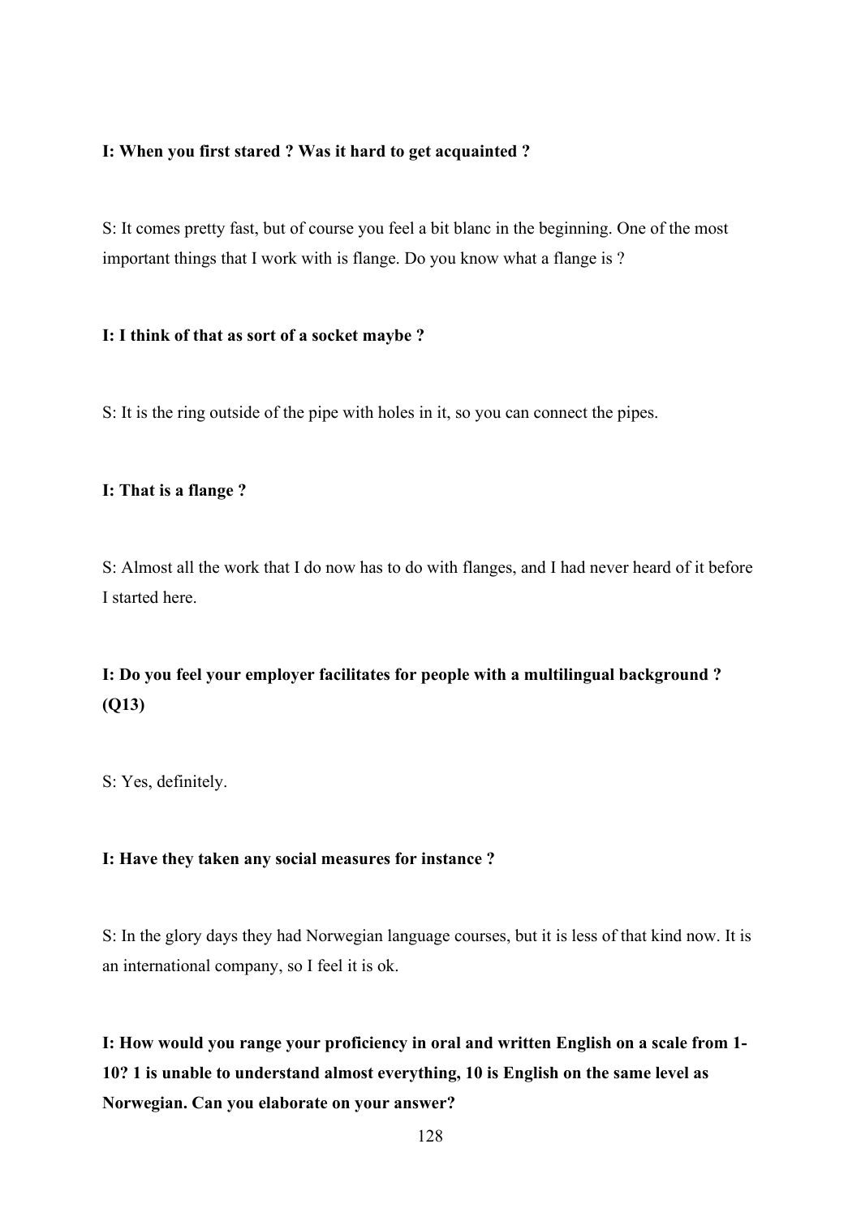**I: When you first stared ? Was it hard to get acquainted ?**

S: It comes pretty fast, but of course you feel a bit blanc in the beginning. One of the most important things that I work with is flange. Do you know what a flange is ?

**I: I think of that as sort of a socket maybe ?**

S: It is the ring outside of the pipe with holes in it, so you can connect the pipes.

**I: That is a flange ?**

S: Almost all the work that I do now has to do with flanges, and I had never heard of it before I started here.

**I: Do you feel your employer facilitates for people with a multilingual background ? (Q13)**

S: Yes, definitely.

**I: Have they taken any social measures for instance ?**

S: In the glory days they had Norwegian language courses, but it is less of that kind now. It is an international company, so I feel it is ok.

**I: How would you range your proficiency in oral and written English on a scale from 1-10? 1 is unable to understand almost everything, 10 is English on the same level as Norwegian. Can you elaborate on your answer?**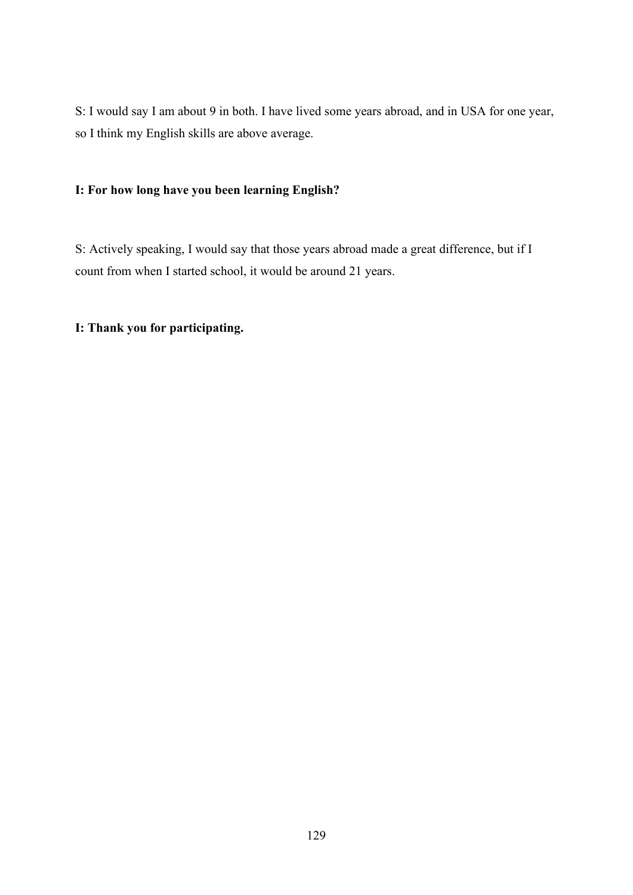S: I would say I am about 9 in both. I have lived some years abroad, and in USA for one year, so I think my English skills are above average.

**I: For how long have you been learning English?**

S: Actively speaking, I would say that those years abroad made a great difference, but if I count from when I started school, it would be around 21 years.

**I: Thank you for participating.**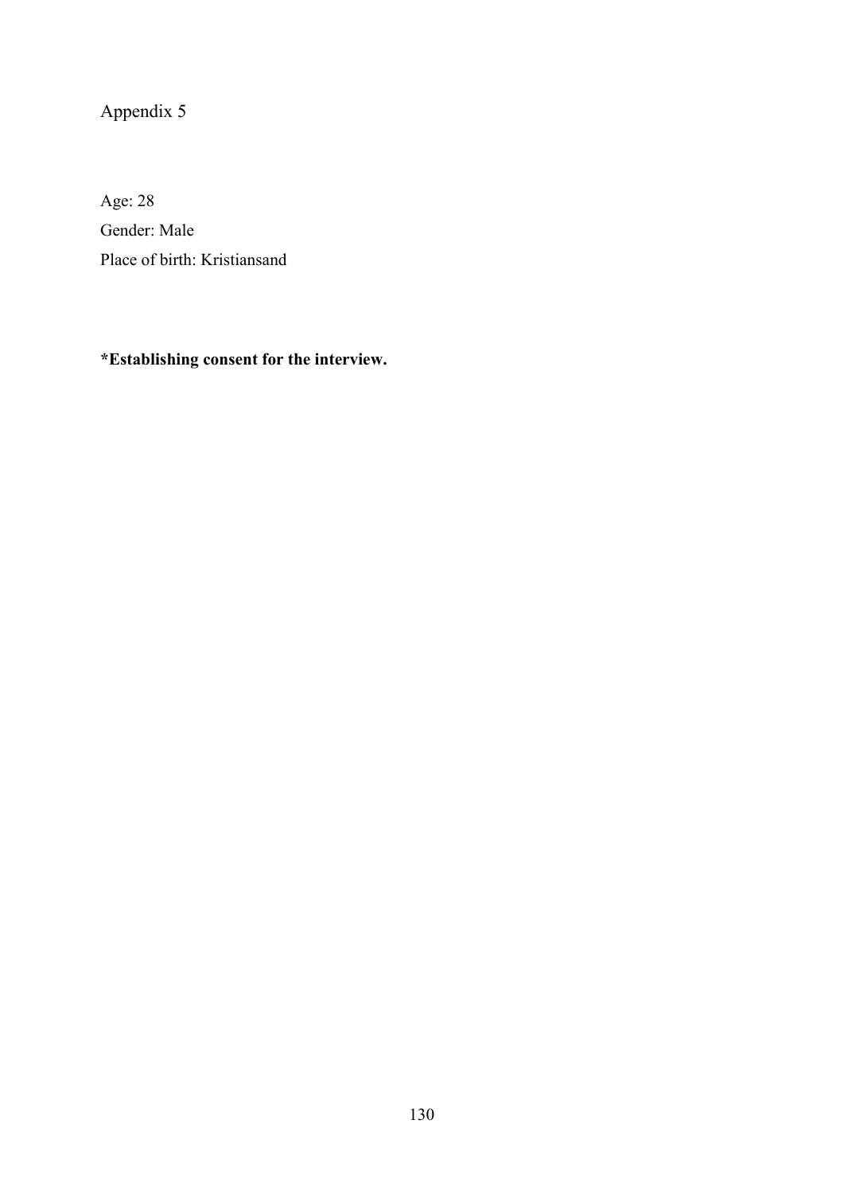# Appendix 5

Age: 28

Gender: Male

Place of birth: Kristiansand

**\*Establishing consent for the interview.**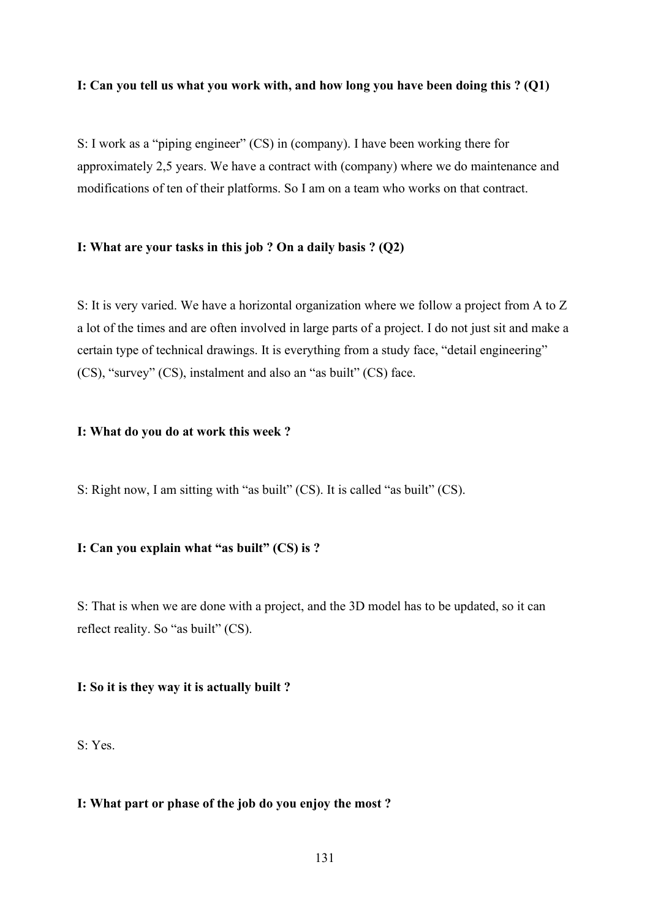**I: Can you tell us what you work with, and how long you have been doing this ? (Q1)**

S: I work as a "piping engineer" (CS) in (company). I have been working there for approximately 2,5 years. We have a contract with (company) where we do maintenance and modifications of ten of their platforms. So I am on a team who works on that contract.

**I: What are your tasks in this job ? On a daily basis ? (Q2)**

S: It is very varied. We have a horizontal organization where we follow a project from A to Z a lot of the times and are often involved in large parts of a project. I do not just sit and make a certain type of technical drawings. It is everything from a study face, "detail engineering" (CS), "survey" (CS), instalment and also an "as built" (CS) face.

**I: What do you do at work this week ?**

S: Right now, I am sitting with "as built" (CS). It is called "as built" (CS).

**I: Can you explain what "as built" (CS) is ?**

S: That is when we are done with a project, and the 3D model has to be updated, so it can reflect reality. So "as built" (CS).

**I: So it is they way it is actually built ?**

S: Yes.

**I: What part or phase of the job do you enjoy the most ?**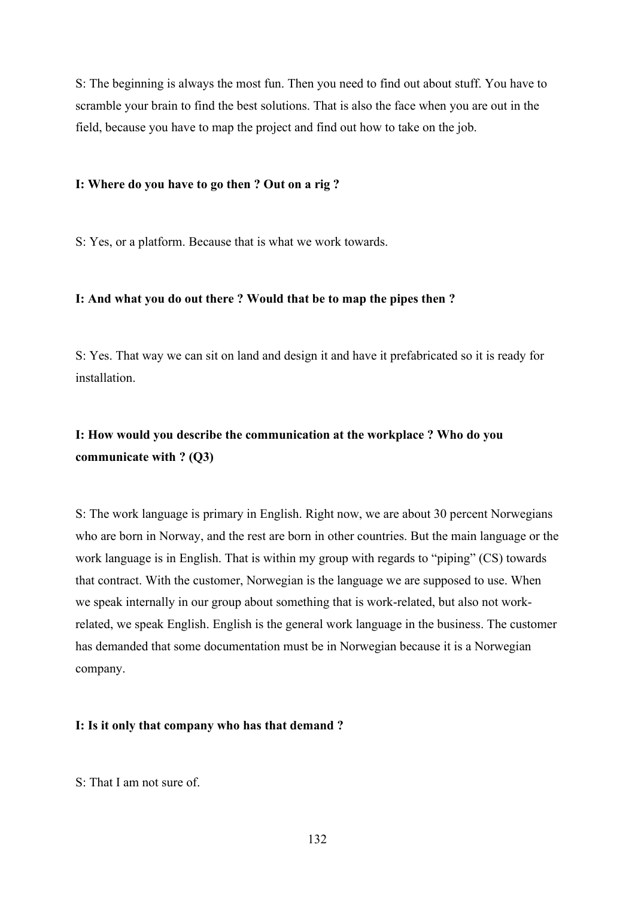S: The beginning is always the most fun. Then you need to find out about stuff. You have to scramble your brain to find the best solutions. That is also the face when you are out in the field, because you have to map the project and find out how to take on the job.

**I: Where do you have to go then ? Out on a rig ?**

S: Yes, or a platform. Because that is what we work towards.

**I: And what you do out there ? Would that be to map the pipes then ?**

S: Yes. That way we can sit on land and design it and have it prefabricated so it is ready for installation.

**I: How would you describe the communication at the workplace ? Who do you communicate with ? (Q3)**

S: The work language is primary in English. Right now, we are about 30 percent Norwegians who are born in Norway, and the rest are born in other countries. But the main language or the work language is in English. That is within my group with regards to "piping" (CS) towards that contract. With the customer, Norwegian is the language we are supposed to use. When we speak internally in our group about something that is work-related, but also not work-related, we speak English. English is the general work language in the business. The customer has demanded that some documentation must be in Norwegian because it is a Norwegian company.

**I: Is it only that company who has that demand ?**

S: That I am not sure of.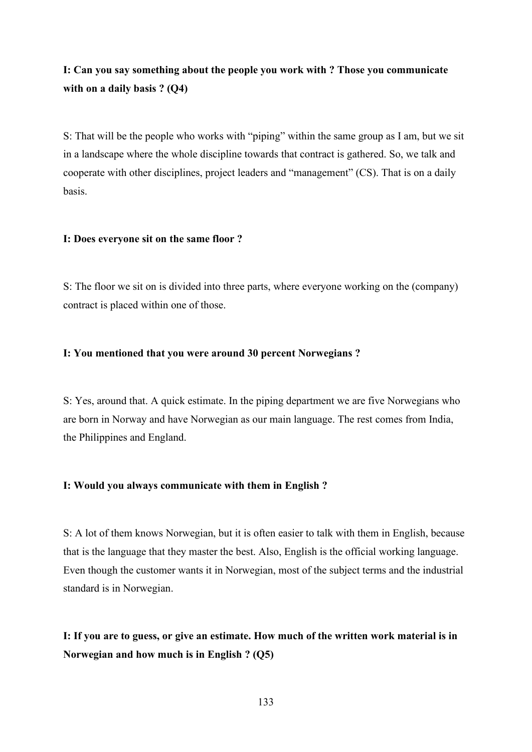**I: Can you say something about the people you work with ? Those you communicate with on a daily basis ? (Q4)**

S: That will be the people who works with "piping" within the same group as I am, but we sit in a landscape where the whole discipline towards that contract is gathered. So, we talk and cooperate with other disciplines, project leaders and "management" (CS). That is on a daily basis.

**I: Does everyone sit on the same floor ?**

S: The floor we sit on is divided into three parts, where everyone working on the (company) contract is placed within one of those.

**I: You mentioned that you were around 30 percent Norwegians ?**

S: Yes, around that. A quick estimate. In the piping department we are five Norwegians who are born in Norway and have Norwegian as our main language. The rest comes from India, the Philippines and England.

**I: Would you always communicate with them in English ?**

S: A lot of them knows Norwegian, but it is often easier to talk with them in English, because that is the language that they master the best. Also, English is the official working language. Even though the customer wants it in Norwegian, most of the subject terms and the industrial standard is in Norwegian.

**I: If you are to guess, or give an estimate. How much of the written work material is in Norwegian and how much is in English ? (Q5)**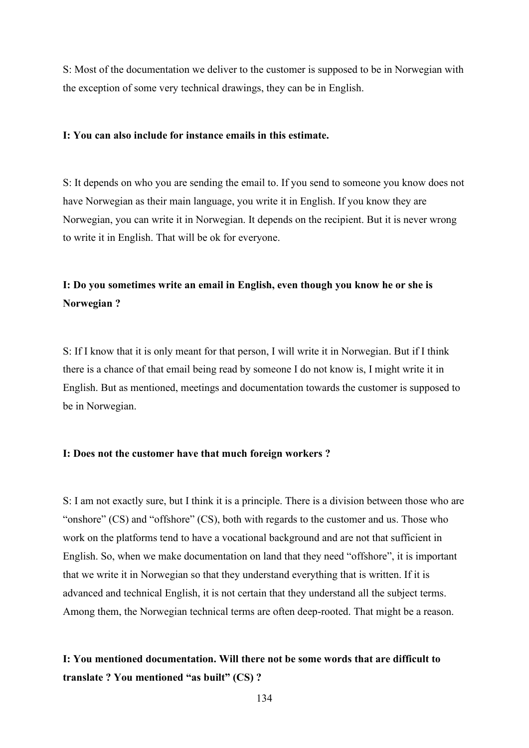S: Most of the documentation we deliver to the customer is supposed to be in Norwegian with the exception of some very technical drawings, they can be in English.

**I: You can also include for instance emails in this estimate.**

S: It depends on who you are sending the email to. If you send to someone you know does not have Norwegian as their main language, you write it in English. If you know they are Norwegian, you can write it in Norwegian. It depends on the recipient. But it is never wrong to write it in English. That will be ok for everyone.

**I: Do you sometimes write an email in English, even though you know he or she is Norwegian ?**

S: If I know that it is only meant for that person, I will write it in Norwegian. But if I think there is a chance of that email being read by someone I do not know is, I might write it in English. But as mentioned, meetings and documentation towards the customer is supposed to be in Norwegian.

**I: Does not the customer have that much foreign workers ?**

S: I am not exactly sure, but I think it is a principle. There is a division between those who are "onshore" (CS) and "offshore" (CS), both with regards to the customer and us. Those who work on the platforms tend to have a vocational background and are not that sufficient in English. So, when we make documentation on land that they need "offshore", it is important that we write it in Norwegian so that they understand everything that is written. If it is advanced and technical English, it is not certain that they understand all the subject terms. Among them, the Norwegian technical terms are often deep-rooted. That might be a reason.

**I: You mentioned documentation. Will there not be some words that are difficult to translate ? You mentioned "as built" (CS) ?**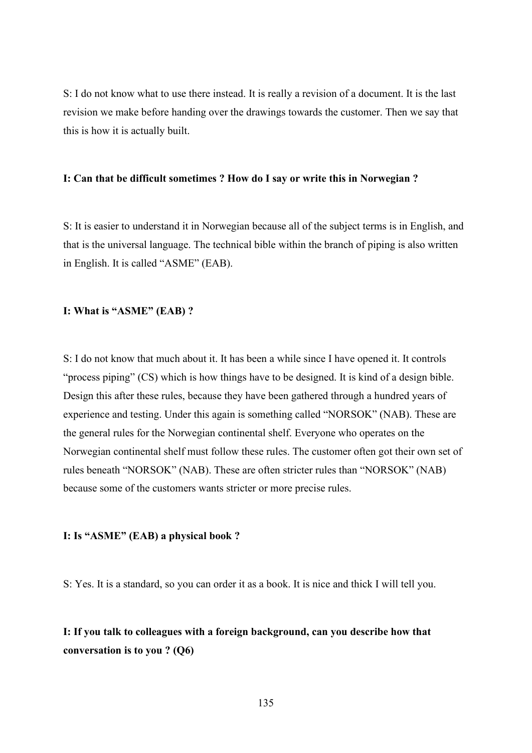S: I do not know what to use there instead. It is really a revision of a document. It is the last revision we make before handing over the drawings towards the customer. Then we say that this is how it is actually built.

**I: Can that be difficult sometimes ? How do I say or write this in Norwegian ?**

S: It is easier to understand it in Norwegian because all of the subject terms is in English, and that is the universal language. The technical bible within the branch of piping is also written in English. It is called “ASME” (EAB).

**I: What is “ASME” (EAB) ?**

S: I do not know that much about it. It has been a while since I have opened it. It controls “process piping” (CS) which is how things have to be designed. It is kind of a design bible. Design this after these rules, because they have been gathered through a hundred years of experience and testing. Under this again is something called “NORSOK” (NAB). These are the general rules for the Norwegian continental shelf. Everyone who operates on the Norwegian continental shelf must follow these rules. The customer often got their own set of rules beneath “NORSOK” (NAB). These are often stricter rules than “NORSOK” (NAB) because some of the customers wants stricter or more precise rules.

**I: Is “ASME” (EAB) a physical book ?**

S: Yes. It is a standard, so you can order it as a book. It is nice and thick I will tell you.

**I: If you talk to colleagues with a foreign background, can you describe how that conversation is to you ? (Q6)**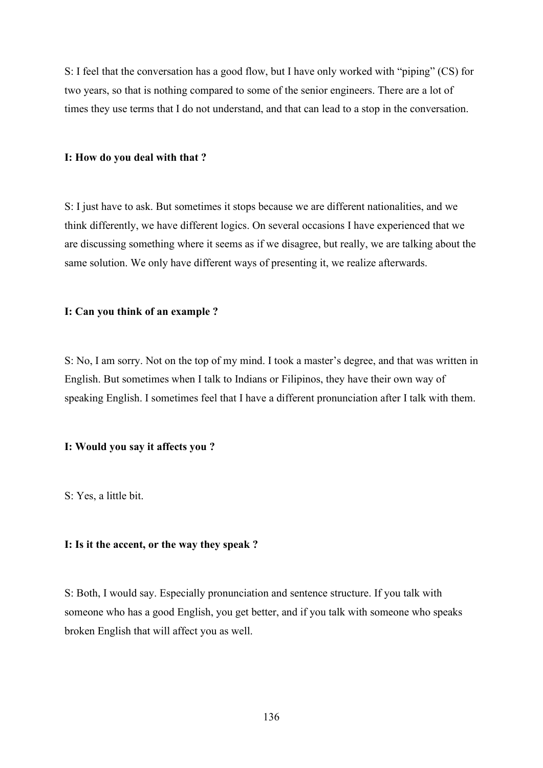S: I feel that the conversation has a good flow, but I have only worked with "piping" (CS) for two years, so that is nothing compared to some of the senior engineers. There are a lot of times they use terms that I do not understand, and that can lead to a stop in the conversation.

**I: How do you deal with that ?**

S: I just have to ask. But sometimes it stops because we are different nationalities, and we think differently, we have different logics. On several occasions I have experienced that we are discussing something where it seems as if we disagree, but really, we are talking about the same solution. We only have different ways of presenting it, we realize afterwards.

**I: Can you think of an example ?**

S: No, I am sorry. Not on the top of my mind. I took a master's degree, and that was written in English. But sometimes when I talk to Indians or Filipinos, they have their own way of speaking English. I sometimes feel that I have a different pronunciation after I talk with them.

**I: Would you say it affects you ?**

S: Yes, a little bit.

**I: Is it the accent, or the way they speak ?**

S: Both, I would say. Especially pronunciation and sentence structure. If you talk with someone who has a good English, you get better, and if you talk with someone who speaks broken English that will affect you as well.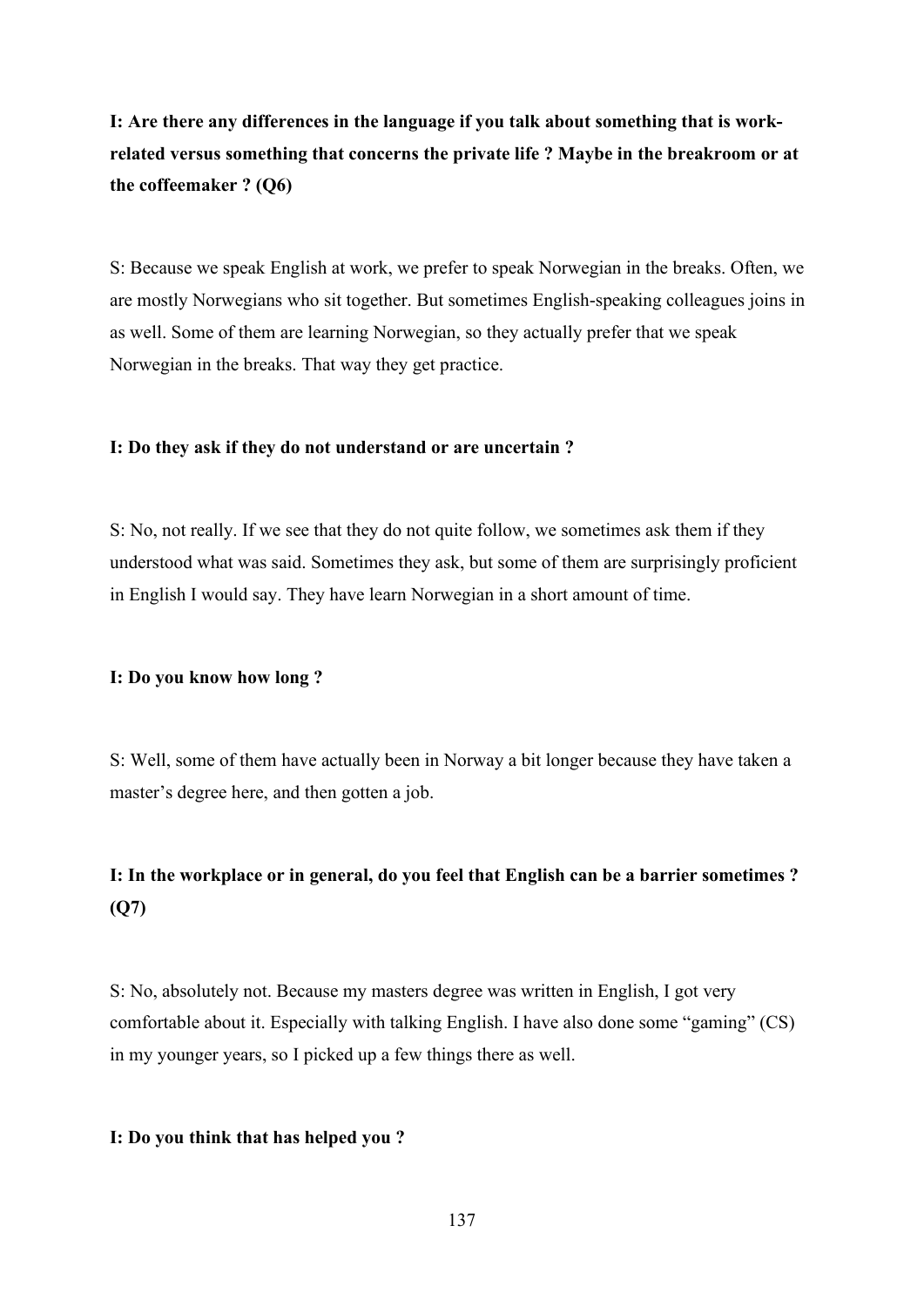**I: Are there any differences in the language if you talk about something that is work-related versus something that concerns the private life ? Maybe in the breakroom or at the coffeemaker ? (Q6)**

S: Because we speak English at work, we prefer to speak Norwegian in the breaks. Often, we are mostly Norwegians who sit together. But sometimes English-speaking colleagues joins in as well. Some of them are learning Norwegian, so they actually prefer that we speak Norwegian in the breaks. That way they get practice.

**I: Do they ask if they do not understand or are uncertain ?**

S: No, not really. If we see that they do not quite follow, we sometimes ask them if they understood what was said. Sometimes they ask, but some of them are surprisingly proficient in English I would say. They have learn Norwegian in a short amount of time.

**I: Do you know how long ?**

S: Well, some of them have actually been in Norway a bit longer because they have taken a master's degree here, and then gotten a job.

**I: In the workplace or in general, do you feel that English can be a barrier sometimes ? (Q7)**

S: No, absolutely not. Because my masters degree was written in English, I got very comfortable about it. Especially with talking English. I have also done some "gaming" (CS) in my younger years, so I picked up a few things there as well.

**I: Do you think that has helped you ?**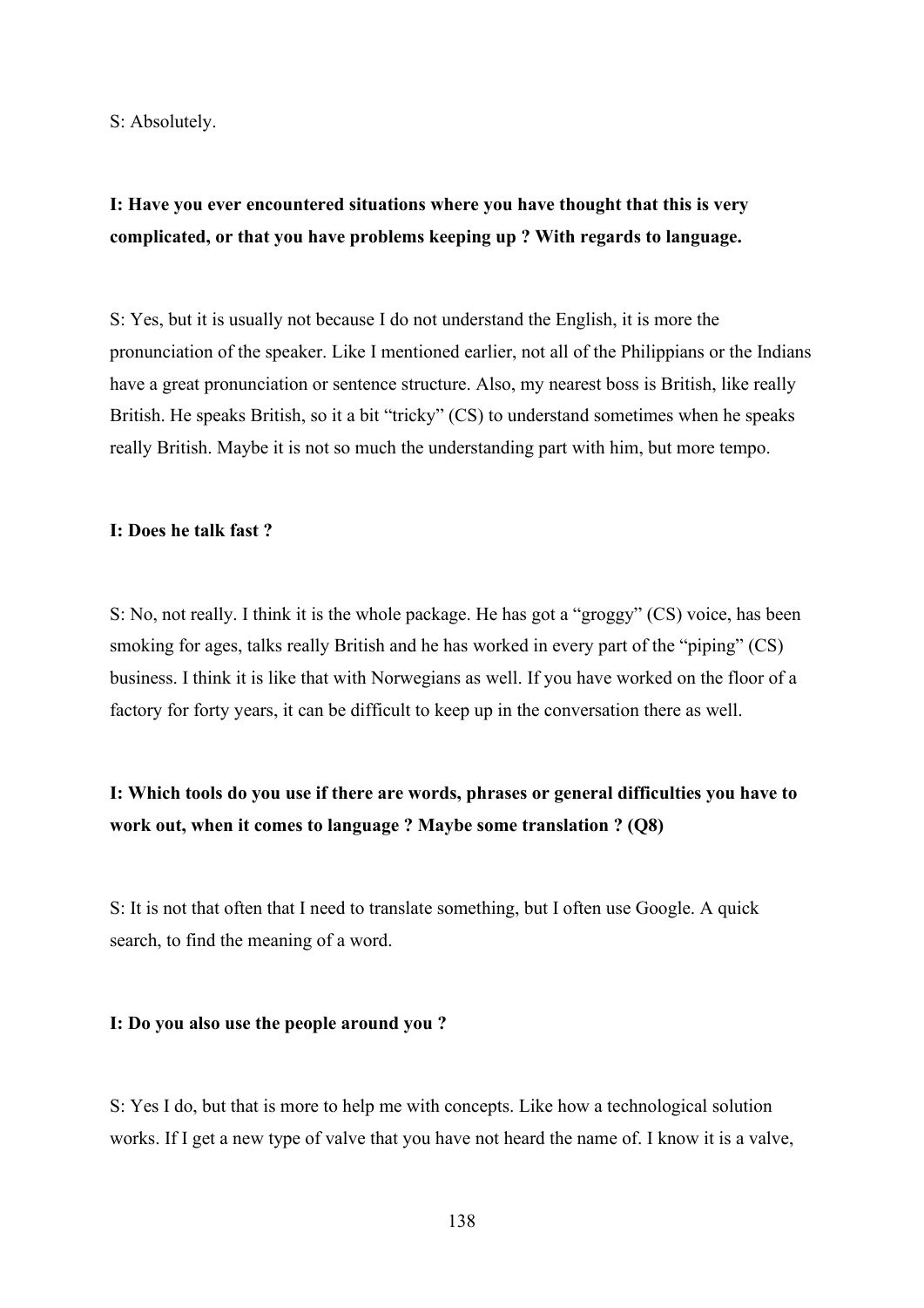S: Absolutely.

**I: Have you ever encountered situations where you have thought that this is very complicated, or that you have problems keeping up ? With regards to language.**

S: Yes, but it is usually not because I do not understand the English, it is more the pronunciation of the speaker. Like I mentioned earlier, not all of the Philippians or the Indians have a great pronunciation or sentence structure. Also, my nearest boss is British, like really British. He speaks British, so it a bit "tricky" (CS) to understand sometimes when he speaks really British. Maybe it is not so much the understanding part with him, but more tempo.

**I: Does he talk fast ?**

S: No, not really. I think it is the whole package. He has got a "groggy" (CS) voice, has been smoking for ages, talks really British and he has worked in every part of the "piping" (CS) business. I think it is like that with Norwegians as well. If you have worked on the floor of a factory for forty years, it can be difficult to keep up in the conversation there as well.

**I: Which tools do you use if there are words, phrases or general difficulties you have to work out, when it comes to language ? Maybe some translation ? (Q8)**

S: It is not that often that I need to translate something, but I often use Google. A quick search, to find the meaning of a word.

**I: Do you also use the people around you ?**

S: Yes I do, but that is more to help me with concepts. Like how a technological solution works. If I get a new type of valve that you have not heard the name of. I know it is a valve,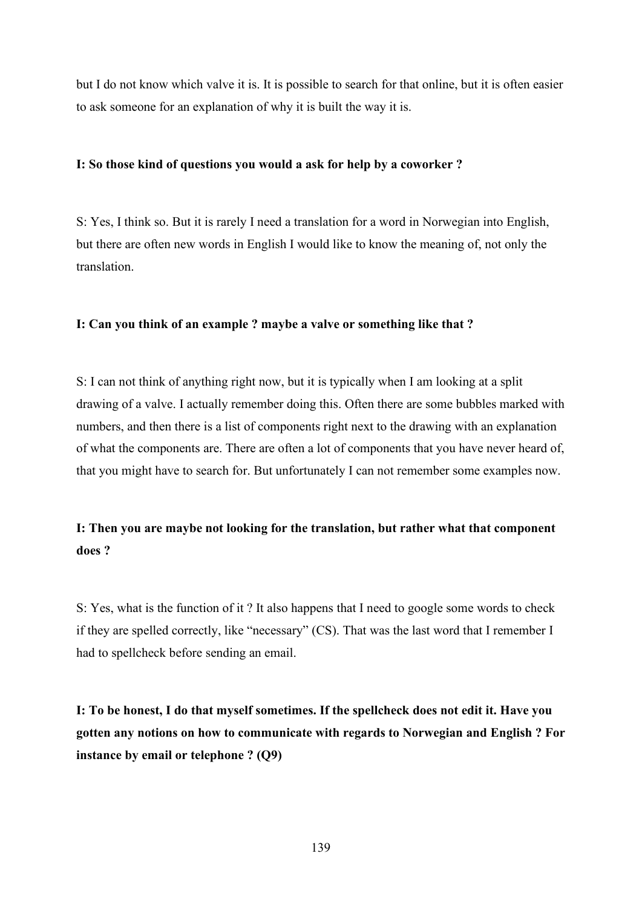but I do not know which valve it is. It is possible to search for that online, but it is often easier to ask someone for an explanation of why it is built the way it is.

**I: So those kind of questions you would a ask for help by a coworker ?**

S: Yes, I think so. But it is rarely I need a translation for a word in Norwegian into English, but there are often new words in English I would like to know the meaning of, not only the translation.

**I: Can you think of an example ? maybe a valve or something like that ?**

S: I can not think of anything right now, but it is typically when I am looking at a split drawing of a valve. I actually remember doing this. Often there are some bubbles marked with numbers, and then there is a list of components right next to the drawing with an explanation of what the components are. There are often a lot of components that you have never heard of, that you might have to search for. But unfortunately I can not remember some examples now.

**I: Then you are maybe not looking for the translation, but rather what that component does ?**

S: Yes, what is the function of it ? It also happens that I need to google some words to check if they are spelled correctly, like "necessary" (CS). That was the last word that I remember I had to spellcheck before sending an email.

**I: To be honest, I do that myself sometimes. If the spellcheck does not edit it. Have you gotten any notions on how to communicate with regards to Norwegian and English ? For instance by email or telephone ? (Q9)**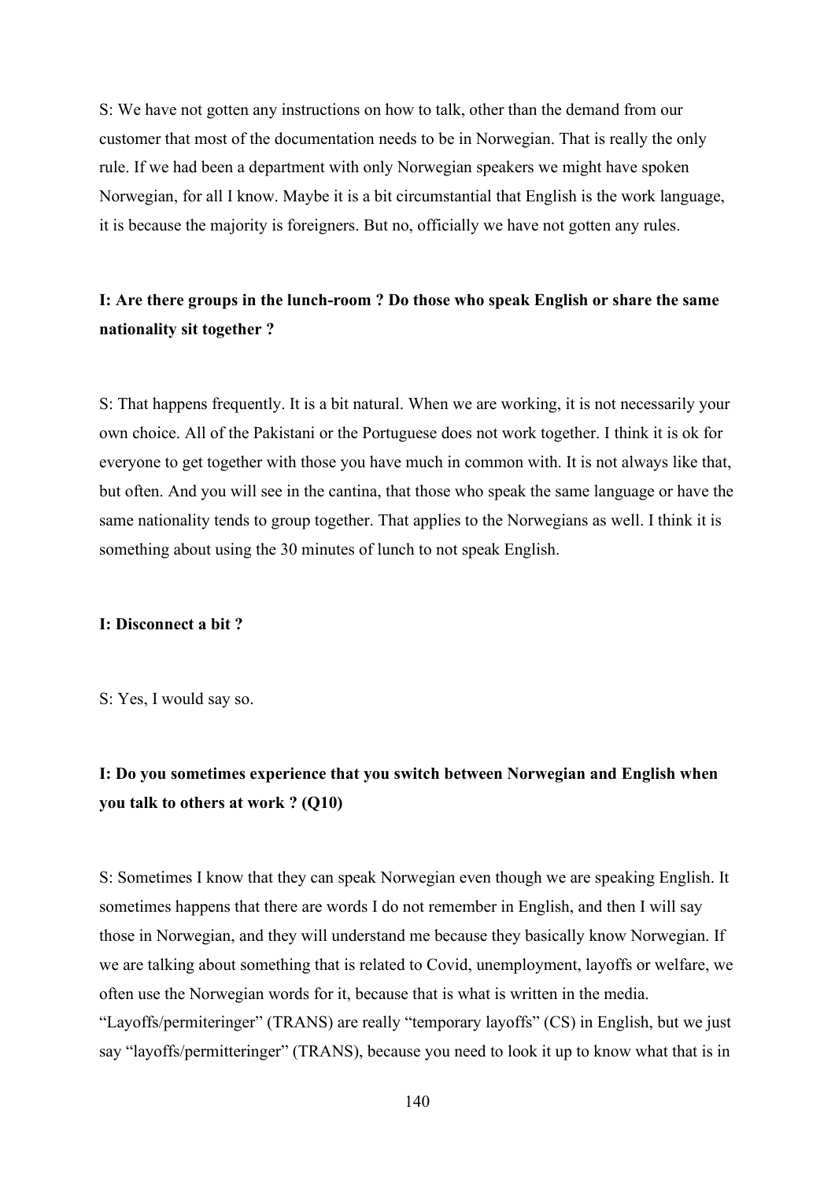S: We have not gotten any instructions on how to talk, other than the demand from our customer that most of the documentation needs to be in Norwegian. That is really the only rule. If we had been a department with only Norwegian speakers we might have spoken Norwegian, for all I know. Maybe it is a bit circumstantial that English is the work language, it is because the majority is foreigners. But no, officially we have not gotten any rules.

**I: Are there groups in the lunch-room ? Do those who speak English or share the same nationality sit together ?**

S: That happens frequently. It is a bit natural. When we are working, it is not necessarily your own choice. All of the Pakistani or the Portuguese does not work together. I think it is ok for everyone to get together with those you have much in common with. It is not always like that, but often. And you will see in the cantina, that those who speak the same language or have the same nationality tends to group together. That applies to the Norwegians as well. I think it is something about using the 30 minutes of lunch to not speak English.

**I: Disconnect a bit ?**

S: Yes, I would say so.

**I: Do you sometimes experience that you switch between Norwegian and English when you talk to others at work ? (Q10)**

S: Sometimes I know that they can speak Norwegian even though we are speaking English. It sometimes happens that there are words I do not remember in English, and then I will say those in Norwegian, and they will understand me because they basically know Norwegian. If we are talking about something that is related to Covid, unemployment, layoffs or welfare, we often use the Norwegian words for it, because that is what is written in the media. "Layoffs/permiteringer" (TRANS) are really "temporary layoffs" (CS) in English, but we just say "layoffs/permitteringer" (TRANS), because you need to look it up to know what that is in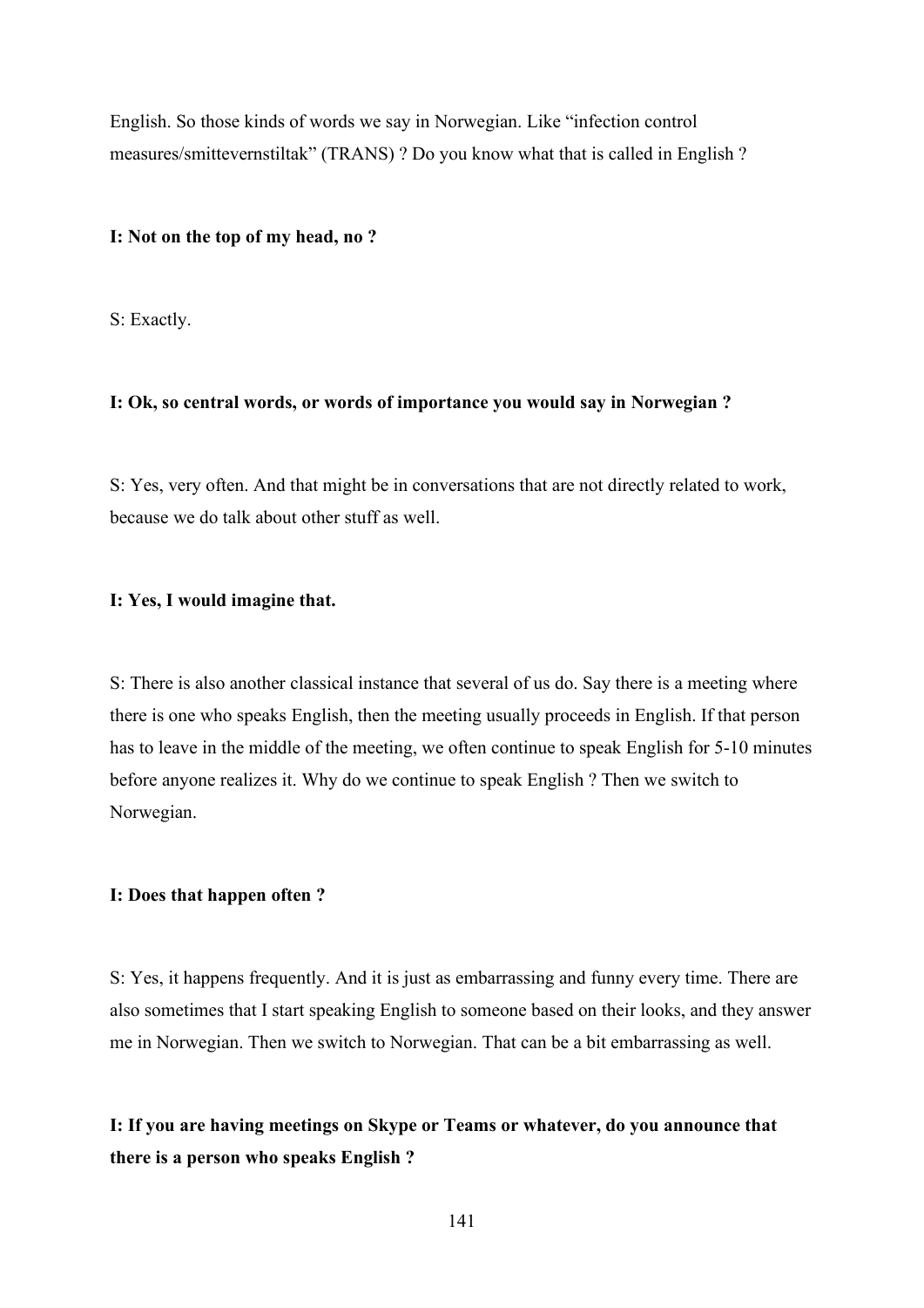English. So those kinds of words we say in Norwegian. Like "infection control measures/smittevernstiltak" (TRANS) ? Do you know what that is called in English ?

**I: Not on the top of my head, no ?**

S: Exactly.

**I: Ok, so central words, or words of importance you would say in Norwegian ?**

S: Yes, very often. And that might be in conversations that are not directly related to work, because we do talk about other stuff as well.

**I: Yes, I would imagine that.**

S: There is also another classical instance that several of us do. Say there is a meeting where there is one who speaks English, then the meeting usually proceeds in English. If that person has to leave in the middle of the meeting, we often continue to speak English for 5-10 minutes before anyone realizes it. Why do we continue to speak English ? Then we switch to Norwegian.

**I: Does that happen often ?**

S: Yes, it happens frequently. And it is just as embarrassing and funny every time. There are also sometimes that I start speaking English to someone based on their looks, and they answer me in Norwegian. Then we switch to Norwegian. That can be a bit embarrassing as well.

**I: If you are having meetings on Skype or Teams or whatever, do you announce that there is a person who speaks English ?**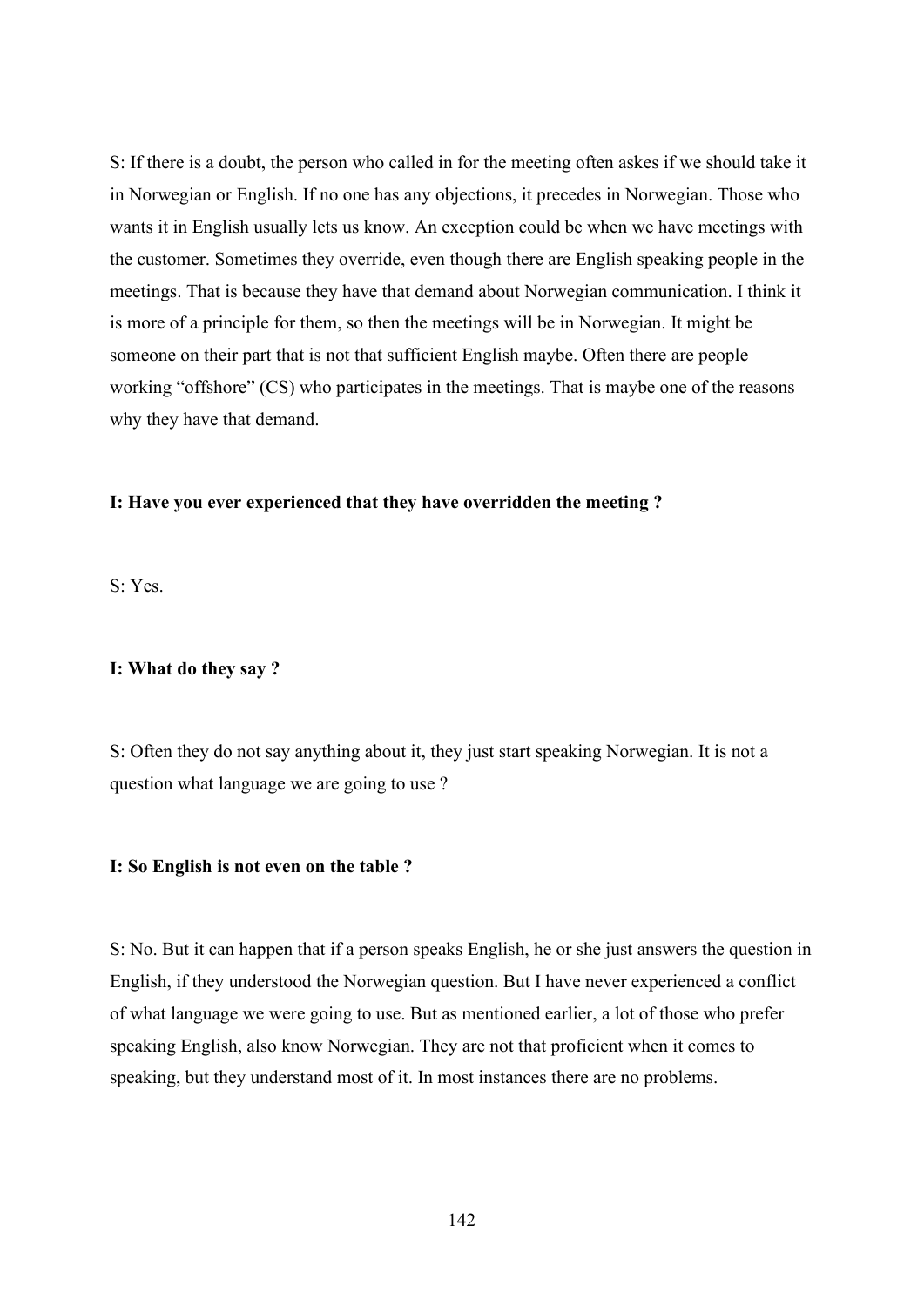S: If there is a doubt, the person who called in for the meeting often askes if we should take it in Norwegian or English. If no one has any objections, it precedes in Norwegian. Those who wants it in English usually lets us know. An exception could be when we have meetings with the customer. Sometimes they override, even though there are English speaking people in the meetings. That is because they have that demand about Norwegian communication. I think it is more of a principle for them, so then the meetings will be in Norwegian. It might be someone on their part that is not that sufficient English maybe. Often there are people working "offshore" (CS) who participates in the meetings. That is maybe one of the reasons why they have that demand.

**I: Have you ever experienced that they have overridden the meeting ?**

S: Yes.

**I: What do they say ?**

S: Often they do not say anything about it, they just start speaking Norwegian. It is not a question what language we are going to use ?

**I: So English is not even on the table ?**

S: No. But it can happen that if a person speaks English, he or she just answers the question in English, if they understood the Norwegian question. But I have never experienced a conflict of what language we were going to use. But as mentioned earlier, a lot of those who prefer speaking English, also know Norwegian. They are not that proficient when it comes to speaking, but they understand most of it. In most instances there are no problems.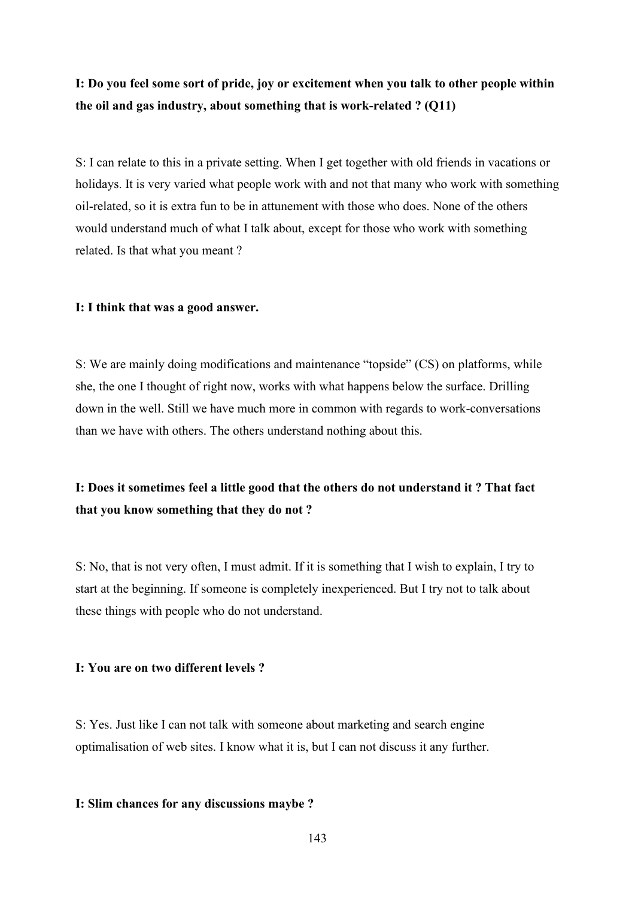**I: Do you feel some sort of pride, joy or excitement when you talk to other people within the oil and gas industry, about something that is work-related ? (Q11)**

S: I can relate to this in a private setting. When I get together with old friends in vacations or holidays. It is very varied what people work with and not that many who work with something oil-related, so it is extra fun to be in attunement with those who does. None of the others would understand much of what I talk about, except for those who work with something related. Is that what you meant ?

**I: I think that was a good answer.**

S: We are mainly doing modifications and maintenance "topside" (CS) on platforms, while she, the one I thought of right now, works with what happens below the surface. Drilling down in the well. Still we have much more in common with regards to work-conversations than we have with others. The others understand nothing about this.

**I: Does it sometimes feel a little good that the others do not understand it ? That fact that you know something that they do not ?**

S: No, that is not very often, I must admit. If it is something that I wish to explain, I try to start at the beginning. If someone is completely inexperienced. But I try not to talk about these things with people who do not understand.

**I: You are on two different levels ?**

S: Yes. Just like I can not talk with someone about marketing and search engine optimalisation of web sites. I know what it is, but I can not discuss it any further.

**I: Slim chances for any discussions maybe ?**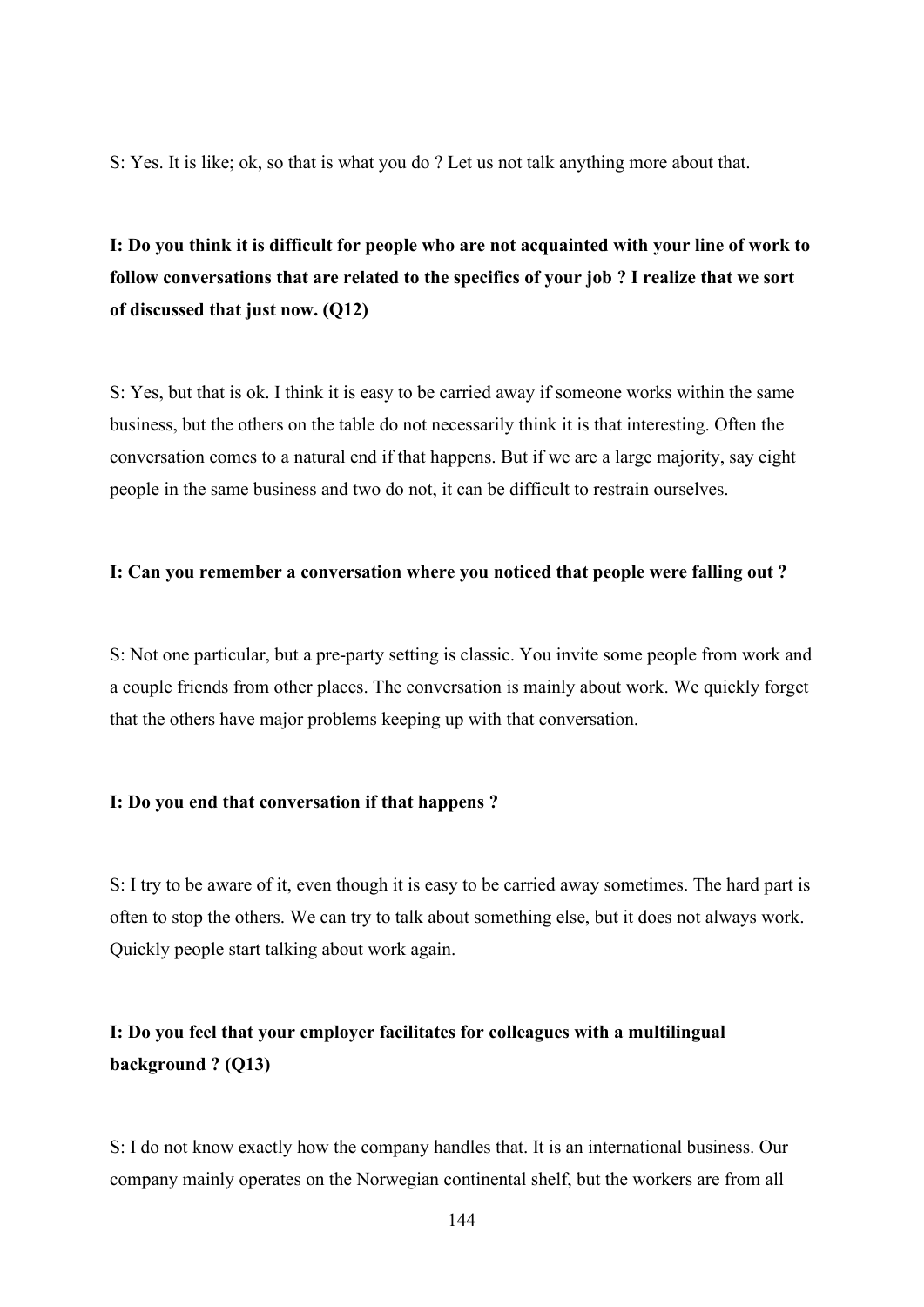S: Yes. It is like; ok, so that is what you do ? Let us not talk anything more about that.

**I: Do you think it is difficult for people who are not acquainted with your line of work to follow conversations that are related to the specifics of your job ? I realize that we sort of discussed that just now. (Q12)**

S: Yes, but that is ok. I think it is easy to be carried away if someone works within the same business, but the others on the table do not necessarily think it is that interesting. Often the conversation comes to a natural end if that happens. But if we are a large majority, say eight people in the same business and two do not, it can be difficult to restrain ourselves.

**I: Can you remember a conversation where you noticed that people were falling out ?**

S: Not one particular, but a pre-party setting is classic. You invite some people from work and a couple friends from other places. The conversation is mainly about work. We quickly forget that the others have major problems keeping up with that conversation.

**I: Do you end that conversation if that happens ?**

S: I try to be aware of it, even though it is easy to be carried away sometimes. The hard part is often to stop the others. We can try to talk about something else, but it does not always work. Quickly people start talking about work again.

**I: Do you feel that your employer facilitates for colleagues with a multilingual background ? (Q13)**

S: I do not know exactly how the company handles that. It is an international business. Our company mainly operates on the Norwegian continental shelf, but the workers are from all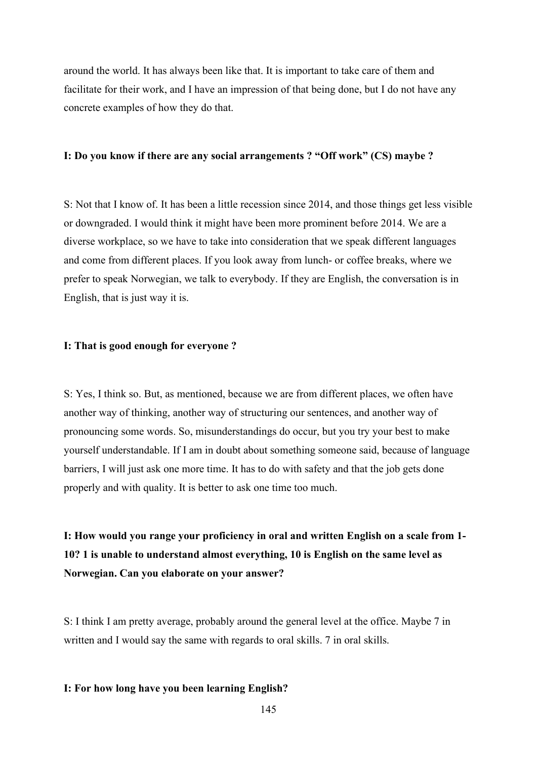around the world. It has always been like that. It is important to take care of them and facilitate for their work, and I have an impression of that being done, but I do not have any concrete examples of how they do that.

**I: Do you know if there are any social arrangements ? "Off work" (CS) maybe ?**

S: Not that I know of. It has been a little recession since 2014, and those things get less visible or downgraded. I would think it might have been more prominent before 2014. We are a diverse workplace, so we have to take into consideration that we speak different languages and come from different places. If you look away from lunch- or coffee breaks, where we prefer to speak Norwegian, we talk to everybody. If they are English, the conversation is in English, that is just way it is.

**I: That is good enough for everyone ?**

S: Yes, I think so. But, as mentioned, because we are from different places, we often have another way of thinking, another way of structuring our sentences, and another way of pronouncing some words. So, misunderstandings do occur, but you try your best to make yourself understandable. If I am in doubt about something someone said, because of language barriers, I will just ask one more time. It has to do with safety and that the job gets done properly and with quality. It is better to ask one time too much.

**I: How would you range your proficiency in oral and written English on a scale from 1-10? 1 is unable to understand almost everything, 10 is English on the same level as Norwegian. Can you elaborate on your answer?**

S: I think I am pretty average, probably around the general level at the office. Maybe 7 in written and I would say the same with regards to oral skills. 7 in oral skills.

**I: For how long have you been learning English?**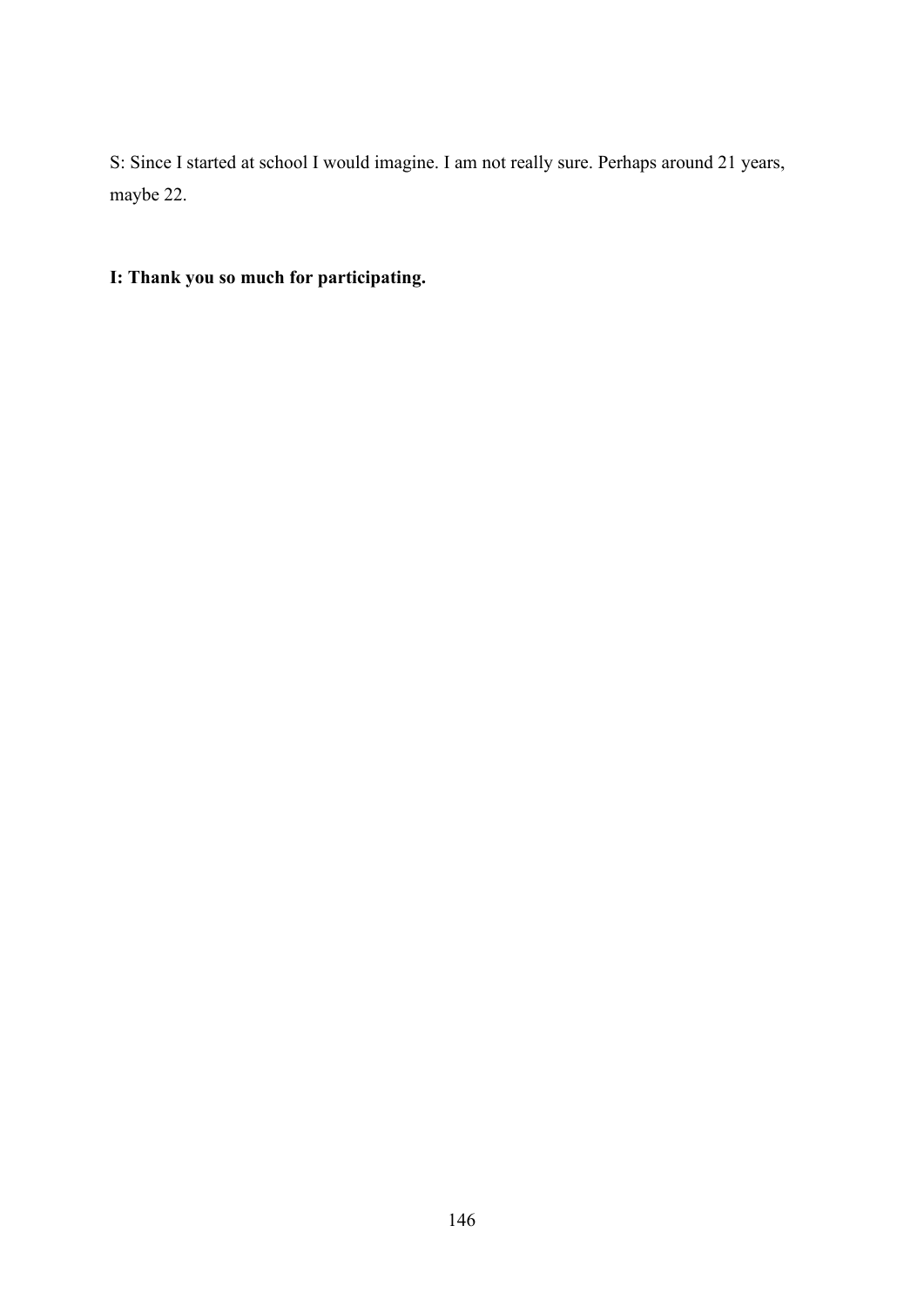S: Since I started at school I would imagine. I am not really sure. Perhaps around 21 years, maybe 22.

**I: Thank you so much for participating.**